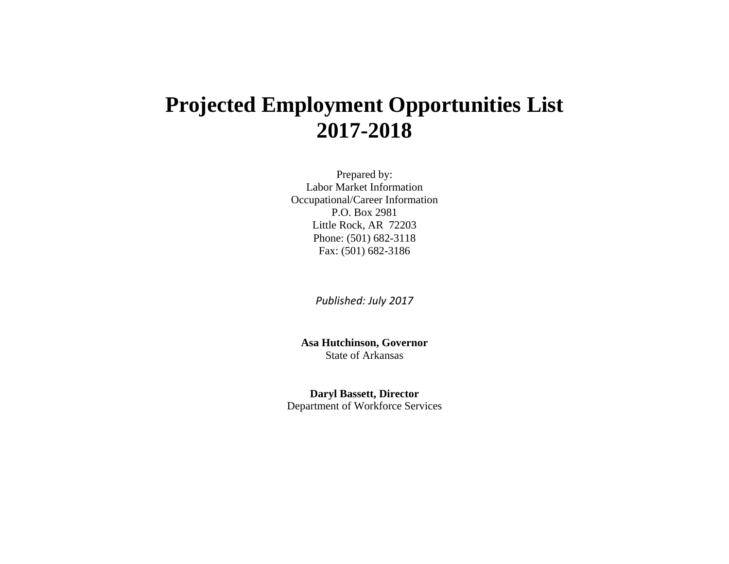# Projected Employment Opportunities List 2017-2018

Prepared by:
Labor Market Information
Occupational/Career Information
P.O. Box 2981
Little Rock, AR 72203
Phone: (501) 682-3118
Fax: (501) 682-3186

*Published: July 2017*

**Asa Hutchinson, Governor**
State of Arkansas

**Daryl Bassett, Director**
Department of Workforce Services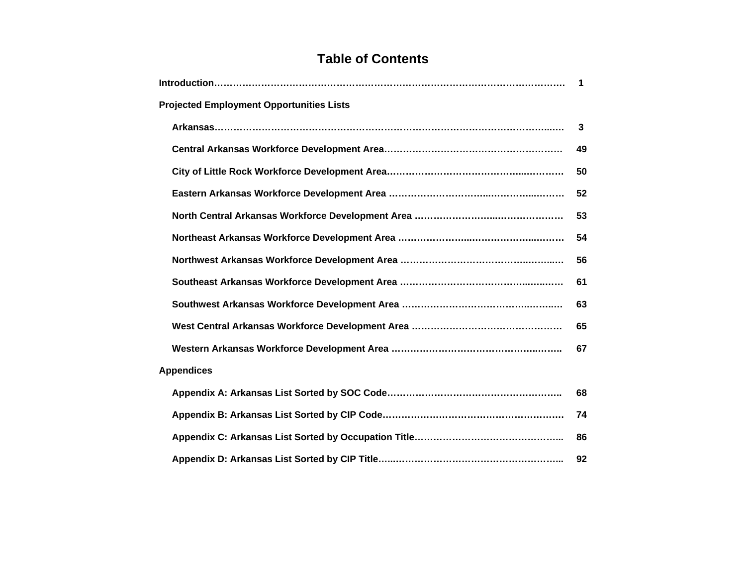# Table of Contents

**Introduction** ........................................................................................................ **1**

**Projected Employment Opportunities Lists**

- **Arkansas** ........................................................................................................ **3**
- **Central Arkansas Workforce Development Area** .................................................. **49**
- **City of Little Rock Workforce Development Area** ................................................. **50**
- **Eastern Arkansas Workforce Development Area** .................................................. **52**
- **North Central Arkansas Workforce Development Area** ......................................... **53**
- **Northeast Arkansas Workforce Development Area** ................................................ **54**
- **Northwest Arkansas Workforce Development Area** ............................................... **56**
- **Southeast Arkansas Workforce Development Area** ............................................... **61**
- **Southwest Arkansas Workforce Development Area** ............................................... **63**
- **West Central Arkansas Workforce Development Area** .......................................... **65**
- **Western Arkansas Workforce Development Area** .................................................. **67**

**Appendices**

- **Appendix A: Arkansas List Sorted by SOC Code** .................................................. **68**
- **Appendix B: Arkansas List Sorted by CIP Code** ................................................... **74**
- **Appendix C: Arkansas List Sorted by Occupation Title** .......................................... **86**
- **Appendix D: Arkansas List Sorted by CIP Title** .................................................... **92**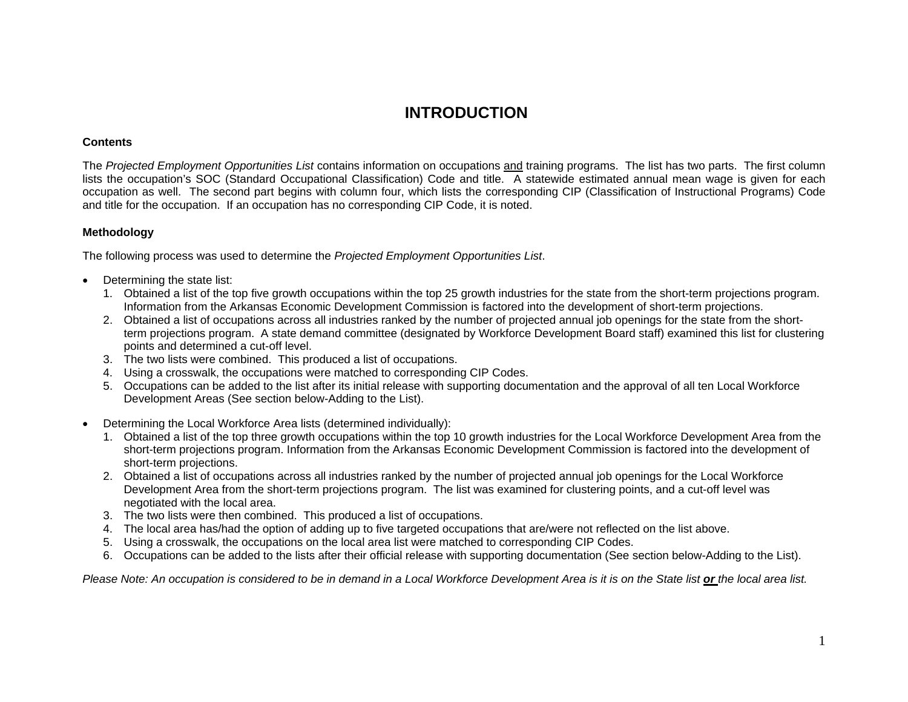# INTRODUCTION

### Contents

The *Projected Employment Opportunities List* contains information on occupations and training programs. The list has two parts. The first column lists the occupation's SOC (Standard Occupational Classification) Code and title. A statewide estimated annual mean wage is given for each occupation as well. The second part begins with column four, which lists the corresponding CIP (Classification of Instructional Programs) Code and title for the occupation. If an occupation has no corresponding CIP Code, it is noted.

### Methodology

The following process was used to determine the *Projected Employment Opportunities List*.

- Determining the state list:
  1. Obtained a list of the top five growth occupations within the top 25 growth industries for the state from the short-term projections program. Information from the Arkansas Economic Development Commission is factored into the development of short-term projections.
  2. Obtained a list of occupations across all industries ranked by the number of projected annual job openings for the state from the short-term projections program. A state demand committee (designated by Workforce Development Board staff) examined this list for clustering points and determined a cut-off level.
  3. The two lists were combined. This produced a list of occupations.
  4. Using a crosswalk, the occupations were matched to corresponding CIP Codes.
  5. Occupations can be added to the list after its initial release with supporting documentation and the approval of all ten Local Workforce Development Areas (See section below-Adding to the List).

- Determining the Local Workforce Area lists (determined individually):
  1. Obtained a list of the top three growth occupations within the top 10 growth industries for the Local Workforce Development Area from the short-term projections program. Information from the Arkansas Economic Development Commission is factored into the development of short-term projections.
  2. Obtained a list of occupations across all industries ranked by the number of projected annual job openings for the Local Workforce Development Area from the short-term projections program. The list was examined for clustering points, and a cut-off level was negotiated with the local area.
  3. The two lists were then combined. This produced a list of occupations.
  4. The local area has/had the option of adding up to five targeted occupations that are/were not reflected on the list above.
  5. Using a crosswalk, the occupations on the local area list were matched to corresponding CIP Codes.
  6. Occupations can be added to the lists after their official release with supporting documentation (See section below-Adding to the List).

*Please Note: An occupation is considered to be in demand in a Local Workforce Development Area is it is on the State list* ***or*** *the local area list.*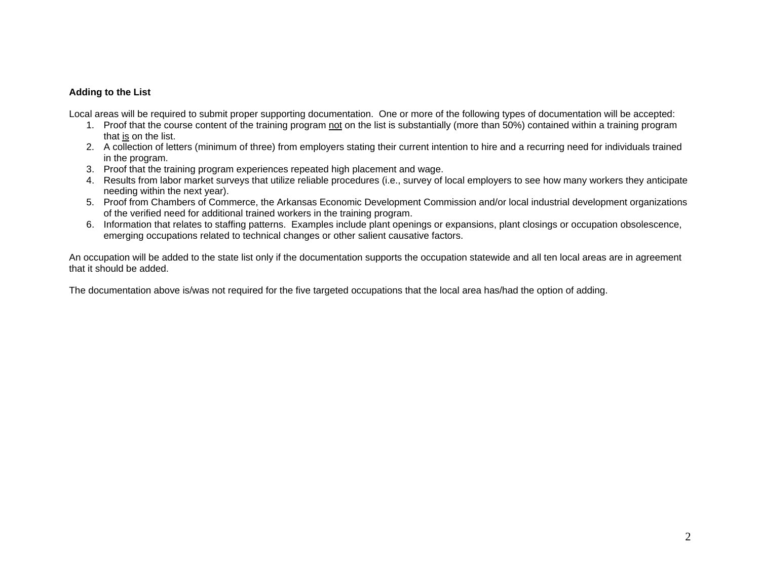**Adding to the List**

Local areas will be required to submit proper supporting documentation. One or more of the following types of documentation will be accepted:

1. Proof that the course content of the training program <u>not</u> on the list is substantially (more than 50%) contained within a training program that <u>is</u> on the list.
2. A collection of letters (minimum of three) from employers stating their current intention to hire and a recurring need for individuals trained in the program.
3. Proof that the training program experiences repeated high placement and wage.
4. Results from labor market surveys that utilize reliable procedures (i.e., survey of local employers to see how many workers they anticipate needing within the next year).
5. Proof from Chambers of Commerce, the Arkansas Economic Development Commission and/or local industrial development organizations of the verified need for additional trained workers in the training program.
6. Information that relates to staffing patterns. Examples include plant openings or expansions, plant closings or occupation obsolescence, emerging occupations related to technical changes or other salient causative factors.

An occupation will be added to the state list only if the documentation supports the occupation statewide and all ten local areas are in agreement that it should be added.

The documentation above is/was not required for the five targeted occupations that the local area has/had the option of adding.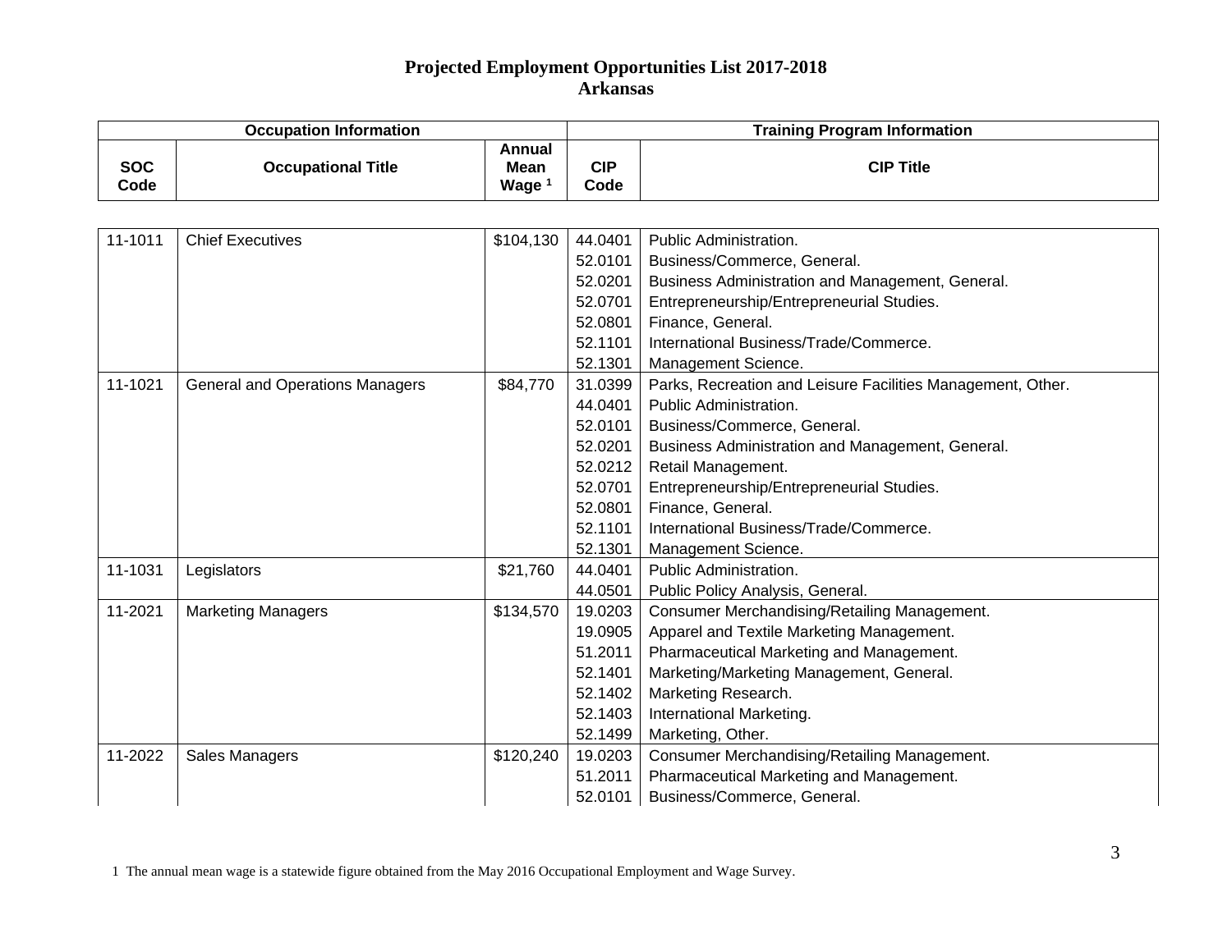# Projected Employment Opportunities List 2017-2018
## Arkansas

| Occupation Information | | | Training Program Information | |
|---|---|---|---|---|
| SOC Code | Occupational Title | Annual Mean Wage [1] | CIP Code | CIP Title |
| 11-1011 | Chief Executives | $104,130 | 44.0401 | Public Administration. |
| | | | 52.0101 | Business/Commerce, General. |
| | | | 52.0201 | Business Administration and Management, General. |
| | | | 52.0701 | Entrepreneurship/Entrepreneurial Studies. |
| | | | 52.0801 | Finance, General. |
| | | | 52.1101 | International Business/Trade/Commerce. |
| | | | 52.1301 | Management Science. |
| 11-1021 | General and Operations Managers | $84,770 | 31.0399 | Parks, Recreation and Leisure Facilities Management, Other. |
| | | | 44.0401 | Public Administration. |
| | | | 52.0101 | Business/Commerce, General. |
| | | | 52.0201 | Business Administration and Management, General. |
| | | | 52.0212 | Retail Management. |
| | | | 52.0701 | Entrepreneurship/Entrepreneurial Studies. |
| | | | 52.0801 | Finance, General. |
| | | | 52.1101 | International Business/Trade/Commerce. |
| | | | 52.1301 | Management Science. |
| 11-1031 | Legislators | $21,760 | 44.0401 | Public Administration. |
| | | | 44.0501 | Public Policy Analysis, General. |
| 11-2021 | Marketing Managers | $134,570 | 19.0203 | Consumer Merchandising/Retailing Management. |
| | | | 19.0905 | Apparel and Textile Marketing Management. |
| | | | 51.2011 | Pharmaceutical Marketing and Management. |
| | | | 52.1401 | Marketing/Marketing Management, General. |
| | | | 52.1402 | Marketing Research. |
| | | | 52.1403 | International Marketing. |
| | | | 52.1499 | Marketing, Other. |
| 11-2022 | Sales Managers | $120,240 | 19.0203 | Consumer Merchandising/Retailing Management. |
| | | | 51.2011 | Pharmaceutical Marketing and Management. |
| | | | 52.0101 | Business/Commerce, General. |

1 The annual mean wage is a statewide figure obtained from the May 2016 Occupational Employment and Wage Survey.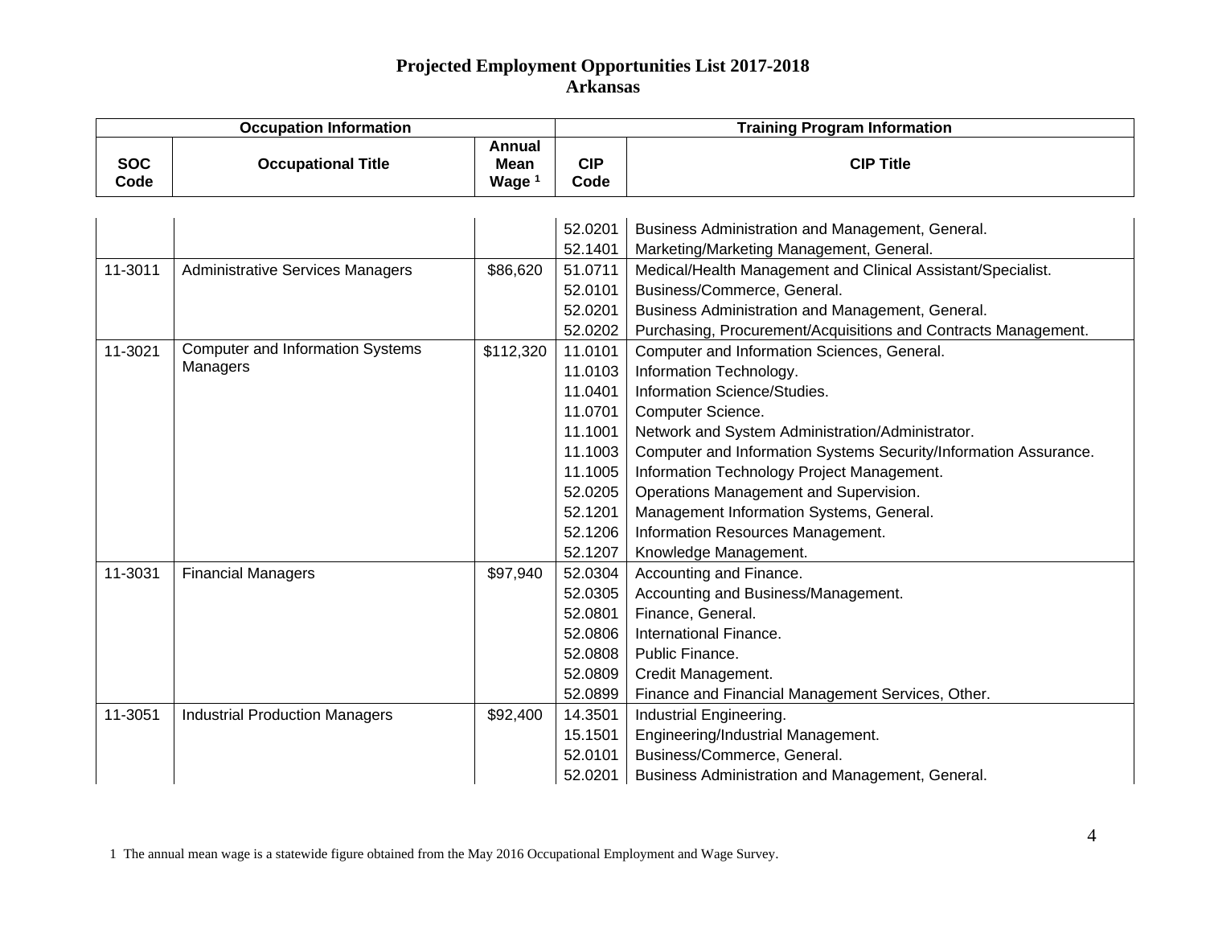# Projected Employment Opportunities List 2017-2018
## Arkansas

| Occupation Information | | | Training Program Information | |
|---|---|---|---|---|
| SOC Code | Occupational Title | Annual Mean Wage [1] | CIP Code | CIP Title |
| | | | 52.0201 | Business Administration and Management, General. |
| | | | 52.1401 | Marketing/Marketing Management, General. |
| 11-3011 | Administrative Services Managers | $86,620 | 51.0711 | Medical/Health Management and Clinical Assistant/Specialist. |
| | | | 52.0101 | Business/Commerce, General. |
| | | | 52.0201 | Business Administration and Management, General. |
| | | | 52.0202 | Purchasing, Procurement/Acquisitions and Contracts Management. |
| 11-3021 | Computer and Information Systems Managers | $112,320 | 11.0101 | Computer and Information Sciences, General. |
| | | | 11.0103 | Information Technology. |
| | | | 11.0401 | Information Science/Studies. |
| | | | 11.0701 | Computer Science. |
| | | | 11.1001 | Network and System Administration/Administrator. |
| | | | 11.1003 | Computer and Information Systems Security/Information Assurance. |
| | | | 11.1005 | Information Technology Project Management. |
| | | | 52.0205 | Operations Management and Supervision. |
| | | | 52.1201 | Management Information Systems, General. |
| | | | 52.1206 | Information Resources Management. |
| | | | 52.1207 | Knowledge Management. |
| 11-3031 | Financial Managers | $97,940 | 52.0304 | Accounting and Finance. |
| | | | 52.0305 | Accounting and Business/Management. |
| | | | 52.0801 | Finance, General. |
| | | | 52.0806 | International Finance. |
| | | | 52.0808 | Public Finance. |
| | | | 52.0809 | Credit Management. |
| | | | 52.0899 | Finance and Financial Management Services, Other. |
| 11-3051 | Industrial Production Managers | $92,400 | 14.3501 | Industrial Engineering. |
| | | | 15.1501 | Engineering/Industrial Management. |
| | | | 52.0101 | Business/Commerce, General. |
| | | | 52.0201 | Business Administration and Management, General. |

1 The annual mean wage is a statewide figure obtained from the May 2016 Occupational Employment and Wage Survey.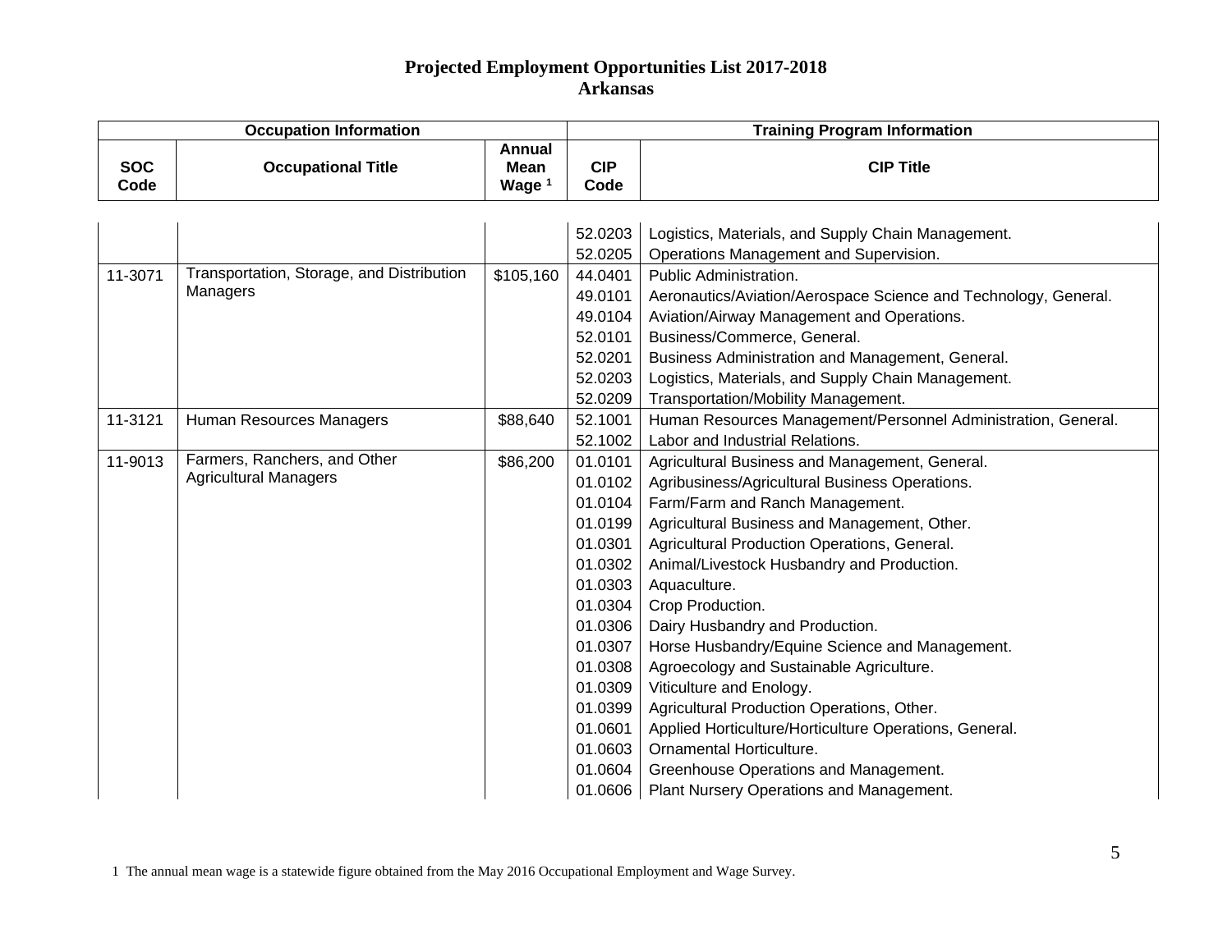# Projected Employment Opportunities List 2017-2018
## Arkansas

| Occupation Information | | | Training Program Information | |
|---|---|---|---|---|
| SOC Code | Occupational Title | Annual Mean Wage [1] | CIP Code | CIP Title |
| | | | 52.0203 | Logistics, Materials, and Supply Chain Management. |
| | | | 52.0205 | Operations Management and Supervision. |
| 11-3071 | Transportation, Storage, and Distribution Managers | $105,160 | 44.0401 | Public Administration. |
| | | | 49.0101 | Aeronautics/Aviation/Aerospace Science and Technology, General. |
| | | | 49.0104 | Aviation/Airway Management and Operations. |
| | | | 52.0101 | Business/Commerce, General. |
| | | | 52.0201 | Business Administration and Management, General. |
| | | | 52.0203 | Logistics, Materials, and Supply Chain Management. |
| | | | 52.0209 | Transportation/Mobility Management. |
| 11-3121 | Human Resources Managers | $88,640 | 52.1001 | Human Resources Management/Personnel Administration, General. |
| | | | 52.1002 | Labor and Industrial Relations. |
| 11-9013 | Farmers, Ranchers, and Other Agricultural Managers | $86,200 | 01.0101 | Agricultural Business and Management, General. |
| | | | 01.0102 | Agribusiness/Agricultural Business Operations. |
| | | | 01.0104 | Farm/Farm and Ranch Management. |
| | | | 01.0199 | Agricultural Business and Management, Other. |
| | | | 01.0301 | Agricultural Production Operations, General. |
| | | | 01.0302 | Animal/Livestock Husbandry and Production. |
| | | | 01.0303 | Aquaculture. |
| | | | 01.0304 | Crop Production. |
| | | | 01.0306 | Dairy Husbandry and Production. |
| | | | 01.0307 | Horse Husbandry/Equine Science and Management. |
| | | | 01.0308 | Agroecology and Sustainable Agriculture. |
| | | | 01.0309 | Viticulture and Enology. |
| | | | 01.0399 | Agricultural Production Operations, Other. |
| | | | 01.0601 | Applied Horticulture/Horticulture Operations, General. |
| | | | 01.0603 | Ornamental Horticulture. |
| | | | 01.0604 | Greenhouse Operations and Management. |
| | | | 01.0606 | Plant Nursery Operations and Management. |

1 The annual mean wage is a statewide figure obtained from the May 2016 Occupational Employment and Wage Survey.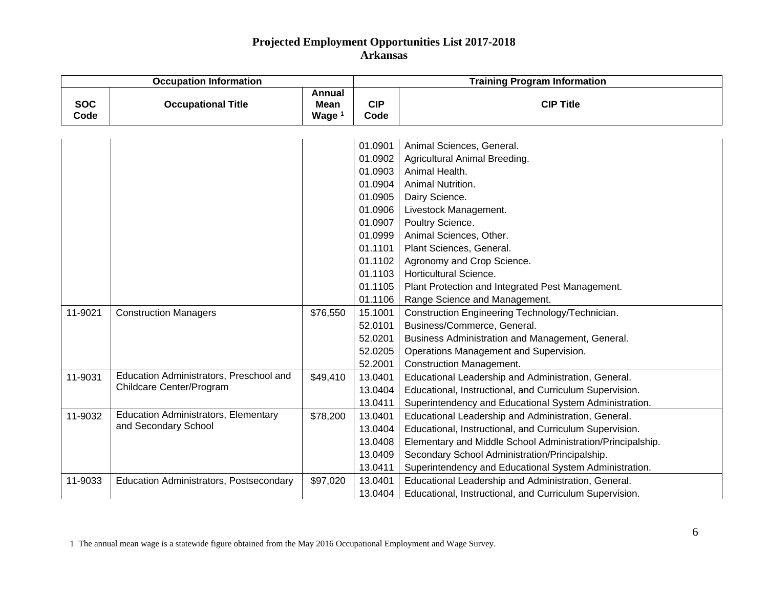# Projected Employment Opportunities List 2017-2018
## Arkansas

| Occupation Information | | | Training Program Information | |
|---|---|---|---|---|
| SOC Code | Occupational Title | Annual Mean Wage [1] | CIP Code | CIP Title |
| | | | 01.0901 | Animal Sciences, General. |
| | | | 01.0902 | Agricultural Animal Breeding. |
| | | | 01.0903 | Animal Health. |
| | | | 01.0904 | Animal Nutrition. |
| | | | 01.0905 | Dairy Science. |
| | | | 01.0906 | Livestock Management. |
| | | | 01.0907 | Poultry Science. |
| | | | 01.0999 | Animal Sciences, Other. |
| | | | 01.1101 | Plant Sciences, General. |
| | | | 01.1102 | Agronomy and Crop Science. |
| | | | 01.1103 | Horticultural Science. |
| | | | 01.1105 | Plant Protection and Integrated Pest Management. |
| | | | 01.1106 | Range Science and Management. |
| 11-9021 | Construction Managers | $76,550 | 15.1001 | Construction Engineering Technology/Technician. |
| | | | 52.0101 | Business/Commerce, General. |
| | | | 52.0201 | Business Administration and Management, General. |
| | | | 52.0205 | Operations Management and Supervision. |
| | | | 52.2001 | Construction Management. |
| 11-9031 | Education Administrators, Preschool and Childcare Center/Program | $49,410 | 13.0401 | Educational Leadership and Administration, General. |
| | | | 13.0404 | Educational, Instructional, and Curriculum Supervision. |
| | | | 13.0411 | Superintendency and Educational System Administration. |
| 11-9032 | Education Administrators, Elementary and Secondary School | $78,200 | 13.0401 | Educational Leadership and Administration, General. |
| | | | 13.0404 | Educational, Instructional, and Curriculum Supervision. |
| | | | 13.0408 | Elementary and Middle School Administration/Principalship. |
| | | | 13.0409 | Secondary School Administration/Principalship. |
| | | | 13.0411 | Superintendency and Educational System Administration. |
| 11-9033 | Education Administrators, Postsecondary | $97,020 | 13.0401 | Educational Leadership and Administration, General. |
| | | | 13.0404 | Educational, Instructional, and Curriculum Supervision. |

1 The annual mean wage is a statewide figure obtained from the May 2016 Occupational Employment and Wage Survey.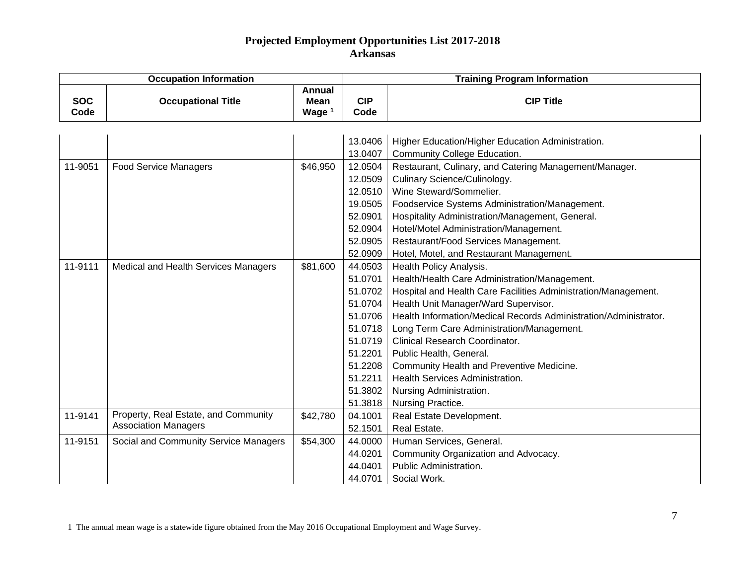# Projected Employment Opportunities List 2017-2018
## Arkansas

| Occupation Information | | | Training Program Information | |
|---|---|---|---|---|
| SOC Code | Occupational Title | Annual Mean Wage [1] | CIP Code | CIP Title |
| | | | 13.0406 | Higher Education/Higher Education Administration. |
| | | | 13.0407 | Community College Education. |
| 11-9051 | Food Service Managers | $46,950 | 12.0504 | Restaurant, Culinary, and Catering Management/Manager. |
| | | | 12.0509 | Culinary Science/Culinology. |
| | | | 12.0510 | Wine Steward/Sommelier. |
| | | | 19.0505 | Foodservice Systems Administration/Management. |
| | | | 52.0901 | Hospitality Administration/Management, General. |
| | | | 52.0904 | Hotel/Motel Administration/Management. |
| | | | 52.0905 | Restaurant/Food Services Management. |
| | | | 52.0909 | Hotel, Motel, and Restaurant Management. |
| 11-9111 | Medical and Health Services Managers | $81,600 | 44.0503 | Health Policy Analysis. |
| | | | 51.0701 | Health/Health Care Administration/Management. |
| | | | 51.0702 | Hospital and Health Care Facilities Administration/Management. |
| | | | 51.0704 | Health Unit Manager/Ward Supervisor. |
| | | | 51.0706 | Health Information/Medical Records Administration/Administrator. |
| | | | 51.0718 | Long Term Care Administration/Management. |
| | | | 51.0719 | Clinical Research Coordinator. |
| | | | 51.2201 | Public Health, General. |
| | | | 51.2208 | Community Health and Preventive Medicine. |
| | | | 51.2211 | Health Services Administration. |
| | | | 51.3802 | Nursing Administration. |
| | | | 51.3818 | Nursing Practice. |
| 11-9141 | Property, Real Estate, and Community Association Managers | $42,780 | 04.1001 | Real Estate Development. |
| | | | 52.1501 | Real Estate. |
| 11-9151 | Social and Community Service Managers | $54,300 | 44.0000 | Human Services, General. |
| | | | 44.0201 | Community Organization and Advocacy. |
| | | | 44.0401 | Public Administration. |
| | | | 44.0701 | Social Work. |

1 The annual mean wage is a statewide figure obtained from the May 2016 Occupational Employment and Wage Survey.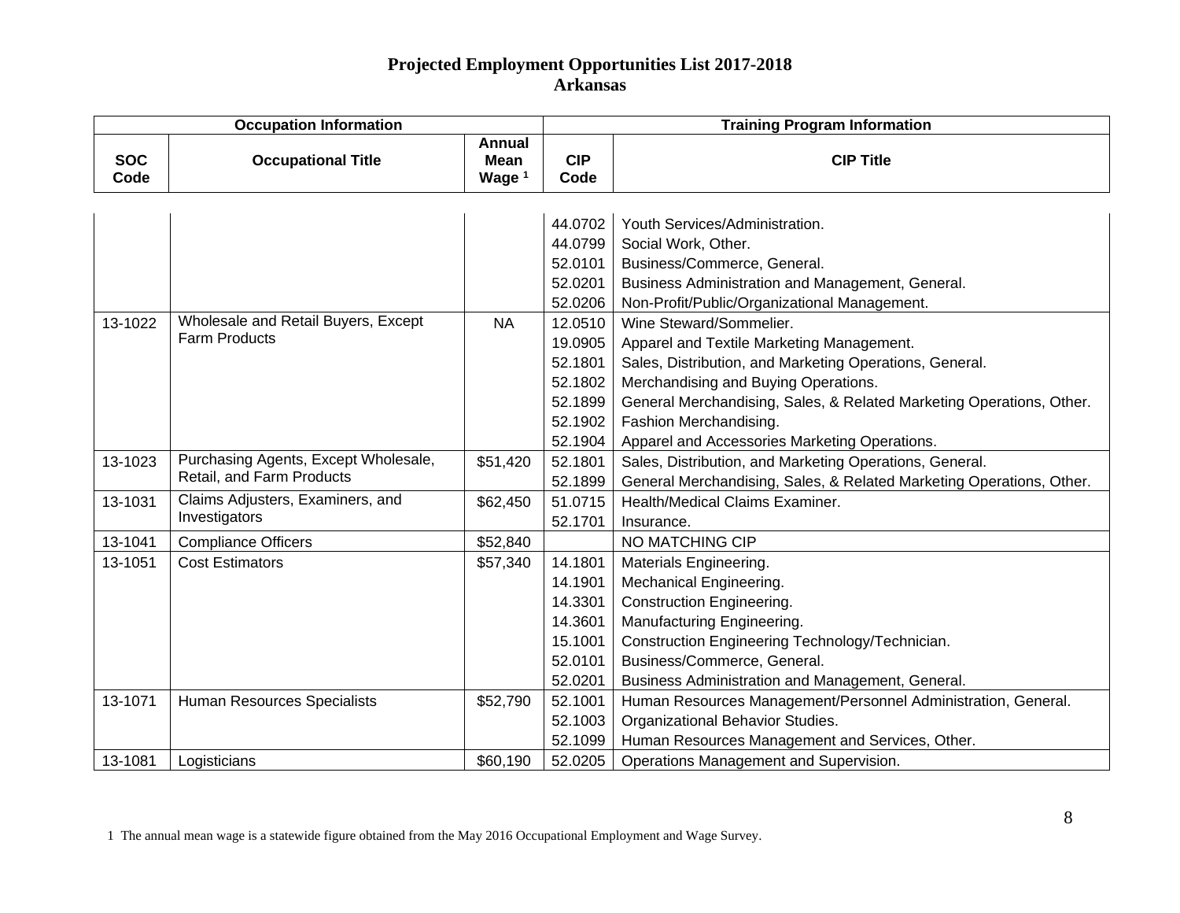# Projected Employment Opportunities List 2017-2018
## Arkansas

| Occupation Information | | | Training Program Information | |
|---|---|---|---|---|
| **SOC Code** | **Occupational Title** | **Annual Mean Wage [1]** | **CIP Code** | **CIP Title** |
| | | | 44.0702 | Youth Services/Administration. |
| | | | 44.0799 | Social Work, Other. |
| | | | 52.0101 | Business/Commerce, General. |
| | | | 52.0201 | Business Administration and Management, General. |
| | | | 52.0206 | Non-Profit/Public/Organizational Management. |
| 13-1022 | Wholesale and Retail Buyers, Except Farm Products | NA | 12.0510 | Wine Steward/Sommelier. |
| | | | 19.0905 | Apparel and Textile Marketing Management. |
| | | | 52.1801 | Sales, Distribution, and Marketing Operations, General. |
| | | | 52.1802 | Merchandising and Buying Operations. |
| | | | 52.1899 | General Merchandising, Sales, & Related Marketing Operations, Other. |
| | | | 52.1902 | Fashion Merchandising. |
| | | | 52.1904 | Apparel and Accessories Marketing Operations. |
| 13-1023 | Purchasing Agents, Except Wholesale, Retail, and Farm Products | $51,420 | 52.1801 | Sales, Distribution, and Marketing Operations, General. |
| | | | 52.1899 | General Merchandising, Sales, & Related Marketing Operations, Other. |
| 13-1031 | Claims Adjusters, Examiners, and Investigators | $62,450 | 51.0715 | Health/Medical Claims Examiner. |
| | | | 52.1701 | Insurance. |
| 13-1041 | Compliance Officers | $52,840 | | NO MATCHING CIP |
| 13-1051 | Cost Estimators | $57,340 | 14.1801 | Materials Engineering. |
| | | | 14.1901 | Mechanical Engineering. |
| | | | 14.3301 | Construction Engineering. |
| | | | 14.3601 | Manufacturing Engineering. |
| | | | 15.1001 | Construction Engineering Technology/Technician. |
| | | | 52.0101 | Business/Commerce, General. |
| | | | 52.0201 | Business Administration and Management, General. |
| 13-1071 | Human Resources Specialists | $52,790 | 52.1001 | Human Resources Management/Personnel Administration, General. |
| | | | 52.1003 | Organizational Behavior Studies. |
| | | | 52.1099 | Human Resources Management and Services, Other. |
| 13-1081 | Logisticians | $60,190 | 52.0205 | Operations Management and Supervision. |

1 The annual mean wage is a statewide figure obtained from the May 2016 Occupational Employment and Wage Survey.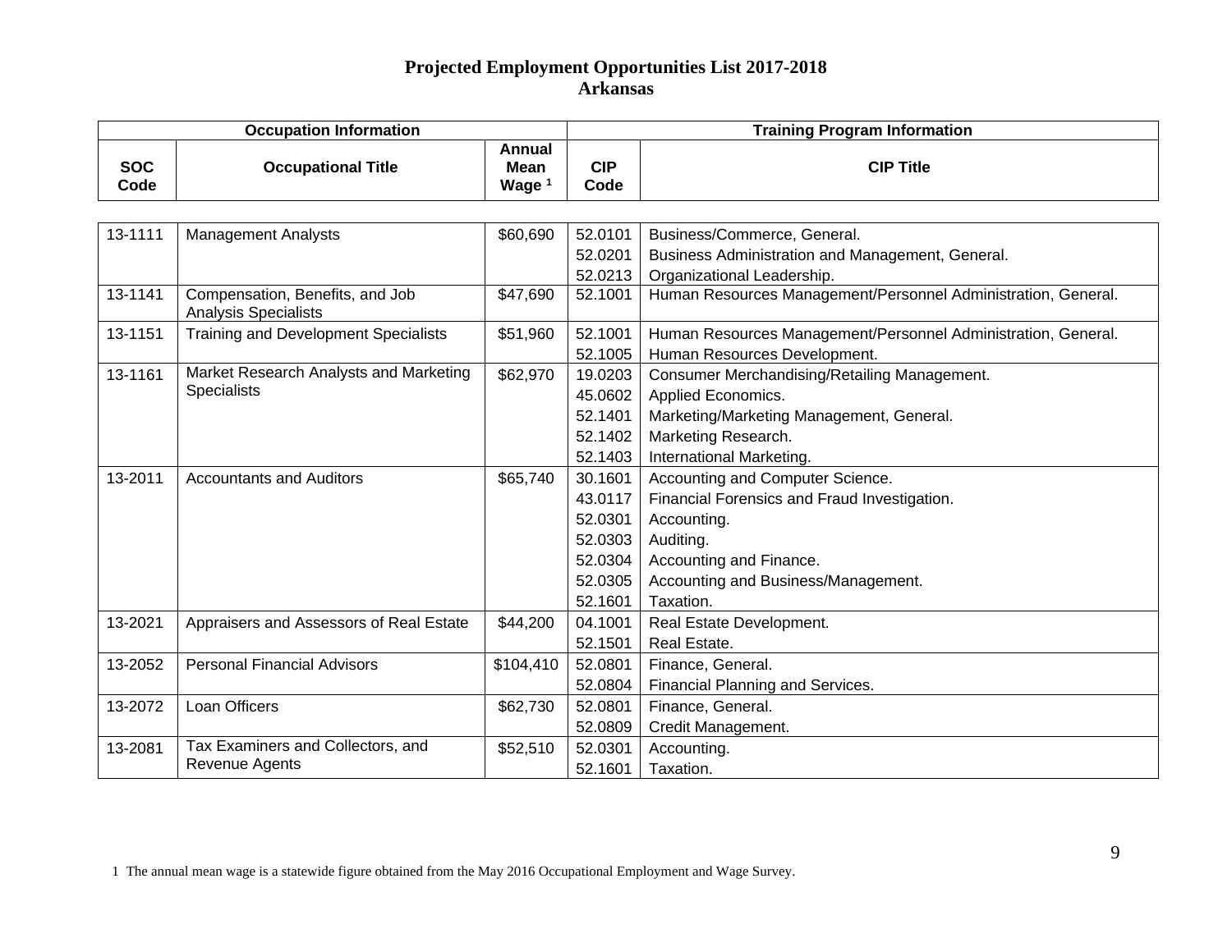# Projected Employment Opportunities List 2017-2018
## Arkansas

| Occupation Information | | | Training Program Information | |
|---|---|---|---|---|
| SOC Code | Occupational Title | Annual Mean Wage [1] | CIP Code | CIP Title |
| 13-1111 | Management Analysts | $60,690 | 52.0101 | Business/Commerce, General. |
| | | | 52.0201 | Business Administration and Management, General. |
| | | | 52.0213 | Organizational Leadership. |
| 13-1141 | Compensation, Benefits, and Job Analysis Specialists | $47,690 | 52.1001 | Human Resources Management/Personnel Administration, General. |
| 13-1151 | Training and Development Specialists | $51,960 | 52.1001 | Human Resources Management/Personnel Administration, General. |
| | | | 52.1005 | Human Resources Development. |
| 13-1161 | Market Research Analysts and Marketing Specialists | $62,970 | 19.0203 | Consumer Merchandising/Retailing Management. |
| | | | 45.0602 | Applied Economics. |
| | | | 52.1401 | Marketing/Marketing Management, General. |
| | | | 52.1402 | Marketing Research. |
| | | | 52.1403 | International Marketing. |
| 13-2011 | Accountants and Auditors | $65,740 | 30.1601 | Accounting and Computer Science. |
| | | | 43.0117 | Financial Forensics and Fraud Investigation. |
| | | | 52.0301 | Accounting. |
| | | | 52.0303 | Auditing. |
| | | | 52.0304 | Accounting and Finance. |
| | | | 52.0305 | Accounting and Business/Management. |
| | | | 52.1601 | Taxation. |
| 13-2021 | Appraisers and Assessors of Real Estate | $44,200 | 04.1001 | Real Estate Development. |
| | | | 52.1501 | Real Estate. |
| 13-2052 | Personal Financial Advisors | $104,410 | 52.0801 | Finance, General. |
| | | | 52.0804 | Financial Planning and Services. |
| 13-2072 | Loan Officers | $62,730 | 52.0801 | Finance, General. |
| | | | 52.0809 | Credit Management. |
| 13-2081 | Tax Examiners and Collectors, and Revenue Agents | $52,510 | 52.0301 | Accounting. |
| | | | 52.1601 | Taxation. |

1 The annual mean wage is a statewide figure obtained from the May 2016 Occupational Employment and Wage Survey.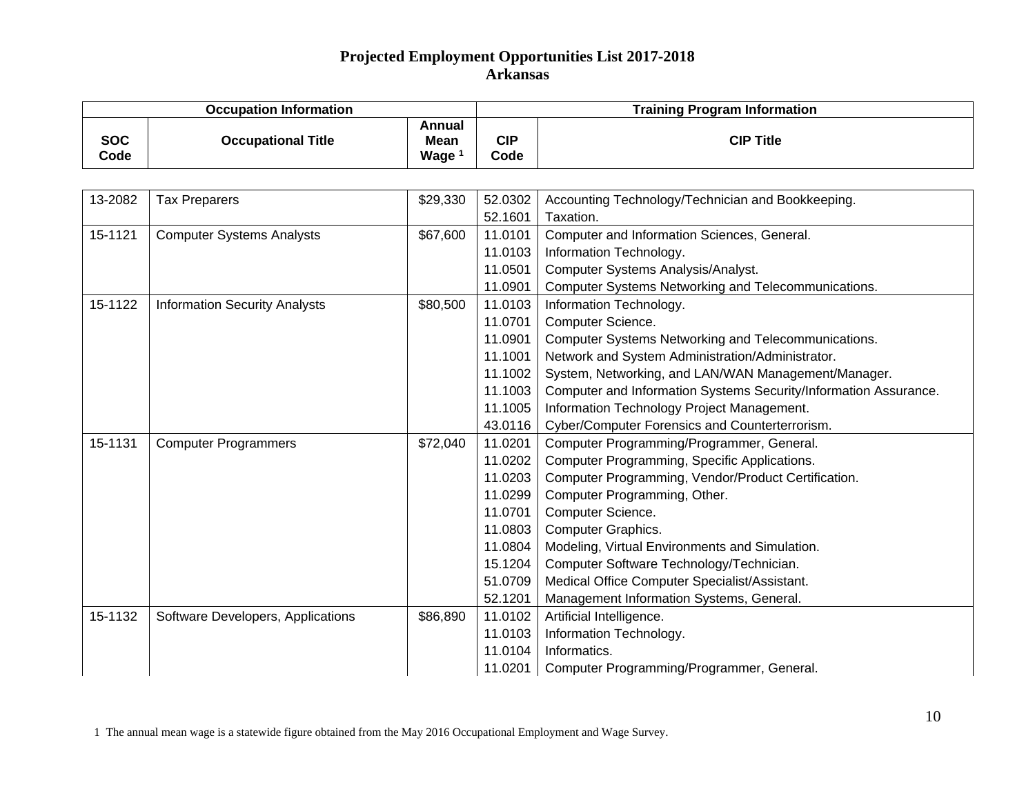# Projected Employment Opportunities List 2017-2018
## Arkansas

| Occupation Information | | | Training Program Information | |
|---|---|---|---|---|
| SOC Code | Occupational Title | Annual Mean Wage [1] | CIP Code | CIP Title |
| 13-2082 | Tax Preparers | $29,330 | 52.0302 | Accounting Technology/Technician and Bookkeeping. |
| | | | 52.1601 | Taxation. |
| 15-1121 | Computer Systems Analysts | $67,600 | 11.0101 | Computer and Information Sciences, General. |
| | | | 11.0103 | Information Technology. |
| | | | 11.0501 | Computer Systems Analysis/Analyst. |
| | | | 11.0901 | Computer Systems Networking and Telecommunications. |
| 15-1122 | Information Security Analysts | $80,500 | 11.0103 | Information Technology. |
| | | | 11.0701 | Computer Science. |
| | | | 11.0901 | Computer Systems Networking and Telecommunications. |
| | | | 11.1001 | Network and System Administration/Administrator. |
| | | | 11.1002 | System, Networking, and LAN/WAN Management/Manager. |
| | | | 11.1003 | Computer and Information Systems Security/Information Assurance. |
| | | | 11.1005 | Information Technology Project Management. |
| | | | 43.0116 | Cyber/Computer Forensics and Counterterrorism. |
| 15-1131 | Computer Programmers | $72,040 | 11.0201 | Computer Programming/Programmer, General. |
| | | | 11.0202 | Computer Programming, Specific Applications. |
| | | | 11.0203 | Computer Programming, Vendor/Product Certification. |
| | | | 11.0299 | Computer Programming, Other. |
| | | | 11.0701 | Computer Science. |
| | | | 11.0803 | Computer Graphics. |
| | | | 11.0804 | Modeling, Virtual Environments and Simulation. |
| | | | 15.1204 | Computer Software Technology/Technician. |
| | | | 51.0709 | Medical Office Computer Specialist/Assistant. |
| | | | 52.1201 | Management Information Systems, General. |
| 15-1132 | Software Developers, Applications | $86,890 | 11.0102 | Artificial Intelligence. |
| | | | 11.0103 | Information Technology. |
| | | | 11.0104 | Informatics. |
| | | | 11.0201 | Computer Programming/Programmer, General. |

1 The annual mean wage is a statewide figure obtained from the May 2016 Occupational Employment and Wage Survey.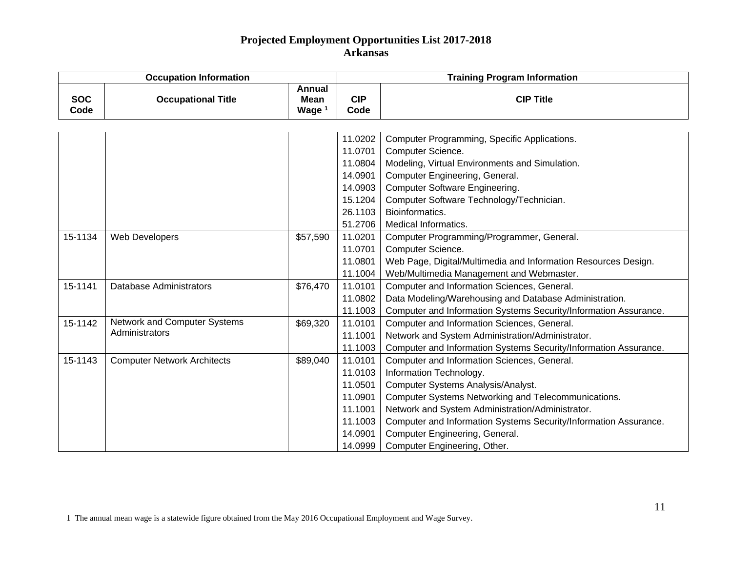# Projected Employment Opportunities List 2017-2018
## Arkansas

| Occupation Information | | | Training Program Information | |
|---|---|---|---|---|
| SOC Code | Occupational Title | Annual Mean Wage [1] | CIP Code | CIP Title |
| | | | 11.0202 | Computer Programming, Specific Applications. |
| | | | 11.0701 | Computer Science. |
| | | | 11.0804 | Modeling, Virtual Environments and Simulation. |
| | | | 14.0901 | Computer Engineering, General. |
| | | | 14.0903 | Computer Software Engineering. |
| | | | 15.1204 | Computer Software Technology/Technician. |
| | | | 26.1103 | Bioinformatics. |
| | | | 51.2706 | Medical Informatics. |
| 15-1134 | Web Developers | $57,590 | 11.0201 | Computer Programming/Programmer, General. |
| | | | 11.0701 | Computer Science. |
| | | | 11.0801 | Web Page, Digital/Multimedia and Information Resources Design. |
| | | | 11.1004 | Web/Multimedia Management and Webmaster. |
| 15-1141 | Database Administrators | $76,470 | 11.0101 | Computer and Information Sciences, General. |
| | | | 11.0802 | Data Modeling/Warehousing and Database Administration. |
| | | | 11.1003 | Computer and Information Systems Security/Information Assurance. |
| 15-1142 | Network and Computer Systems Administrators | $69,320 | 11.0101 | Computer and Information Sciences, General. |
| | | | 11.1001 | Network and System Administration/Administrator. |
| | | | 11.1003 | Computer and Information Systems Security/Information Assurance. |
| 15-1143 | Computer Network Architects | $89,040 | 11.0101 | Computer and Information Sciences, General. |
| | | | 11.0103 | Information Technology. |
| | | | 11.0501 | Computer Systems Analysis/Analyst. |
| | | | 11.0901 | Computer Systems Networking and Telecommunications. |
| | | | 11.1001 | Network and System Administration/Administrator. |
| | | | 11.1003 | Computer and Information Systems Security/Information Assurance. |
| | | | 14.0901 | Computer Engineering, General. |
| | | | 14.0999 | Computer Engineering, Other. |

1 The annual mean wage is a statewide figure obtained from the May 2016 Occupational Employment and Wage Survey.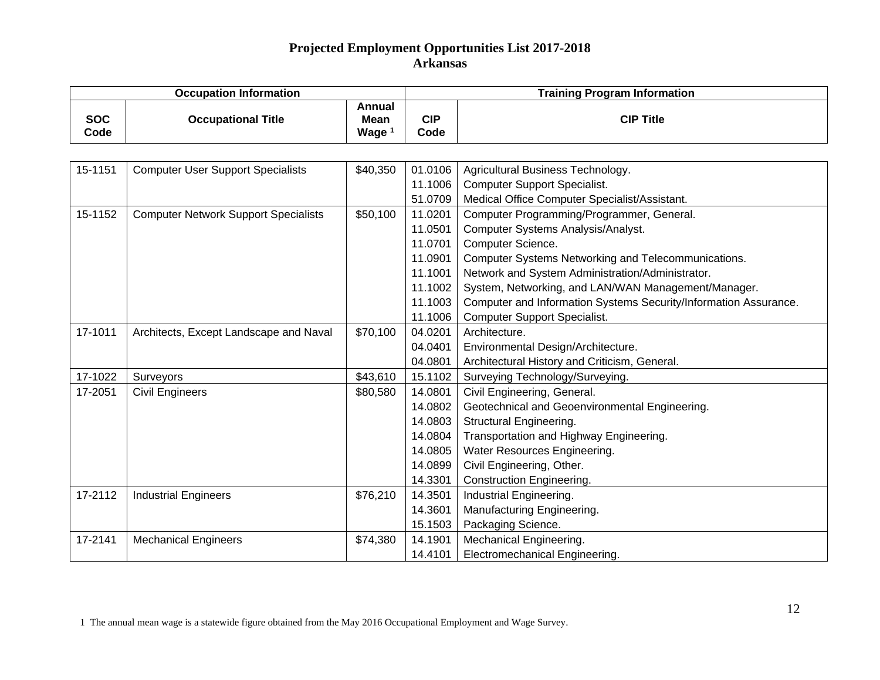# Projected Employment Opportunities List 2017-2018
## Arkansas

| Occupation Information | | | Training Program Information | |
|---|---|---|---|---|
| SOC Code | Occupational Title | Annual Mean Wage [1] | CIP Code | CIP Title |
| 15-1151 | Computer User Support Specialists | $40,350 | 01.0106 | Agricultural Business Technology. |
| | | | 11.1006 | Computer Support Specialist. |
| | | | 51.0709 | Medical Office Computer Specialist/Assistant. |
| 15-1152 | Computer Network Support Specialists | $50,100 | 11.0201 | Computer Programming/Programmer, General. |
| | | | 11.0501 | Computer Systems Analysis/Analyst. |
| | | | 11.0701 | Computer Science. |
| | | | 11.0901 | Computer Systems Networking and Telecommunications. |
| | | | 11.1001 | Network and System Administration/Administrator. |
| | | | 11.1002 | System, Networking, and LAN/WAN Management/Manager. |
| | | | 11.1003 | Computer and Information Systems Security/Information Assurance. |
| | | | 11.1006 | Computer Support Specialist. |
| 17-1011 | Architects, Except Landscape and Naval | $70,100 | 04.0201 | Architecture. |
| | | | 04.0401 | Environmental Design/Architecture. |
| | | | 04.0801 | Architectural History and Criticism, General. |
| 17-1022 | Surveyors | $43,610 | 15.1102 | Surveying Technology/Surveying. |
| 17-2051 | Civil Engineers | $80,580 | 14.0801 | Civil Engineering, General. |
| | | | 14.0802 | Geotechnical and Geoenvironmental Engineering. |
| | | | 14.0803 | Structural Engineering. |
| | | | 14.0804 | Transportation and Highway Engineering. |
| | | | 14.0805 | Water Resources Engineering. |
| | | | 14.0899 | Civil Engineering, Other. |
| | | | 14.3301 | Construction Engineering. |
| 17-2112 | Industrial Engineers | $76,210 | 14.3501 | Industrial Engineering. |
| | | | 14.3601 | Manufacturing Engineering. |
| | | | 15.1503 | Packaging Science. |
| 17-2141 | Mechanical Engineers | $74,380 | 14.1901 | Mechanical Engineering. |
| | | | 14.4101 | Electromechanical Engineering. |

1 The annual mean wage is a statewide figure obtained from the May 2016 Occupational Employment and Wage Survey.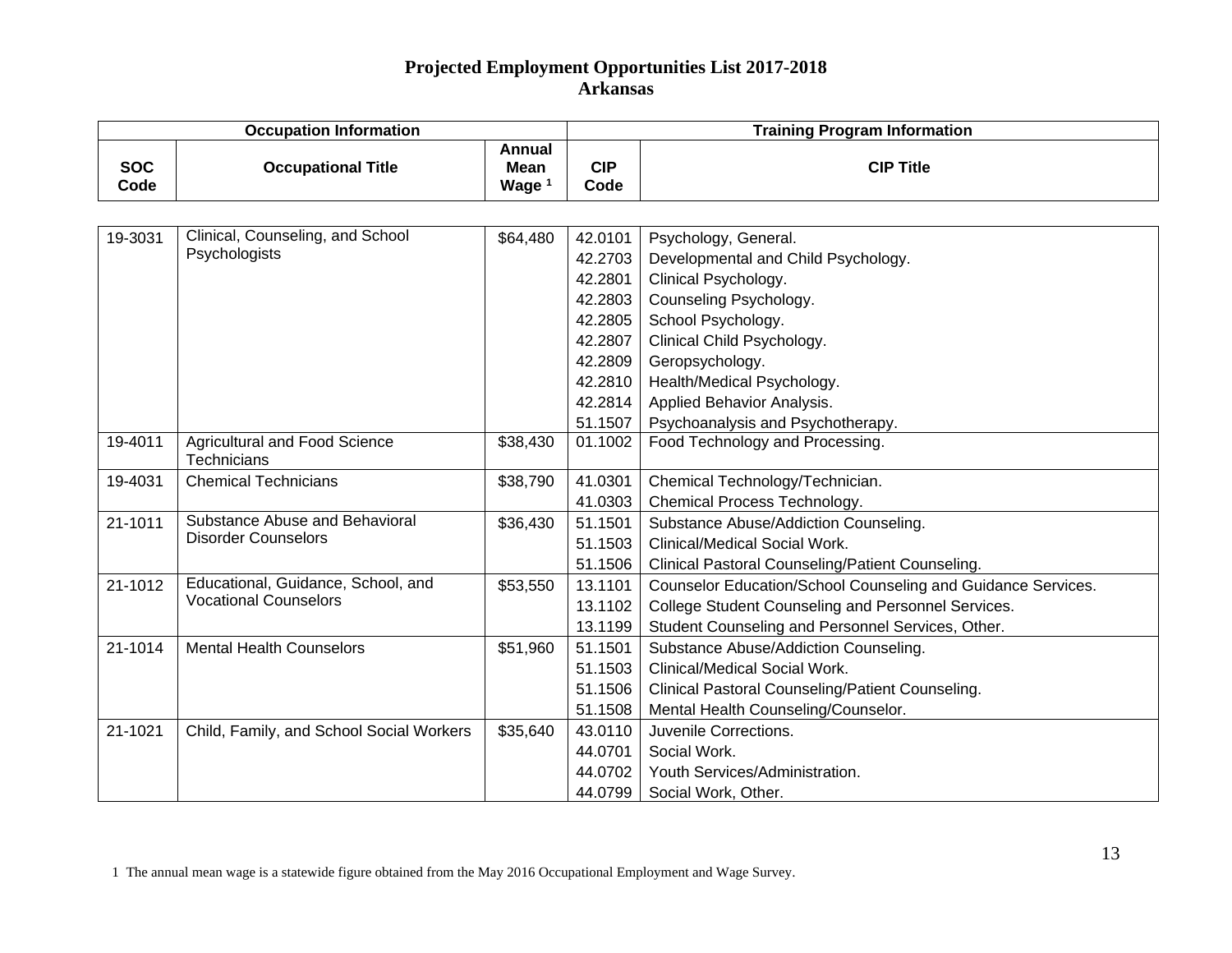# Projected Employment Opportunities List 2017-2018
## Arkansas

| Occupation Information | | | Training Program Information | |
|---|---|---|---|---|
| SOC Code | Occupational Title | Annual Mean Wage [1] | CIP Code | CIP Title |
| 19-3031 | Clinical, Counseling, and School Psychologists | $64,480 | 42.0101 | Psychology, General. |
| | | | 42.2703 | Developmental and Child Psychology. |
| | | | 42.2801 | Clinical Psychology. |
| | | | 42.2803 | Counseling Psychology. |
| | | | 42.2805 | School Psychology. |
| | | | 42.2807 | Clinical Child Psychology. |
| | | | 42.2809 | Geropsychology. |
| | | | 42.2810 | Health/Medical Psychology. |
| | | | 42.2814 | Applied Behavior Analysis. |
| | | | 51.1507 | Psychoanalysis and Psychotherapy. |
| 19-4011 | Agricultural and Food Science Technicians | $38,430 | 01.1002 | Food Technology and Processing. |
| 19-4031 | Chemical Technicians | $38,790 | 41.0301 | Chemical Technology/Technician. |
| | | | 41.0303 | Chemical Process Technology. |
| 21-1011 | Substance Abuse and Behavioral Disorder Counselors | $36,430 | 51.1501 | Substance Abuse/Addiction Counseling. |
| | | | 51.1503 | Clinical/Medical Social Work. |
| | | | 51.1506 | Clinical Pastoral Counseling/Patient Counseling. |
| 21-1012 | Educational, Guidance, School, and Vocational Counselors | $53,550 | 13.1101 | Counselor Education/School Counseling and Guidance Services. |
| | | | 13.1102 | College Student Counseling and Personnel Services. |
| | | | 13.1199 | Student Counseling and Personnel Services, Other. |
| 21-1014 | Mental Health Counselors | $51,960 | 51.1501 | Substance Abuse/Addiction Counseling. |
| | | | 51.1503 | Clinical/Medical Social Work. |
| | | | 51.1506 | Clinical Pastoral Counseling/Patient Counseling. |
| | | | 51.1508 | Mental Health Counseling/Counselor. |
| 21-1021 | Child, Family, and School Social Workers | $35,640 | 43.0110 | Juvenile Corrections. |
| | | | 44.0701 | Social Work. |
| | | | 44.0702 | Youth Services/Administration. |
| | | | 44.0799 | Social Work, Other. |

1 The annual mean wage is a statewide figure obtained from the May 2016 Occupational Employment and Wage Survey.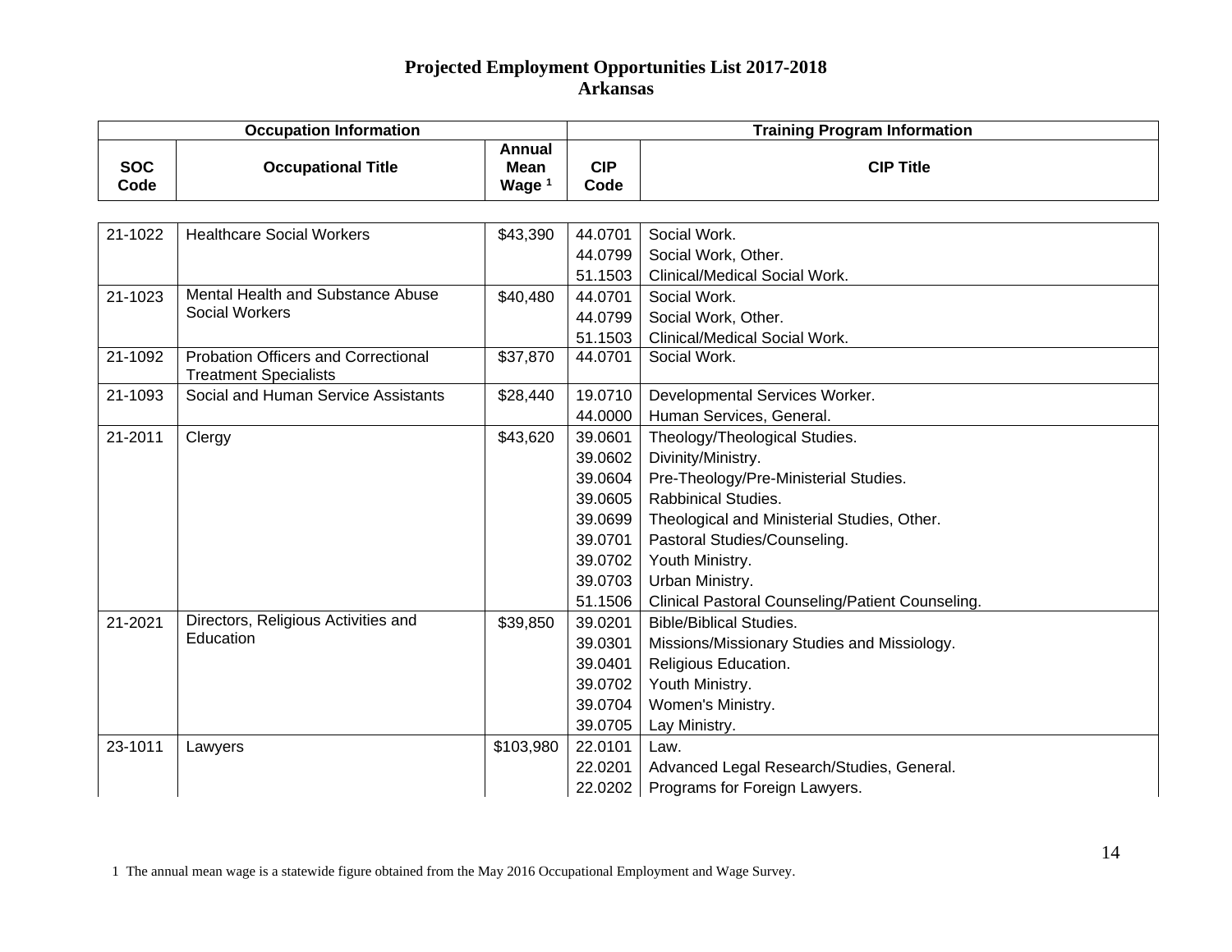# Projected Employment Opportunities List 2017-2018
## Arkansas

| Occupation Information | | | Training Program Information | |
|---|---|---|---|---|
| SOC Code | Occupational Title | Annual Mean Wage [1] | CIP Code | CIP Title |
| 21-1022 | Healthcare Social Workers | $43,390 | 44.0701 | Social Work. |
| | | | 44.0799 | Social Work, Other. |
| | | | 51.1503 | Clinical/Medical Social Work. |
| 21-1023 | Mental Health and Substance Abuse Social Workers | $40,480 | 44.0701 | Social Work. |
| | | | 44.0799 | Social Work, Other. |
| | | | 51.1503 | Clinical/Medical Social Work. |
| 21-1092 | Probation Officers and Correctional Treatment Specialists | $37,870 | 44.0701 | Social Work. |
| 21-1093 | Social and Human Service Assistants | $28,440 | 19.0710 | Developmental Services Worker. |
| | | | 44.0000 | Human Services, General. |
| 21-2011 | Clergy | $43,620 | 39.0601 | Theology/Theological Studies. |
| | | | 39.0602 | Divinity/Ministry. |
| | | | 39.0604 | Pre-Theology/Pre-Ministerial Studies. |
| | | | 39.0605 | Rabbinical Studies. |
| | | | 39.0699 | Theological and Ministerial Studies, Other. |
| | | | 39.0701 | Pastoral Studies/Counseling. |
| | | | 39.0702 | Youth Ministry. |
| | | | 39.0703 | Urban Ministry. |
| | | | 51.1506 | Clinical Pastoral Counseling/Patient Counseling. |
| 21-2021 | Directors, Religious Activities and Education | $39,850 | 39.0201 | Bible/Biblical Studies. |
| | | | 39.0301 | Missions/Missionary Studies and Missiology. |
| | | | 39.0401 | Religious Education. |
| | | | 39.0702 | Youth Ministry. |
| | | | 39.0704 | Women's Ministry. |
| | | | 39.0705 | Lay Ministry. |
| 23-1011 | Lawyers | $103,980 | 22.0101 | Law. |
| | | | 22.0201 | Advanced Legal Research/Studies, General. |
| | | | 22.0202 | Programs for Foreign Lawyers. |

1 The annual mean wage is a statewide figure obtained from the May 2016 Occupational Employment and Wage Survey.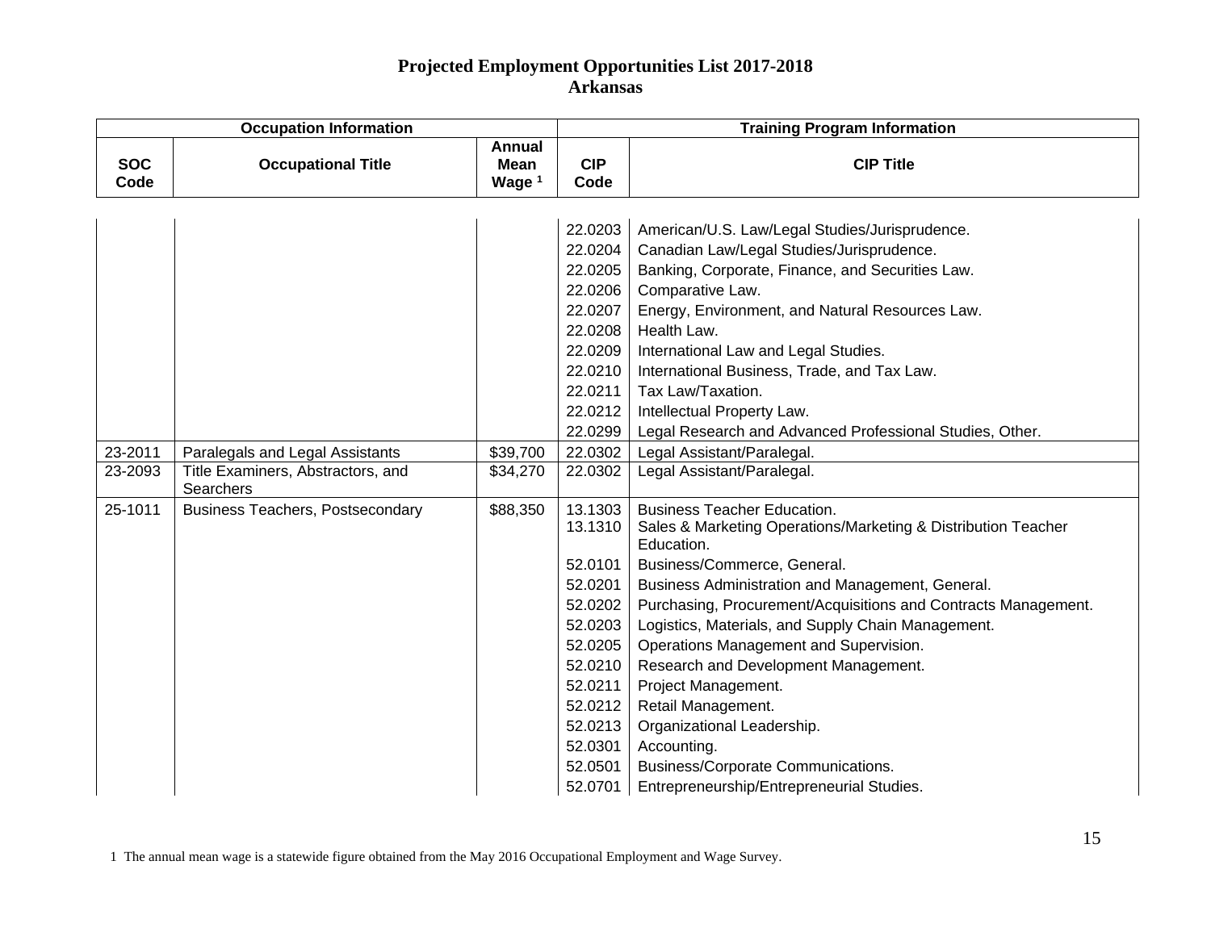# Projected Employment Opportunities List 2017-2018
## Arkansas

| Occupation Information | | | Training Program Information | |
|---|---|---|---|---|
| SOC Code | Occupational Title | Annual Mean Wage [1] | CIP Code | CIP Title |
| | | | 22.0203 | American/U.S. Law/Legal Studies/Jurisprudence. |
| | | | 22.0204 | Canadian Law/Legal Studies/Jurisprudence. |
| | | | 22.0205 | Banking, Corporate, Finance, and Securities Law. |
| | | | 22.0206 | Comparative Law. |
| | | | 22.0207 | Energy, Environment, and Natural Resources Law. |
| | | | 22.0208 | Health Law. |
| | | | 22.0209 | International Law and Legal Studies. |
| | | | 22.0210 | International Business, Trade, and Tax Law. |
| | | | 22.0211 | Tax Law/Taxation. |
| | | | 22.0212 | Intellectual Property Law. |
| | | | 22.0299 | Legal Research and Advanced Professional Studies, Other. |
| 23-2011 | Paralegals and Legal Assistants | $39,700 | 22.0302 | Legal Assistant/Paralegal. |
| 23-2093 | Title Examiners, Abstractors, and Searchers | $34,270 | 22.0302 | Legal Assistant/Paralegal. |
| 25-1011 | Business Teachers, Postsecondary | $88,350 | 13.1303 | Business Teacher Education. |
| | | | 13.1310 | Sales & Marketing Operations/Marketing & Distribution Teacher Education. |
| | | | 52.0101 | Business/Commerce, General. |
| | | | 52.0201 | Business Administration and Management, General. |
| | | | 52.0202 | Purchasing, Procurement/Acquisitions and Contracts Management. |
| | | | 52.0203 | Logistics, Materials, and Supply Chain Management. |
| | | | 52.0205 | Operations Management and Supervision. |
| | | | 52.0210 | Research and Development Management. |
| | | | 52.0211 | Project Management. |
| | | | 52.0212 | Retail Management. |
| | | | 52.0213 | Organizational Leadership. |
| | | | 52.0301 | Accounting. |
| | | | 52.0501 | Business/Corporate Communications. |
| | | | 52.0701 | Entrepreneurship/Entrepreneurial Studies. |

1 The annual mean wage is a statewide figure obtained from the May 2016 Occupational Employment and Wage Survey.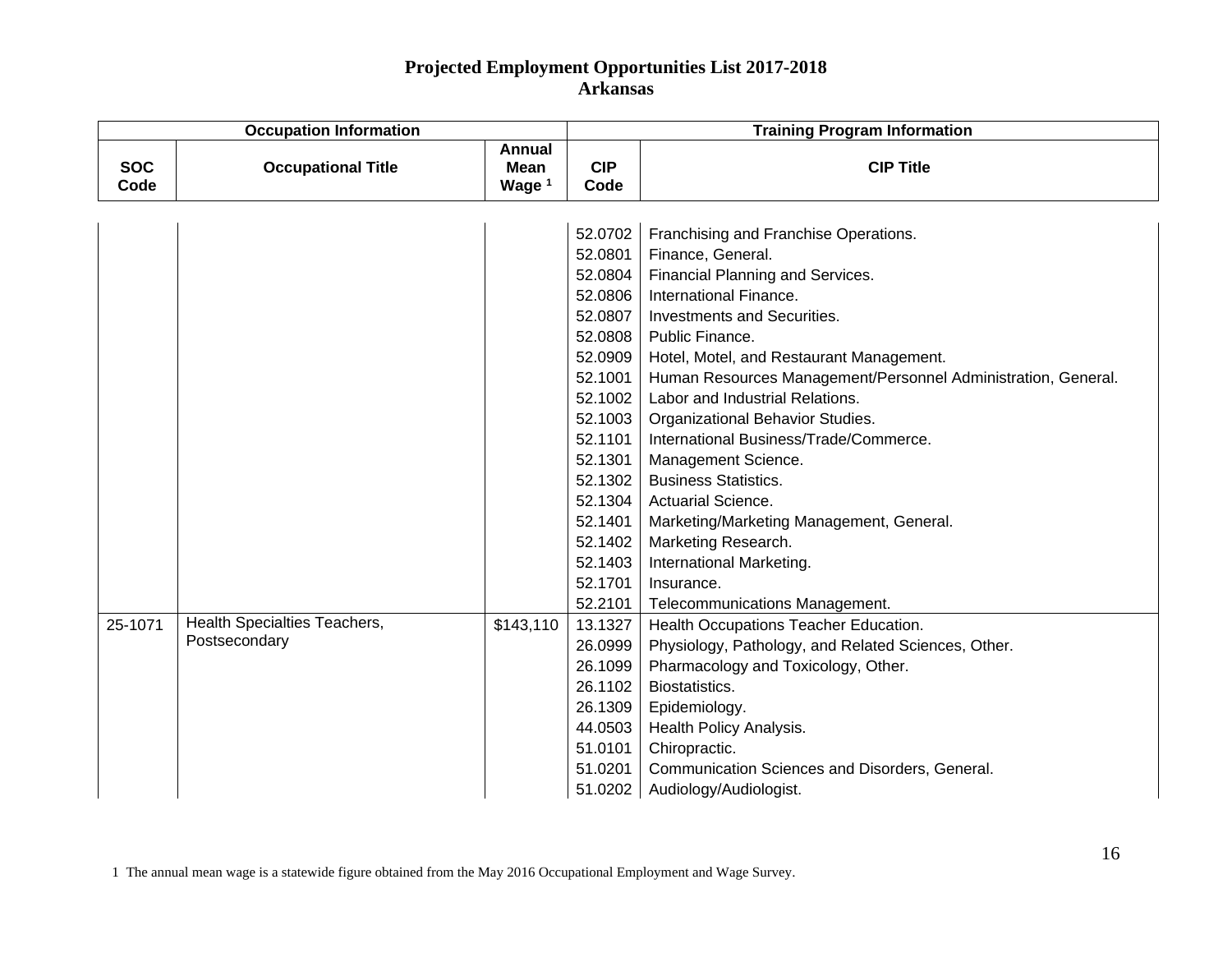# Projected Employment Opportunities List 2017-2018
# Arkansas

| Occupation Information | | | Training Program Information | |
|---|---|---|---|---|
| SOC Code | Occupational Title | Annual Mean Wage [1] | CIP Code | CIP Title |
| | | | 52.0702 | Franchising and Franchise Operations. |
| | | | 52.0801 | Finance, General. |
| | | | 52.0804 | Financial Planning and Services. |
| | | | 52.0806 | International Finance. |
| | | | 52.0807 | Investments and Securities. |
| | | | 52.0808 | Public Finance. |
| | | | 52.0909 | Hotel, Motel, and Restaurant Management. |
| | | | 52.1001 | Human Resources Management/Personnel Administration, General. |
| | | | 52.1002 | Labor and Industrial Relations. |
| | | | 52.1003 | Organizational Behavior Studies. |
| | | | 52.1101 | International Business/Trade/Commerce. |
| | | | 52.1301 | Management Science. |
| | | | 52.1302 | Business Statistics. |
| | | | 52.1304 | Actuarial Science. |
| | | | 52.1401 | Marketing/Marketing Management, General. |
| | | | 52.1402 | Marketing Research. |
| | | | 52.1403 | International Marketing. |
| | | | 52.1701 | Insurance. |
| | | | 52.2101 | Telecommunications Management. |
| 25-1071 | Health Specialties Teachers, Postsecondary | $143,110 | 13.1327 | Health Occupations Teacher Education. |
| | | | 26.0999 | Physiology, Pathology, and Related Sciences, Other. |
| | | | 26.1099 | Pharmacology and Toxicology, Other. |
| | | | 26.1102 | Biostatistics. |
| | | | 26.1309 | Epidemiology. |
| | | | 44.0503 | Health Policy Analysis. |
| | | | 51.0101 | Chiropractic. |
| | | | 51.0201 | Communication Sciences and Disorders, General. |
| | | | 51.0202 | Audiology/Audiologist. |

1 The annual mean wage is a statewide figure obtained from the May 2016 Occupational Employment and Wage Survey.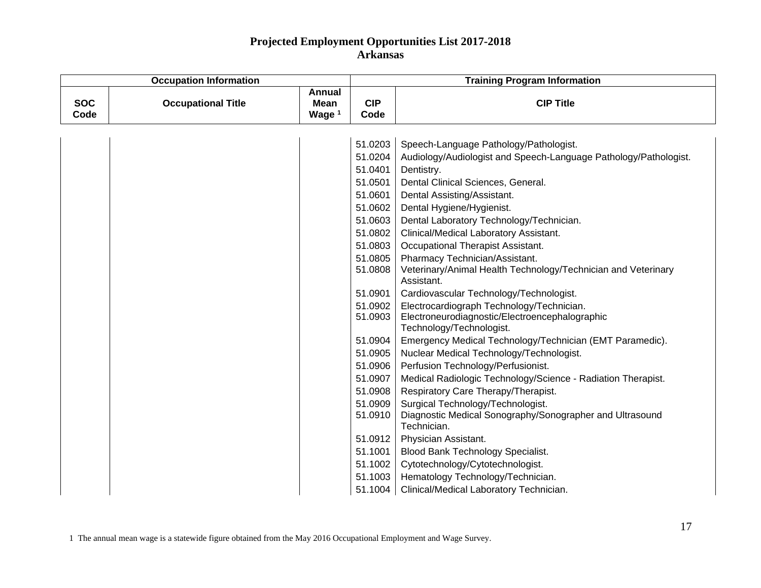# Projected Employment Opportunities List 2017-2018
## Arkansas

| Occupation Information | | | Training Program Information | |
|---|---|---|---|---|
| SOC Code | Occupational Title | Annual Mean Wage [1] | CIP Code | CIP Title |
| | | | 51.0203 | Speech-Language Pathology/Pathologist. |
| | | | 51.0204 | Audiology/Audiologist and Speech-Language Pathology/Pathologist. |
| | | | 51.0401 | Dentistry. |
| | | | 51.0501 | Dental Clinical Sciences, General. |
| | | | 51.0601 | Dental Assisting/Assistant. |
| | | | 51.0602 | Dental Hygiene/Hygienist. |
| | | | 51.0603 | Dental Laboratory Technology/Technician. |
| | | | 51.0802 | Clinical/Medical Laboratory Assistant. |
| | | | 51.0803 | Occupational Therapist Assistant. |
| | | | 51.0805 | Pharmacy Technician/Assistant. |
| | | | 51.0808 | Veterinary/Animal Health Technology/Technician and Veterinary Assistant. |
| | | | 51.0901 | Cardiovascular Technology/Technologist. |
| | | | 51.0902 | Electrocardiograph Technology/Technician. |
| | | | 51.0903 | Electroneurodiagnostic/Electroencephalographic Technology/Technologist. |
| | | | 51.0904 | Emergency Medical Technology/Technician (EMT Paramedic). |
| | | | 51.0905 | Nuclear Medical Technology/Technologist. |
| | | | 51.0906 | Perfusion Technology/Perfusionist. |
| | | | 51.0907 | Medical Radiologic Technology/Science - Radiation Therapist. |
| | | | 51.0908 | Respiratory Care Therapy/Therapist. |
| | | | 51.0909 | Surgical Technology/Technologist. |
| | | | 51.0910 | Diagnostic Medical Sonography/Sonographer and Ultrasound Technician. |
| | | | 51.0912 | Physician Assistant. |
| | | | 51.1001 | Blood Bank Technology Specialist. |
| | | | 51.1002 | Cytotechnology/Cytotechnologist. |
| | | | 51.1003 | Hematology Technology/Technician. |
| | | | 51.1004 | Clinical/Medical Laboratory Technician. |

1 The annual mean wage is a statewide figure obtained from the May 2016 Occupational Employment and Wage Survey.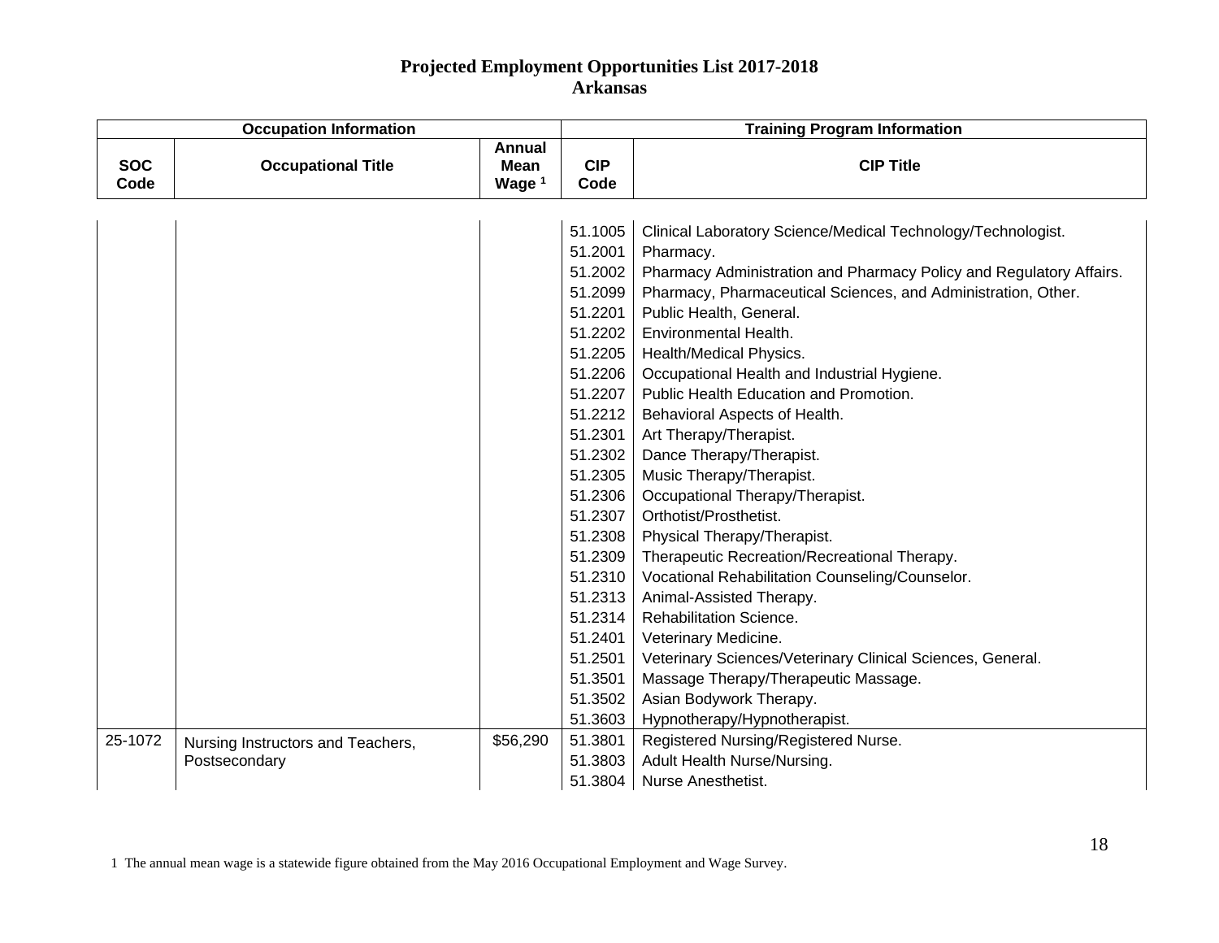# Projected Employment Opportunities List 2017-2018
## Arkansas

| Occupation Information | | | Training Program Information | |
|---|---|---|---|---|
| SOC Code | Occupational Title | Annual Mean Wage [1] | CIP Code | CIP Title |
| | | | 51.1005 | Clinical Laboratory Science/Medical Technology/Technologist. |
| | | | 51.2001 | Pharmacy. |
| | | | 51.2002 | Pharmacy Administration and Pharmacy Policy and Regulatory Affairs. |
| | | | 51.2099 | Pharmacy, Pharmaceutical Sciences, and Administration, Other. |
| | | | 51.2201 | Public Health, General. |
| | | | 51.2202 | Environmental Health. |
| | | | 51.2205 | Health/Medical Physics. |
| | | | 51.2206 | Occupational Health and Industrial Hygiene. |
| | | | 51.2207 | Public Health Education and Promotion. |
| | | | 51.2212 | Behavioral Aspects of Health. |
| | | | 51.2301 | Art Therapy/Therapist. |
| | | | 51.2302 | Dance Therapy/Therapist. |
| | | | 51.2305 | Music Therapy/Therapist. |
| | | | 51.2306 | Occupational Therapy/Therapist. |
| | | | 51.2307 | Orthotist/Prosthetist. |
| | | | 51.2308 | Physical Therapy/Therapist. |
| | | | 51.2309 | Therapeutic Recreation/Recreational Therapy. |
| | | | 51.2310 | Vocational Rehabilitation Counseling/Counselor. |
| | | | 51.2313 | Animal-Assisted Therapy. |
| | | | 51.2314 | Rehabilitation Science. |
| | | | 51.2401 | Veterinary Medicine. |
| | | | 51.2501 | Veterinary Sciences/Veterinary Clinical Sciences, General. |
| | | | 51.3501 | Massage Therapy/Therapeutic Massage. |
| | | | 51.3502 | Asian Bodywork Therapy. |
| | | | 51.3603 | Hypnotherapy/Hypnotherapist. |
| 25-1072 | Nursing Instructors and Teachers, Postsecondary | $56,290 | 51.3801 | Registered Nursing/Registered Nurse. |
| | | | 51.3803 | Adult Health Nurse/Nursing. |
| | | | 51.3804 | Nurse Anesthetist. |

1 The annual mean wage is a statewide figure obtained from the May 2016 Occupational Employment and Wage Survey.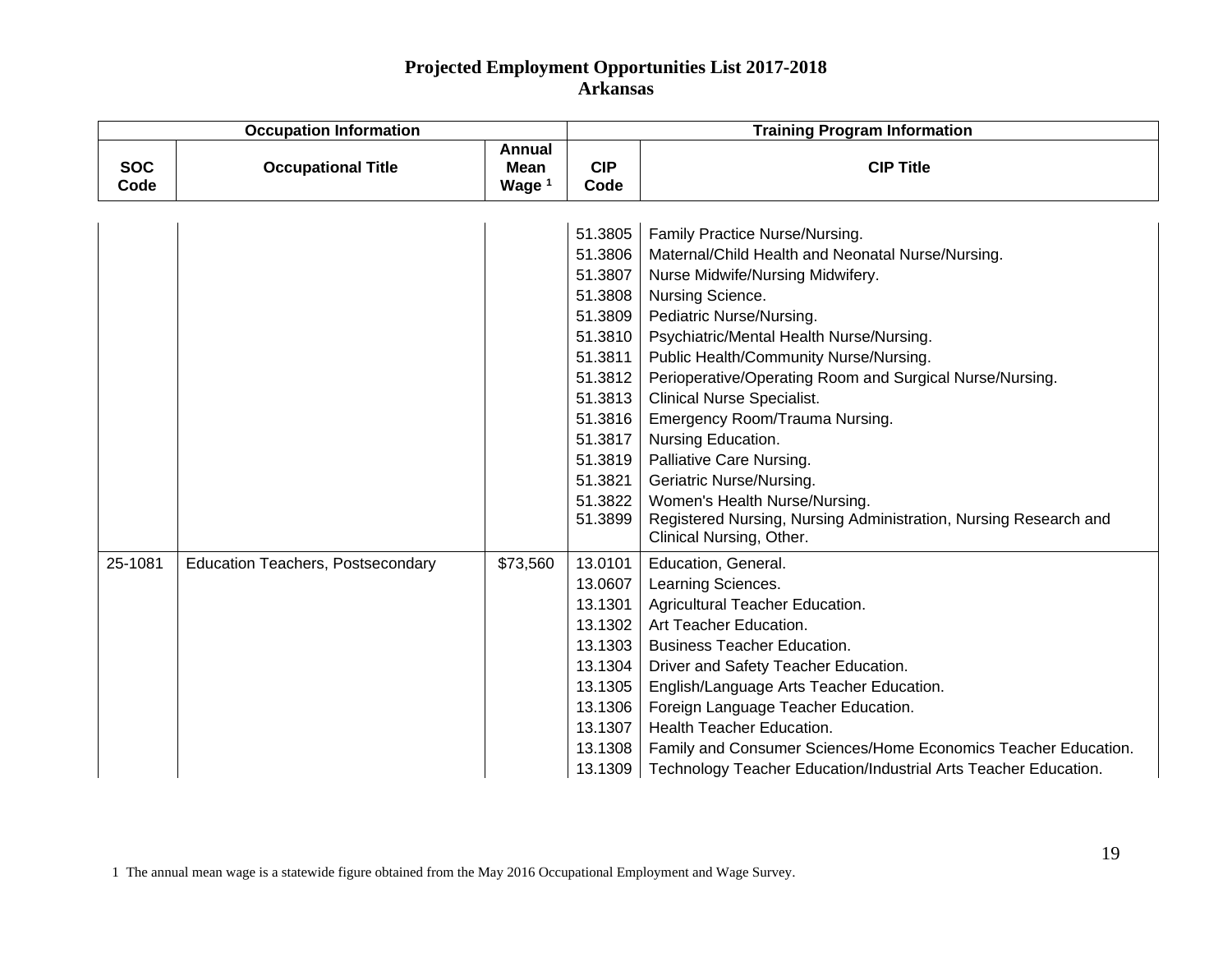# Projected Employment Opportunities List 2017-2018
## Arkansas

| Occupation Information | | | Training Program Information | |
|---|---|---|---|---|
| SOC Code | Occupational Title | Annual Mean Wage [1] | CIP Code | CIP Title |
| | | | 51.3805 | Family Practice Nurse/Nursing. |
| | | | 51.3806 | Maternal/Child Health and Neonatal Nurse/Nursing. |
| | | | 51.3807 | Nurse Midwife/Nursing Midwifery. |
| | | | 51.3808 | Nursing Science. |
| | | | 51.3809 | Pediatric Nurse/Nursing. |
| | | | 51.3810 | Psychiatric/Mental Health Nurse/Nursing. |
| | | | 51.3811 | Public Health/Community Nurse/Nursing. |
| | | | 51.3812 | Perioperative/Operating Room and Surgical Nurse/Nursing. |
| | | | 51.3813 | Clinical Nurse Specialist. |
| | | | 51.3816 | Emergency Room/Trauma Nursing. |
| | | | 51.3817 | Nursing Education. |
| | | | 51.3819 | Palliative Care Nursing. |
| | | | 51.3821 | Geriatric Nurse/Nursing. |
| | | | 51.3822 | Women's Health Nurse/Nursing. |
| | | | 51.3899 | Registered Nursing, Nursing Administration, Nursing Research and Clinical Nursing, Other. |
| 25-1081 | Education Teachers, Postsecondary | $73,560 | 13.0101 | Education, General. |
| | | | 13.0607 | Learning Sciences. |
| | | | 13.1301 | Agricultural Teacher Education. |
| | | | 13.1302 | Art Teacher Education. |
| | | | 13.1303 | Business Teacher Education. |
| | | | 13.1304 | Driver and Safety Teacher Education. |
| | | | 13.1305 | English/Language Arts Teacher Education. |
| | | | 13.1306 | Foreign Language Teacher Education. |
| | | | 13.1307 | Health Teacher Education. |
| | | | 13.1308 | Family and Consumer Sciences/Home Economics Teacher Education. |
| | | | 13.1309 | Technology Teacher Education/Industrial Arts Teacher Education. |

1 The annual mean wage is a statewide figure obtained from the May 2016 Occupational Employment and Wage Survey.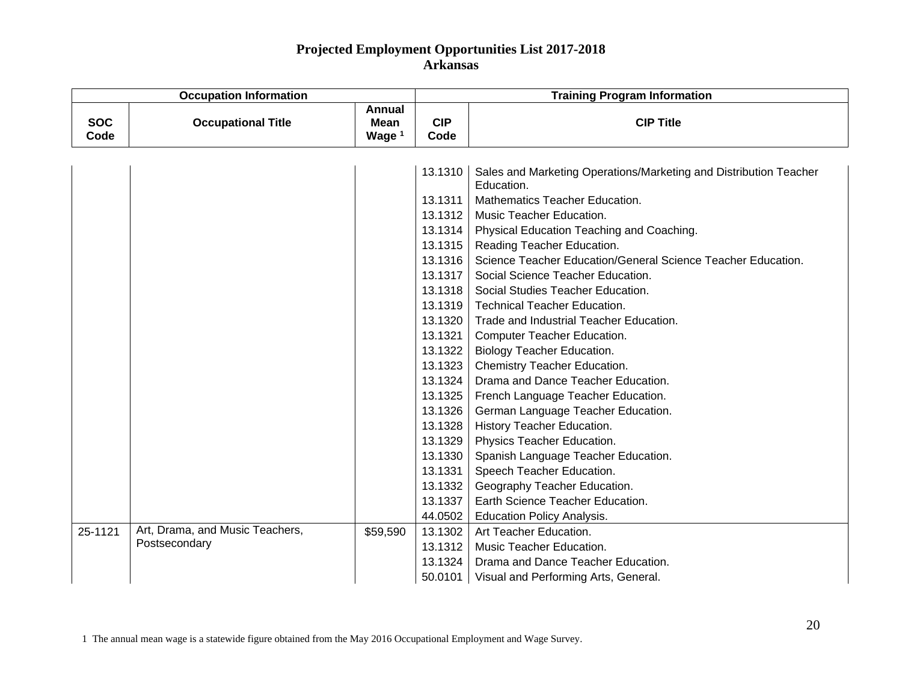# Projected Employment Opportunities List 2017-2018
## Arkansas

| Occupation Information | | | Training Program Information | |
|---|---|---|---|---|
| SOC Code | Occupational Title | Annual Mean Wage [1] | CIP Code | CIP Title |
| | | | 13.1310 | Sales and Marketing Operations/Marketing and Distribution Teacher Education. |
| | | | 13.1311 | Mathematics Teacher Education. |
| | | | 13.1312 | Music Teacher Education. |
| | | | 13.1314 | Physical Education Teaching and Coaching. |
| | | | 13.1315 | Reading Teacher Education. |
| | | | 13.1316 | Science Teacher Education/General Science Teacher Education. |
| | | | 13.1317 | Social Science Teacher Education. |
| | | | 13.1318 | Social Studies Teacher Education. |
| | | | 13.1319 | Technical Teacher Education. |
| | | | 13.1320 | Trade and Industrial Teacher Education. |
| | | | 13.1321 | Computer Teacher Education. |
| | | | 13.1322 | Biology Teacher Education. |
| | | | 13.1323 | Chemistry Teacher Education. |
| | | | 13.1324 | Drama and Dance Teacher Education. |
| | | | 13.1325 | French Language Teacher Education. |
| | | | 13.1326 | German Language Teacher Education. |
| | | | 13.1328 | History Teacher Education. |
| | | | 13.1329 | Physics Teacher Education. |
| | | | 13.1330 | Spanish Language Teacher Education. |
| | | | 13.1331 | Speech Teacher Education. |
| | | | 13.1332 | Geography Teacher Education. |
| | | | 13.1337 | Earth Science Teacher Education. |
| | | | 44.0502 | Education Policy Analysis. |
| 25-1121 | Art, Drama, and Music Teachers, Postsecondary | $59,590 | 13.1302 | Art Teacher Education. |
| | | | 13.1312 | Music Teacher Education. |
| | | | 13.1324 | Drama and Dance Teacher Education. |
| | | | 50.0101 | Visual and Performing Arts, General. |

1 The annual mean wage is a statewide figure obtained from the May 2016 Occupational Employment and Wage Survey.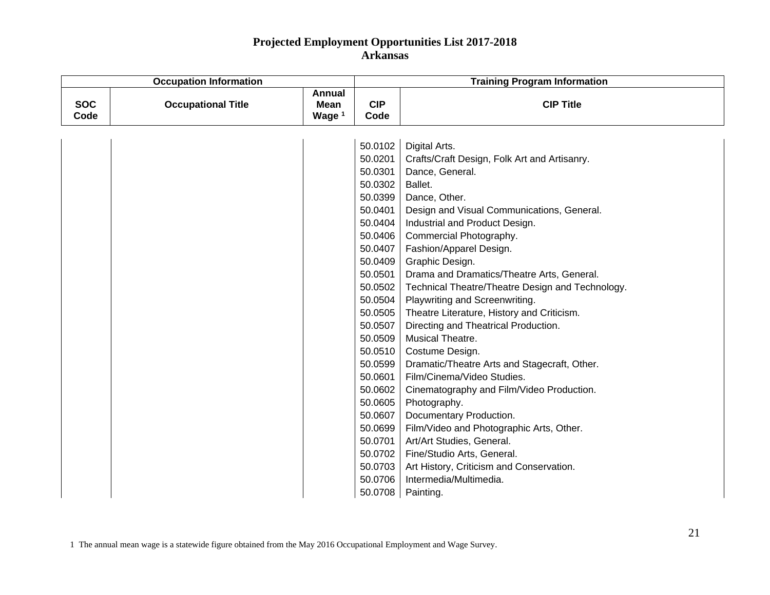# Projected Employment Opportunities List 2017-2018
## Arkansas

| Occupation Information | | | Training Program Information | |
|---|---|---|---|---|
| SOC Code | Occupational Title | Annual Mean Wage [1] | CIP Code | CIP Title |
| | | | 50.0102 | Digital Arts. |
| | | | 50.0201 | Crafts/Craft Design, Folk Art and Artisanry. |
| | | | 50.0301 | Dance, General. |
| | | | 50.0302 | Ballet. |
| | | | 50.0399 | Dance, Other. |
| | | | 50.0401 | Design and Visual Communications, General. |
| | | | 50.0404 | Industrial and Product Design. |
| | | | 50.0406 | Commercial Photography. |
| | | | 50.0407 | Fashion/Apparel Design. |
| | | | 50.0409 | Graphic Design. |
| | | | 50.0501 | Drama and Dramatics/Theatre Arts, General. |
| | | | 50.0502 | Technical Theatre/Theatre Design and Technology. |
| | | | 50.0504 | Playwriting and Screenwriting. |
| | | | 50.0505 | Theatre Literature, History and Criticism. |
| | | | 50.0507 | Directing and Theatrical Production. |
| | | | 50.0509 | Musical Theatre. |
| | | | 50.0510 | Costume Design. |
| | | | 50.0599 | Dramatic/Theatre Arts and Stagecraft, Other. |
| | | | 50.0601 | Film/Cinema/Video Studies. |
| | | | 50.0602 | Cinematography and Film/Video Production. |
| | | | 50.0605 | Photography. |
| | | | 50.0607 | Documentary Production. |
| | | | 50.0699 | Film/Video and Photographic Arts, Other. |
| | | | 50.0701 | Art/Art Studies, General. |
| | | | 50.0702 | Fine/Studio Arts, General. |
| | | | 50.0703 | Art History, Criticism and Conservation. |
| | | | 50.0706 | Intermedia/Multimedia. |
| | | | 50.0708 | Painting. |

1 The annual mean wage is a statewide figure obtained from the May 2016 Occupational Employment and Wage Survey.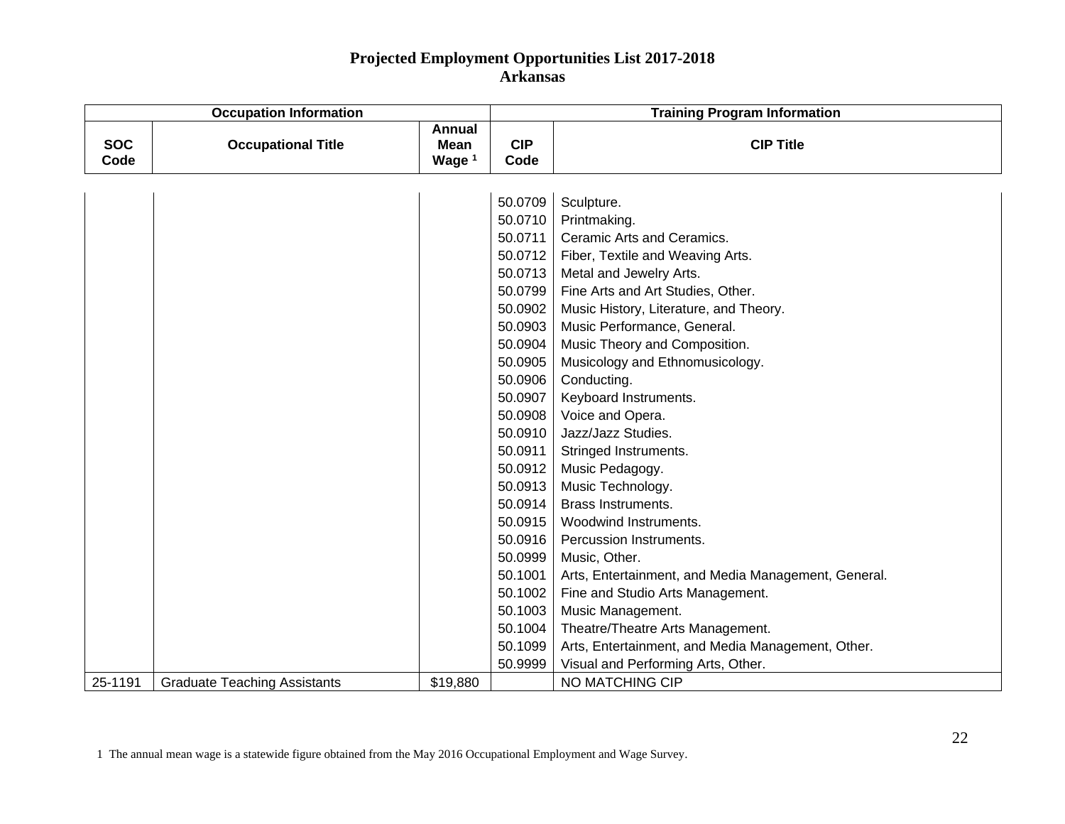# Projected Employment Opportunities List 2017-2018
## Arkansas

| Occupation Information | | | Training Program Information | |
|---|---|---|---|---|
| SOC Code | Occupational Title | Annual Mean Wage [1] | CIP Code | CIP Title |
| | | | 50.0709 | Sculpture. |
| | | | 50.0710 | Printmaking. |
| | | | 50.0711 | Ceramic Arts and Ceramics. |
| | | | 50.0712 | Fiber, Textile and Weaving Arts. |
| | | | 50.0713 | Metal and Jewelry Arts. |
| | | | 50.0799 | Fine Arts and Art Studies, Other. |
| | | | 50.0902 | Music History, Literature, and Theory. |
| | | | 50.0903 | Music Performance, General. |
| | | | 50.0904 | Music Theory and Composition. |
| | | | 50.0905 | Musicology and Ethnomusicology. |
| | | | 50.0906 | Conducting. |
| | | | 50.0907 | Keyboard Instruments. |
| | | | 50.0908 | Voice and Opera. |
| | | | 50.0910 | Jazz/Jazz Studies. |
| | | | 50.0911 | Stringed Instruments. |
| | | | 50.0912 | Music Pedagogy. |
| | | | 50.0913 | Music Technology. |
| | | | 50.0914 | Brass Instruments. |
| | | | 50.0915 | Woodwind Instruments. |
| | | | 50.0916 | Percussion Instruments. |
| | | | 50.0999 | Music, Other. |
| | | | 50.1001 | Arts, Entertainment, and Media Management, General. |
| | | | 50.1002 | Fine and Studio Arts Management. |
| | | | 50.1003 | Music Management. |
| | | | 50.1004 | Theatre/Theatre Arts Management. |
| | | | 50.1099 | Arts, Entertainment, and Media Management, Other. |
| | | | 50.9999 | Visual and Performing Arts, Other. |
| 25-1191 | Graduate Teaching Assistants | $19,880 | | NO MATCHING CIP |

1 The annual mean wage is a statewide figure obtained from the May 2016 Occupational Employment and Wage Survey.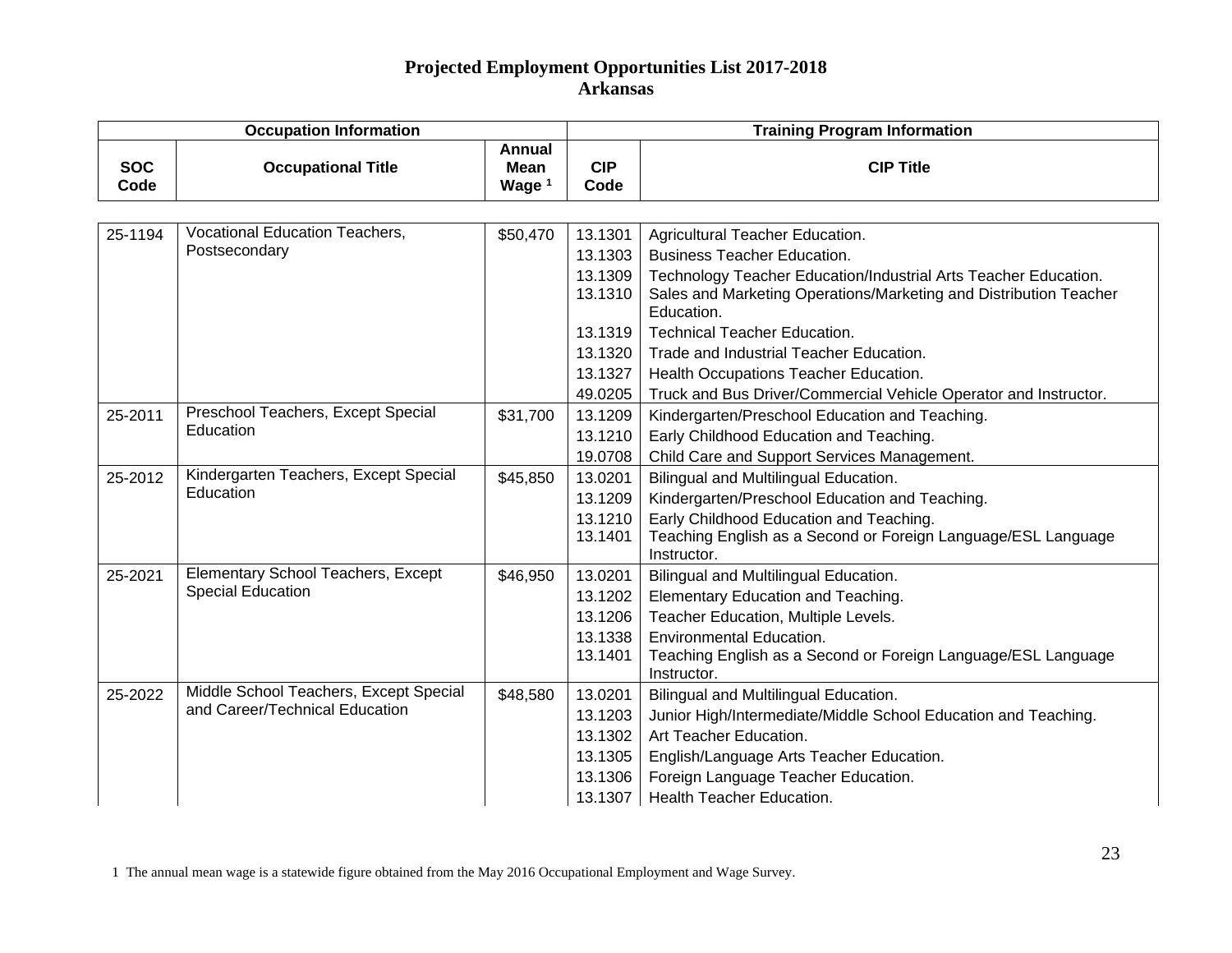# Projected Employment Opportunities List 2017-2018
## Arkansas

| Occupation Information | | | Training Program Information | |
|---|---|---|---|---|
| SOC Code | Occupational Title | Annual Mean Wage [1] | CIP Code | CIP Title |
| 25-1194 | Vocational Education Teachers, Postsecondary | $50,470 | 13.1301 | Agricultural Teacher Education. |
| | | | 13.1303 | Business Teacher Education. |
| | | | 13.1309 | Technology Teacher Education/Industrial Arts Teacher Education. |
| | | | 13.1310 | Sales and Marketing Operations/Marketing and Distribution Teacher Education. |
| | | | 13.1319 | Technical Teacher Education. |
| | | | 13.1320 | Trade and Industrial Teacher Education. |
| | | | 13.1327 | Health Occupations Teacher Education. |
| | | | 49.0205 | Truck and Bus Driver/Commercial Vehicle Operator and Instructor. |
| 25-2011 | Preschool Teachers, Except Special Education | $31,700 | 13.1209 | Kindergarten/Preschool Education and Teaching. |
| | | | 13.1210 | Early Childhood Education and Teaching. |
| | | | 19.0708 | Child Care and Support Services Management. |
| 25-2012 | Kindergarten Teachers, Except Special Education | $45,850 | 13.0201 | Bilingual and Multilingual Education. |
| | | | 13.1209 | Kindergarten/Preschool Education and Teaching. |
| | | | 13.1210 | Early Childhood Education and Teaching. |
| | | | 13.1401 | Teaching English as a Second or Foreign Language/ESL Language Instructor. |
| 25-2021 | Elementary School Teachers, Except Special Education | $46,950 | 13.0201 | Bilingual and Multilingual Education. |
| | | | 13.1202 | Elementary Education and Teaching. |
| | | | 13.1206 | Teacher Education, Multiple Levels. |
| | | | 13.1338 | Environmental Education. |
| | | | 13.1401 | Teaching English as a Second or Foreign Language/ESL Language Instructor. |
| 25-2022 | Middle School Teachers, Except Special and Career/Technical Education | $48,580 | 13.0201 | Bilingual and Multilingual Education. |
| | | | 13.1203 | Junior High/Intermediate/Middle School Education and Teaching. |
| | | | 13.1302 | Art Teacher Education. |
| | | | 13.1305 | English/Language Arts Teacher Education. |
| | | | 13.1306 | Foreign Language Teacher Education. |
| | | | 13.1307 | Health Teacher Education. |

1 The annual mean wage is a statewide figure obtained from the May 2016 Occupational Employment and Wage Survey.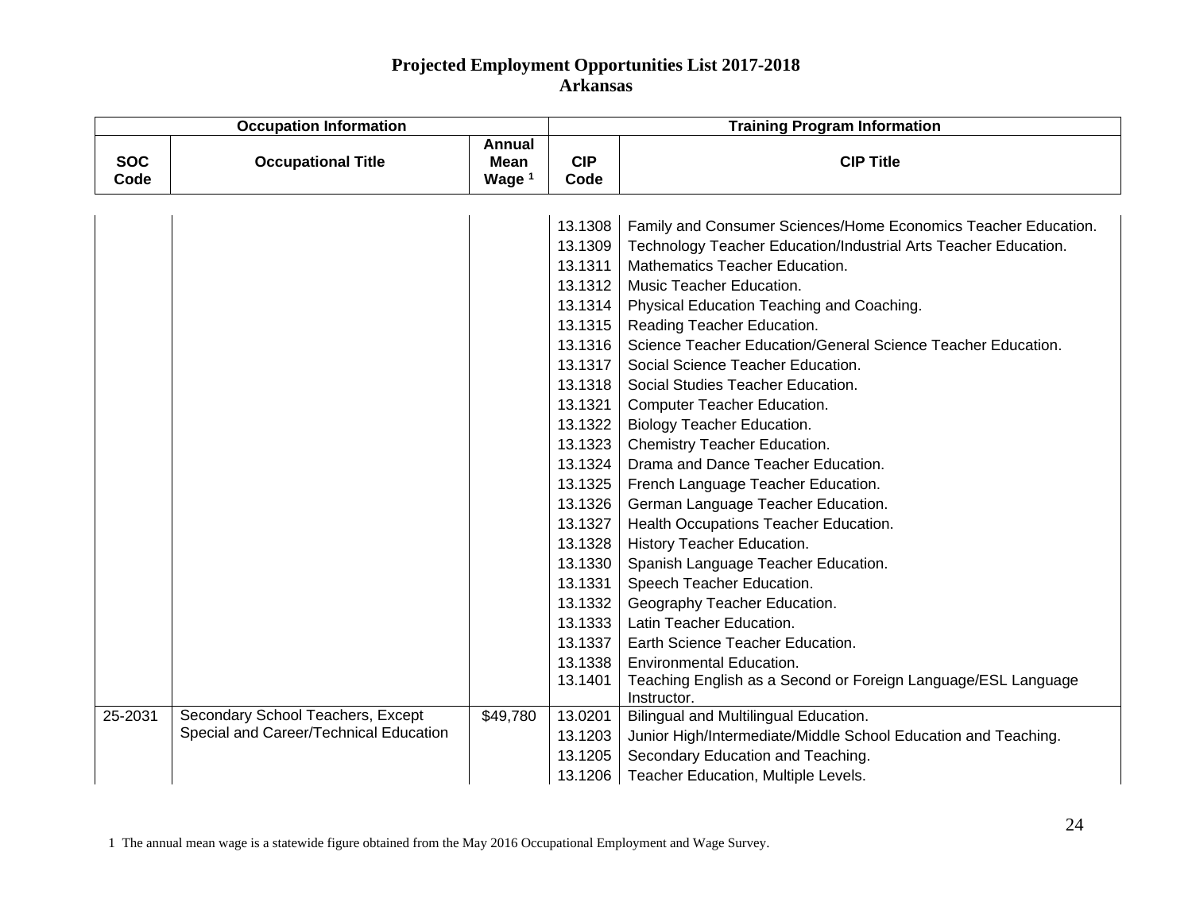# Projected Employment Opportunities List 2017-2018
## Arkansas

| Occupation Information | | | Training Program Information | |
|---|---|---|---|---|
| SOC Code | Occupational Title | Annual Mean Wage [1] | CIP Code | CIP Title |
| | | | 13.1308 | Family and Consumer Sciences/Home Economics Teacher Education. |
| | | | 13.1309 | Technology Teacher Education/Industrial Arts Teacher Education. |
| | | | 13.1311 | Mathematics Teacher Education. |
| | | | 13.1312 | Music Teacher Education. |
| | | | 13.1314 | Physical Education Teaching and Coaching. |
| | | | 13.1315 | Reading Teacher Education. |
| | | | 13.1316 | Science Teacher Education/General Science Teacher Education. |
| | | | 13.1317 | Social Science Teacher Education. |
| | | | 13.1318 | Social Studies Teacher Education. |
| | | | 13.1321 | Computer Teacher Education. |
| | | | 13.1322 | Biology Teacher Education. |
| | | | 13.1323 | Chemistry Teacher Education. |
| | | | 13.1324 | Drama and Dance Teacher Education. |
| | | | 13.1325 | French Language Teacher Education. |
| | | | 13.1326 | German Language Teacher Education. |
| | | | 13.1327 | Health Occupations Teacher Education. |
| | | | 13.1328 | History Teacher Education. |
| | | | 13.1330 | Spanish Language Teacher Education. |
| | | | 13.1331 | Speech Teacher Education. |
| | | | 13.1332 | Geography Teacher Education. |
| | | | 13.1333 | Latin Teacher Education. |
| | | | 13.1337 | Earth Science Teacher Education. |
| | | | 13.1338 | Environmental Education. |
| | | | 13.1401 | Teaching English as a Second or Foreign Language/ESL Language Instructor. |
| 25-2031 | Secondary School Teachers, Except Special and Career/Technical Education | $49,780 | 13.0201 | Bilingual and Multilingual Education. |
| | | | 13.1203 | Junior High/Intermediate/Middle School Education and Teaching. |
| | | | 13.1205 | Secondary Education and Teaching. |
| | | | 13.1206 | Teacher Education, Multiple Levels. |

1 The annual mean wage is a statewide figure obtained from the May 2016 Occupational Employment and Wage Survey.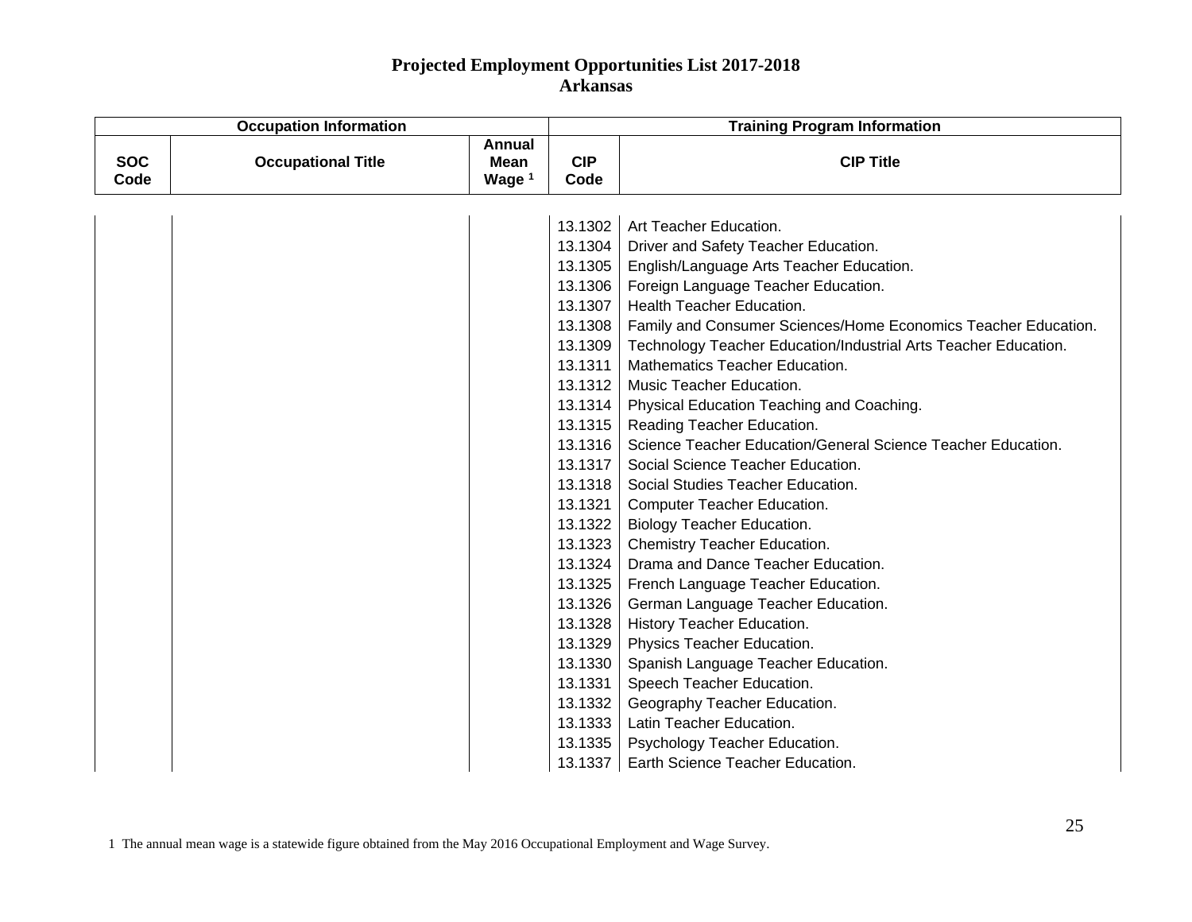# Projected Employment Opportunities List 2017-2018
## Arkansas

| Occupation Information | | | Training Program Information | |
|---|---|---|---|---|
| SOC Code | Occupational Title | Annual Mean Wage [1] | CIP Code | CIP Title |
| | | | 13.1302 | Art Teacher Education. |
| | | | 13.1304 | Driver and Safety Teacher Education. |
| | | | 13.1305 | English/Language Arts Teacher Education. |
| | | | 13.1306 | Foreign Language Teacher Education. |
| | | | 13.1307 | Health Teacher Education. |
| | | | 13.1308 | Family and Consumer Sciences/Home Economics Teacher Education. |
| | | | 13.1309 | Technology Teacher Education/Industrial Arts Teacher Education. |
| | | | 13.1311 | Mathematics Teacher Education. |
| | | | 13.1312 | Music Teacher Education. |
| | | | 13.1314 | Physical Education Teaching and Coaching. |
| | | | 13.1315 | Reading Teacher Education. |
| | | | 13.1316 | Science Teacher Education/General Science Teacher Education. |
| | | | 13.1317 | Social Science Teacher Education. |
| | | | 13.1318 | Social Studies Teacher Education. |
| | | | 13.1321 | Computer Teacher Education. |
| | | | 13.1322 | Biology Teacher Education. |
| | | | 13.1323 | Chemistry Teacher Education. |
| | | | 13.1324 | Drama and Dance Teacher Education. |
| | | | 13.1325 | French Language Teacher Education. |
| | | | 13.1326 | German Language Teacher Education. |
| | | | 13.1328 | History Teacher Education. |
| | | | 13.1329 | Physics Teacher Education. |
| | | | 13.1330 | Spanish Language Teacher Education. |
| | | | 13.1331 | Speech Teacher Education. |
| | | | 13.1332 | Geography Teacher Education. |
| | | | 13.1333 | Latin Teacher Education. |
| | | | 13.1335 | Psychology Teacher Education. |
| | | | 13.1337 | Earth Science Teacher Education. |

1 The annual mean wage is a statewide figure obtained from the May 2016 Occupational Employment and Wage Survey.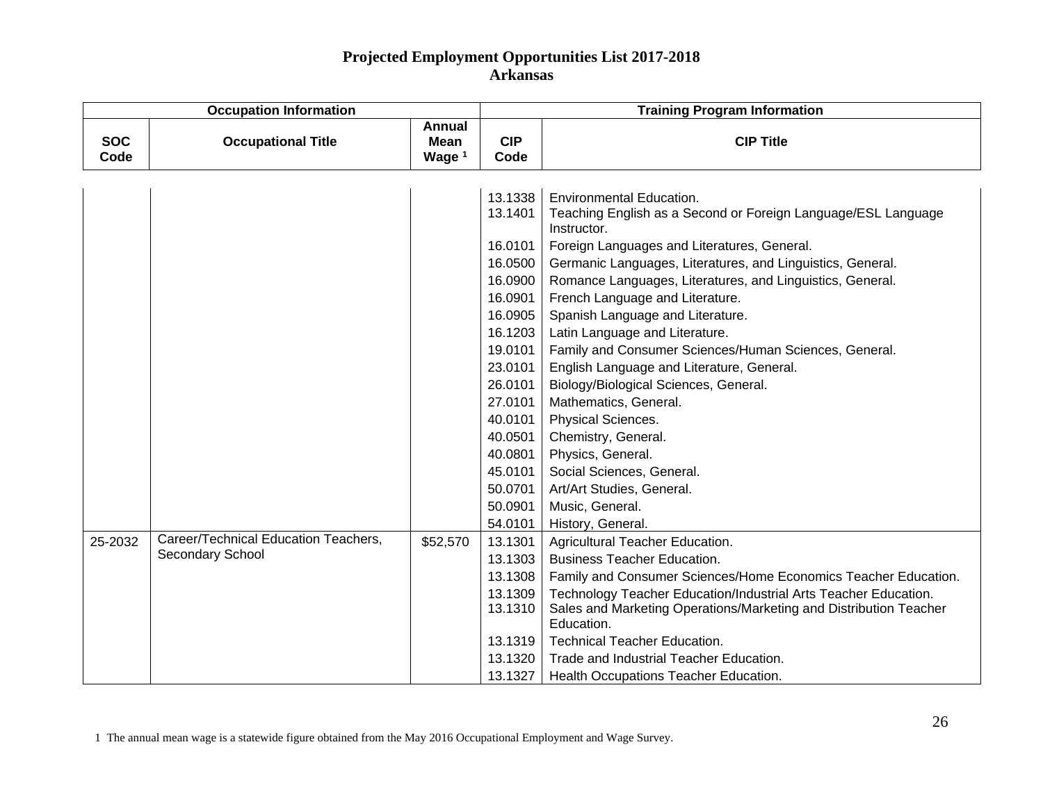# Projected Employment Opportunities List 2017-2018
## Arkansas

| Occupation Information | | | Training Program Information | |
|---|---|---|---|---|
| SOC Code | Occupational Title | Annual Mean Wage [1] | CIP Code | CIP Title |
| | | | 13.1338 | Environmental Education. |
| | | | 13.1401 | Teaching English as a Second or Foreign Language/ESL Language Instructor. |
| | | | 16.0101 | Foreign Languages and Literatures, General. |
| | | | 16.0500 | Germanic Languages, Literatures, and Linguistics, General. |
| | | | 16.0900 | Romance Languages, Literatures, and Linguistics, General. |
| | | | 16.0901 | French Language and Literature. |
| | | | 16.0905 | Spanish Language and Literature. |
| | | | 16.1203 | Latin Language and Literature. |
| | | | 19.0101 | Family and Consumer Sciences/Human Sciences, General. |
| | | | 23.0101 | English Language and Literature, General. |
| | | | 26.0101 | Biology/Biological Sciences, General. |
| | | | 27.0101 | Mathematics, General. |
| | | | 40.0101 | Physical Sciences. |
| | | | 40.0501 | Chemistry, General. |
| | | | 40.0801 | Physics, General. |
| | | | 45.0101 | Social Sciences, General. |
| | | | 50.0701 | Art/Art Studies, General. |
| | | | 50.0901 | Music, General. |
| | | | 54.0101 | History, General. |
| 25-2032 | Career/Technical Education Teachers, Secondary School | $52,570 | 13.1301 | Agricultural Teacher Education. |
| | | | 13.1303 | Business Teacher Education. |
| | | | 13.1308 | Family and Consumer Sciences/Home Economics Teacher Education. |
| | | | 13.1309 | Technology Teacher Education/Industrial Arts Teacher Education. |
| | | | 13.1310 | Sales and Marketing Operations/Marketing and Distribution Teacher Education. |
| | | | 13.1319 | Technical Teacher Education. |
| | | | 13.1320 | Trade and Industrial Teacher Education. |
| | | | 13.1327 | Health Occupations Teacher Education. |

1 The annual mean wage is a statewide figure obtained from the May 2016 Occupational Employment and Wage Survey.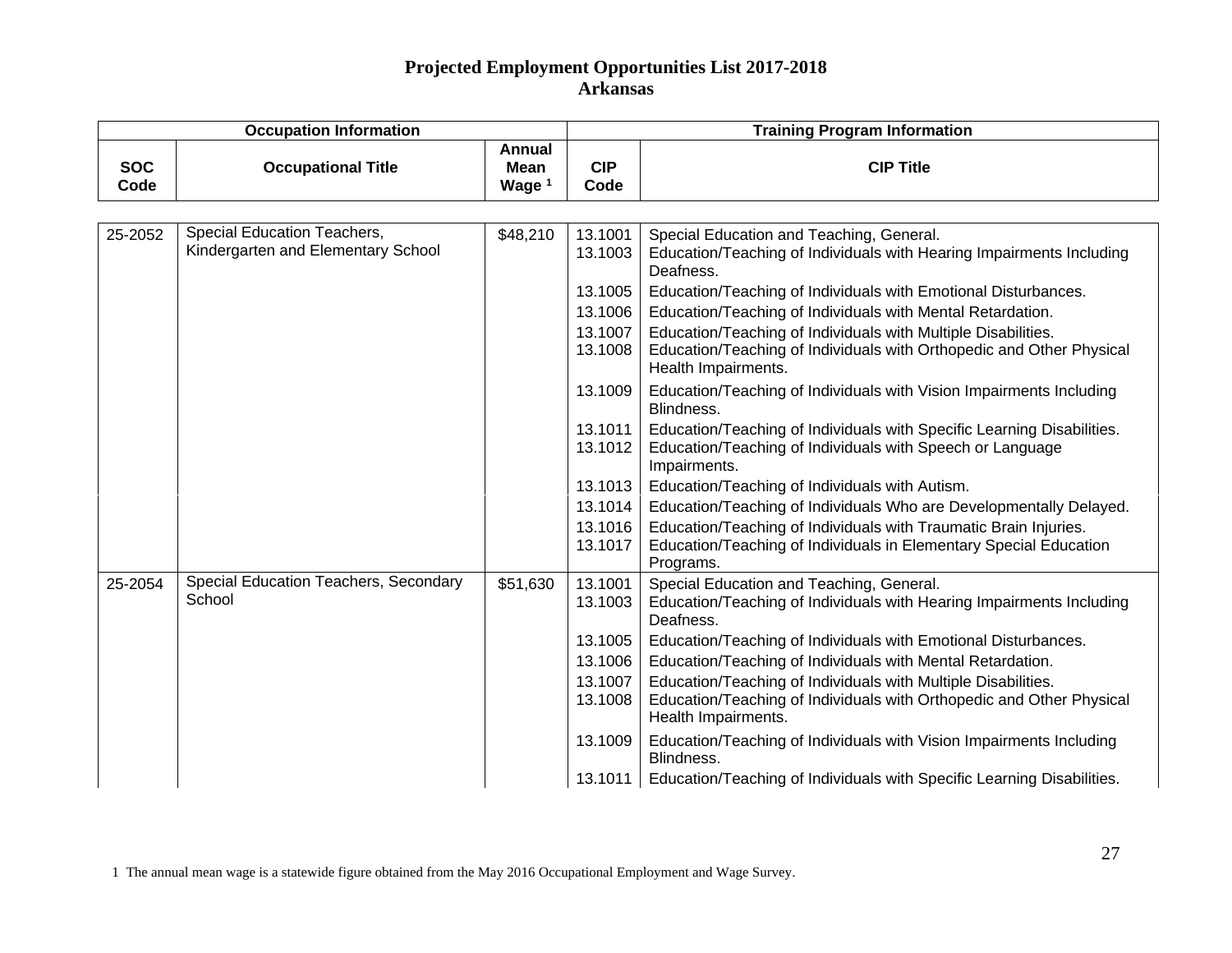# Projected Employment Opportunities List 2017-2018
## Arkansas

| Occupation Information | | | Training Program Information | |
|---|---|---|---|---|
| SOC Code | Occupational Title | Annual Mean Wage [1] | CIP Code | CIP Title |
| 25-2052 | Special Education Teachers, Kindergarten and Elementary School | $48,210 | 13.1001 | Special Education and Teaching, General. |
| | | | 13.1003 | Education/Teaching of Individuals with Hearing Impairments Including Deafness. |
| | | | 13.1005 | Education/Teaching of Individuals with Emotional Disturbances. |
| | | | 13.1006 | Education/Teaching of Individuals with Mental Retardation. |
| | | | 13.1007 | Education/Teaching of Individuals with Multiple Disabilities. |
| | | | 13.1008 | Education/Teaching of Individuals with Orthopedic and Other Physical Health Impairments. |
| | | | 13.1009 | Education/Teaching of Individuals with Vision Impairments Including Blindness. |
| | | | 13.1011 | Education/Teaching of Individuals with Specific Learning Disabilities. |
| | | | 13.1012 | Education/Teaching of Individuals with Speech or Language Impairments. |
| | | | 13.1013 | Education/Teaching of Individuals with Autism. |
| | | | 13.1014 | Education/Teaching of Individuals Who are Developmentally Delayed. |
| | | | 13.1016 | Education/Teaching of Individuals with Traumatic Brain Injuries. |
| | | | 13.1017 | Education/Teaching of Individuals in Elementary Special Education Programs. |
| 25-2054 | Special Education Teachers, Secondary School | $51,630 | 13.1001 | Special Education and Teaching, General. |
| | | | 13.1003 | Education/Teaching of Individuals with Hearing Impairments Including Deafness. |
| | | | 13.1005 | Education/Teaching of Individuals with Emotional Disturbances. |
| | | | 13.1006 | Education/Teaching of Individuals with Mental Retardation. |
| | | | 13.1007 | Education/Teaching of Individuals with Multiple Disabilities. |
| | | | 13.1008 | Education/Teaching of Individuals with Orthopedic and Other Physical Health Impairments. |
| | | | 13.1009 | Education/Teaching of Individuals with Vision Impairments Including Blindness. |
| | | | 13.1011 | Education/Teaching of Individuals with Specific Learning Disabilities. |

1 The annual mean wage is a statewide figure obtained from the May 2016 Occupational Employment and Wage Survey.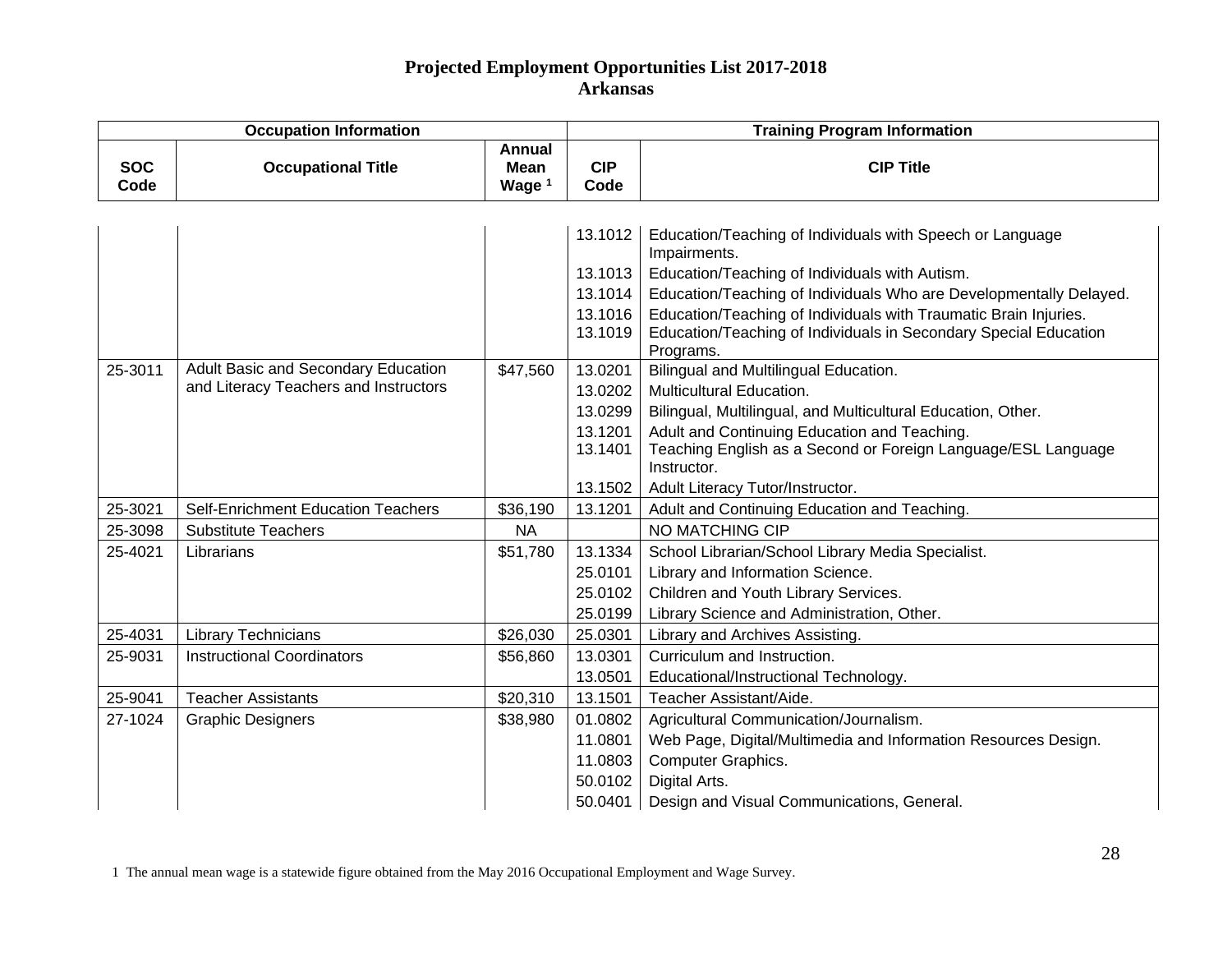# Projected Employment Opportunities List 2017-2018
## Arkansas

| Occupation Information | | | Training Program Information | |
|---|---|---|---|---|
| SOC Code | Occupational Title | Annual Mean Wage [1] | CIP Code | CIP Title |
| | | | 13.1012 | Education/Teaching of Individuals with Speech or Language Impairments. |
| | | | 13.1013 | Education/Teaching of Individuals with Autism. |
| | | | 13.1014 | Education/Teaching of Individuals Who are Developmentally Delayed. |
| | | | 13.1016 | Education/Teaching of Individuals with Traumatic Brain Injuries. |
| | | | 13.1019 | Education/Teaching of Individuals in Secondary Special Education Programs. |
| 25-3011 | Adult Basic and Secondary Education and Literacy Teachers and Instructors | $47,560 | 13.0201 | Bilingual and Multilingual Education. |
| | | | 13.0202 | Multicultural Education. |
| | | | 13.0299 | Bilingual, Multilingual, and Multicultural Education, Other. |
| | | | 13.1201 | Adult and Continuing Education and Teaching. |
| | | | 13.1401 | Teaching English as a Second or Foreign Language/ESL Language Instructor. |
| | | | 13.1502 | Adult Literacy Tutor/Instructor. |
| 25-3021 | Self-Enrichment Education Teachers | $36,190 | 13.1201 | Adult and Continuing Education and Teaching. |
| 25-3098 | Substitute Teachers | NA | | NO MATCHING CIP |
| 25-4021 | Librarians | $51,780 | 13.1334 | School Librarian/School Library Media Specialist. |
| | | | 25.0101 | Library and Information Science. |
| | | | 25.0102 | Children and Youth Library Services. |
| | | | 25.0199 | Library Science and Administration, Other. |
| 25-4031 | Library Technicians | $26,030 | 25.0301 | Library and Archives Assisting. |
| 25-9031 | Instructional Coordinators | $56,860 | 13.0301 | Curriculum and Instruction. |
| | | | 13.0501 | Educational/Instructional Technology. |
| 25-9041 | Teacher Assistants | $20,310 | 13.1501 | Teacher Assistant/Aide. |
| 27-1024 | Graphic Designers | $38,980 | 01.0802 | Agricultural Communication/Journalism. |
| | | | 11.0801 | Web Page, Digital/Multimedia and Information Resources Design. |
| | | | 11.0803 | Computer Graphics. |
| | | | 50.0102 | Digital Arts. |
| | | | 50.0401 | Design and Visual Communications, General. |

1 The annual mean wage is a statewide figure obtained from the May 2016 Occupational Employment and Wage Survey.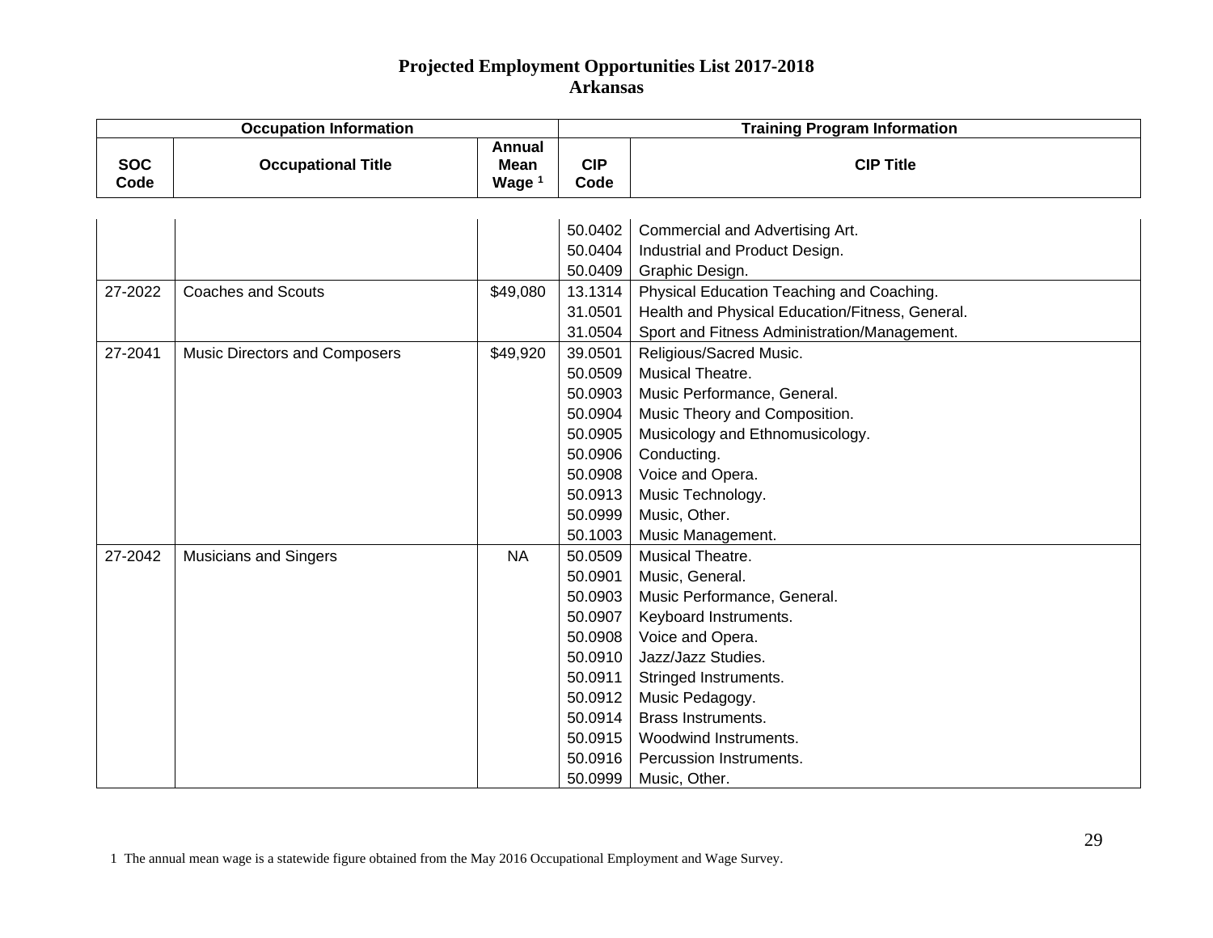# Projected Employment Opportunities List 2017-2018
## Arkansas

| Occupation Information | | | Training Program Information | |
|---|---|---|---|---|
| SOC Code | Occupational Title | Annual Mean Wage [1] | CIP Code | CIP Title |
| | | | 50.0402 | Commercial and Advertising Art. |
| | | | 50.0404 | Industrial and Product Design. |
| | | | 50.0409 | Graphic Design. |
| 27-2022 | Coaches and Scouts | $49,080 | 13.1314 | Physical Education Teaching and Coaching. |
| | | | 31.0501 | Health and Physical Education/Fitness, General. |
| | | | 31.0504 | Sport and Fitness Administration/Management. |
| 27-2041 | Music Directors and Composers | $49,920 | 39.0501 | Religious/Sacred Music. |
| | | | 50.0509 | Musical Theatre. |
| | | | 50.0903 | Music Performance, General. |
| | | | 50.0904 | Music Theory and Composition. |
| | | | 50.0905 | Musicology and Ethnomusicology. |
| | | | 50.0906 | Conducting. |
| | | | 50.0908 | Voice and Opera. |
| | | | 50.0913 | Music Technology. |
| | | | 50.0999 | Music, Other. |
| | | | 50.1003 | Music Management. |
| 27-2042 | Musicians and Singers | NA | 50.0509 | Musical Theatre. |
| | | | 50.0901 | Music, General. |
| | | | 50.0903 | Music Performance, General. |
| | | | 50.0907 | Keyboard Instruments. |
| | | | 50.0908 | Voice and Opera. |
| | | | 50.0910 | Jazz/Jazz Studies. |
| | | | 50.0911 | Stringed Instruments. |
| | | | 50.0912 | Music Pedagogy. |
| | | | 50.0914 | Brass Instruments. |
| | | | 50.0915 | Woodwind Instruments. |
| | | | 50.0916 | Percussion Instruments. |
| | | | 50.0999 | Music, Other. |

1 The annual mean wage is a statewide figure obtained from the May 2016 Occupational Employment and Wage Survey.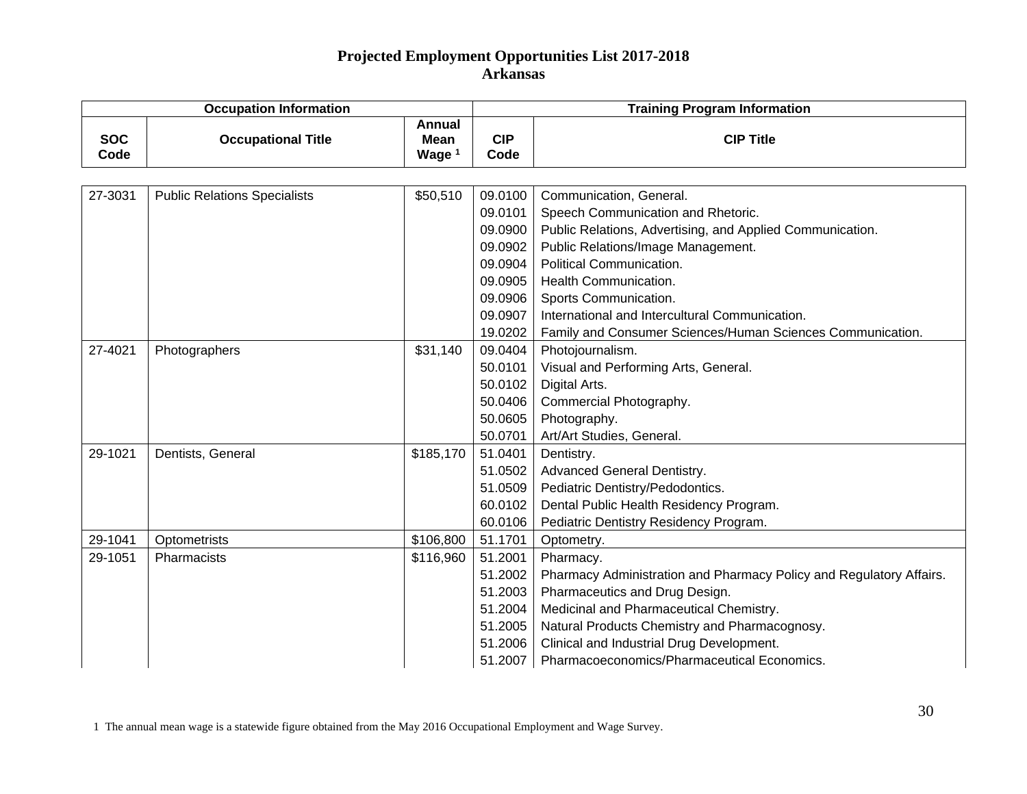# Projected Employment Opportunities List 2017-2018
## Arkansas

| Occupation Information | | | Training Program Information | |
|---|---|---|---|---|
| SOC Code | Occupational Title | Annual Mean Wage [1] | CIP Code | CIP Title |
| 27-3031 | Public Relations Specialists | $50,510 | 09.0100 | Communication, General. |
| | | | 09.0101 | Speech Communication and Rhetoric. |
| | | | 09.0900 | Public Relations, Advertising, and Applied Communication. |
| | | | 09.0902 | Public Relations/Image Management. |
| | | | 09.0904 | Political Communication. |
| | | | 09.0905 | Health Communication. |
| | | | 09.0906 | Sports Communication. |
| | | | 09.0907 | International and Intercultural Communication. |
| | | | 19.0202 | Family and Consumer Sciences/Human Sciences Communication. |
| 27-4021 | Photographers | $31,140 | 09.0404 | Photojournalism. |
| | | | 50.0101 | Visual and Performing Arts, General. |
| | | | 50.0102 | Digital Arts. |
| | | | 50.0406 | Commercial Photography. |
| | | | 50.0605 | Photography. |
| | | | 50.0701 | Art/Art Studies, General. |
| 29-1021 | Dentists, General | $185,170 | 51.0401 | Dentistry. |
| | | | 51.0502 | Advanced General Dentistry. |
| | | | 51.0509 | Pediatric Dentistry/Pedodontics. |
| | | | 60.0102 | Dental Public Health Residency Program. |
| | | | 60.0106 | Pediatric Dentistry Residency Program. |
| 29-1041 | Optometrists | $106,800 | 51.1701 | Optometry. |
| 29-1051 | Pharmacists | $116,960 | 51.2001 | Pharmacy. |
| | | | 51.2002 | Pharmacy Administration and Pharmacy Policy and Regulatory Affairs. |
| | | | 51.2003 | Pharmaceutics and Drug Design. |
| | | | 51.2004 | Medicinal and Pharmaceutical Chemistry. |
| | | | 51.2005 | Natural Products Chemistry and Pharmacognosy. |
| | | | 51.2006 | Clinical and Industrial Drug Development. |
| | | | 51.2007 | Pharmacoeconomics/Pharmaceutical Economics. |

1 The annual mean wage is a statewide figure obtained from the May 2016 Occupational Employment and Wage Survey.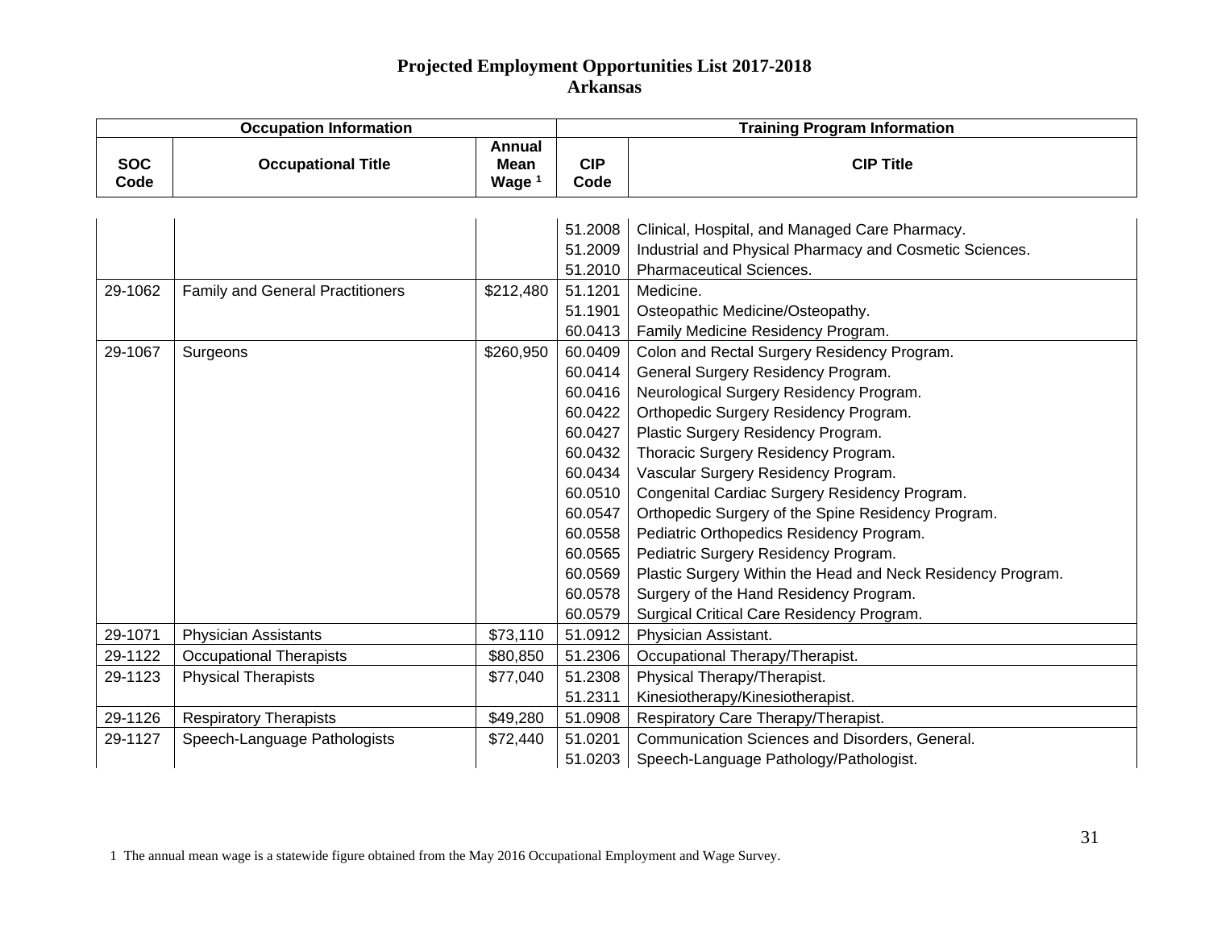# Projected Employment Opportunities List 2017-2018
## Arkansas

| Occupation Information | | | Training Program Information | |
|---|---|---|---|---|
| SOC Code | Occupational Title | Annual Mean Wage [1] | CIP Code | CIP Title |
| | | | 51.2008 | Clinical, Hospital, and Managed Care Pharmacy. |
| | | | 51.2009 | Industrial and Physical Pharmacy and Cosmetic Sciences. |
| | | | 51.2010 | Pharmaceutical Sciences. |
| 29-1062 | Family and General Practitioners | $212,480 | 51.1201 | Medicine. |
| | | | 51.1901 | Osteopathic Medicine/Osteopathy. |
| | | | 60.0413 | Family Medicine Residency Program. |
| 29-1067 | Surgeons | $260,950 | 60.0409 | Colon and Rectal Surgery Residency Program. |
| | | | 60.0414 | General Surgery Residency Program. |
| | | | 60.0416 | Neurological Surgery Residency Program. |
| | | | 60.0422 | Orthopedic Surgery Residency Program. |
| | | | 60.0427 | Plastic Surgery Residency Program. |
| | | | 60.0432 | Thoracic Surgery Residency Program. |
| | | | 60.0434 | Vascular Surgery Residency Program. |
| | | | 60.0510 | Congenital Cardiac Surgery Residency Program. |
| | | | 60.0547 | Orthopedic Surgery of the Spine Residency Program. |
| | | | 60.0558 | Pediatric Orthopedics Residency Program. |
| | | | 60.0565 | Pediatric Surgery Residency Program. |
| | | | 60.0569 | Plastic Surgery Within the Head and Neck Residency Program. |
| | | | 60.0578 | Surgery of the Hand Residency Program. |
| | | | 60.0579 | Surgical Critical Care Residency Program. |
| 29-1071 | Physician Assistants | $73,110 | 51.0912 | Physician Assistant. |
| 29-1122 | Occupational Therapists | $80,850 | 51.2306 | Occupational Therapy/Therapist. |
| 29-1123 | Physical Therapists | $77,040 | 51.2308 | Physical Therapy/Therapist. |
| | | | 51.2311 | Kinesiotherapy/Kinesiotherapist. |
| 29-1126 | Respiratory Therapists | $49,280 | 51.0908 | Respiratory Care Therapy/Therapist. |
| 29-1127 | Speech-Language Pathologists | $72,440 | 51.0201 | Communication Sciences and Disorders, General. |
| | | | 51.0203 | Speech-Language Pathology/Pathologist. |

1 The annual mean wage is a statewide figure obtained from the May 2016 Occupational Employment and Wage Survey.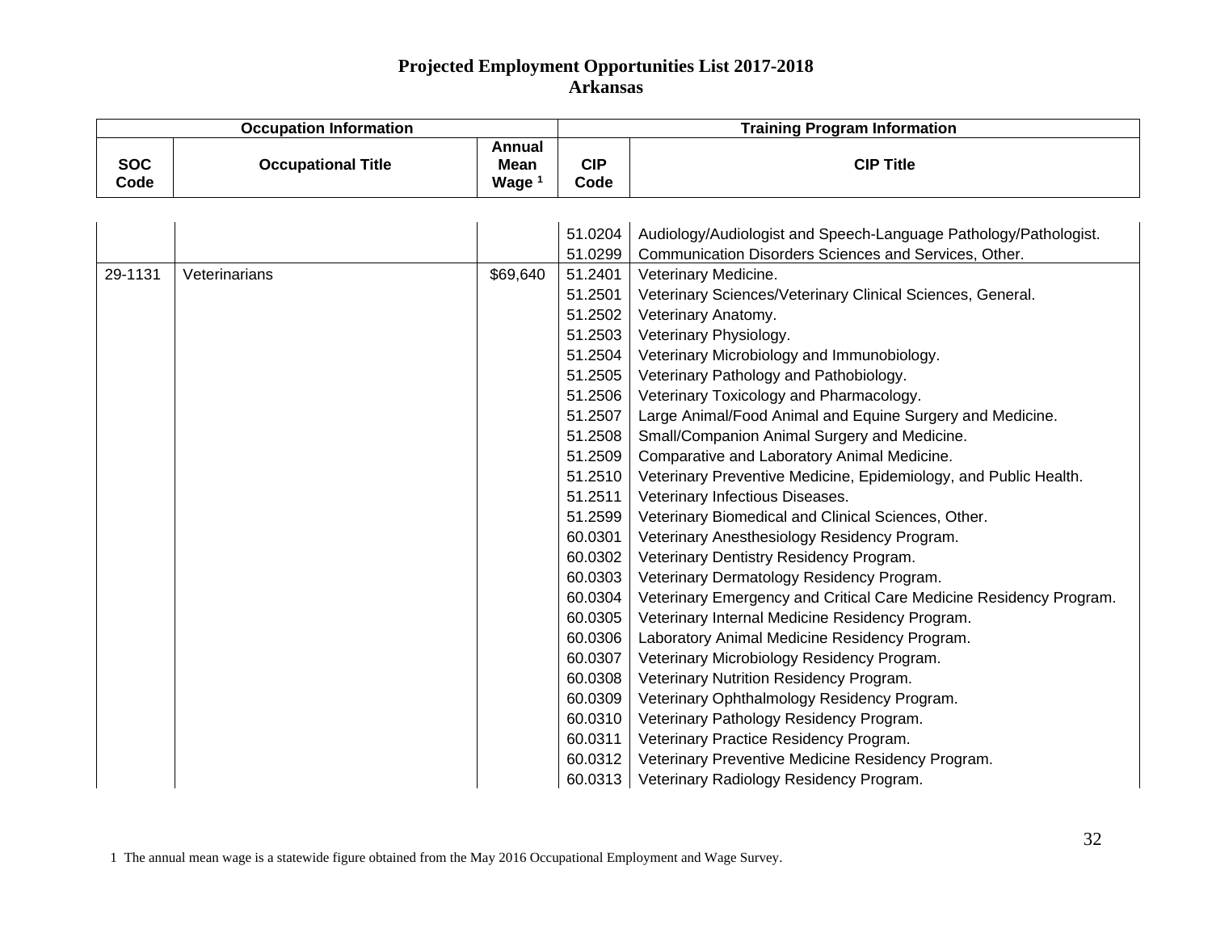# Projected Employment Opportunities List 2017-2018
## Arkansas

| Occupation Information | | | Training Program Information | |
|---|---|---|---|---|
| SOC Code | Occupational Title | Annual Mean Wage [1] | CIP Code | CIP Title |
| | | | 51.0204 | Audiology/Audiologist and Speech-Language Pathology/Pathologist. |
| | | | 51.0299 | Communication Disorders Sciences and Services, Other. |
| 29-1131 | Veterinarians | $69,640 | 51.2401 | Veterinary Medicine. |
| | | | 51.2501 | Veterinary Sciences/Veterinary Clinical Sciences, General. |
| | | | 51.2502 | Veterinary Anatomy. |
| | | | 51.2503 | Veterinary Physiology. |
| | | | 51.2504 | Veterinary Microbiology and Immunobiology. |
| | | | 51.2505 | Veterinary Pathology and Pathobiology. |
| | | | 51.2506 | Veterinary Toxicology and Pharmacology. |
| | | | 51.2507 | Large Animal/Food Animal and Equine Surgery and Medicine. |
| | | | 51.2508 | Small/Companion Animal Surgery and Medicine. |
| | | | 51.2509 | Comparative and Laboratory Animal Medicine. |
| | | | 51.2510 | Veterinary Preventive Medicine, Epidemiology, and Public Health. |
| | | | 51.2511 | Veterinary Infectious Diseases. |
| | | | 51.2599 | Veterinary Biomedical and Clinical Sciences, Other. |
| | | | 60.0301 | Veterinary Anesthesiology Residency Program. |
| | | | 60.0302 | Veterinary Dentistry Residency Program. |
| | | | 60.0303 | Veterinary Dermatology Residency Program. |
| | | | 60.0304 | Veterinary Emergency and Critical Care Medicine Residency Program. |
| | | | 60.0305 | Veterinary Internal Medicine Residency Program. |
| | | | 60.0306 | Laboratory Animal Medicine Residency Program. |
| | | | 60.0307 | Veterinary Microbiology Residency Program. |
| | | | 60.0308 | Veterinary Nutrition Residency Program. |
| | | | 60.0309 | Veterinary Ophthalmology Residency Program. |
| | | | 60.0310 | Veterinary Pathology Residency Program. |
| | | | 60.0311 | Veterinary Practice Residency Program. |
| | | | 60.0312 | Veterinary Preventive Medicine Residency Program. |
| | | | 60.0313 | Veterinary Radiology Residency Program. |

1 The annual mean wage is a statewide figure obtained from the May 2016 Occupational Employment and Wage Survey.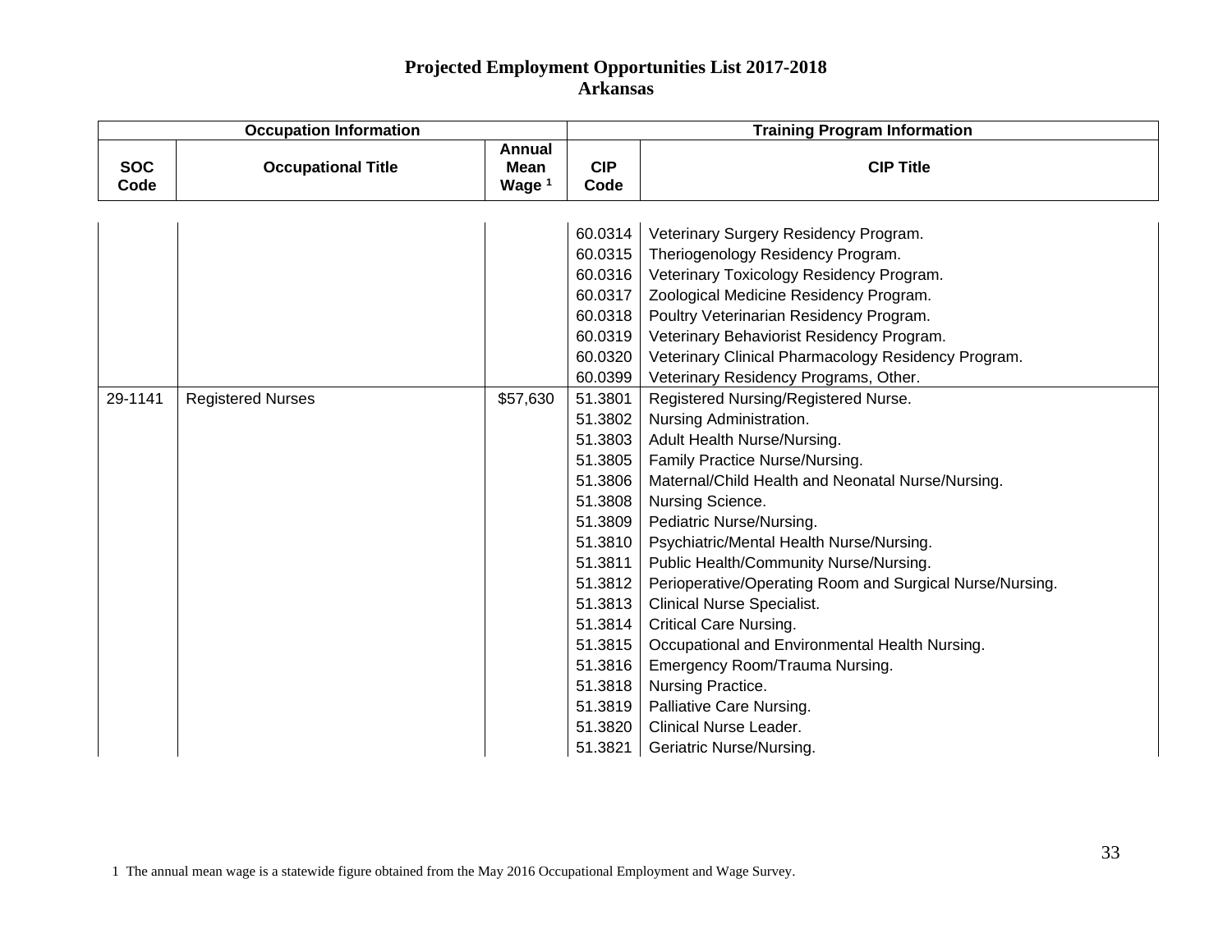# Projected Employment Opportunities List 2017-2018
## Arkansas

| Occupation Information | | | Training Program Information | |
|---|---|---|---|---|
| SOC Code | Occupational Title | Annual Mean Wage [1] | CIP Code | CIP Title |
| | | | 60.0314 | Veterinary Surgery Residency Program. |
| | | | 60.0315 | Theriogenology Residency Program. |
| | | | 60.0316 | Veterinary Toxicology Residency Program. |
| | | | 60.0317 | Zoological Medicine Residency Program. |
| | | | 60.0318 | Poultry Veterinarian Residency Program. |
| | | | 60.0319 | Veterinary Behaviorist Residency Program. |
| | | | 60.0320 | Veterinary Clinical Pharmacology Residency Program. |
| | | | 60.0399 | Veterinary Residency Programs, Other. |
| 29-1141 | Registered Nurses | $57,630 | 51.3801 | Registered Nursing/Registered Nurse. |
| | | | 51.3802 | Nursing Administration. |
| | | | 51.3803 | Adult Health Nurse/Nursing. |
| | | | 51.3805 | Family Practice Nurse/Nursing. |
| | | | 51.3806 | Maternal/Child Health and Neonatal Nurse/Nursing. |
| | | | 51.3808 | Nursing Science. |
| | | | 51.3809 | Pediatric Nurse/Nursing. |
| | | | 51.3810 | Psychiatric/Mental Health Nurse/Nursing. |
| | | | 51.3811 | Public Health/Community Nurse/Nursing. |
| | | | 51.3812 | Perioperative/Operating Room and Surgical Nurse/Nursing. |
| | | | 51.3813 | Clinical Nurse Specialist. |
| | | | 51.3814 | Critical Care Nursing. |
| | | | 51.3815 | Occupational and Environmental Health Nursing. |
| | | | 51.3816 | Emergency Room/Trauma Nursing. |
| | | | 51.3818 | Nursing Practice. |
| | | | 51.3819 | Palliative Care Nursing. |
| | | | 51.3820 | Clinical Nurse Leader. |
| | | | 51.3821 | Geriatric Nurse/Nursing. |

1 The annual mean wage is a statewide figure obtained from the May 2016 Occupational Employment and Wage Survey.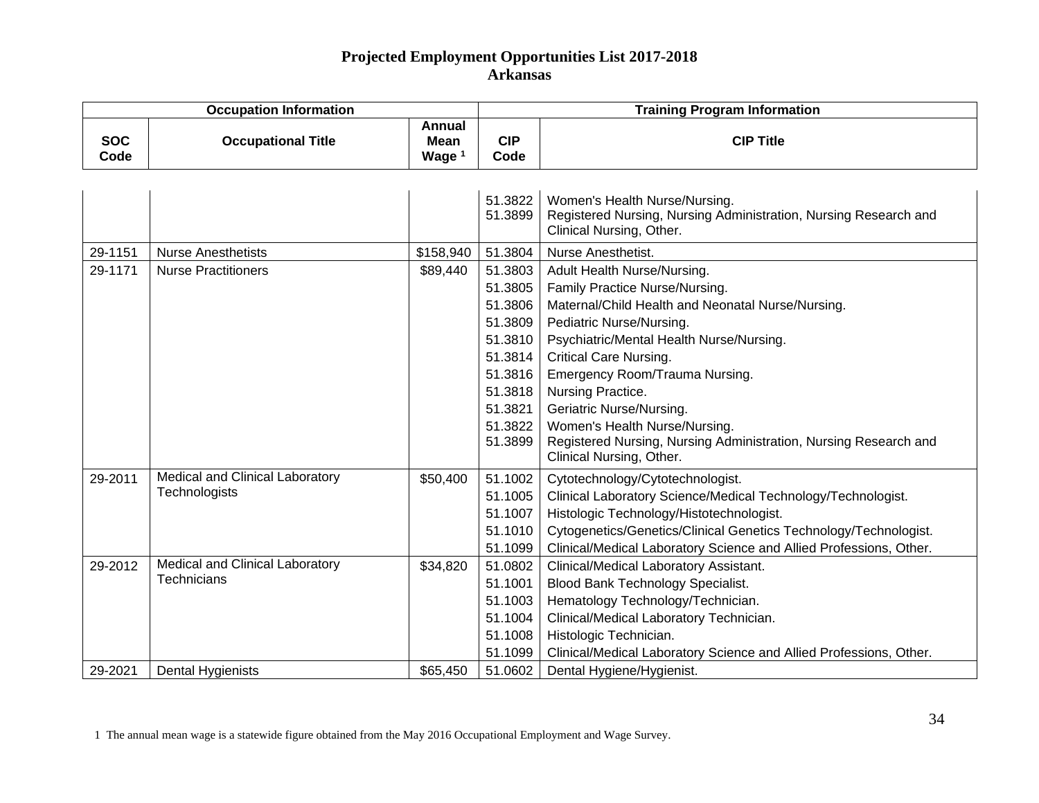# Projected Employment Opportunities List 2017-2018
## Arkansas

| Occupation Information | | | Training Program Information | |
|---|---|---|---|---|
| SOC Code | Occupational Title | Annual Mean Wage [1] | CIP Code | CIP Title |
| | | | 51.3822 | Women's Health Nurse/Nursing. |
| | | | 51.3899 | Registered Nursing, Nursing Administration, Nursing Research and Clinical Nursing, Other. |
| 29-1151 | Nurse Anesthetists | $158,940 | 51.3804 | Nurse Anesthetist. |
| 29-1171 | Nurse Practitioners | $89,440 | 51.3803 | Adult Health Nurse/Nursing. |
| | | | 51.3805 | Family Practice Nurse/Nursing. |
| | | | 51.3806 | Maternal/Child Health and Neonatal Nurse/Nursing. |
| | | | 51.3809 | Pediatric Nurse/Nursing. |
| | | | 51.3810 | Psychiatric/Mental Health Nurse/Nursing. |
| | | | 51.3814 | Critical Care Nursing. |
| | | | 51.3816 | Emergency Room/Trauma Nursing. |
| | | | 51.3818 | Nursing Practice. |
| | | | 51.3821 | Geriatric Nurse/Nursing. |
| | | | 51.3822 | Women's Health Nurse/Nursing. |
| | | | 51.3899 | Registered Nursing, Nursing Administration, Nursing Research and Clinical Nursing, Other. |
| 29-2011 | Medical and Clinical Laboratory Technologists | $50,400 | 51.1002 | Cytotechnology/Cytotechnologist. |
| | | | 51.1005 | Clinical Laboratory Science/Medical Technology/Technologist. |
| | | | 51.1007 | Histologic Technology/Histotechnologist. |
| | | | 51.1010 | Cytogenetics/Genetics/Clinical Genetics Technology/Technologist. |
| | | | 51.1099 | Clinical/Medical Laboratory Science and Allied Professions, Other. |
| 29-2012 | Medical and Clinical Laboratory Technicians | $34,820 | 51.0802 | Clinical/Medical Laboratory Assistant. |
| | | | 51.1001 | Blood Bank Technology Specialist. |
| | | | 51.1003 | Hematology Technology/Technician. |
| | | | 51.1004 | Clinical/Medical Laboratory Technician. |
| | | | 51.1008 | Histologic Technician. |
| | | | 51.1099 | Clinical/Medical Laboratory Science and Allied Professions, Other. |
| 29-2021 | Dental Hygienists | $65,450 | 51.0602 | Dental Hygiene/Hygienist. |

1 The annual mean wage is a statewide figure obtained from the May 2016 Occupational Employment and Wage Survey.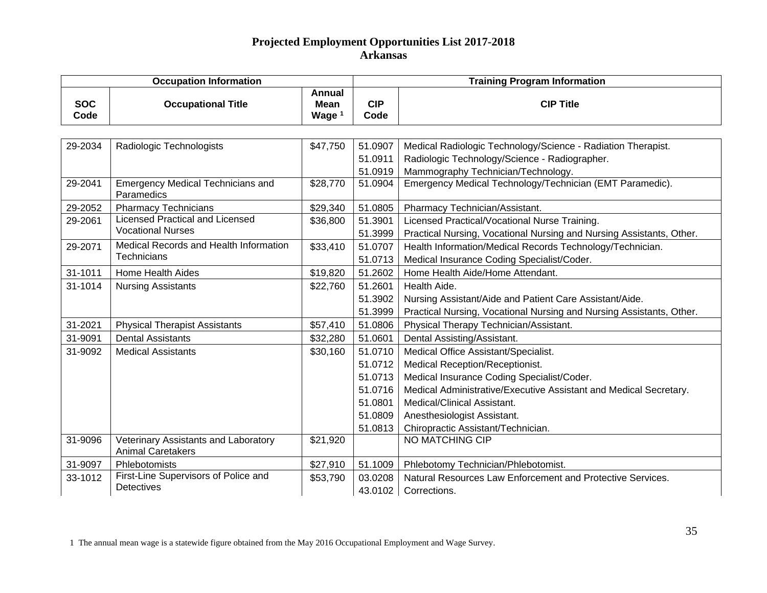# Projected Employment Opportunities List 2017-2018
## Arkansas

| Occupation Information | | | Training Program Information | |
|---|---|---|---|---|
| SOC Code | Occupational Title | Annual Mean Wage [1] | CIP Code | CIP Title |
| 29-2034 | Radiologic Technologists | $47,750 | 51.0907 | Medical Radiologic Technology/Science - Radiation Therapist. |
| | | | 51.0911 | Radiologic Technology/Science - Radiographer. |
| | | | 51.0919 | Mammography Technician/Technology. |
| 29-2041 | Emergency Medical Technicians and Paramedics | $28,770 | 51.0904 | Emergency Medical Technology/Technician (EMT Paramedic). |
| 29-2052 | Pharmacy Technicians | $29,340 | 51.0805 | Pharmacy Technician/Assistant. |
| 29-2061 | Licensed Practical and Licensed Vocational Nurses | $36,800 | 51.3901 | Licensed Practical/Vocational Nurse Training. |
| | | | 51.3999 | Practical Nursing, Vocational Nursing and Nursing Assistants, Other. |
| 29-2071 | Medical Records and Health Information Technicians | $33,410 | 51.0707 | Health Information/Medical Records Technology/Technician. |
| | | | 51.0713 | Medical Insurance Coding Specialist/Coder. |
| 31-1011 | Home Health Aides | $19,820 | 51.2602 | Home Health Aide/Home Attendant. |
| 31-1014 | Nursing Assistants | $22,760 | 51.2601 | Health Aide. |
| | | | 51.3902 | Nursing Assistant/Aide and Patient Care Assistant/Aide. |
| | | | 51.3999 | Practical Nursing, Vocational Nursing and Nursing Assistants, Other. |
| 31-2021 | Physical Therapist Assistants | $57,410 | 51.0806 | Physical Therapy Technician/Assistant. |
| 31-9091 | Dental Assistants | $32,280 | 51.0601 | Dental Assisting/Assistant. |
| 31-9092 | Medical Assistants | $30,160 | 51.0710 | Medical Office Assistant/Specialist. |
| | | | 51.0712 | Medical Reception/Receptionist. |
| | | | 51.0713 | Medical Insurance Coding Specialist/Coder. |
| | | | 51.0716 | Medical Administrative/Executive Assistant and Medical Secretary. |
| | | | 51.0801 | Medical/Clinical Assistant. |
| | | | 51.0809 | Anesthesiologist Assistant. |
| | | | 51.0813 | Chiropractic Assistant/Technician. |
| 31-9096 | Veterinary Assistants and Laboratory Animal Caretakers | $21,920 | | NO MATCHING CIP |
| 31-9097 | Phlebotomists | $27,910 | 51.1009 | Phlebotomy Technician/Phlebotomist. |
| 33-1012 | First-Line Supervisors of Police and Detectives | $53,790 | 03.0208 | Natural Resources Law Enforcement and Protective Services. |
| | | | 43.0102 | Corrections. |

1 The annual mean wage is a statewide figure obtained from the May 2016 Occupational Employment and Wage Survey.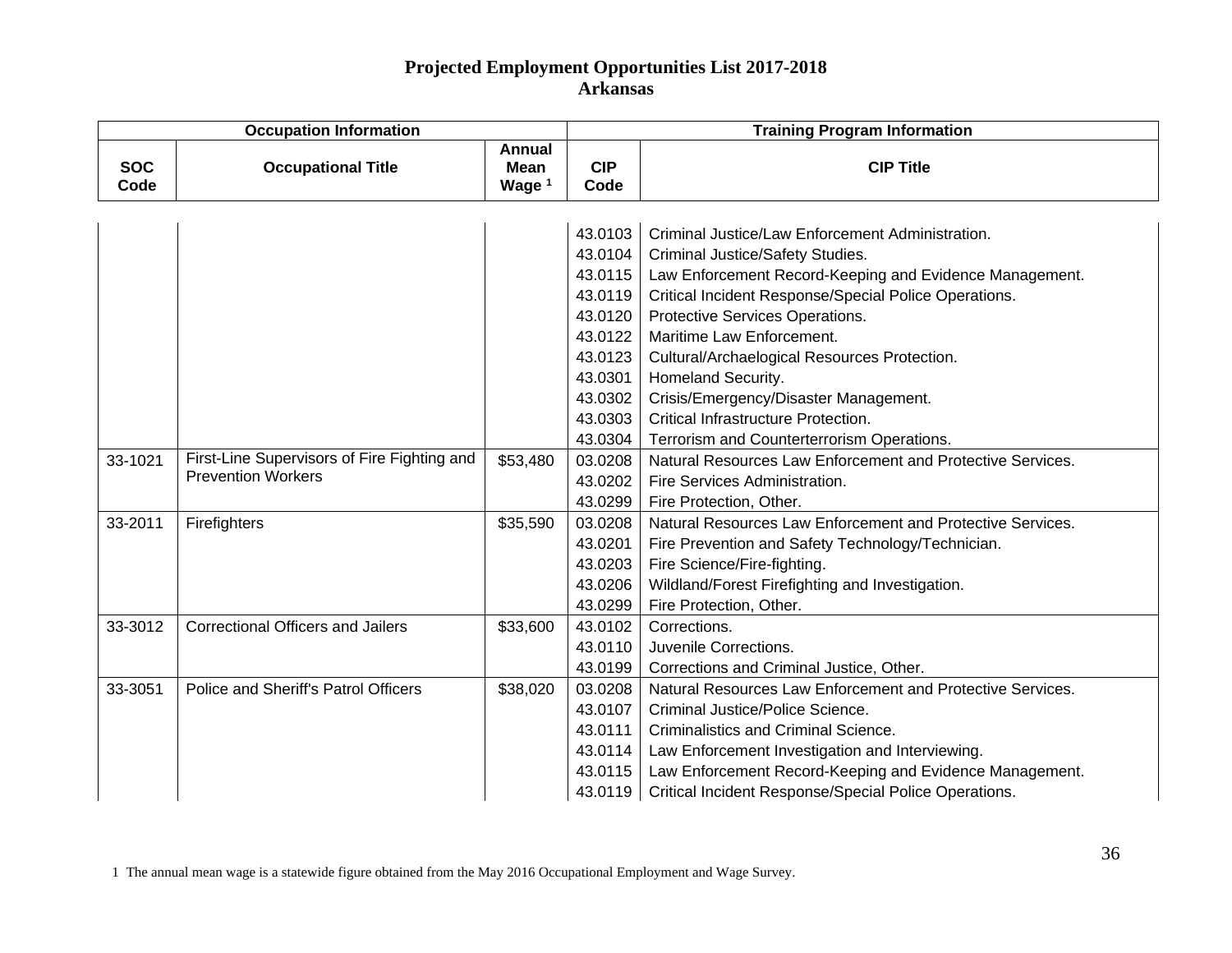**Projected Employment Opportunities List 2017-2018**
**Arkansas**

| Occupation Information | | | Training Program Information | |
|---|---|---|---|---|
| SOC Code | Occupational Title | Annual Mean Wage [1] | CIP Code | CIP Title |
| | | | 43.0103 | Criminal Justice/Law Enforcement Administration. |
| | | | 43.0104 | Criminal Justice/Safety Studies. |
| | | | 43.0115 | Law Enforcement Record-Keeping and Evidence Management. |
| | | | 43.0119 | Critical Incident Response/Special Police Operations. |
| | | | 43.0120 | Protective Services Operations. |
| | | | 43.0122 | Maritime Law Enforcement. |
| | | | 43.0123 | Cultural/Archaelogical Resources Protection. |
| | | | 43.0301 | Homeland Security. |
| | | | 43.0302 | Crisis/Emergency/Disaster Management. |
| | | | 43.0303 | Critical Infrastructure Protection. |
| | | | 43.0304 | Terrorism and Counterterrorism Operations. |
| 33-1021 | First-Line Supervisors of Fire Fighting and Prevention Workers | $53,480 | 03.0208 | Natural Resources Law Enforcement and Protective Services. |
| | | | 43.0202 | Fire Services Administration. |
| | | | 43.0299 | Fire Protection, Other. |
| 33-2011 | Firefighters | $35,590 | 03.0208 | Natural Resources Law Enforcement and Protective Services. |
| | | | 43.0201 | Fire Prevention and Safety Technology/Technician. |
| | | | 43.0203 | Fire Science/Fire-fighting. |
| | | | 43.0206 | Wildland/Forest Firefighting and Investigation. |
| | | | 43.0299 | Fire Protection, Other. |
| 33-3012 | Correctional Officers and Jailers | $33,600 | 43.0102 | Corrections. |
| | | | 43.0110 | Juvenile Corrections. |
| | | | 43.0199 | Corrections and Criminal Justice, Other. |
| 33-3051 | Police and Sheriff's Patrol Officers | $38,020 | 03.0208 | Natural Resources Law Enforcement and Protective Services. |
| | | | 43.0107 | Criminal Justice/Police Science. |
| | | | 43.0111 | Criminalistics and Criminal Science. |
| | | | 43.0114 | Law Enforcement Investigation and Interviewing. |
| | | | 43.0115 | Law Enforcement Record-Keeping and Evidence Management. |
| | | | 43.0119 | Critical Incident Response/Special Police Operations. |

1 The annual mean wage is a statewide figure obtained from the May 2016 Occupational Employment and Wage Survey.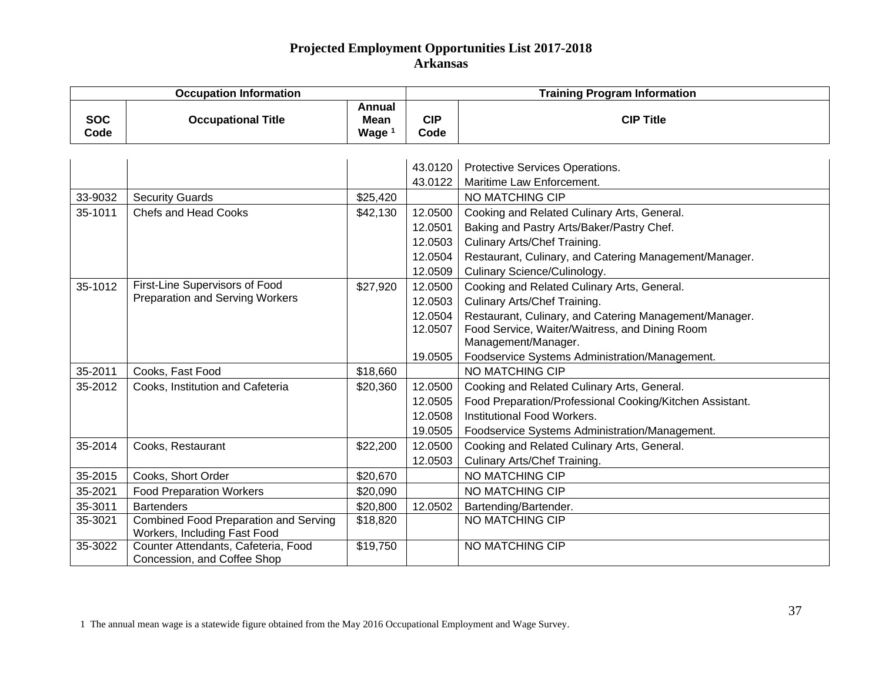# Projected Employment Opportunities List 2017-2018
## Arkansas

| Occupation Information | | | Training Program Information | |
|---|---|---|---|---|
| SOC Code | Occupational Title | Annual Mean Wage [1] | CIP Code | CIP Title |
| | | | 43.0120 | Protective Services Operations. |
| | | | 43.0122 | Maritime Law Enforcement. |
| 33-9032 | Security Guards | $25,420 | | NO MATCHING CIP |
| 35-1011 | Chefs and Head Cooks | $42,130 | 12.0500 | Cooking and Related Culinary Arts, General. |
| | | | 12.0501 | Baking and Pastry Arts/Baker/Pastry Chef. |
| | | | 12.0503 | Culinary Arts/Chef Training. |
| | | | 12.0504 | Restaurant, Culinary, and Catering Management/Manager. |
| | | | 12.0509 | Culinary Science/Culinology. |
| 35-1012 | First-Line Supervisors of Food Preparation and Serving Workers | $27,920 | 12.0500 | Cooking and Related Culinary Arts, General. |
| | | | 12.0503 | Culinary Arts/Chef Training. |
| | | | 12.0504 | Restaurant, Culinary, and Catering Management/Manager. |
| | | | 12.0507 | Food Service, Waiter/Waitress, and Dining Room Management/Manager. |
| | | | 19.0505 | Foodservice Systems Administration/Management. |
| 35-2011 | Cooks, Fast Food | $18,660 | | NO MATCHING CIP |
| 35-2012 | Cooks, Institution and Cafeteria | $20,360 | 12.0500 | Cooking and Related Culinary Arts, General. |
| | | | 12.0505 | Food Preparation/Professional Cooking/Kitchen Assistant. |
| | | | 12.0508 | Institutional Food Workers. |
| | | | 19.0505 | Foodservice Systems Administration/Management. |
| 35-2014 | Cooks, Restaurant | $22,200 | 12.0500 | Cooking and Related Culinary Arts, General. |
| | | | 12.0503 | Culinary Arts/Chef Training. |
| 35-2015 | Cooks, Short Order | $20,670 | | NO MATCHING CIP |
| 35-2021 | Food Preparation Workers | $20,090 | | NO MATCHING CIP |
| 35-3011 | Bartenders | $20,800 | 12.0502 | Bartending/Bartender. |
| 35-3021 | Combined Food Preparation and Serving Workers, Including Fast Food | $18,820 | | NO MATCHING CIP |
| 35-3022 | Counter Attendants, Cafeteria, Food Concession, and Coffee Shop | $19,750 | | NO MATCHING CIP |

1 The annual mean wage is a statewide figure obtained from the May 2016 Occupational Employment and Wage Survey.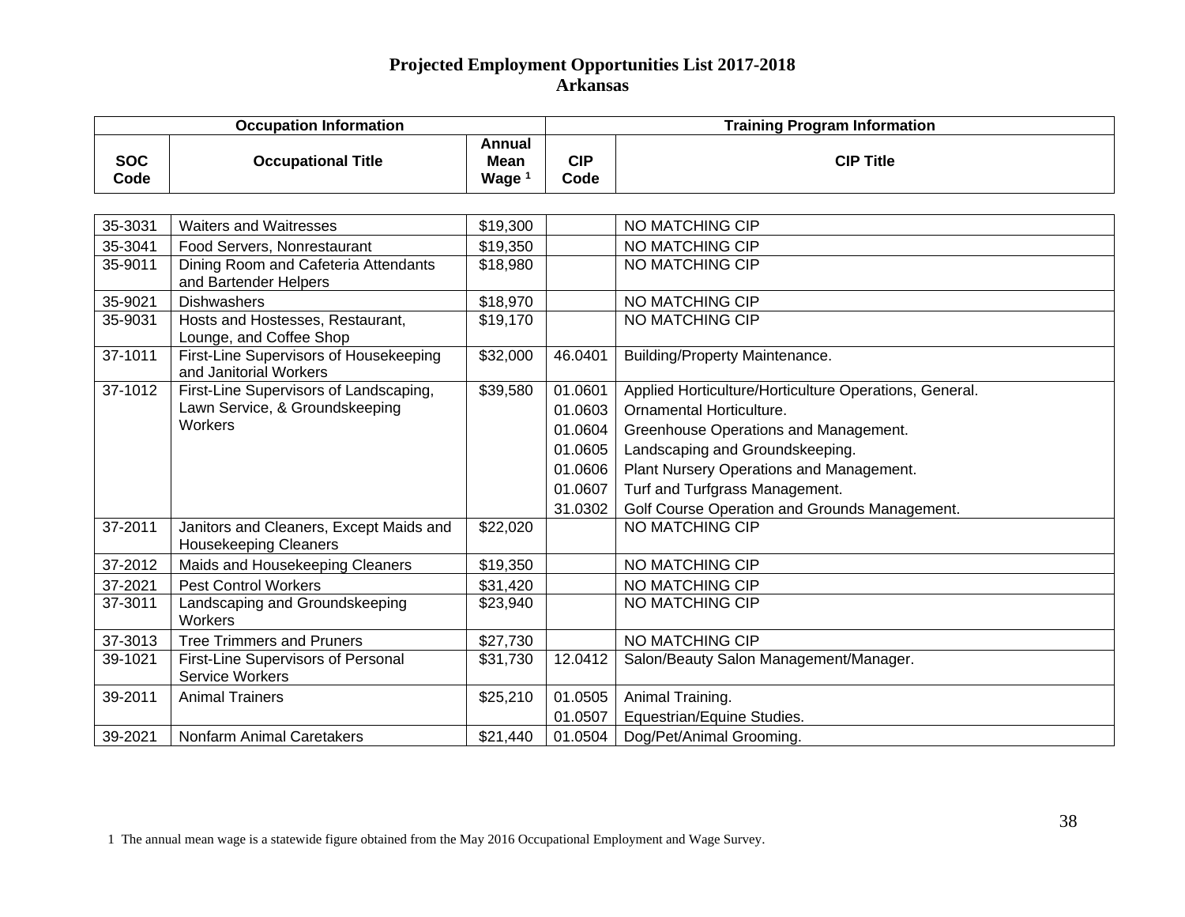# Projected Employment Opportunities List 2017-2018
## Arkansas

| Occupation Information | | | Training Program Information | |
|---|---|---|---|---|
| SOC Code | Occupational Title | Annual Mean Wage [1] | CIP Code | CIP Title |
| 35-3031 | Waiters and Waitresses | $19,300 | | NO MATCHING CIP |
| 35-3041 | Food Servers, Nonrestaurant | $19,350 | | NO MATCHING CIP |
| 35-9011 | Dining Room and Cafeteria Attendants and Bartender Helpers | $18,980 | | NO MATCHING CIP |
| 35-9021 | Dishwashers | $18,970 | | NO MATCHING CIP |
| 35-9031 | Hosts and Hostesses, Restaurant, Lounge, and Coffee Shop | $19,170 | | NO MATCHING CIP |
| 37-1011 | First-Line Supervisors of Housekeeping and Janitorial Workers | $32,000 | 46.0401 | Building/Property Maintenance. |
| 37-1012 | First-Line Supervisors of Landscaping, Lawn Service, & Groundskeeping Workers | $39,580 | 01.0601 | Applied Horticulture/Horticulture Operations, General. |
| | | | 01.0603 | Ornamental Horticulture. |
| | | | 01.0604 | Greenhouse Operations and Management. |
| | | | 01.0605 | Landscaping and Groundskeeping. |
| | | | 01.0606 | Plant Nursery Operations and Management. |
| | | | 01.0607 | Turf and Turfgrass Management. |
| | | | 31.0302 | Golf Course Operation and Grounds Management. |
| 37-2011 | Janitors and Cleaners, Except Maids and Housekeeping Cleaners | $22,020 | | NO MATCHING CIP |
| 37-2012 | Maids and Housekeeping Cleaners | $19,350 | | NO MATCHING CIP |
| 37-2021 | Pest Control Workers | $31,420 | | NO MATCHING CIP |
| 37-3011 | Landscaping and Groundskeeping Workers | $23,940 | | NO MATCHING CIP |
| 37-3013 | Tree Trimmers and Pruners | $27,730 | | NO MATCHING CIP |
| 39-1021 | First-Line Supervisors of Personal Service Workers | $31,730 | 12.0412 | Salon/Beauty Salon Management/Manager. |
| 39-2011 | Animal Trainers | $25,210 | 01.0505 | Animal Training. |
| | | | 01.0507 | Equestrian/Equine Studies. |
| 39-2021 | Nonfarm Animal Caretakers | $21,440 | 01.0504 | Dog/Pet/Animal Grooming. |

1 The annual mean wage is a statewide figure obtained from the May 2016 Occupational Employment and Wage Survey.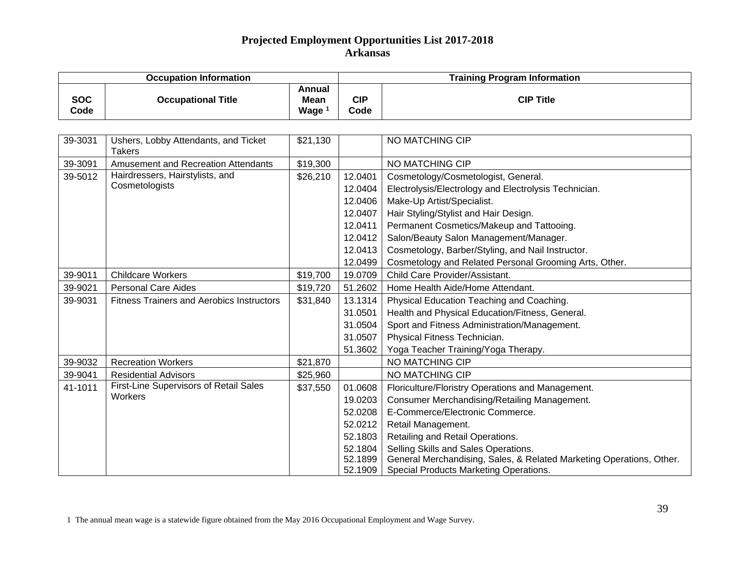# Projected Employment Opportunities List 2017-2018
## Arkansas

| Occupation Information | | | Training Program Information | |
|---|---|---|---|---|
| SOC Code | Occupational Title | Annual Mean Wage [1] | CIP Code | CIP Title |
| 39-3031 | Ushers, Lobby Attendants, and Ticket Takers | $21,130 | | NO MATCHING CIP |
| 39-3091 | Amusement and Recreation Attendants | $19,300 | | NO MATCHING CIP |
| 39-5012 | Hairdressers, Hairstylists, and Cosmetologists | $26,210 | 12.0401 | Cosmetology/Cosmetologist, General. |
| | | | 12.0404 | Electrolysis/Electrology and Electrolysis Technician. |
| | | | 12.0406 | Make-Up Artist/Specialist. |
| | | | 12.0407 | Hair Styling/Stylist and Hair Design. |
| | | | 12.0411 | Permanent Cosmetics/Makeup and Tattooing. |
| | | | 12.0412 | Salon/Beauty Salon Management/Manager. |
| | | | 12.0413 | Cosmetology, Barber/Styling, and Nail Instructor. |
| | | | 12.0499 | Cosmetology and Related Personal Grooming Arts, Other. |
| 39-9011 | Childcare Workers | $19,700 | 19.0709 | Child Care Provider/Assistant. |
| 39-9021 | Personal Care Aides | $19,720 | 51.2602 | Home Health Aide/Home Attendant. |
| 39-9031 | Fitness Trainers and Aerobics Instructors | $31,840 | 13.1314 | Physical Education Teaching and Coaching. |
| | | | 31.0501 | Health and Physical Education/Fitness, General. |
| | | | 31.0504 | Sport and Fitness Administration/Management. |
| | | | 31.0507 | Physical Fitness Technician. |
| | | | 51.3602 | Yoga Teacher Training/Yoga Therapy. |
| 39-9032 | Recreation Workers | $21,870 | | NO MATCHING CIP |
| 39-9041 | Residential Advisors | $25,960 | | NO MATCHING CIP |
| 41-1011 | First-Line Supervisors of Retail Sales Workers | $37,550 | 01.0608 | Floriculture/Floristry Operations and Management. |
| | | | 19.0203 | Consumer Merchandising/Retailing Management. |
| | | | 52.0208 | E-Commerce/Electronic Commerce. |
| | | | 52.0212 | Retail Management. |
| | | | 52.1803 | Retailing and Retail Operations. |
| | | | 52.1804 | Selling Skills and Sales Operations. |
| | | | 52.1899 | General Merchandising, Sales, & Related Marketing Operations, Other. |
| | | | 52.1909 | Special Products Marketing Operations. |

1 The annual mean wage is a statewide figure obtained from the May 2016 Occupational Employment and Wage Survey.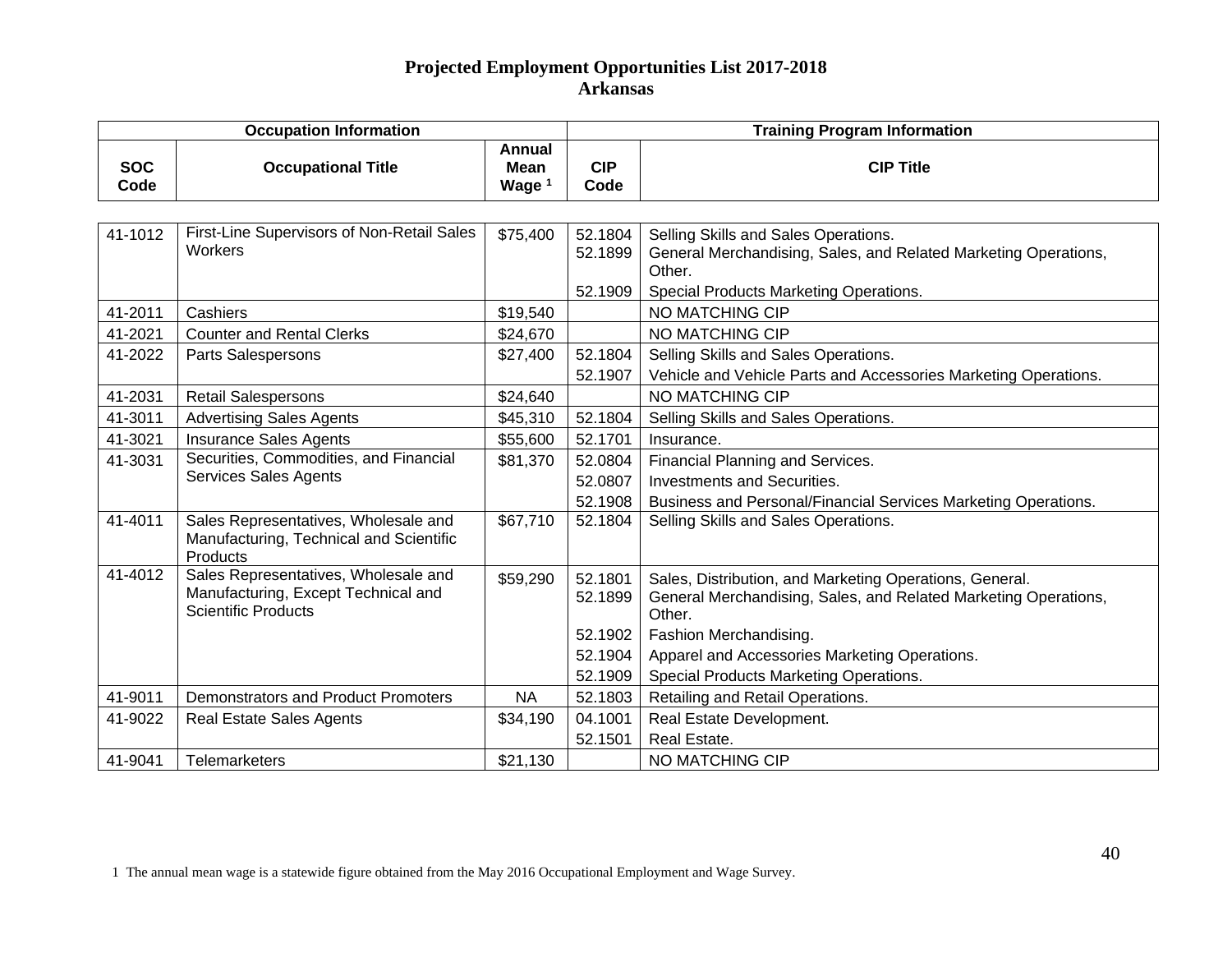# Projected Employment Opportunities List 2017-2018
## Arkansas

| Occupation Information | | | Training Program Information | |
|---|---|---|---|---|
| SOC Code | Occupational Title | Annual Mean Wage [1] | CIP Code | CIP Title |
| 41-1012 | First-Line Supervisors of Non-Retail Sales Workers | $75,400 | 52.1804 | Selling Skills and Sales Operations. |
| | | | 52.1899 | General Merchandising, Sales, and Related Marketing Operations, Other. |
| | | | 52.1909 | Special Products Marketing Operations. |
| 41-2011 | Cashiers | $19,540 | | NO MATCHING CIP |
| 41-2021 | Counter and Rental Clerks | $24,670 | | NO MATCHING CIP |
| 41-2022 | Parts Salespersons | $27,400 | 52.1804 | Selling Skills and Sales Operations. |
| | | | 52.1907 | Vehicle and Vehicle Parts and Accessories Marketing Operations. |
| 41-2031 | Retail Salespersons | $24,640 | | NO MATCHING CIP |
| 41-3011 | Advertising Sales Agents | $45,310 | 52.1804 | Selling Skills and Sales Operations. |
| 41-3021 | Insurance Sales Agents | $55,600 | 52.1701 | Insurance. |
| 41-3031 | Securities, Commodities, and Financial Services Sales Agents | $81,370 | 52.0804 | Financial Planning and Services. |
| | | | 52.0807 | Investments and Securities. |
| | | | 52.1908 | Business and Personal/Financial Services Marketing Operations. |
| 41-4011 | Sales Representatives, Wholesale and Manufacturing, Technical and Scientific Products | $67,710 | 52.1804 | Selling Skills and Sales Operations. |
| 41-4012 | Sales Representatives, Wholesale and Manufacturing, Except Technical and Scientific Products | $59,290 | 52.1801 | Sales, Distribution, and Marketing Operations, General. |
| | | | 52.1899 | General Merchandising, Sales, and Related Marketing Operations, Other. |
| | | | 52.1902 | Fashion Merchandising. |
| | | | 52.1904 | Apparel and Accessories Marketing Operations. |
| | | | 52.1909 | Special Products Marketing Operations. |
| 41-9011 | Demonstrators and Product Promoters | NA | 52.1803 | Retailing and Retail Operations. |
| 41-9022 | Real Estate Sales Agents | $34,190 | 04.1001 | Real Estate Development. |
| | | | 52.1501 | Real Estate. |
| 41-9041 | Telemarketers | $21,130 | | NO MATCHING CIP |

1 The annual mean wage is a statewide figure obtained from the May 2016 Occupational Employment and Wage Survey.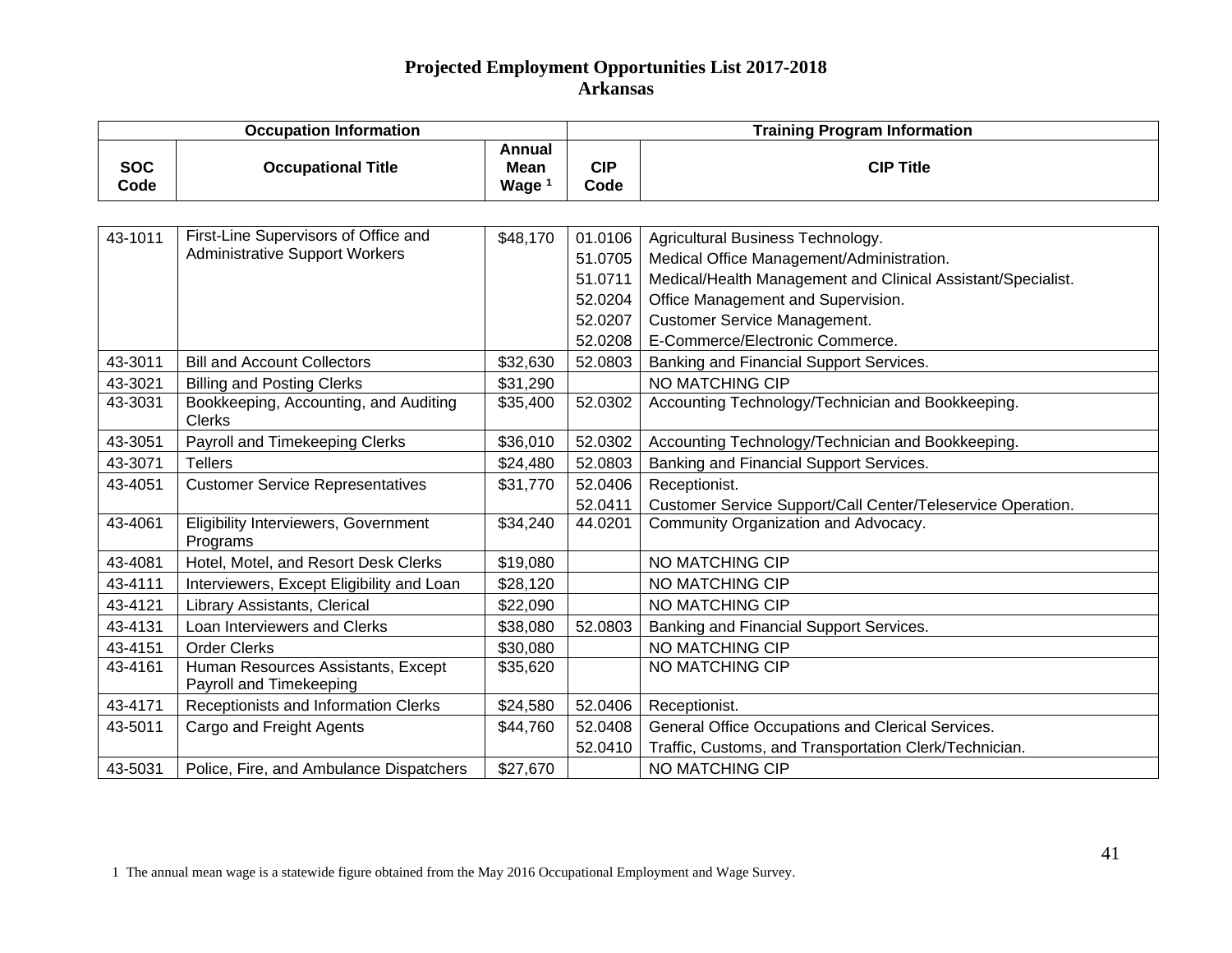# Projected Employment Opportunities List 2017-2018
## Arkansas

| Occupation Information | | | Training Program Information | |
|---|---|---|---|---|
| SOC Code | Occupational Title | Annual Mean Wage [1] | CIP Code | CIP Title |
| 43-1011 | First-Line Supervisors of Office and Administrative Support Workers | $48,170 | 01.0106 | Agricultural Business Technology. |
| | | | 51.0705 | Medical Office Management/Administration. |
| | | | 51.0711 | Medical/Health Management and Clinical Assistant/Specialist. |
| | | | 52.0204 | Office Management and Supervision. |
| | | | 52.0207 | Customer Service Management. |
| | | | 52.0208 | E-Commerce/Electronic Commerce. |
| 43-3011 | Bill and Account Collectors | $32,630 | 52.0803 | Banking and Financial Support Services. |
| 43-3021 | Billing and Posting Clerks | $31,290 | | NO MATCHING CIP |
| 43-3031 | Bookkeeping, Accounting, and Auditing Clerks | $35,400 | 52.0302 | Accounting Technology/Technician and Bookkeeping. |
| 43-3051 | Payroll and Timekeeping Clerks | $36,010 | 52.0302 | Accounting Technology/Technician and Bookkeeping. |
| 43-3071 | Tellers | $24,480 | 52.0803 | Banking and Financial Support Services. |
| 43-4051 | Customer Service Representatives | $31,770 | 52.0406 | Receptionist. |
| | | | 52.0411 | Customer Service Support/Call Center/Teleservice Operation. |
| 43-4061 | Eligibility Interviewers, Government Programs | $34,240 | 44.0201 | Community Organization and Advocacy. |
| 43-4081 | Hotel, Motel, and Resort Desk Clerks | $19,080 | | NO MATCHING CIP |
| 43-4111 | Interviewers, Except Eligibility and Loan | $28,120 | | NO MATCHING CIP |
| 43-4121 | Library Assistants, Clerical | $22,090 | | NO MATCHING CIP |
| 43-4131 | Loan Interviewers and Clerks | $38,080 | 52.0803 | Banking and Financial Support Services. |
| 43-4151 | Order Clerks | $30,080 | | NO MATCHING CIP |
| 43-4161 | Human Resources Assistants, Except Payroll and Timekeeping | $35,620 | | NO MATCHING CIP |
| 43-4171 | Receptionists and Information Clerks | $24,580 | 52.0406 | Receptionist. |
| 43-5011 | Cargo and Freight Agents | $44,760 | 52.0408 | General Office Occupations and Clerical Services. |
| | | | 52.0410 | Traffic, Customs, and Transportation Clerk/Technician. |
| 43-5031 | Police, Fire, and Ambulance Dispatchers | $27,670 | | NO MATCHING CIP |

1 The annual mean wage is a statewide figure obtained from the May 2016 Occupational Employment and Wage Survey.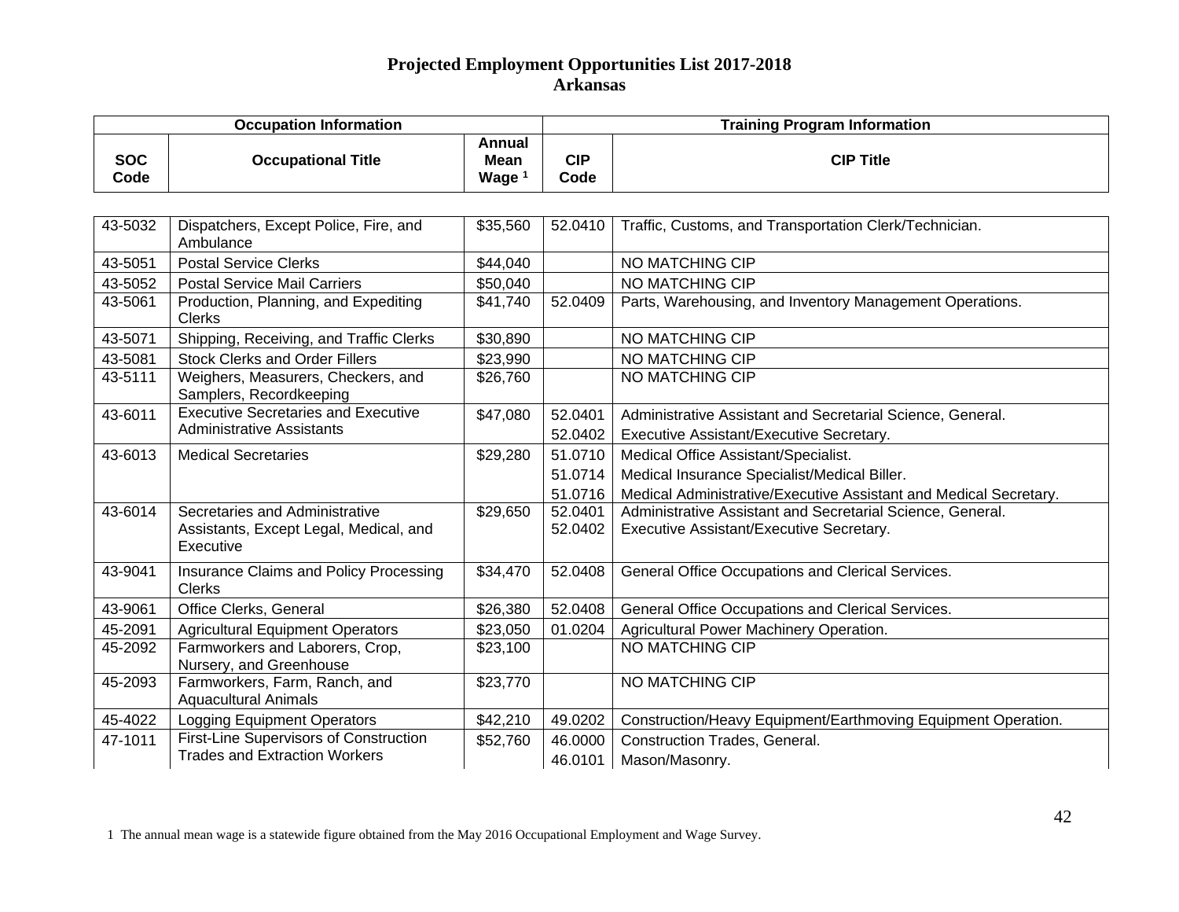# Projected Employment Opportunities List 2017-2018
## Arkansas

| Occupation Information | | | Training Program Information | |
|---|---|---|---|---|
| SOC Code | Occupational Title | Annual Mean Wage [1] | CIP Code | CIP Title |
| 43-5032 | Dispatchers, Except Police, Fire, and Ambulance | $35,560 | 52.0410 | Traffic, Customs, and Transportation Clerk/Technician. |
| 43-5051 | Postal Service Clerks | $44,040 | | NO MATCHING CIP |
| 43-5052 | Postal Service Mail Carriers | $50,040 | | NO MATCHING CIP |
| 43-5061 | Production, Planning, and Expediting Clerks | $41,740 | 52.0409 | Parts, Warehousing, and Inventory Management Operations. |
| 43-5071 | Shipping, Receiving, and Traffic Clerks | $30,890 | | NO MATCHING CIP |
| 43-5081 | Stock Clerks and Order Fillers | $23,990 | | NO MATCHING CIP |
| 43-5111 | Weighers, Measurers, Checkers, and Samplers, Recordkeeping | $26,760 | | NO MATCHING CIP |
| 43-6011 | Executive Secretaries and Executive Administrative Assistants | $47,080 | 52.0401 | Administrative Assistant and Secretarial Science, General. |
| | | | 52.0402 | Executive Assistant/Executive Secretary. |
| 43-6013 | Medical Secretaries | $29,280 | 51.0710 | Medical Office Assistant/Specialist. |
| | | | 51.0714 | Medical Insurance Specialist/Medical Biller. |
| | | | 51.0716 | Medical Administrative/Executive Assistant and Medical Secretary. |
| 43-6014 | Secretaries and Administrative Assistants, Except Legal, Medical, and Executive | $29,650 | 52.0401 | Administrative Assistant and Secretarial Science, General. |
| | | | 52.0402 | Executive Assistant/Executive Secretary. |
| 43-9041 | Insurance Claims and Policy Processing Clerks | $34,470 | 52.0408 | General Office Occupations and Clerical Services. |
| 43-9061 | Office Clerks, General | $26,380 | 52.0408 | General Office Occupations and Clerical Services. |
| 45-2091 | Agricultural Equipment Operators | $23,050 | 01.0204 | Agricultural Power Machinery Operation. |
| 45-2092 | Farmworkers and Laborers, Crop, Nursery, and Greenhouse | $23,100 | | NO MATCHING CIP |
| 45-2093 | Farmworkers, Farm, Ranch, and Aquacultural Animals | $23,770 | | NO MATCHING CIP |
| 45-4022 | Logging Equipment Operators | $42,210 | 49.0202 | Construction/Heavy Equipment/Earthmoving Equipment Operation. |
| 47-1011 | First-Line Supervisors of Construction Trades and Extraction Workers | $52,760 | 46.0000 | Construction Trades, General. |
| | | | 46.0101 | Mason/Masonry. |

1 The annual mean wage is a statewide figure obtained from the May 2016 Occupational Employment and Wage Survey.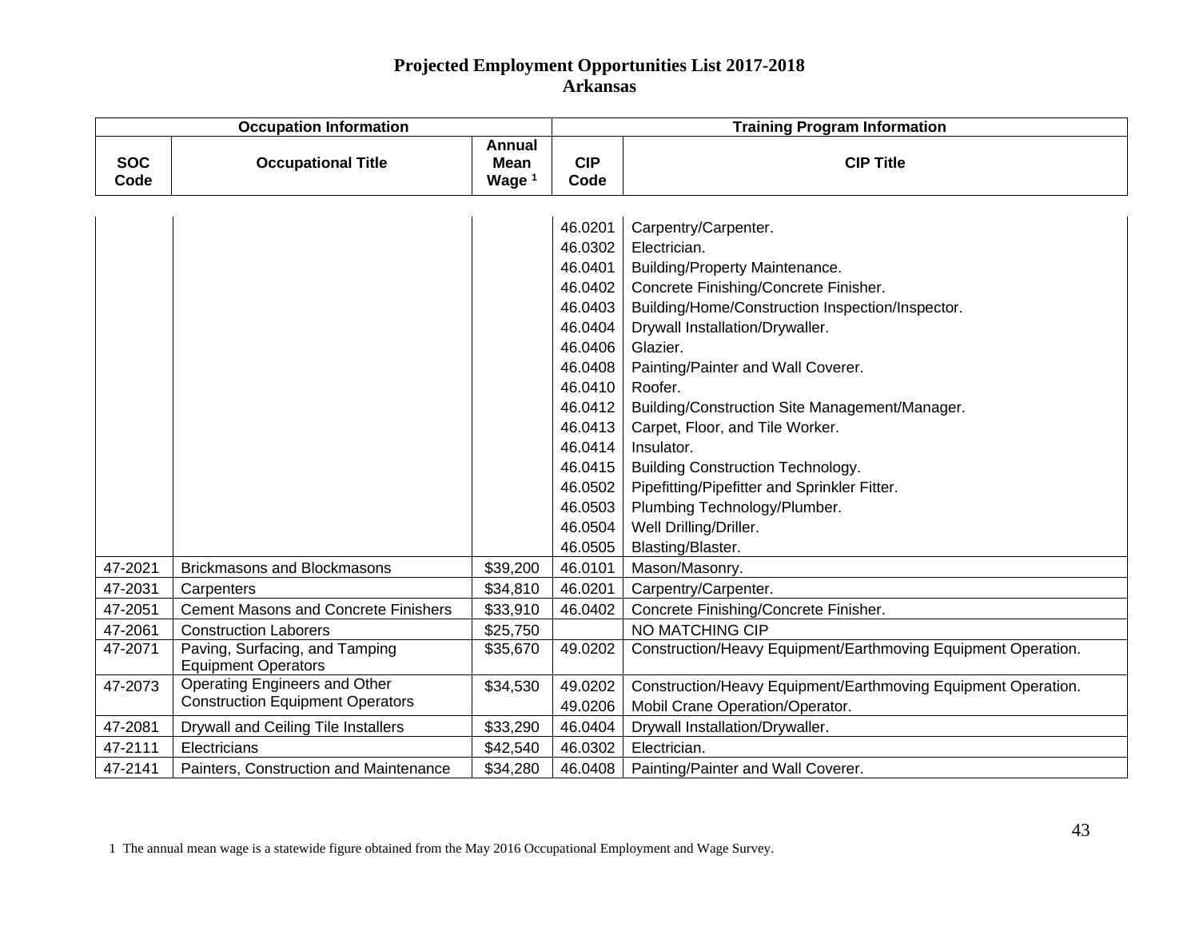# Projected Employment Opportunities List 2017-2018
## Arkansas

| Occupation Information | | | Training Program Information | |
|---|---|---|---|---|
| SOC Code | Occupational Title | Annual Mean Wage [1] | CIP Code | CIP Title |
| | | | 46.0201 | Carpentry/Carpenter. |
| | | | 46.0302 | Electrician. |
| | | | 46.0401 | Building/Property Maintenance. |
| | | | 46.0402 | Concrete Finishing/Concrete Finisher. |
| | | | 46.0403 | Building/Home/Construction Inspection/Inspector. |
| | | | 46.0404 | Drywall Installation/Drywaller. |
| | | | 46.0406 | Glazier. |
| | | | 46.0408 | Painting/Painter and Wall Coverer. |
| | | | 46.0410 | Roofer. |
| | | | 46.0412 | Building/Construction Site Management/Manager. |
| | | | 46.0413 | Carpet, Floor, and Tile Worker. |
| | | | 46.0414 | Insulator. |
| | | | 46.0415 | Building Construction Technology. |
| | | | 46.0502 | Pipefitting/Pipefitter and Sprinkler Fitter. |
| | | | 46.0503 | Plumbing Technology/Plumber. |
| | | | 46.0504 | Well Drilling/Driller. |
| | | | 46.0505 | Blasting/Blaster. |
| 47-2021 | Brickmasons and Blockmasons | $39,200 | 46.0101 | Mason/Masonry. |
| 47-2031 | Carpenters | $34,810 | 46.0201 | Carpentry/Carpenter. |
| 47-2051 | Cement Masons and Concrete Finishers | $33,910 | 46.0402 | Concrete Finishing/Concrete Finisher. |
| 47-2061 | Construction Laborers | $25,750 | | NO MATCHING CIP |
| 47-2071 | Paving, Surfacing, and Tamping Equipment Operators | $35,670 | 49.0202 | Construction/Heavy Equipment/Earthmoving Equipment Operation. |
| 47-2073 | Operating Engineers and Other Construction Equipment Operators | $34,530 | 49.0202 | Construction/Heavy Equipment/Earthmoving Equipment Operation. |
| | | | 49.0206 | Mobil Crane Operation/Operator. |
| 47-2081 | Drywall and Ceiling Tile Installers | $33,290 | 46.0404 | Drywall Installation/Drywaller. |
| 47-2111 | Electricians | $42,540 | 46.0302 | Electrician. |
| 47-2141 | Painters, Construction and Maintenance | $34,280 | 46.0408 | Painting/Painter and Wall Coverer. |

1 The annual mean wage is a statewide figure obtained from the May 2016 Occupational Employment and Wage Survey.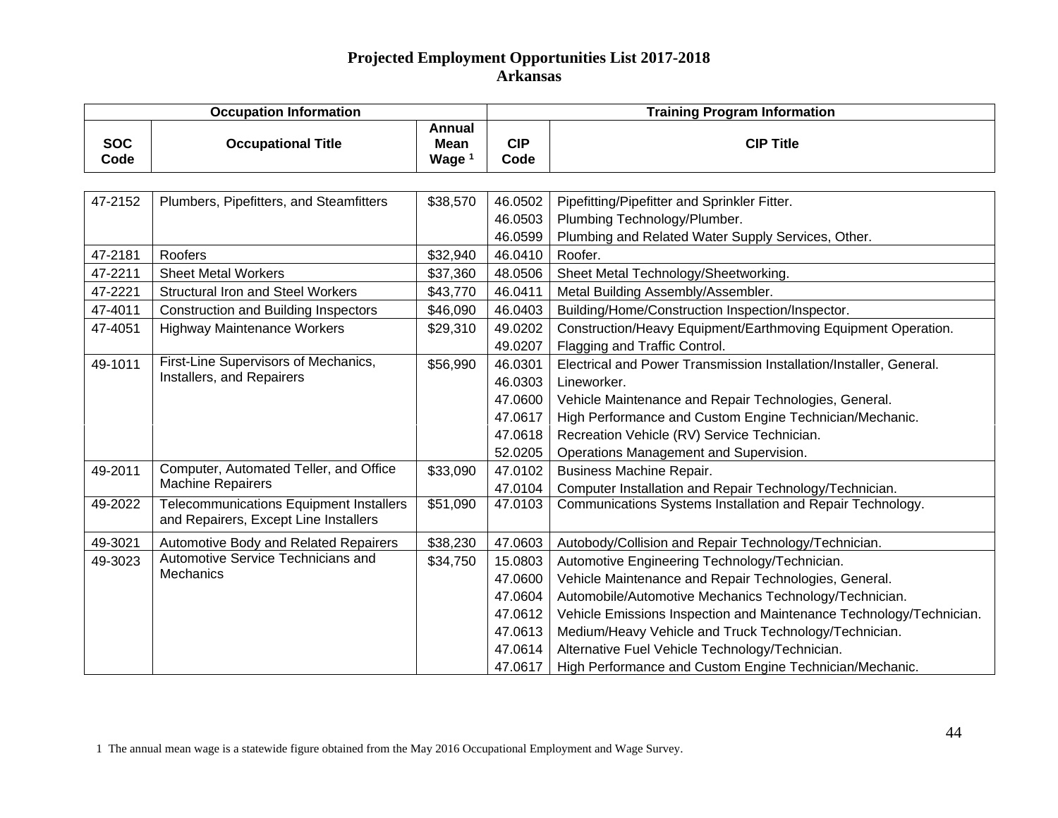# Projected Employment Opportunities List 2017-2018
## Arkansas

| Occupation Information | | | Training Program Information | |
|---|---|---|---|---|
| SOC Code | Occupational Title | Annual Mean Wage [1] | CIP Code | CIP Title |
| 47-2152 | Plumbers, Pipefitters, and Steamfitters | $38,570 | 46.0502 | Pipefitting/Pipefitter and Sprinkler Fitter. |
| | | | 46.0503 | Plumbing Technology/Plumber. |
| | | | 46.0599 | Plumbing and Related Water Supply Services, Other. |
| 47-2181 | Roofers | $32,940 | 46.0410 | Roofer. |
| 47-2211 | Sheet Metal Workers | $37,360 | 48.0506 | Sheet Metal Technology/Sheetworking. |
| 47-2221 | Structural Iron and Steel Workers | $43,770 | 46.0411 | Metal Building Assembly/Assembler. |
| 47-4011 | Construction and Building Inspectors | $46,090 | 46.0403 | Building/Home/Construction Inspection/Inspector. |
| 47-4051 | Highway Maintenance Workers | $29,310 | 49.0202 | Construction/Heavy Equipment/Earthmoving Equipment Operation. |
| | | | 49.0207 | Flagging and Traffic Control. |
| 49-1011 | First-Line Supervisors of Mechanics, Installers, and Repairers | $56,990 | 46.0301 | Electrical and Power Transmission Installation/Installer, General. |
| | | | 46.0303 | Lineworker. |
| | | | 47.0600 | Vehicle Maintenance and Repair Technologies, General. |
| | | | 47.0617 | High Performance and Custom Engine Technician/Mechanic. |
| | | | 47.0618 | Recreation Vehicle (RV) Service Technician. |
| | | | 52.0205 | Operations Management and Supervision. |
| 49-2011 | Computer, Automated Teller, and Office Machine Repairers | $33,090 | 47.0102 | Business Machine Repair. |
| | | | 47.0104 | Computer Installation and Repair Technology/Technician. |
| 49-2022 | Telecommunications Equipment Installers and Repairers, Except Line Installers | $51,090 | 47.0103 | Communications Systems Installation and Repair Technology. |
| 49-3021 | Automotive Body and Related Repairers | $38,230 | 47.0603 | Autobody/Collision and Repair Technology/Technician. |
| 49-3023 | Automotive Service Technicians and Mechanics | $34,750 | 15.0803 | Automotive Engineering Technology/Technician. |
| | | | 47.0600 | Vehicle Maintenance and Repair Technologies, General. |
| | | | 47.0604 | Automobile/Automotive Mechanics Technology/Technician. |
| | | | 47.0612 | Vehicle Emissions Inspection and Maintenance Technology/Technician. |
| | | | 47.0613 | Medium/Heavy Vehicle and Truck Technology/Technician. |
| | | | 47.0614 | Alternative Fuel Vehicle Technology/Technician. |
| | | | 47.0617 | High Performance and Custom Engine Technician/Mechanic. |

1 The annual mean wage is a statewide figure obtained from the May 2016 Occupational Employment and Wage Survey.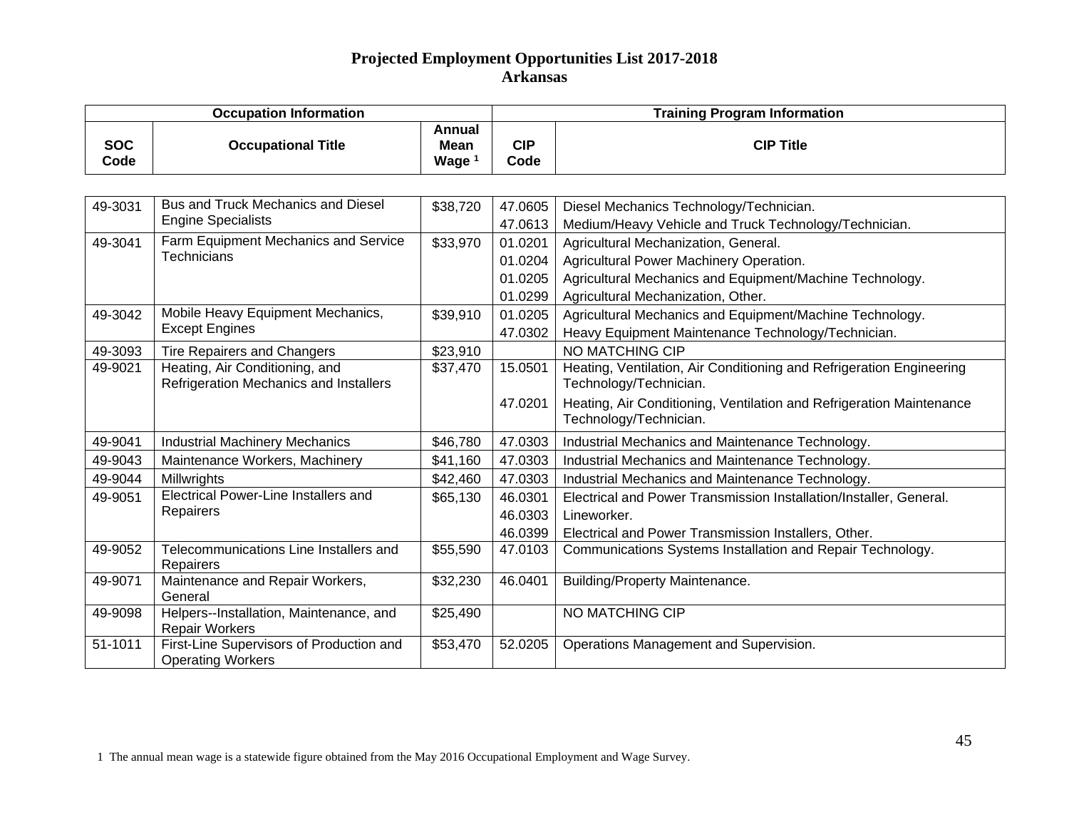# Projected Employment Opportunities List 2017-2018
## Arkansas

| Occupation Information | | | Training Program Information | |
|---|---|---|---|---|
| SOC Code | Occupational Title | Annual Mean Wage [1] | CIP Code | CIP Title |
| 49-3031 | Bus and Truck Mechanics and Diesel Engine Specialists | $38,720 | 47.0605 | Diesel Mechanics Technology/Technician. |
| | | | 47.0613 | Medium/Heavy Vehicle and Truck Technology/Technician. |
| 49-3041 | Farm Equipment Mechanics and Service Technicians | $33,970 | 01.0201 | Agricultural Mechanization, General. |
| | | | 01.0204 | Agricultural Power Machinery Operation. |
| | | | 01.0205 | Agricultural Mechanics and Equipment/Machine Technology. |
| | | | 01.0299 | Agricultural Mechanization, Other. |
| 49-3042 | Mobile Heavy Equipment Mechanics, Except Engines | $39,910 | 01.0205 | Agricultural Mechanics and Equipment/Machine Technology. |
| | | | 47.0302 | Heavy Equipment Maintenance Technology/Technician. |
| 49-3093 | Tire Repairers and Changers | $23,910 | | NO MATCHING CIP |
| 49-9021 | Heating, Air Conditioning, and Refrigeration Mechanics and Installers | $37,470 | 15.0501 | Heating, Ventilation, Air Conditioning and Refrigeration Engineering Technology/Technician. |
| | | | 47.0201 | Heating, Air Conditioning, Ventilation and Refrigeration Maintenance Technology/Technician. |
| 49-9041 | Industrial Machinery Mechanics | $46,780 | 47.0303 | Industrial Mechanics and Maintenance Technology. |
| 49-9043 | Maintenance Workers, Machinery | $41,160 | 47.0303 | Industrial Mechanics and Maintenance Technology. |
| 49-9044 | Millwrights | $42,460 | 47.0303 | Industrial Mechanics and Maintenance Technology. |
| 49-9051 | Electrical Power-Line Installers and Repairers | $65,130 | 46.0301 | Electrical and Power Transmission Installation/Installer, General. |
| | | | 46.0303 | Lineworker. |
| | | | 46.0399 | Electrical and Power Transmission Installers, Other. |
| 49-9052 | Telecommunications Line Installers and Repairers | $55,590 | 47.0103 | Communications Systems Installation and Repair Technology. |
| 49-9071 | Maintenance and Repair Workers, General | $32,230 | 46.0401 | Building/Property Maintenance. |
| 49-9098 | Helpers--Installation, Maintenance, and Repair Workers | $25,490 | | NO MATCHING CIP |
| 51-1011 | First-Line Supervisors of Production and Operating Workers | $53,470 | 52.0205 | Operations Management and Supervision. |

1 The annual mean wage is a statewide figure obtained from the May 2016 Occupational Employment and Wage Survey.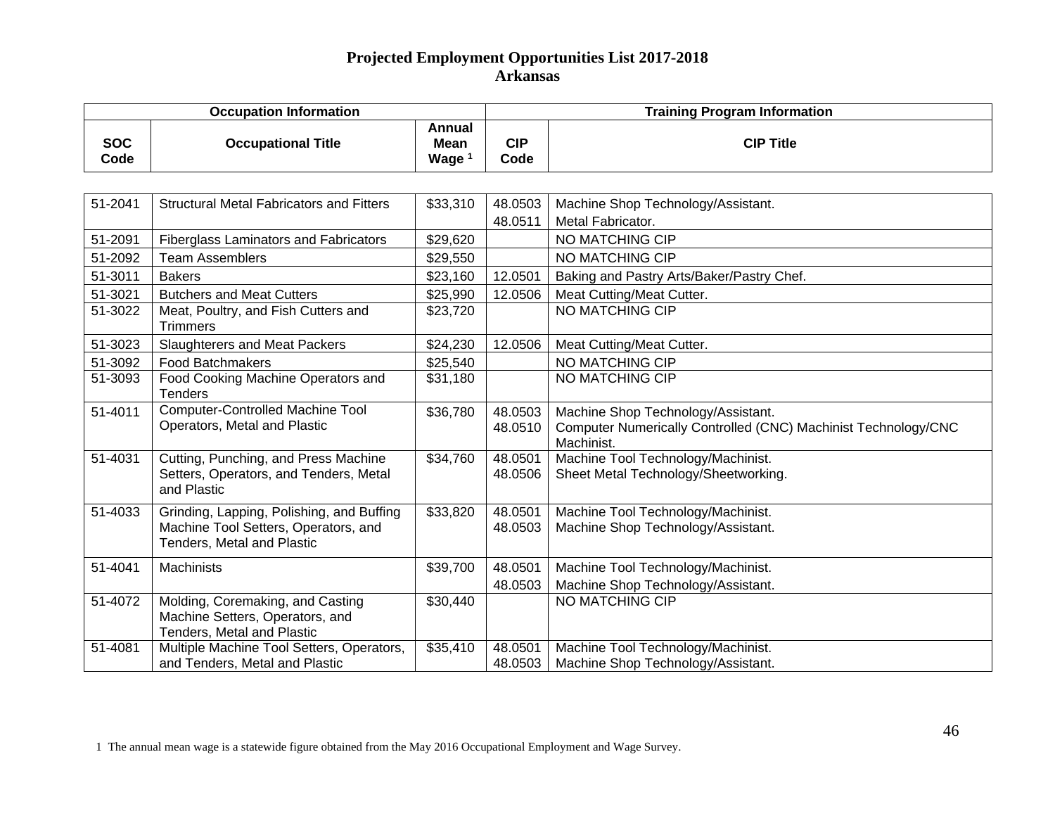# Projected Employment Opportunities List 2017-2018
## Arkansas

| Occupation Information | | | Training Program Information | |
|---|---|---|---|---|
| SOC Code | Occupational Title | Annual Mean Wage [1] | CIP Code | CIP Title |
| 51-2041 | Structural Metal Fabricators and Fitters | $33,310 | 48.0503<br>48.0511 | Machine Shop Technology/Assistant.<br>Metal Fabricator. |
| 51-2091 | Fiberglass Laminators and Fabricators | $29,620 | | NO MATCHING CIP |
| 51-2092 | Team Assemblers | $29,550 | | NO MATCHING CIP |
| 51-3011 | Bakers | $23,160 | 12.0501 | Baking and Pastry Arts/Baker/Pastry Chef. |
| 51-3021 | Butchers and Meat Cutters | $25,990 | 12.0506 | Meat Cutting/Meat Cutter. |
| 51-3022 | Meat, Poultry, and Fish Cutters and Trimmers | $23,720 | | NO MATCHING CIP |
| 51-3023 | Slaughterers and Meat Packers | $24,230 | 12.0506 | Meat Cutting/Meat Cutter. |
| 51-3092 | Food Batchmakers | $25,540 | | NO MATCHING CIP |
| 51-3093 | Food Cooking Machine Operators and Tenders | $31,180 | | NO MATCHING CIP |
| 51-4011 | Computer-Controlled Machine Tool Operators, Metal and Plastic | $36,780 | 48.0503<br>48.0510 | Machine Shop Technology/Assistant.<br>Computer Numerically Controlled (CNC) Machinist Technology/CNC Machinist. |
| 51-4031 | Cutting, Punching, and Press Machine Setters, Operators, and Tenders, Metal and Plastic | $34,760 | 48.0501<br>48.0506 | Machine Tool Technology/Machinist.<br>Sheet Metal Technology/Sheetworking. |
| 51-4033 | Grinding, Lapping, Polishing, and Buffing Machine Tool Setters, Operators, and Tenders, Metal and Plastic | $33,820 | 48.0501<br>48.0503 | Machine Tool Technology/Machinist.<br>Machine Shop Technology/Assistant. |
| 51-4041 | Machinists | $39,700 | 48.0501<br>48.0503 | Machine Tool Technology/Machinist.<br>Machine Shop Technology/Assistant. |
| 51-4072 | Molding, Coremaking, and Casting Machine Setters, Operators, and Tenders, Metal and Plastic | $30,440 | | NO MATCHING CIP |
| 51-4081 | Multiple Machine Tool Setters, Operators, and Tenders, Metal and Plastic | $35,410 | 48.0501<br>48.0503 | Machine Tool Technology/Machinist.<br>Machine Shop Technology/Assistant. |

1 The annual mean wage is a statewide figure obtained from the May 2016 Occupational Employment and Wage Survey.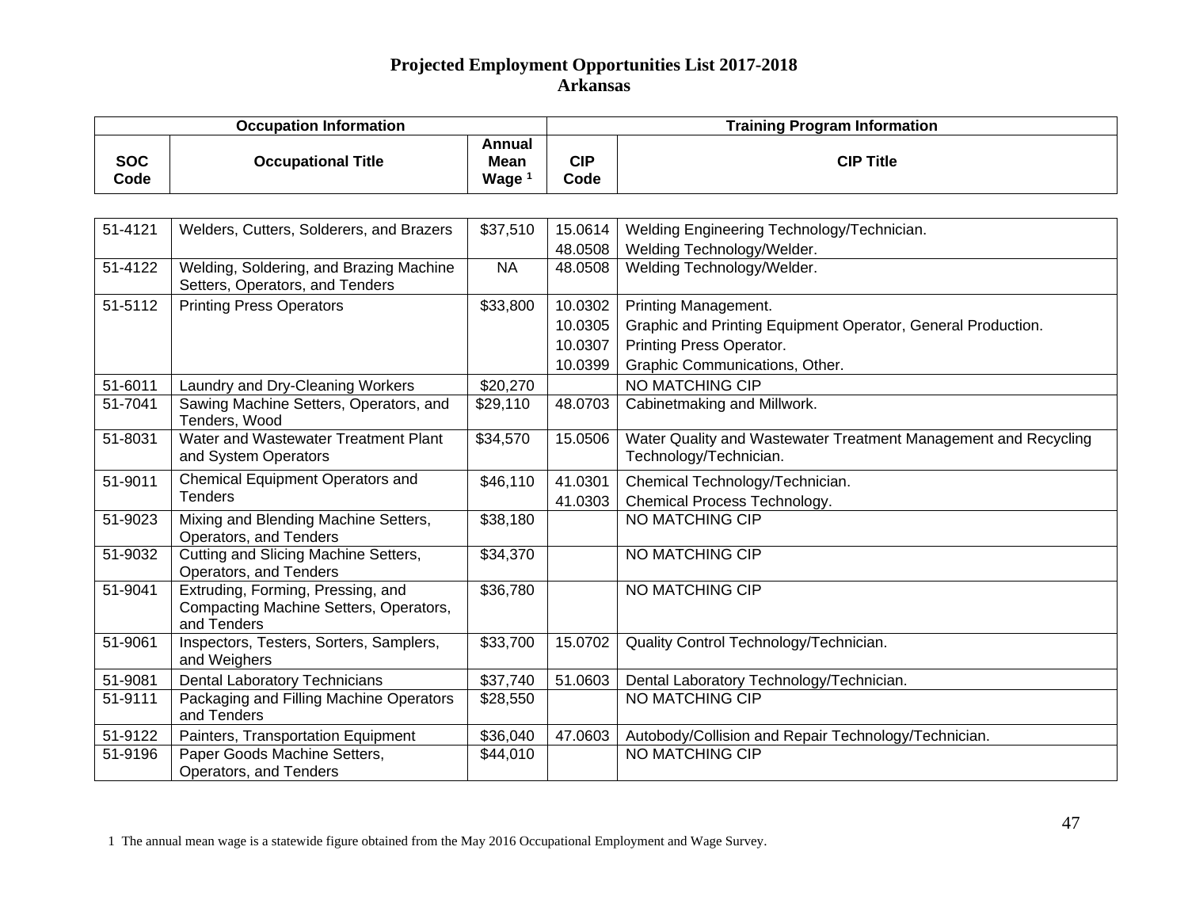# Projected Employment Opportunities List 2017-2018
## Arkansas

| Occupation Information | | | Training Program Information | |
|---|---|---|---|---|
| SOC Code | Occupational Title | Annual Mean Wage [1] | CIP Code | CIP Title |
| 51-4121 | Welders, Cutters, Solderers, and Brazers | $37,510 | 15.0614 | Welding Engineering Technology/Technician. |
| | | | 48.0508 | Welding Technology/Welder. |
| 51-4122 | Welding, Soldering, and Brazing Machine Setters, Operators, and Tenders | NA | 48.0508 | Welding Technology/Welder. |
| 51-5112 | Printing Press Operators | $33,800 | 10.0302 | Printing Management. |
| | | | 10.0305 | Graphic and Printing Equipment Operator, General Production. |
| | | | 10.0307 | Printing Press Operator. |
| | | | 10.0399 | Graphic Communications, Other. |
| 51-6011 | Laundry and Dry-Cleaning Workers | $20,270 | | NO MATCHING CIP |
| 51-7041 | Sawing Machine Setters, Operators, and Tenders, Wood | $29,110 | 48.0703 | Cabinetmaking and Millwork. |
| 51-8031 | Water and Wastewater Treatment Plant and System Operators | $34,570 | 15.0506 | Water Quality and Wastewater Treatment Management and Recycling Technology/Technician. |
| 51-9011 | Chemical Equipment Operators and Tenders | $46,110 | 41.0301 | Chemical Technology/Technician. |
| | | | 41.0303 | Chemical Process Technology. |
| 51-9023 | Mixing and Blending Machine Setters, Operators, and Tenders | $38,180 | | NO MATCHING CIP |
| 51-9032 | Cutting and Slicing Machine Setters, Operators, and Tenders | $34,370 | | NO MATCHING CIP |
| 51-9041 | Extruding, Forming, Pressing, and Compacting Machine Setters, Operators, and Tenders | $36,780 | | NO MATCHING CIP |
| 51-9061 | Inspectors, Testers, Sorters, Samplers, and Weighers | $33,700 | 15.0702 | Quality Control Technology/Technician. |
| 51-9081 | Dental Laboratory Technicians | $37,740 | 51.0603 | Dental Laboratory Technology/Technician. |
| 51-9111 | Packaging and Filling Machine Operators and Tenders | $28,550 | | NO MATCHING CIP |
| 51-9122 | Painters, Transportation Equipment | $36,040 | 47.0603 | Autobody/Collision and Repair Technology/Technician. |
| 51-9196 | Paper Goods Machine Setters, Operators, and Tenders | $44,010 | | NO MATCHING CIP |

1 The annual mean wage is a statewide figure obtained from the May 2016 Occupational Employment and Wage Survey.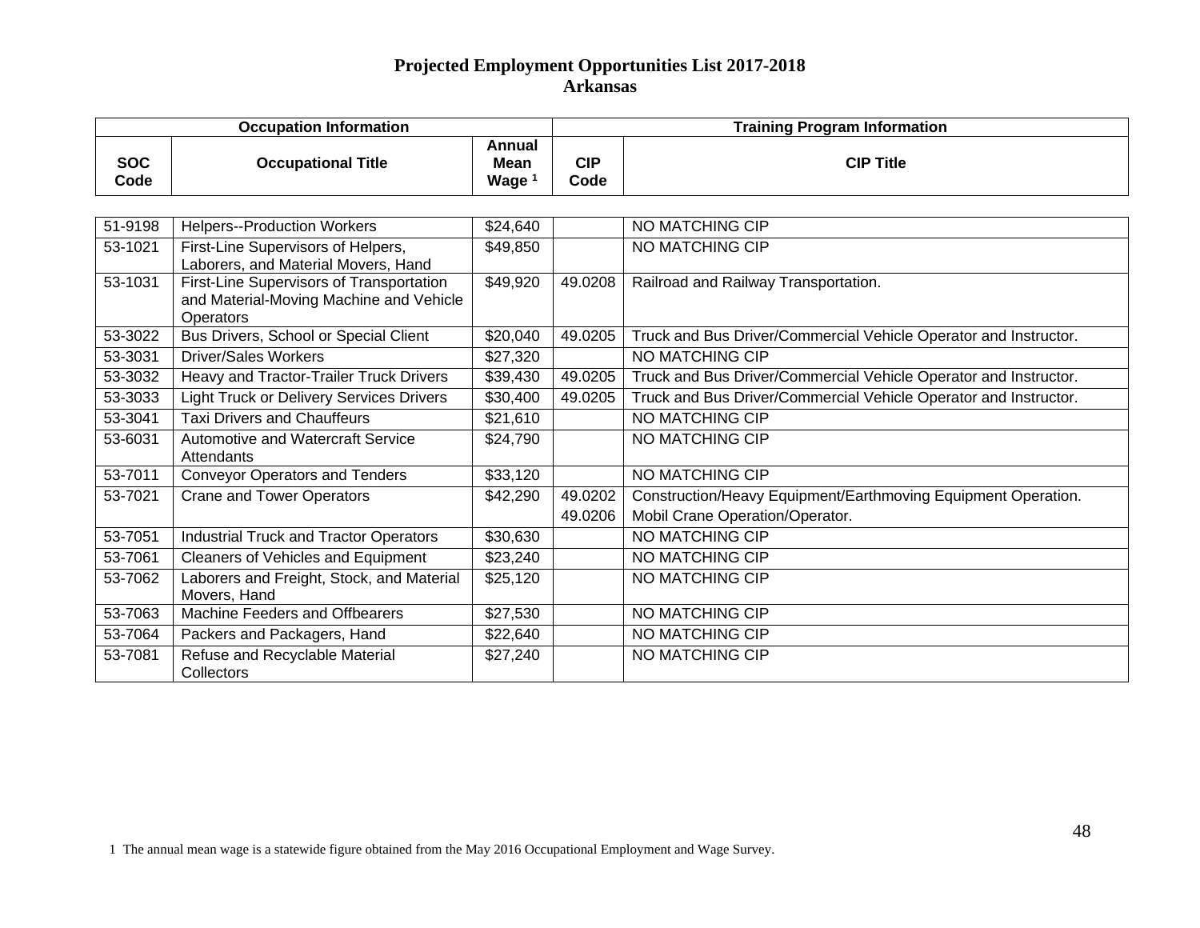# Projected Employment Opportunities List 2017-2018
## Arkansas

| Occupation Information | | | Training Program Information | |
|---|---|---|---|---|
| SOC Code | Occupational Title | Annual Mean Wage [1] | CIP Code | CIP Title |
| 51-9198 | Helpers--Production Workers | $24,640 | | NO MATCHING CIP |
| 53-1021 | First-Line Supervisors of Helpers, Laborers, and Material Movers, Hand | $49,850 | | NO MATCHING CIP |
| 53-1031 | First-Line Supervisors of Transportation and Material-Moving Machine and Vehicle Operators | $49,920 | 49.0208 | Railroad and Railway Transportation. |
| 53-3022 | Bus Drivers, School or Special Client | $20,040 | 49.0205 | Truck and Bus Driver/Commercial Vehicle Operator and Instructor. |
| 53-3031 | Driver/Sales Workers | $27,320 | | NO MATCHING CIP |
| 53-3032 | Heavy and Tractor-Trailer Truck Drivers | $39,430 | 49.0205 | Truck and Bus Driver/Commercial Vehicle Operator and Instructor. |
| 53-3033 | Light Truck or Delivery Services Drivers | $30,400 | 49.0205 | Truck and Bus Driver/Commercial Vehicle Operator and Instructor. |
| 53-3041 | Taxi Drivers and Chauffeurs | $21,610 | | NO MATCHING CIP |
| 53-6031 | Automotive and Watercraft Service Attendants | $24,790 | | NO MATCHING CIP |
| 53-7011 | Conveyor Operators and Tenders | $33,120 | | NO MATCHING CIP |
| 53-7021 | Crane and Tower Operators | $42,290 | 49.0202<br>49.0206 | Construction/Heavy Equipment/Earthmoving Equipment Operation.<br>Mobil Crane Operation/Operator. |
| 53-7051 | Industrial Truck and Tractor Operators | $30,630 | | NO MATCHING CIP |
| 53-7061 | Cleaners of Vehicles and Equipment | $23,240 | | NO MATCHING CIP |
| 53-7062 | Laborers and Freight, Stock, and Material Movers, Hand | $25,120 | | NO MATCHING CIP |
| 53-7063 | Machine Feeders and Offbearers | $27,530 | | NO MATCHING CIP |
| 53-7064 | Packers and Packagers, Hand | $22,640 | | NO MATCHING CIP |
| 53-7081 | Refuse and Recyclable Material Collectors | $27,240 | | NO MATCHING CIP |

1 The annual mean wage is a statewide figure obtained from the May 2016 Occupational Employment and Wage Survey.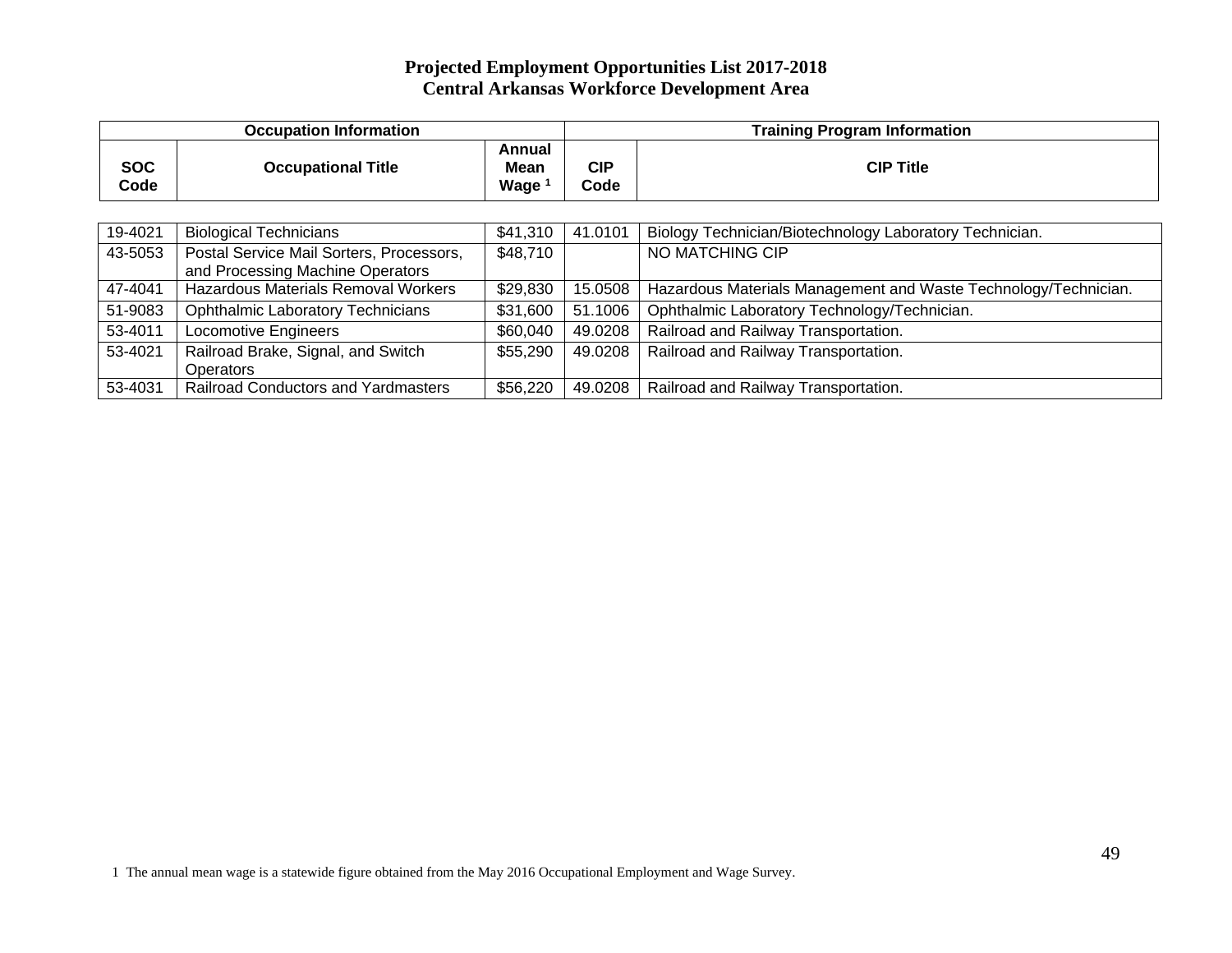# Projected Employment Opportunities List 2017-2018
## Central Arkansas Workforce Development Area

| Occupation Information | | | Training Program Information | |
|---|---|---|---|---|
| SOC Code | Occupational Title | Annual Mean Wage [1] | CIP Code | CIP Title |
| 19-4021 | Biological Technicians | $41,310 | 41.0101 | Biology Technician/Biotechnology Laboratory Technician. |
| 43-5053 | Postal Service Mail Sorters, Processors, and Processing Machine Operators | $48,710 | | NO MATCHING CIP |
| 47-4041 | Hazardous Materials Removal Workers | $29,830 | 15.0508 | Hazardous Materials Management and Waste Technology/Technician. |
| 51-9083 | Ophthalmic Laboratory Technicians | $31,600 | 51.1006 | Ophthalmic Laboratory Technology/Technician. |
| 53-4011 | Locomotive Engineers | $60,040 | 49.0208 | Railroad and Railway Transportation. |
| 53-4021 | Railroad Brake, Signal, and Switch Operators | $55,290 | 49.0208 | Railroad and Railway Transportation. |
| 53-4031 | Railroad Conductors and Yardmasters | $56,220 | 49.0208 | Railroad and Railway Transportation. |

1 The annual mean wage is a statewide figure obtained from the May 2016 Occupational Employment and Wage Survey.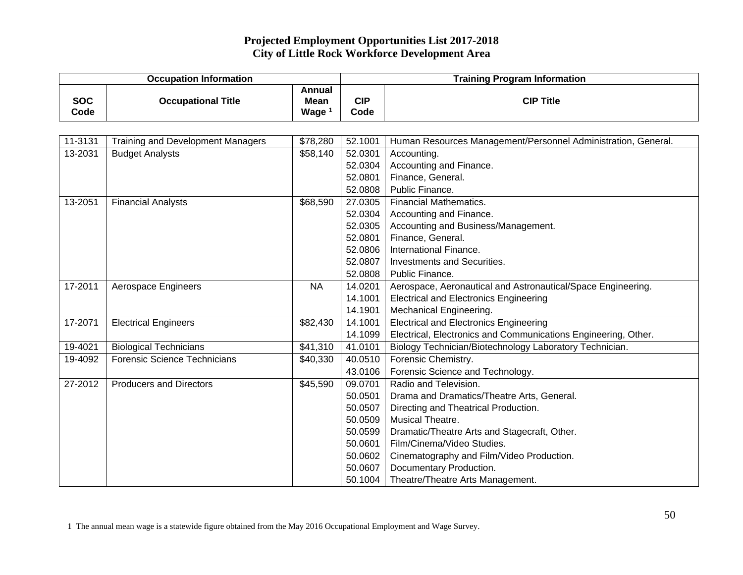# Projected Employment Opportunities List 2017-2018
## City of Little Rock Workforce Development Area

| Occupation Information | | | Training Program Information | |
|---|---|---|---|---|
| SOC Code | Occupational Title | Annual Mean Wage [1] | CIP Code | CIP Title |
| 11-3131 | Training and Development Managers | $78,280 | 52.1001 | Human Resources Management/Personnel Administration, General. |
| 13-2031 | Budget Analysts | $58,140 | 52.0301 | Accounting. |
| | | | 52.0304 | Accounting and Finance. |
| | | | 52.0801 | Finance, General. |
| | | | 52.0808 | Public Finance. |
| 13-2051 | Financial Analysts | $68,590 | 27.0305 | Financial Mathematics. |
| | | | 52.0304 | Accounting and Finance. |
| | | | 52.0305 | Accounting and Business/Management. |
| | | | 52.0801 | Finance, General. |
| | | | 52.0806 | International Finance. |
| | | | 52.0807 | Investments and Securities. |
| | | | 52.0808 | Public Finance. |
| 17-2011 | Aerospace Engineers | NA | 14.0201 | Aerospace, Aeronautical and Astronautical/Space Engineering. |
| | | | 14.1001 | Electrical and Electronics Engineering |
| | | | 14.1901 | Mechanical Engineering. |
| 17-2071 | Electrical Engineers | $82,430 | 14.1001 | Electrical and Electronics Engineering |
| | | | 14.1099 | Electrical, Electronics and Communications Engineering, Other. |
| 19-4021 | Biological Technicians | $41,310 | 41.0101 | Biology Technician/Biotechnology Laboratory Technician. |
| 19-4092 | Forensic Science Technicians | $40,330 | 40.0510 | Forensic Chemistry. |
| | | | 43.0106 | Forensic Science and Technology. |
| 27-2012 | Producers and Directors | $45,590 | 09.0701 | Radio and Television. |
| | | | 50.0501 | Drama and Dramatics/Theatre Arts, General. |
| | | | 50.0507 | Directing and Theatrical Production. |
| | | | 50.0509 | Musical Theatre. |
| | | | 50.0599 | Dramatic/Theatre Arts and Stagecraft, Other. |
| | | | 50.0601 | Film/Cinema/Video Studies. |
| | | | 50.0602 | Cinematography and Film/Video Production. |
| | | | 50.0607 | Documentary Production. |
| | | | 50.1004 | Theatre/Theatre Arts Management. |

1 The annual mean wage is a statewide figure obtained from the May 2016 Occupational Employment and Wage Survey.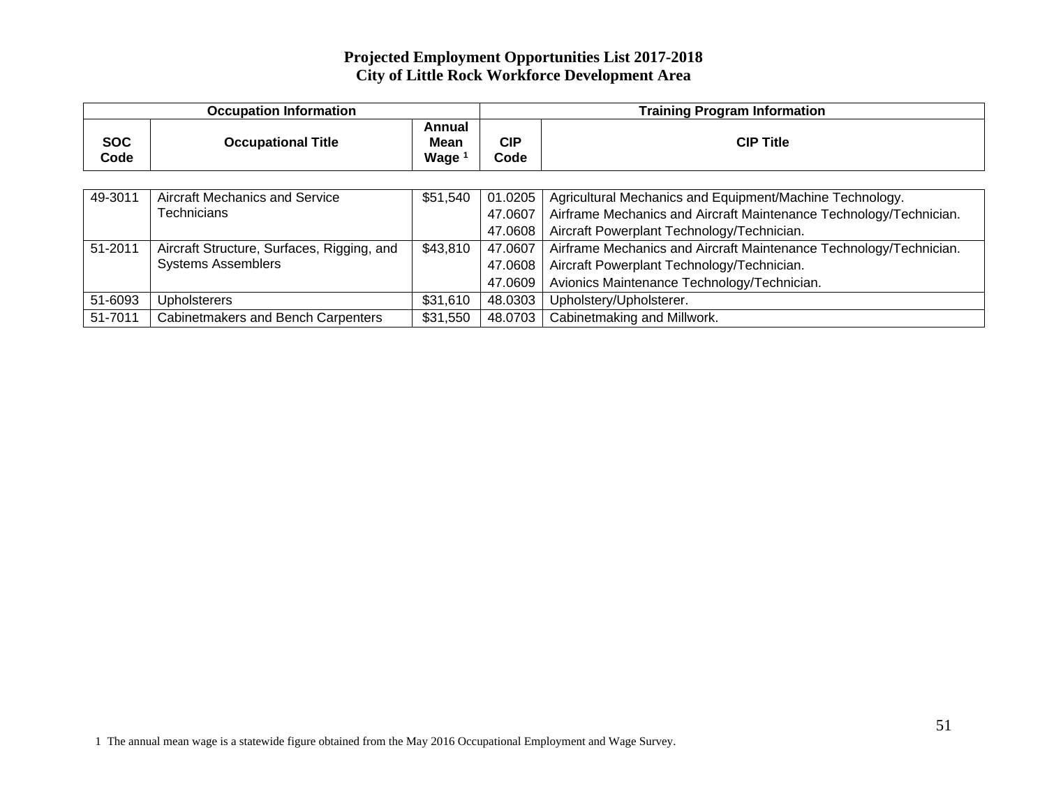**Projected Employment Opportunities List 2017-2018**
**City of Little Rock Workforce Development Area**

| Occupation Information | | | Training Program Information | |
|---|---|---|---|---|
| SOC Code | Occupational Title | Annual Mean Wage [1] | CIP Code | CIP Title |
| 49-3011 | Aircraft Mechanics and Service Technicians | $51,540 | 01.0205<br>47.0607<br>47.0608 | Agricultural Mechanics and Equipment/Machine Technology.<br>Airframe Mechanics and Aircraft Maintenance Technology/Technician.<br>Aircraft Powerplant Technology/Technician. |
| 51-2011 | Aircraft Structure, Surfaces, Rigging, and Systems Assemblers | $43,810 | 47.0607<br>47.0608<br>47.0609 | Airframe Mechanics and Aircraft Maintenance Technology/Technician.<br>Aircraft Powerplant Technology/Technician.<br>Avionics Maintenance Technology/Technician. |
| 51-6093 | Upholsterers | $31,610 | 48.0303 | Upholstery/Upholsterer. |
| 51-7011 | Cabinetmakers and Bench Carpenters | $31,550 | 48.0703 | Cabinetmaking and Millwork. |

1 The annual mean wage is a statewide figure obtained from the May 2016 Occupational Employment and Wage Survey.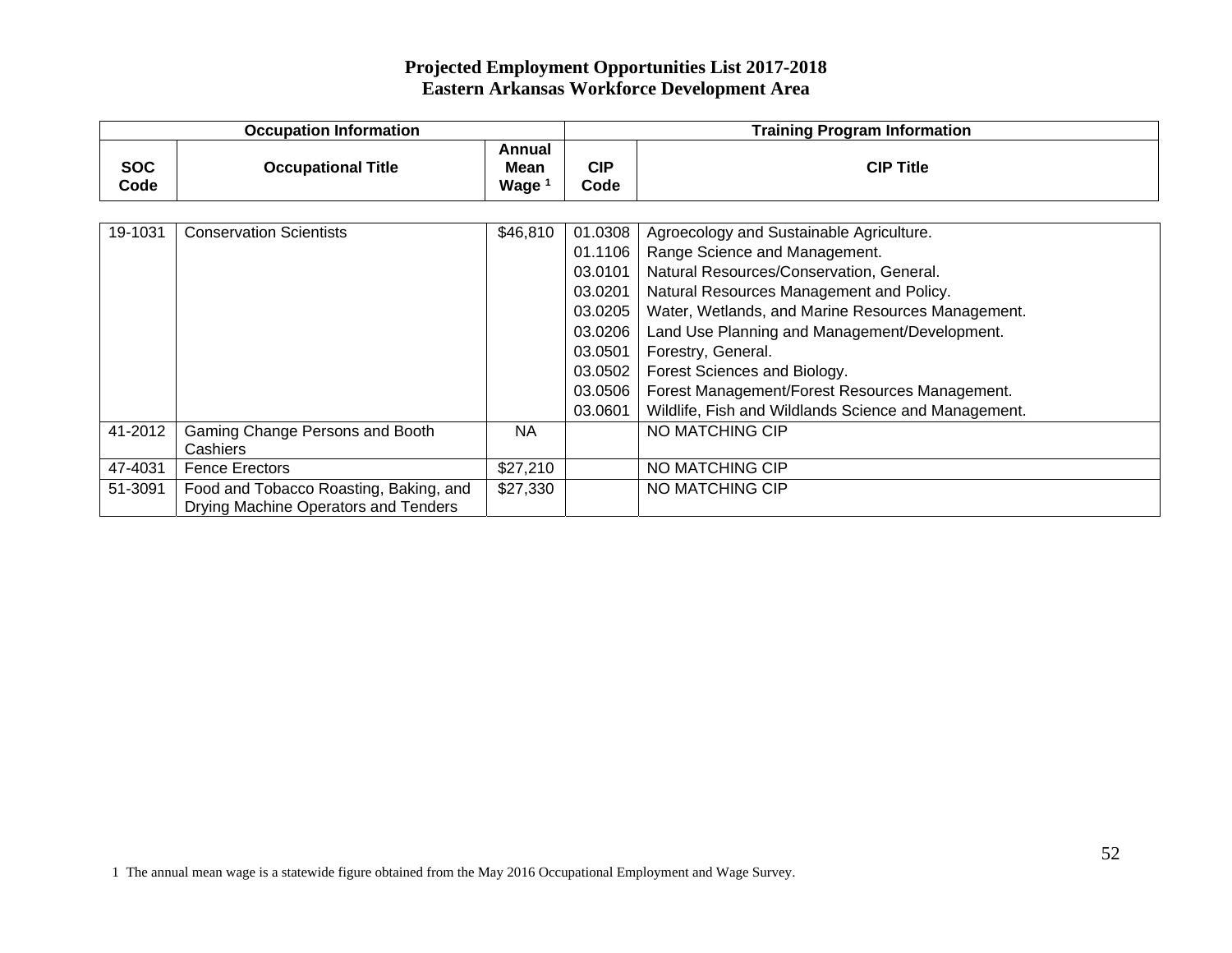# Projected Employment Opportunities List 2017-2018
## Eastern Arkansas Workforce Development Area

| Occupation Information | | | Training Program Information | |
|---|---|---|---|---|
| SOC Code | Occupational Title | Annual Mean Wage [1] | CIP Code | CIP Title |
| 19-1031 | Conservation Scientists | $46,810 | 01.0308 | Agroecology and Sustainable Agriculture. |
| | | | 01.1106 | Range Science and Management. |
| | | | 03.0101 | Natural Resources/Conservation, General. |
| | | | 03.0201 | Natural Resources Management and Policy. |
| | | | 03.0205 | Water, Wetlands, and Marine Resources Management. |
| | | | 03.0206 | Land Use Planning and Management/Development. |
| | | | 03.0501 | Forestry, General. |
| | | | 03.0502 | Forest Sciences and Biology. |
| | | | 03.0506 | Forest Management/Forest Resources Management. |
| | | | 03.0601 | Wildlife, Fish and Wildlands Science and Management. |
| 41-2012 | Gaming Change Persons and Booth Cashiers | NA | | NO MATCHING CIP |
| 47-4031 | Fence Erectors | $27,210 | | NO MATCHING CIP |
| 51-3091 | Food and Tobacco Roasting, Baking, and Drying Machine Operators and Tenders | $27,330 | | NO MATCHING CIP |

1 The annual mean wage is a statewide figure obtained from the May 2016 Occupational Employment and Wage Survey.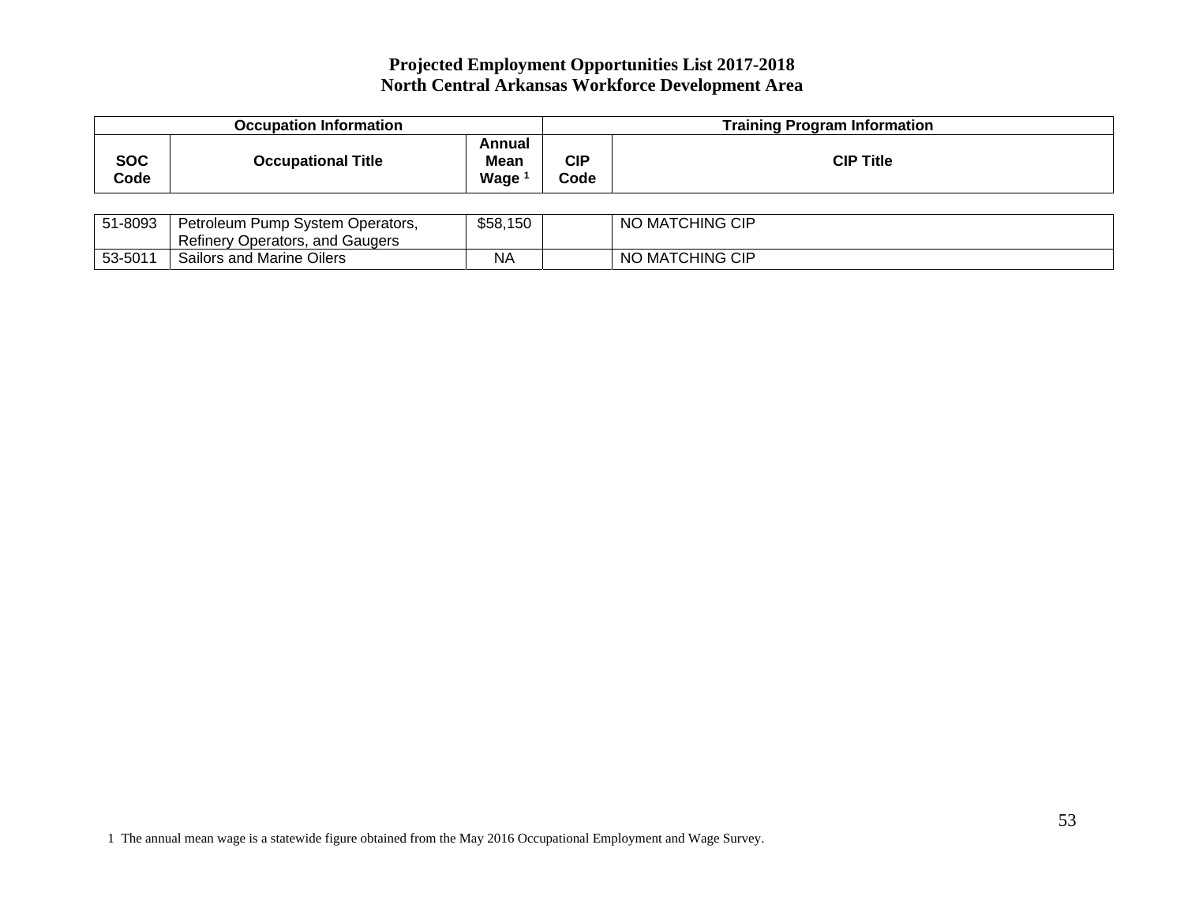# Projected Employment Opportunities List 2017-2018
## North Central Arkansas Workforce Development Area

| Occupation Information | | | Training Program Information | |
|---|---|---|---|---|
| **SOC Code** | **Occupational Title** | **Annual Mean Wage [1]** | **CIP Code** | **CIP Title** |
| 51-8093 | Petroleum Pump System Operators, Refinery Operators, and Gaugers | $58,150 | | NO MATCHING CIP |
| 53-5011 | Sailors and Marine Oilers | NA | | NO MATCHING CIP |

1 The annual mean wage is a statewide figure obtained from the May 2016 Occupational Employment and Wage Survey.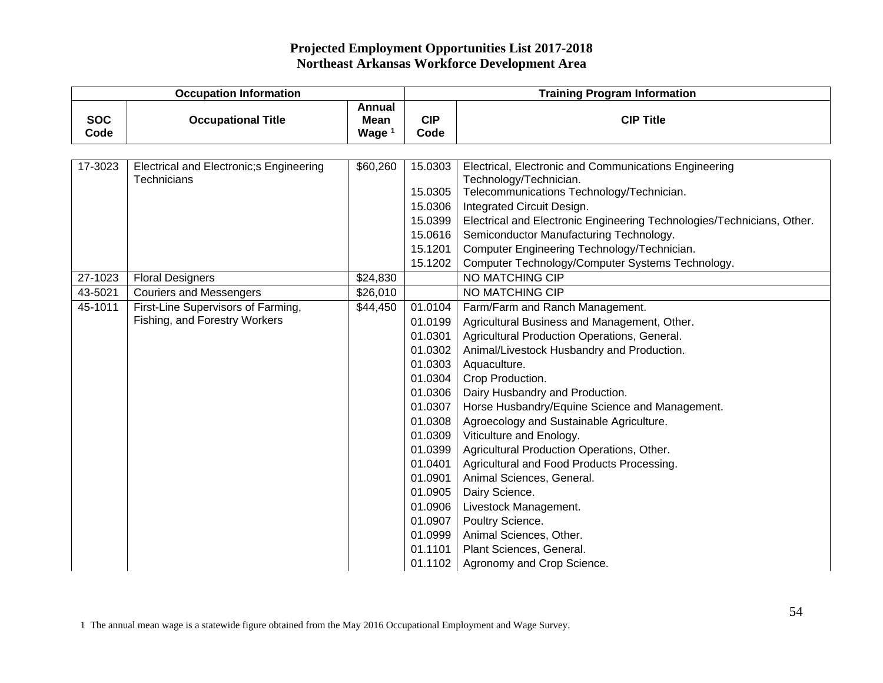# Projected Employment Opportunities List 2017-2018
## Northeast Arkansas Workforce Development Area

| Occupation Information | | | Training Program Information | |
|---|---|---|---|---|
| SOC Code | Occupational Title | Annual Mean Wage [1] | CIP Code | CIP Title |
| 17-3023 | Electrical and Electronic;s Engineering Technicians | $60,260 | 15.0303 | Electrical, Electronic and Communications Engineering Technology/Technician. |
| | | | 15.0305 | Telecommunications Technology/Technician. |
| | | | 15.0306 | Integrated Circuit Design. |
| | | | 15.0399 | Electrical and Electronic Engineering Technologies/Technicians, Other. |
| | | | 15.0616 | Semiconductor Manufacturing Technology. |
| | | | 15.1201 | Computer Engineering Technology/Technician. |
| | | | 15.1202 | Computer Technology/Computer Systems Technology. |
| 27-1023 | Floral Designers | $24,830 | | NO MATCHING CIP |
| 43-5021 | Couriers and Messengers | $26,010 | | NO MATCHING CIP |
| 45-1011 | First-Line Supervisors of Farming, Fishing, and Forestry Workers | $44,450 | 01.0104 | Farm/Farm and Ranch Management. |
| | | | 01.0199 | Agricultural Business and Management, Other. |
| | | | 01.0301 | Agricultural Production Operations, General. |
| | | | 01.0302 | Animal/Livestock Husbandry and Production. |
| | | | 01.0303 | Aquaculture. |
| | | | 01.0304 | Crop Production. |
| | | | 01.0306 | Dairy Husbandry and Production. |
| | | | 01.0307 | Horse Husbandry/Equine Science and Management. |
| | | | 01.0308 | Agroecology and Sustainable Agriculture. |
| | | | 01.0309 | Viticulture and Enology. |
| | | | 01.0399 | Agricultural Production Operations, Other. |
| | | | 01.0401 | Agricultural and Food Products Processing. |
| | | | 01.0901 | Animal Sciences, General. |
| | | | 01.0905 | Dairy Science. |
| | | | 01.0906 | Livestock Management. |
| | | | 01.0907 | Poultry Science. |
| | | | 01.0999 | Animal Sciences, Other. |
| | | | 01.1101 | Plant Sciences, General. |
| | | | 01.1102 | Agronomy and Crop Science. |

1 The annual mean wage is a statewide figure obtained from the May 2016 Occupational Employment and Wage Survey.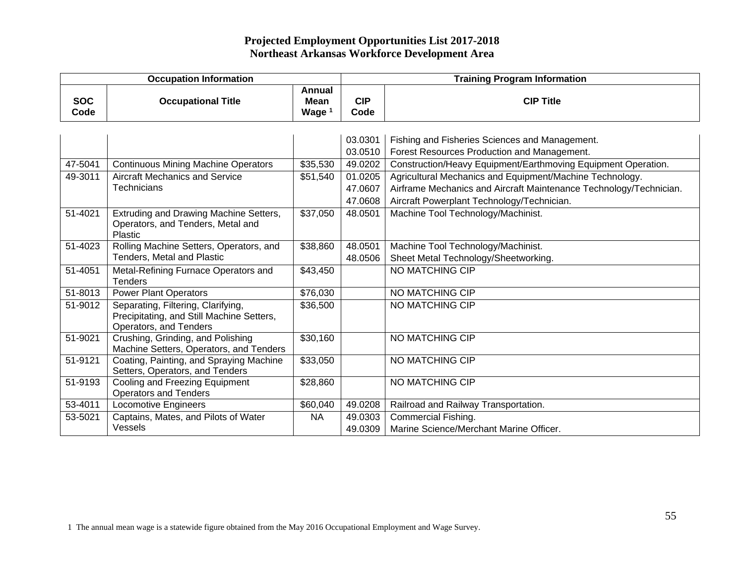# Projected Employment Opportunities List 2017-2018
## Northeast Arkansas Workforce Development Area

| Occupation Information | | | Training Program Information | |
|---|---|---|---|---|
| SOC Code | Occupational Title | Annual Mean Wage [1] | CIP Code | CIP Title |
| | | | 03.0301 | Fishing and Fisheries Sciences and Management. |
| | | | 03.0510 | Forest Resources Production and Management. |
| 47-5041 | Continuous Mining Machine Operators | $35,530 | 49.0202 | Construction/Heavy Equipment/Earthmoving Equipment Operation. |
| 49-3011 | Aircraft Mechanics and Service Technicians | $51,540 | 01.0205 | Agricultural Mechanics and Equipment/Machine Technology. |
| | | | 47.0607 | Airframe Mechanics and Aircraft Maintenance Technology/Technician. |
| | | | 47.0608 | Aircraft Powerplant Technology/Technician. |
| 51-4021 | Extruding and Drawing Machine Setters, Operators, and Tenders, Metal and Plastic | $37,050 | 48.0501 | Machine Tool Technology/Machinist. |
| 51-4023 | Rolling Machine Setters, Operators, and Tenders, Metal and Plastic | $38,860 | 48.0501 | Machine Tool Technology/Machinist. |
| | | | 48.0506 | Sheet Metal Technology/Sheetworking. |
| 51-4051 | Metal-Refining Furnace Operators and Tenders | $43,450 | | NO MATCHING CIP |
| 51-8013 | Power Plant Operators | $76,030 | | NO MATCHING CIP |
| 51-9012 | Separating, Filtering, Clarifying, Precipitating, and Still Machine Setters, Operators, and Tenders | $36,500 | | NO MATCHING CIP |
| 51-9021 | Crushing, Grinding, and Polishing Machine Setters, Operators, and Tenders | $30,160 | | NO MATCHING CIP |
| 51-9121 | Coating, Painting, and Spraying Machine Setters, Operators, and Tenders | $33,050 | | NO MATCHING CIP |
| 51-9193 | Cooling and Freezing Equipment Operators and Tenders | $28,860 | | NO MATCHING CIP |
| 53-4011 | Locomotive Engineers | $60,040 | 49.0208 | Railroad and Railway Transportation. |
| 53-5021 | Captains, Mates, and Pilots of Water Vessels | NA | 49.0303 | Commercial Fishing. |
| | | | 49.0309 | Marine Science/Merchant Marine Officer. |

1 The annual mean wage is a statewide figure obtained from the May 2016 Occupational Employment and Wage Survey.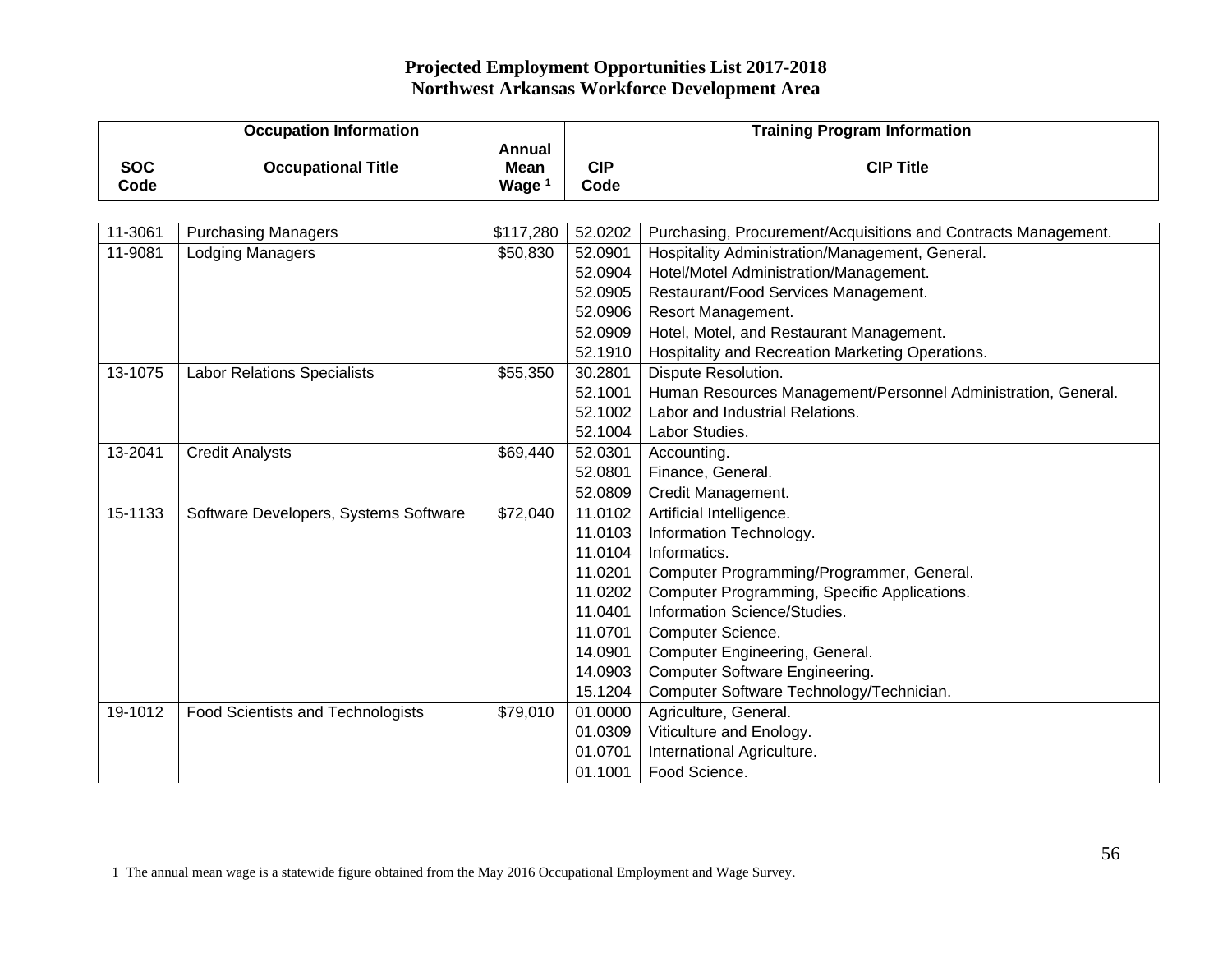# Projected Employment Opportunities List 2017-2018
## Northwest Arkansas Workforce Development Area

| Occupation Information | | | Training Program Information | |
|---|---|---|---|---|
| SOC Code | Occupational Title | Annual Mean Wage [1] | CIP Code | CIP Title |
| 11-3061 | Purchasing Managers | $117,280 | 52.0202 | Purchasing, Procurement/Acquisitions and Contracts Management. |
| 11-9081 | Lodging Managers | $50,830 | 52.0901 | Hospitality Administration/Management, General. |
| | | | 52.0904 | Hotel/Motel Administration/Management. |
| | | | 52.0905 | Restaurant/Food Services Management. |
| | | | 52.0906 | Resort Management. |
| | | | 52.0909 | Hotel, Motel, and Restaurant Management. |
| | | | 52.1910 | Hospitality and Recreation Marketing Operations. |
| 13-1075 | Labor Relations Specialists | $55,350 | 30.2801 | Dispute Resolution. |
| | | | 52.1001 | Human Resources Management/Personnel Administration, General. |
| | | | 52.1002 | Labor and Industrial Relations. |
| | | | 52.1004 | Labor Studies. |
| 13-2041 | Credit Analysts | $69,440 | 52.0301 | Accounting. |
| | | | 52.0801 | Finance, General. |
| | | | 52.0809 | Credit Management. |
| 15-1133 | Software Developers, Systems Software | $72,040 | 11.0102 | Artificial Intelligence. |
| | | | 11.0103 | Information Technology. |
| | | | 11.0104 | Informatics. |
| | | | 11.0201 | Computer Programming/Programmer, General. |
| | | | 11.0202 | Computer Programming, Specific Applications. |
| | | | 11.0401 | Information Science/Studies. |
| | | | 11.0701 | Computer Science. |
| | | | 14.0901 | Computer Engineering, General. |
| | | | 14.0903 | Computer Software Engineering. |
| | | | 15.1204 | Computer Software Technology/Technician. |
| 19-1012 | Food Scientists and Technologists | $79,010 | 01.0000 | Agriculture, General. |
| | | | 01.0309 | Viticulture and Enology. |
| | | | 01.0701 | International Agriculture. |
| | | | 01.1001 | Food Science. |

1 The annual mean wage is a statewide figure obtained from the May 2016 Occupational Employment and Wage Survey.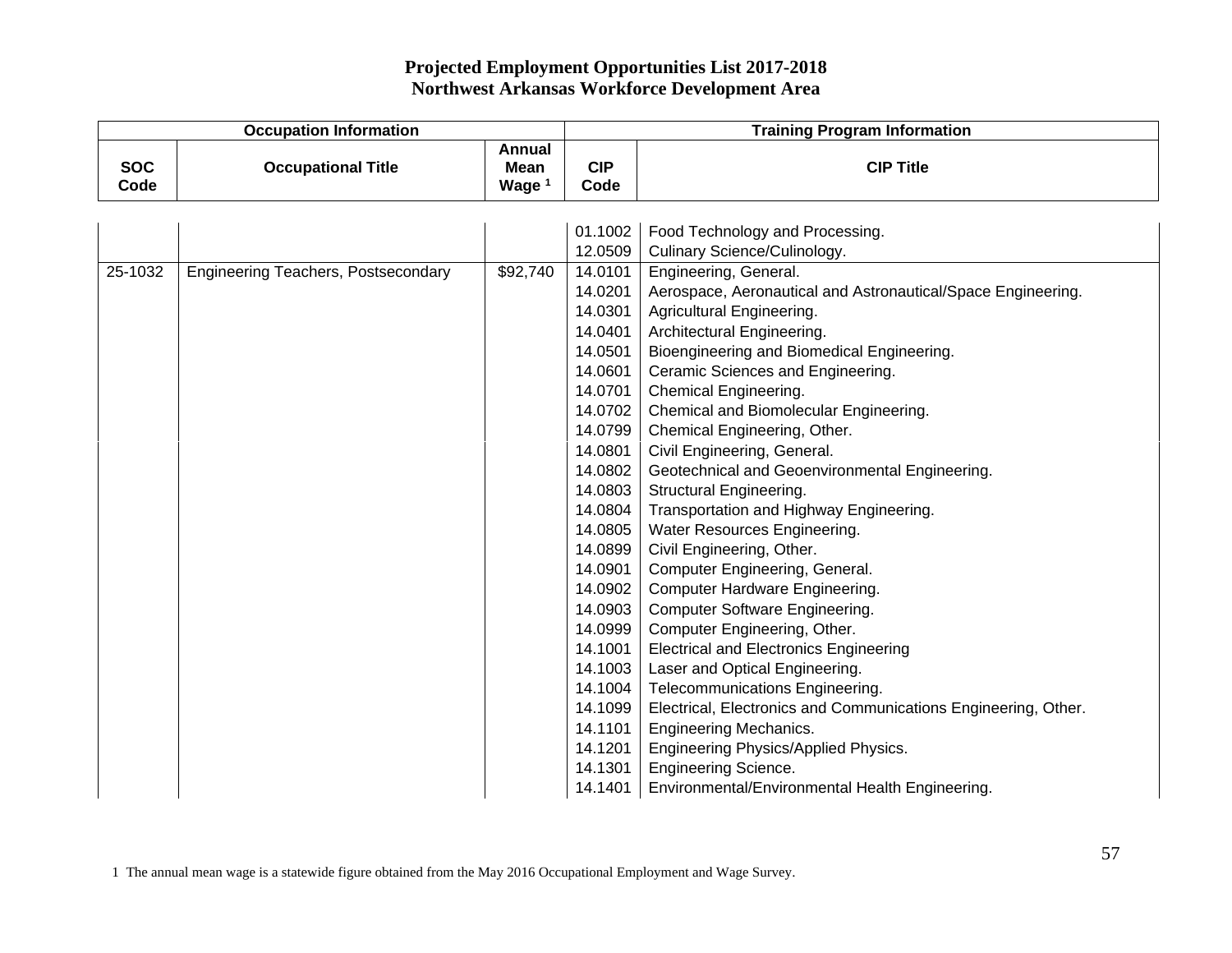# Projected Employment Opportunities List 2017-2018
## Northwest Arkansas Workforce Development Area

| Occupation Information | | | Training Program Information | |
|---|---|---|---|---|
| **SOC Code** | **Occupational Title** | **Annual Mean Wage [1]** | **CIP Code** | **CIP Title** |
| | | | 01.1002 | Food Technology and Processing. |
| | | | 12.0509 | Culinary Science/Culinology. |
| 25-1032 | Engineering Teachers, Postsecondary | $92,740 | 14.0101 | Engineering, General. |
| | | | 14.0201 | Aerospace, Aeronautical and Astronautical/Space Engineering. |
| | | | 14.0301 | Agricultural Engineering. |
| | | | 14.0401 | Architectural Engineering. |
| | | | 14.0501 | Bioengineering and Biomedical Engineering. |
| | | | 14.0601 | Ceramic Sciences and Engineering. |
| | | | 14.0701 | Chemical Engineering. |
| | | | 14.0702 | Chemical and Biomolecular Engineering. |
| | | | 14.0799 | Chemical Engineering, Other. |
| | | | 14.0801 | Civil Engineering, General. |
| | | | 14.0802 | Geotechnical and Geoenvironmental Engineering. |
| | | | 14.0803 | Structural Engineering. |
| | | | 14.0804 | Transportation and Highway Engineering. |
| | | | 14.0805 | Water Resources Engineering. |
| | | | 14.0899 | Civil Engineering, Other. |
| | | | 14.0901 | Computer Engineering, General. |
| | | | 14.0902 | Computer Hardware Engineering. |
| | | | 14.0903 | Computer Software Engineering. |
| | | | 14.0999 | Computer Engineering, Other. |
| | | | 14.1001 | Electrical and Electronics Engineering |
| | | | 14.1003 | Laser and Optical Engineering. |
| | | | 14.1004 | Telecommunications Engineering. |
| | | | 14.1099 | Electrical, Electronics and Communications Engineering, Other. |
| | | | 14.1101 | Engineering Mechanics. |
| | | | 14.1201 | Engineering Physics/Applied Physics. |
| | | | 14.1301 | Engineering Science. |
| | | | 14.1401 | Environmental/Environmental Health Engineering. |

1 The annual mean wage is a statewide figure obtained from the May 2016 Occupational Employment and Wage Survey.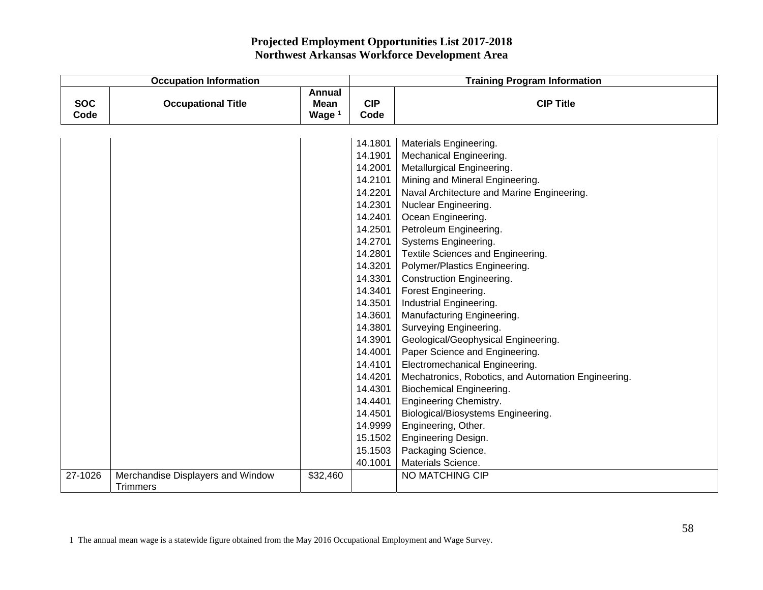# Projected Employment Opportunities List 2017-2018
## Northwest Arkansas Workforce Development Area

| Occupation Information | | | Training Program Information | |
|---|---|---|---|---|
| SOC Code | Occupational Title | Annual Mean Wage [1] | CIP Code | CIP Title |
| | | | 14.1801 | Materials Engineering. |
| | | | 14.1901 | Mechanical Engineering. |
| | | | 14.2001 | Metallurgical Engineering. |
| | | | 14.2101 | Mining and Mineral Engineering. |
| | | | 14.2201 | Naval Architecture and Marine Engineering. |
| | | | 14.2301 | Nuclear Engineering. |
| | | | 14.2401 | Ocean Engineering. |
| | | | 14.2501 | Petroleum Engineering. |
| | | | 14.2701 | Systems Engineering. |
| | | | 14.2801 | Textile Sciences and Engineering. |
| | | | 14.3201 | Polymer/Plastics Engineering. |
| | | | 14.3301 | Construction Engineering. |
| | | | 14.3401 | Forest Engineering. |
| | | | 14.3501 | Industrial Engineering. |
| | | | 14.3601 | Manufacturing Engineering. |
| | | | 14.3801 | Surveying Engineering. |
| | | | 14.3901 | Geological/Geophysical Engineering. |
| | | | 14.4001 | Paper Science and Engineering. |
| | | | 14.4101 | Electromechanical Engineering. |
| | | | 14.4201 | Mechatronics, Robotics, and Automation Engineering. |
| | | | 14.4301 | Biochemical Engineering. |
| | | | 14.4401 | Engineering Chemistry. |
| | | | 14.4501 | Biological/Biosystems Engineering. |
| | | | 14.9999 | Engineering, Other. |
| | | | 15.1502 | Engineering Design. |
| | | | 15.1503 | Packaging Science. |
| | | | 40.1001 | Materials Science. |
| 27-1026 | Merchandise Displayers and Window Trimmers | $32,460 | | NO MATCHING CIP |

1 The annual mean wage is a statewide figure obtained from the May 2016 Occupational Employment and Wage Survey.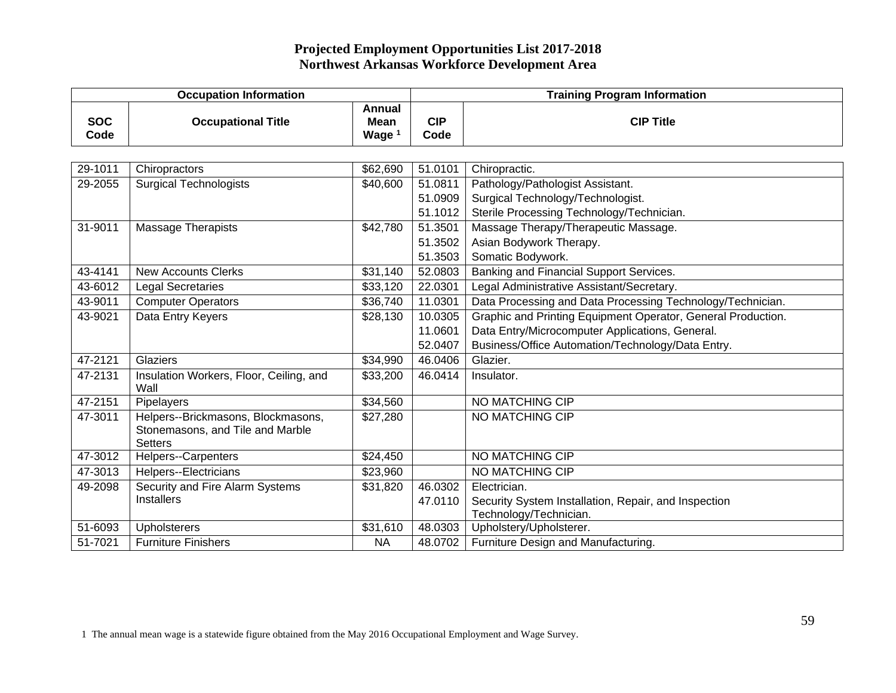# Projected Employment Opportunities List 2017-2018
## Northwest Arkansas Workforce Development Area

| Occupation Information | | | Training Program Information | |
|---|---|---|---|---|
| SOC Code | Occupational Title | Annual Mean Wage [1] | CIP Code | CIP Title |
| 29-1011 | Chiropractors | $62,690 | 51.0101 | Chiropractic. |
| 29-2055 | Surgical Technologists | $40,600 | 51.0811 | Pathology/Pathologist Assistant. |
| | | | 51.0909 | Surgical Technology/Technologist. |
| | | | 51.1012 | Sterile Processing Technology/Technician. |
| 31-9011 | Massage Therapists | $42,780 | 51.3501 | Massage Therapy/Therapeutic Massage. |
| | | | 51.3502 | Asian Bodywork Therapy. |
| | | | 51.3503 | Somatic Bodywork. |
| 43-4141 | New Accounts Clerks | $31,140 | 52.0803 | Banking and Financial Support Services. |
| 43-6012 | Legal Secretaries | $33,120 | 22.0301 | Legal Administrative Assistant/Secretary. |
| 43-9011 | Computer Operators | $36,740 | 11.0301 | Data Processing and Data Processing Technology/Technician. |
| 43-9021 | Data Entry Keyers | $28,130 | 10.0305 | Graphic and Printing Equipment Operator, General Production. |
| | | | 11.0601 | Data Entry/Microcomputer Applications, General. |
| | | | 52.0407 | Business/Office Automation/Technology/Data Entry. |
| 47-2121 | Glaziers | $34,990 | 46.0406 | Glazier. |
| 47-2131 | Insulation Workers, Floor, Ceiling, and Wall | $33,200 | 46.0414 | Insulator. |
| 47-2151 | Pipelayers | $34,560 | | NO MATCHING CIP |
| 47-3011 | Helpers--Brickmasons, Blockmasons, Stonemasons, and Tile and Marble Setters | $27,280 | | NO MATCHING CIP |
| 47-3012 | Helpers--Carpenters | $24,450 | | NO MATCHING CIP |
| 47-3013 | Helpers--Electricians | $23,960 | | NO MATCHING CIP |
| 49-2098 | Security and Fire Alarm Systems Installers | $31,820 | 46.0302 | Electrician. |
| | | | 47.0110 | Security System Installation, Repair, and Inspection Technology/Technician. |
| 51-6093 | Upholsterers | $31,610 | 48.0303 | Upholstery/Upholsterer. |
| 51-7021 | Furniture Finishers | NA | 48.0702 | Furniture Design and Manufacturing. |

1 The annual mean wage is a statewide figure obtained from the May 2016 Occupational Employment and Wage Survey.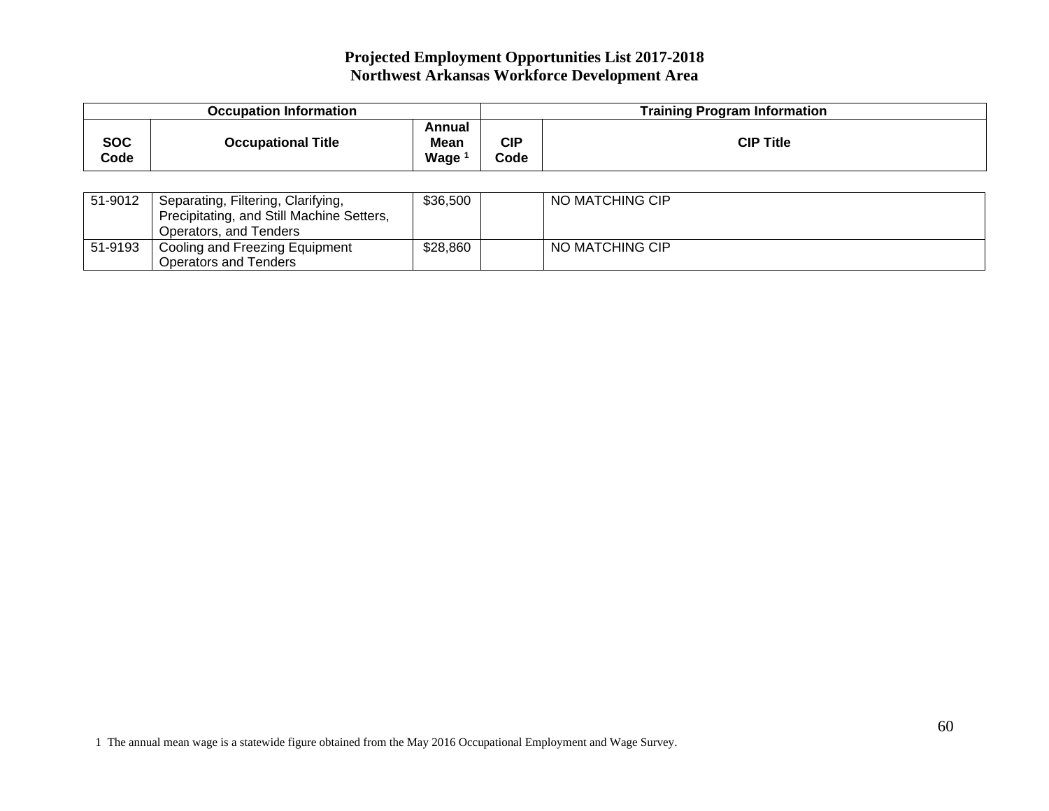**Projected Employment Opportunities List 2017-2018**
**Northwest Arkansas Workforce Development Area**

| Occupation Information | | | Training Program Information | |
|---|---|---|---|---|
| **SOC Code** | **Occupational Title** | **Annual Mean Wage [1]** | **CIP Code** | **CIP Title** |
| 51-9012 | Separating, Filtering, Clarifying, Precipitating, and Still Machine Setters, Operators, and Tenders | $36,500 | | NO MATCHING CIP |
| 51-9193 | Cooling and Freezing Equipment Operators and Tenders | $28,860 | | NO MATCHING CIP |

1 The annual mean wage is a statewide figure obtained from the May 2016 Occupational Employment and Wage Survey.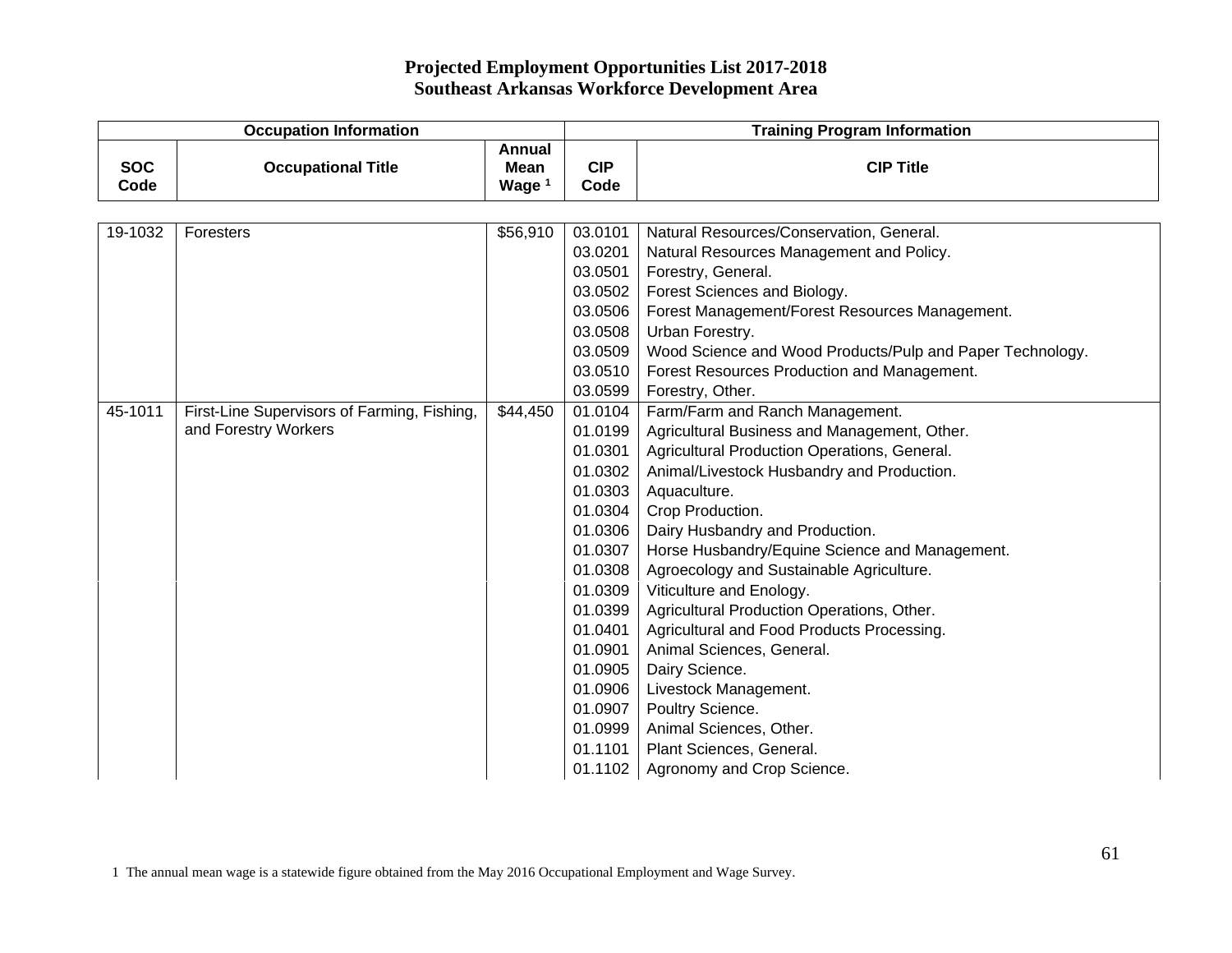# Projected Employment Opportunities List 2017-2018
## Southeast Arkansas Workforce Development Area

| Occupation Information | | | Training Program Information | |
|---|---|---|---|---|
| SOC Code | Occupational Title | Annual Mean Wage [1] | CIP Code | CIP Title |
| 19-1032 | Foresters | $56,910 | 03.0101 | Natural Resources/Conservation, General. |
| | | | 03.0201 | Natural Resources Management and Policy. |
| | | | 03.0501 | Forestry, General. |
| | | | 03.0502 | Forest Sciences and Biology. |
| | | | 03.0506 | Forest Management/Forest Resources Management. |
| | | | 03.0508 | Urban Forestry. |
| | | | 03.0509 | Wood Science and Wood Products/Pulp and Paper Technology. |
| | | | 03.0510 | Forest Resources Production and Management. |
| | | | 03.0599 | Forestry, Other. |
| 45-1011 | First-Line Supervisors of Farming, Fishing, and Forestry Workers | $44,450 | 01.0104 | Farm/Farm and Ranch Management. |
| | | | 01.0199 | Agricultural Business and Management, Other. |
| | | | 01.0301 | Agricultural Production Operations, General. |
| | | | 01.0302 | Animal/Livestock Husbandry and Production. |
| | | | 01.0303 | Aquaculture. |
| | | | 01.0304 | Crop Production. |
| | | | 01.0306 | Dairy Husbandry and Production. |
| | | | 01.0307 | Horse Husbandry/Equine Science and Management. |
| | | | 01.0308 | Agroecology and Sustainable Agriculture. |
| | | | 01.0309 | Viticulture and Enology. |
| | | | 01.0399 | Agricultural Production Operations, Other. |
| | | | 01.0401 | Agricultural and Food Products Processing. |
| | | | 01.0901 | Animal Sciences, General. |
| | | | 01.0905 | Dairy Science. |
| | | | 01.0906 | Livestock Management. |
| | | | 01.0907 | Poultry Science. |
| | | | 01.0999 | Animal Sciences, Other. |
| | | | 01.1101 | Plant Sciences, General. |
| | | | 01.1102 | Agronomy and Crop Science. |

1 The annual mean wage is a statewide figure obtained from the May 2016 Occupational Employment and Wage Survey.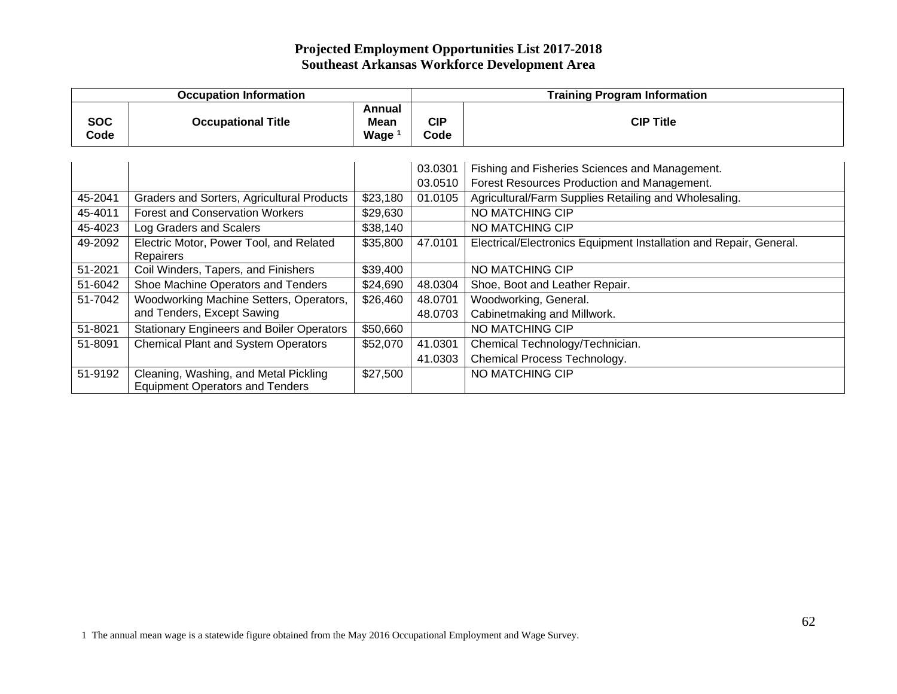# Projected Employment Opportunities List 2017-2018
## Southeast Arkansas Workforce Development Area

| Occupation Information | | | Training Program Information | |
|---|---|---|---|---|
| SOC Code | Occupational Title | Annual Mean Wage [1] | CIP Code | CIP Title |
| | | | 03.0301 | Fishing and Fisheries Sciences and Management. |
| | | | 03.0510 | Forest Resources Production and Management. |
| 45-2041 | Graders and Sorters, Agricultural Products | $23,180 | 01.0105 | Agricultural/Farm Supplies Retailing and Wholesaling. |
| 45-4011 | Forest and Conservation Workers | $29,630 | | NO MATCHING CIP |
| 45-4023 | Log Graders and Scalers | $38,140 | | NO MATCHING CIP |
| 49-2092 | Electric Motor, Power Tool, and Related Repairers | $35,800 | 47.0101 | Electrical/Electronics Equipment Installation and Repair, General. |
| 51-2021 | Coil Winders, Tapers, and Finishers | $39,400 | | NO MATCHING CIP |
| 51-6042 | Shoe Machine Operators and Tenders | $24,690 | 48.0304 | Shoe, Boot and Leather Repair. |
| 51-7042 | Woodworking Machine Setters, Operators, and Tenders, Except Sawing | $26,460 | 48.0701 | Woodworking, General. |
| | | | 48.0703 | Cabinetmaking and Millwork. |
| 51-8021 | Stationary Engineers and Boiler Operators | $50,660 | | NO MATCHING CIP |
| 51-8091 | Chemical Plant and System Operators | $52,070 | 41.0301 | Chemical Technology/Technician. |
| | | | 41.0303 | Chemical Process Technology. |
| 51-9192 | Cleaning, Washing, and Metal Pickling Equipment Operators and Tenders | $27,500 | | NO MATCHING CIP |

1 The annual mean wage is a statewide figure obtained from the May 2016 Occupational Employment and Wage Survey.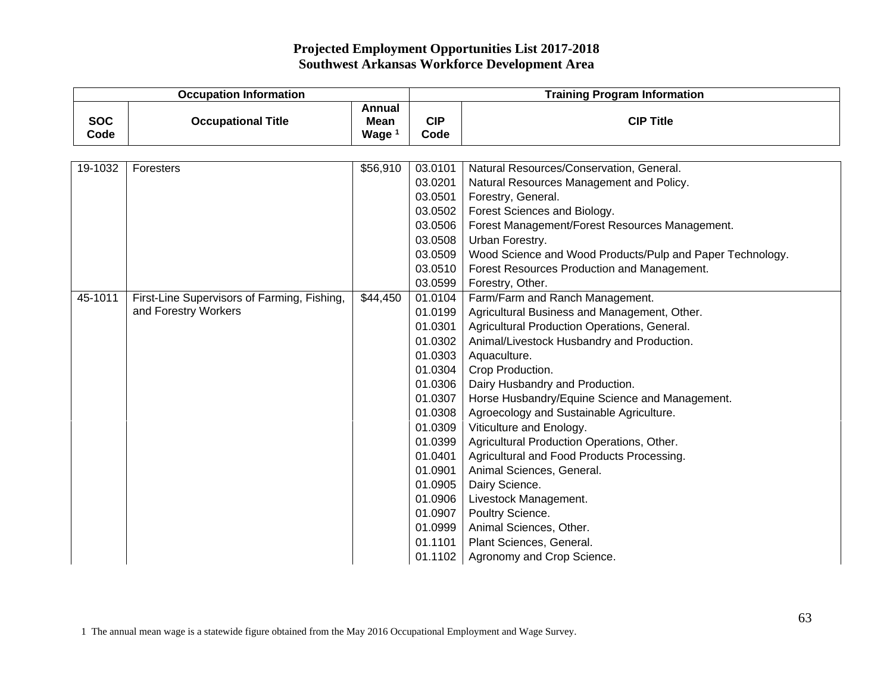# Projected Employment Opportunities List 2017-2018
## Southwest Arkansas Workforce Development Area

| Occupation Information | | | Training Program Information | |
|---|---|---|---|---|
| SOC Code | Occupational Title | Annual Mean Wage [1] | CIP Code | CIP Title |
| 19-1032 | Foresters | $56,910 | 03.0101 | Natural Resources/Conservation, General. |
| | | | 03.0201 | Natural Resources Management and Policy. |
| | | | 03.0501 | Forestry, General. |
| | | | 03.0502 | Forest Sciences and Biology. |
| | | | 03.0506 | Forest Management/Forest Resources Management. |
| | | | 03.0508 | Urban Forestry. |
| | | | 03.0509 | Wood Science and Wood Products/Pulp and Paper Technology. |
| | | | 03.0510 | Forest Resources Production and Management. |
| | | | 03.0599 | Forestry, Other. |
| 45-1011 | First-Line Supervisors of Farming, Fishing, and Forestry Workers | $44,450 | 01.0104 | Farm/Farm and Ranch Management. |
| | | | 01.0199 | Agricultural Business and Management, Other. |
| | | | 01.0301 | Agricultural Production Operations, General. |
| | | | 01.0302 | Animal/Livestock Husbandry and Production. |
| | | | 01.0303 | Aquaculture. |
| | | | 01.0304 | Crop Production. |
| | | | 01.0306 | Dairy Husbandry and Production. |
| | | | 01.0307 | Horse Husbandry/Equine Science and Management. |
| | | | 01.0308 | Agroecology and Sustainable Agriculture. |
| | | | 01.0309 | Viticulture and Enology. |
| | | | 01.0399 | Agricultural Production Operations, Other. |
| | | | 01.0401 | Agricultural and Food Products Processing. |
| | | | 01.0901 | Animal Sciences, General. |
| | | | 01.0905 | Dairy Science. |
| | | | 01.0906 | Livestock Management. |
| | | | 01.0907 | Poultry Science. |
| | | | 01.0999 | Animal Sciences, Other. |
| | | | 01.1101 | Plant Sciences, General. |
| | | | 01.1102 | Agronomy and Crop Science. |

1 The annual mean wage is a statewide figure obtained from the May 2016 Occupational Employment and Wage Survey.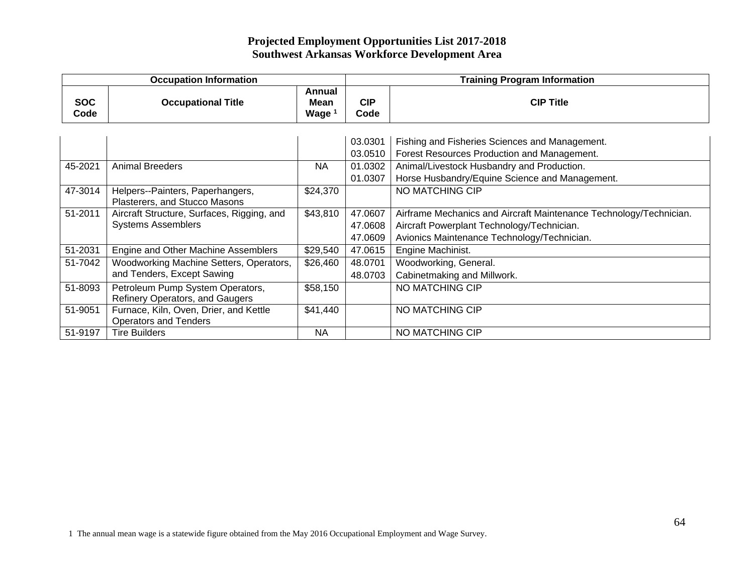# Projected Employment Opportunities List 2017-2018
## Southwest Arkansas Workforce Development Area

| Occupation Information | | | Training Program Information | |
|---|---|---|---|---|
| SOC Code | Occupational Title | Annual Mean Wage [1] | CIP Code | CIP Title |
| | | | 03.0301 | Fishing and Fisheries Sciences and Management. |
| | | | 03.0510 | Forest Resources Production and Management. |
| 45-2021 | Animal Breeders | NA | 01.0302 | Animal/Livestock Husbandry and Production. |
| | | | 01.0307 | Horse Husbandry/Equine Science and Management. |
| 47-3014 | Helpers--Painters, Paperhangers, Plasterers, and Stucco Masons | $24,370 | | NO MATCHING CIP |
| 51-2011 | Aircraft Structure, Surfaces, Rigging, and Systems Assemblers | $43,810 | 47.0607 | Airframe Mechanics and Aircraft Maintenance Technology/Technician. |
| | | | 47.0608 | Aircraft Powerplant Technology/Technician. |
| | | | 47.0609 | Avionics Maintenance Technology/Technician. |
| 51-2031 | Engine and Other Machine Assemblers | $29,540 | 47.0615 | Engine Machinist. |
| 51-7042 | Woodworking Machine Setters, Operators, and Tenders, Except Sawing | $26,460 | 48.0701 | Woodworking, General. |
| | | | 48.0703 | Cabinetmaking and Millwork. |
| 51-8093 | Petroleum Pump System Operators, Refinery Operators, and Gaugers | $58,150 | | NO MATCHING CIP |
| 51-9051 | Furnace, Kiln, Oven, Drier, and Kettle Operators and Tenders | $41,440 | | NO MATCHING CIP |
| 51-9197 | Tire Builders | NA | | NO MATCHING CIP |

1 The annual mean wage is a statewide figure obtained from the May 2016 Occupational Employment and Wage Survey.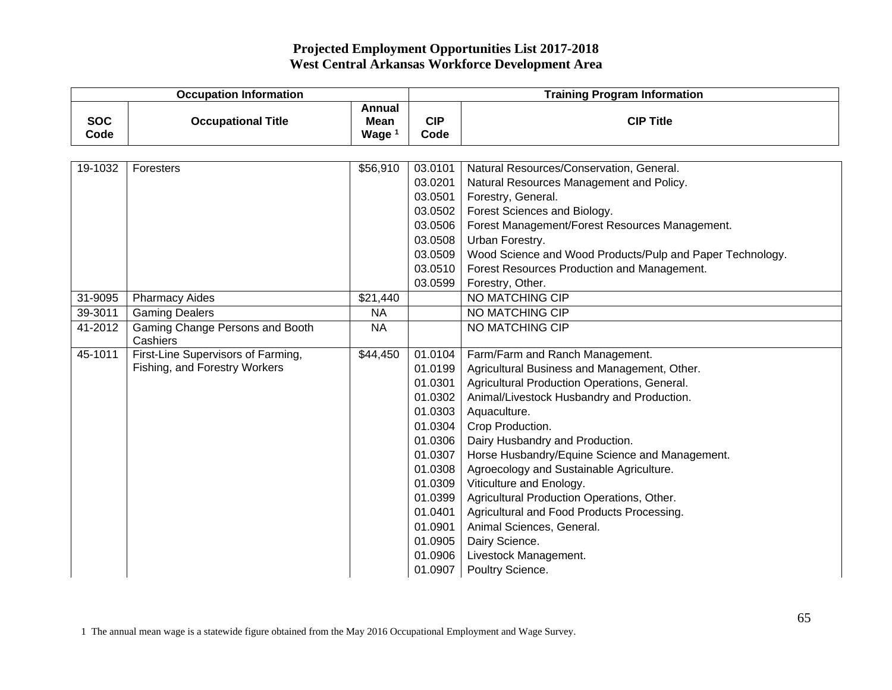# Projected Employment Opportunities List 2017-2018
## West Central Arkansas Workforce Development Area

| Occupation Information | | | Training Program Information | |
|---|---|---|---|---|
| SOC Code | Occupational Title | Annual Mean Wage [1] | CIP Code | CIP Title |
| 19-1032 | Foresters | $56,910 | 03.0101 | Natural Resources/Conservation, General. |
| | | | 03.0201 | Natural Resources Management and Policy. |
| | | | 03.0501 | Forestry, General. |
| | | | 03.0502 | Forest Sciences and Biology. |
| | | | 03.0506 | Forest Management/Forest Resources Management. |
| | | | 03.0508 | Urban Forestry. |
| | | | 03.0509 | Wood Science and Wood Products/Pulp and Paper Technology. |
| | | | 03.0510 | Forest Resources Production and Management. |
| | | | 03.0599 | Forestry, Other. |
| 31-9095 | Pharmacy Aides | $21,440 | | NO MATCHING CIP |
| 39-3011 | Gaming Dealers | NA | | NO MATCHING CIP |
| 41-2012 | Gaming Change Persons and Booth Cashiers | NA | | NO MATCHING CIP |
| 45-1011 | First-Line Supervisors of Farming, Fishing, and Forestry Workers | $44,450 | 01.0104 | Farm/Farm and Ranch Management. |
| | | | 01.0199 | Agricultural Business and Management, Other. |
| | | | 01.0301 | Agricultural Production Operations, General. |
| | | | 01.0302 | Animal/Livestock Husbandry and Production. |
| | | | 01.0303 | Aquaculture. |
| | | | 01.0304 | Crop Production. |
| | | | 01.0306 | Dairy Husbandry and Production. |
| | | | 01.0307 | Horse Husbandry/Equine Science and Management. |
| | | | 01.0308 | Agroecology and Sustainable Agriculture. |
| | | | 01.0309 | Viticulture and Enology. |
| | | | 01.0399 | Agricultural Production Operations, Other. |
| | | | 01.0401 | Agricultural and Food Products Processing. |
| | | | 01.0901 | Animal Sciences, General. |
| | | | 01.0905 | Dairy Science. |
| | | | 01.0906 | Livestock Management. |
| | | | 01.0907 | Poultry Science. |

1 The annual mean wage is a statewide figure obtained from the May 2016 Occupational Employment and Wage Survey.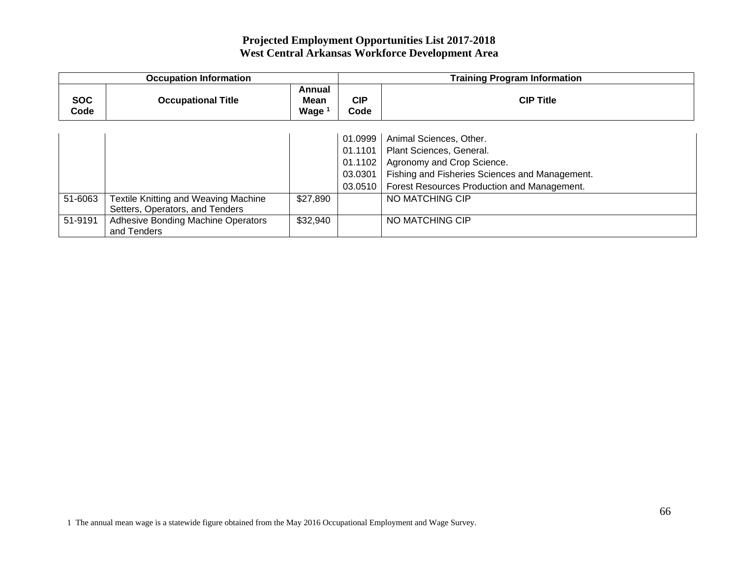# Projected Employment Opportunities List 2017-2018
## West Central Arkansas Workforce Development Area

| Occupation Information | | | Training Program Information | |
|---|---|---|---|---|
| SOC Code | Occupational Title | Annual Mean Wage [1] | CIP Code | CIP Title |
| | | | 01.0999 | Animal Sciences, Other. |
| | | | 01.1101 | Plant Sciences, General. |
| | | | 01.1102 | Agronomy and Crop Science. |
| | | | 03.0301 | Fishing and Fisheries Sciences and Management. |
| | | | 03.0510 | Forest Resources Production and Management. |
| 51-6063 | Textile Knitting and Weaving Machine Setters, Operators, and Tenders | $27,890 | | NO MATCHING CIP |
| 51-9191 | Adhesive Bonding Machine Operators and Tenders | $32,940 | | NO MATCHING CIP |

1 The annual mean wage is a statewide figure obtained from the May 2016 Occupational Employment and Wage Survey.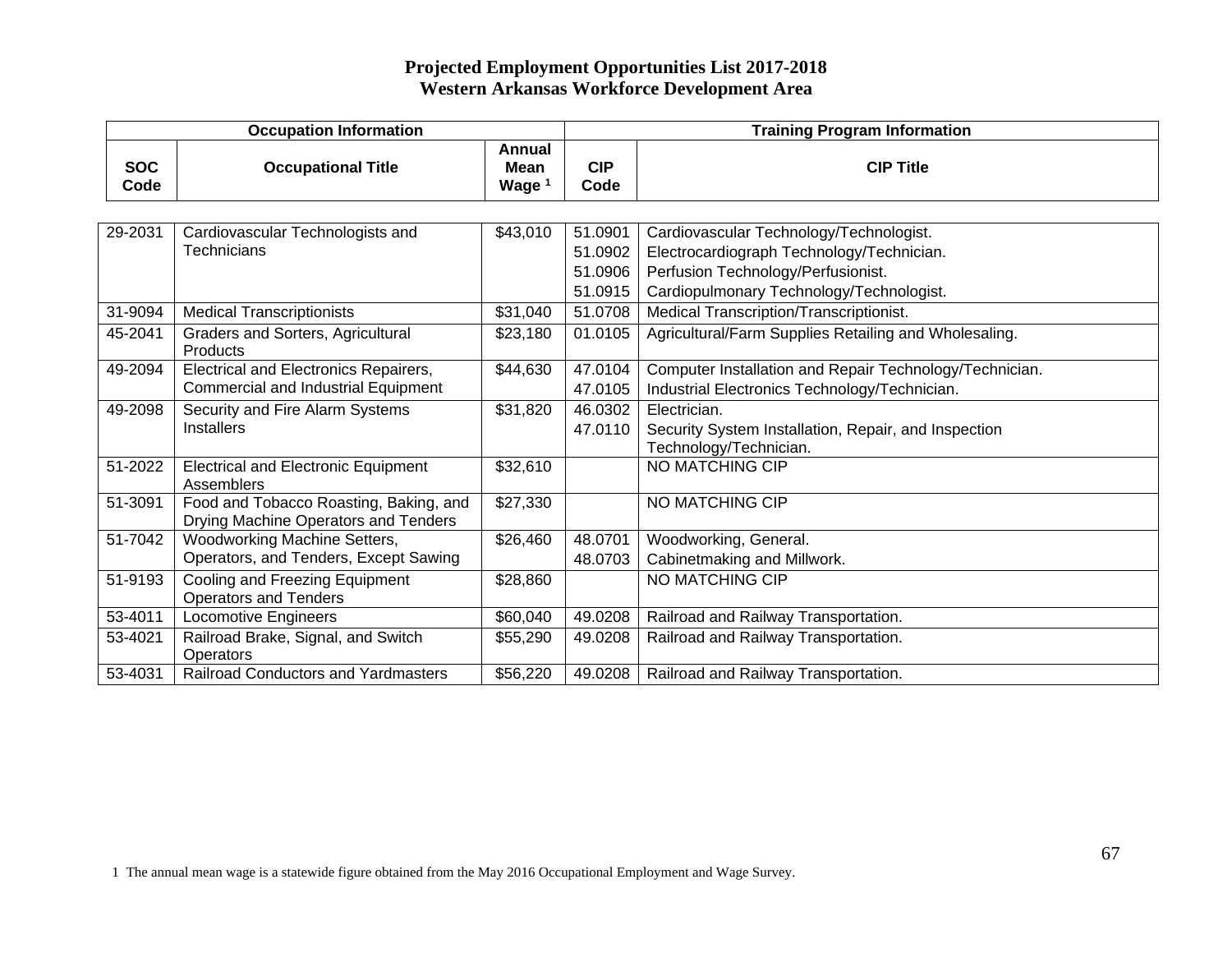# Projected Employment Opportunities List 2017-2018
## Western Arkansas Workforce Development Area

| Occupation Information | | | Training Program Information | |
|---|---|---|---|---|
| SOC Code | Occupational Title | Annual Mean Wage [1] | CIP Code | CIP Title |
| 29-2031 | Cardiovascular Technologists and Technicians | $43,010 | 51.0901 | Cardiovascular Technology/Technologist. |
| | | | 51.0902 | Electrocardiograph Technology/Technician. |
| | | | 51.0906 | Perfusion Technology/Perfusionist. |
| | | | 51.0915 | Cardiopulmonary Technology/Technologist. |
| 31-9094 | Medical Transcriptionists | $31,040 | 51.0708 | Medical Transcription/Transcriptionist. |
| 45-2041 | Graders and Sorters, Agricultural Products | $23,180 | 01.0105 | Agricultural/Farm Supplies Retailing and Wholesaling. |
| 49-2094 | Electrical and Electronics Repairers, Commercial and Industrial Equipment | $44,630 | 47.0104 | Computer Installation and Repair Technology/Technician. |
| | | | 47.0105 | Industrial Electronics Technology/Technician. |
| 49-2098 | Security and Fire Alarm Systems Installers | $31,820 | 46.0302 | Electrician. |
| | | | 47.0110 | Security System Installation, Repair, and Inspection Technology/Technician. |
| 51-2022 | Electrical and Electronic Equipment Assemblers | $32,610 | | NO MATCHING CIP |
| 51-3091 | Food and Tobacco Roasting, Baking, and Drying Machine Operators and Tenders | $27,330 | | NO MATCHING CIP |
| 51-7042 | Woodworking Machine Setters, Operators, and Tenders, Except Sawing | $26,460 | 48.0701 | Woodworking, General. |
| | | | 48.0703 | Cabinetmaking and Millwork. |
| 51-9193 | Cooling and Freezing Equipment Operators and Tenders | $28,860 | | NO MATCHING CIP |
| 53-4011 | Locomotive Engineers | $60,040 | 49.0208 | Railroad and Railway Transportation. |
| 53-4021 | Railroad Brake, Signal, and Switch Operators | $55,290 | 49.0208 | Railroad and Railway Transportation. |
| 53-4031 | Railroad Conductors and Yardmasters | $56,220 | 49.0208 | Railroad and Railway Transportation. |

1 The annual mean wage is a statewide figure obtained from the May 2016 Occupational Employment and Wage Survey.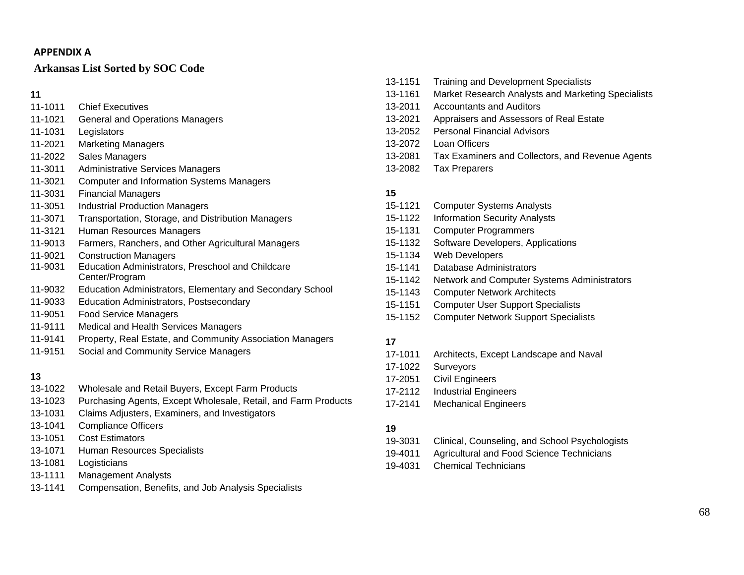## APPENDIX A

### Arkansas List Sorted by SOC Code

**11**

11-1011 Chief Executives
11-1021 General and Operations Managers
11-1031 Legislators
11-2021 Marketing Managers
11-2022 Sales Managers
11-3011 Administrative Services Managers
11-3021 Computer and Information Systems Managers
11-3031 Financial Managers
11-3051 Industrial Production Managers
11-3071 Transportation, Storage, and Distribution Managers
11-3121 Human Resources Managers
11-9013 Farmers, Ranchers, and Other Agricultural Managers
11-9021 Construction Managers
11-9031 Education Administrators, Preschool and Childcare Center/Program
11-9032 Education Administrators, Elementary and Secondary School
11-9033 Education Administrators, Postsecondary
11-9051 Food Service Managers
11-9111 Medical and Health Services Managers
11-9141 Property, Real Estate, and Community Association Managers
11-9151 Social and Community Service Managers

**13**

13-1022 Wholesale and Retail Buyers, Except Farm Products
13-1023 Purchasing Agents, Except Wholesale, Retail, and Farm Products
13-1031 Claims Adjusters, Examiners, and Investigators
13-1041 Compliance Officers
13-1051 Cost Estimators
13-1071 Human Resources Specialists
13-1081 Logisticians
13-1111 Management Analysts
13-1141 Compensation, Benefits, and Job Analysis Specialists
13-1151 Training and Development Specialists
13-1161 Market Research Analysts and Marketing Specialists
13-2011 Accountants and Auditors
13-2021 Appraisers and Assessors of Real Estate
13-2052 Personal Financial Advisors
13-2072 Loan Officers
13-2081 Tax Examiners and Collectors, and Revenue Agents
13-2082 Tax Preparers

**15**

15-1121 Computer Systems Analysts
15-1122 Information Security Analysts
15-1131 Computer Programmers
15-1132 Software Developers, Applications
15-1134 Web Developers
15-1141 Database Administrators
15-1142 Network and Computer Systems Administrators
15-1143 Computer Network Architects
15-1151 Computer User Support Specialists
15-1152 Computer Network Support Specialists

**17**

17-1011 Architects, Except Landscape and Naval
17-1022 Surveyors
17-2051 Civil Engineers
17-2112 Industrial Engineers
17-2141 Mechanical Engineers

**19**

19-3031 Clinical, Counseling, and School Psychologists
19-4011 Agricultural and Food Science Technicians
19-4031 Chemical Technicians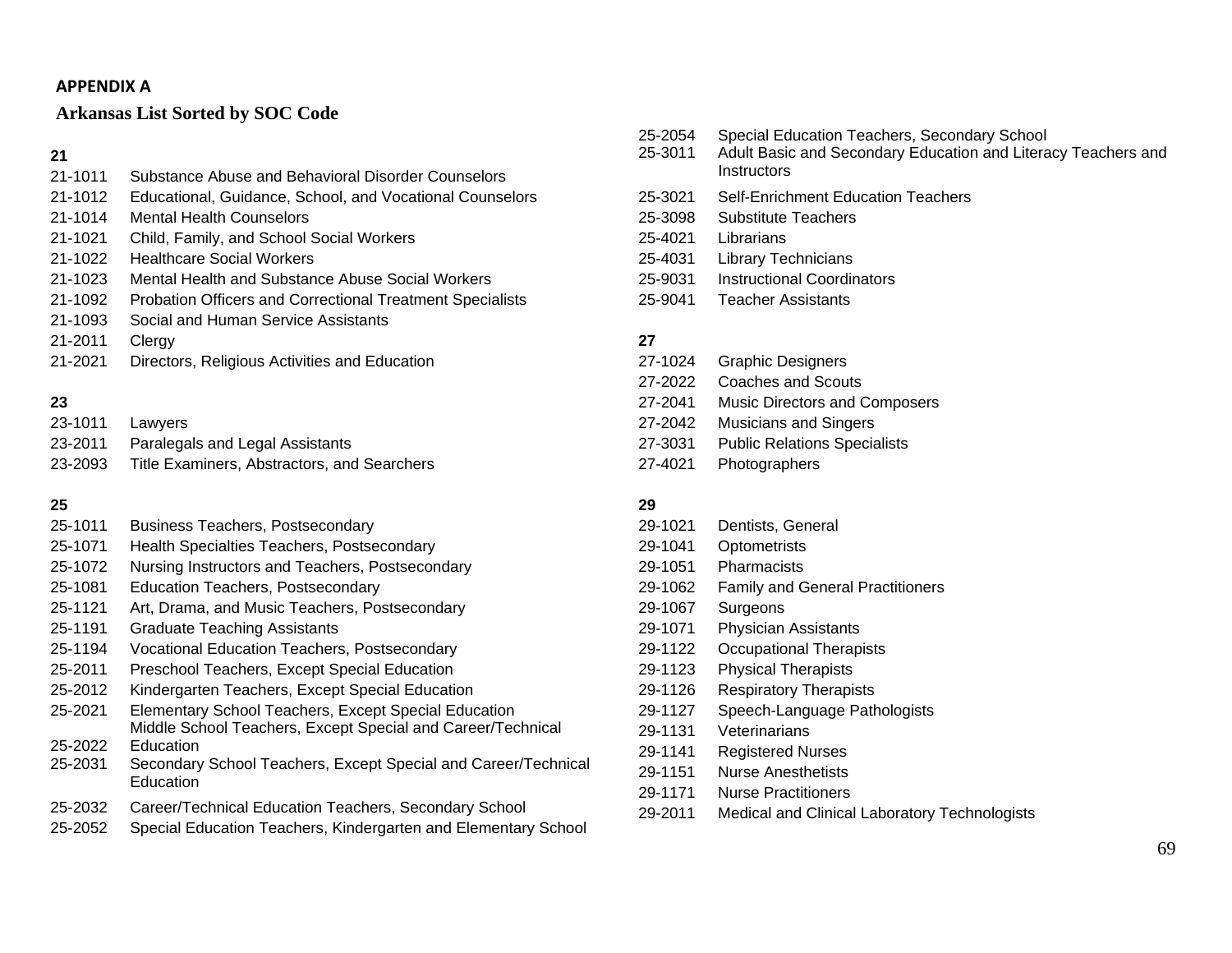## APPENDIX A

### Arkansas List Sorted by SOC Code

**21**

- 21-1011 Substance Abuse and Behavioral Disorder Counselors
- 21-1012 Educational, Guidance, School, and Vocational Counselors
- 21-1014 Mental Health Counselors
- 21-1021 Child, Family, and School Social Workers
- 21-1022 Healthcare Social Workers
- 21-1023 Mental Health and Substance Abuse Social Workers
- 21-1092 Probation Officers and Correctional Treatment Specialists
- 21-1093 Social and Human Service Assistants
- 21-2011 Clergy
- 21-2021 Directors, Religious Activities and Education

**23**

- 23-1011 Lawyers
- 23-2011 Paralegals and Legal Assistants
- 23-2093 Title Examiners, Abstractors, and Searchers

**25**

- 25-1011 Business Teachers, Postsecondary
- 25-1071 Health Specialties Teachers, Postsecondary
- 25-1072 Nursing Instructors and Teachers, Postsecondary
- 25-1081 Education Teachers, Postsecondary
- 25-1121 Art, Drama, and Music Teachers, Postsecondary
- 25-1191 Graduate Teaching Assistants
- 25-1194 Vocational Education Teachers, Postsecondary
- 25-2011 Preschool Teachers, Except Special Education
- 25-2012 Kindergarten Teachers, Except Special Education
- 25-2021 Elementary School Teachers, Except Special Education
- 25-2022 Middle School Teachers, Except Special and Career/Technical Education
- 25-2031 Secondary School Teachers, Except Special and Career/Technical Education
- 25-2032 Career/Technical Education Teachers, Secondary School
- 25-2052 Special Education Teachers, Kindergarten and Elementary School
- 25-2054 Special Education Teachers, Secondary School
- 25-3011 Adult Basic and Secondary Education and Literacy Teachers and Instructors
- 25-3021 Self-Enrichment Education Teachers
- 25-3098 Substitute Teachers
- 25-4021 Librarians
- 25-4031 Library Technicians
- 25-9031 Instructional Coordinators
- 25-9041 Teacher Assistants

**27**

- 27-1024 Graphic Designers
- 27-2022 Coaches and Scouts
- 27-2041 Music Directors and Composers
- 27-2042 Musicians and Singers
- 27-3031 Public Relations Specialists
- 27-4021 Photographers

**29**

- 29-1021 Dentists, General
- 29-1041 Optometrists
- 29-1051 Pharmacists
- 29-1062 Family and General Practitioners
- 29-1067 Surgeons
- 29-1071 Physician Assistants
- 29-1122 Occupational Therapists
- 29-1123 Physical Therapists
- 29-1126 Respiratory Therapists
- 29-1127 Speech-Language Pathologists
- 29-1131 Veterinarians
- 29-1141 Registered Nurses
- 29-1151 Nurse Anesthetists
- 29-1171 Nurse Practitioners
- 29-2011 Medical and Clinical Laboratory Technologists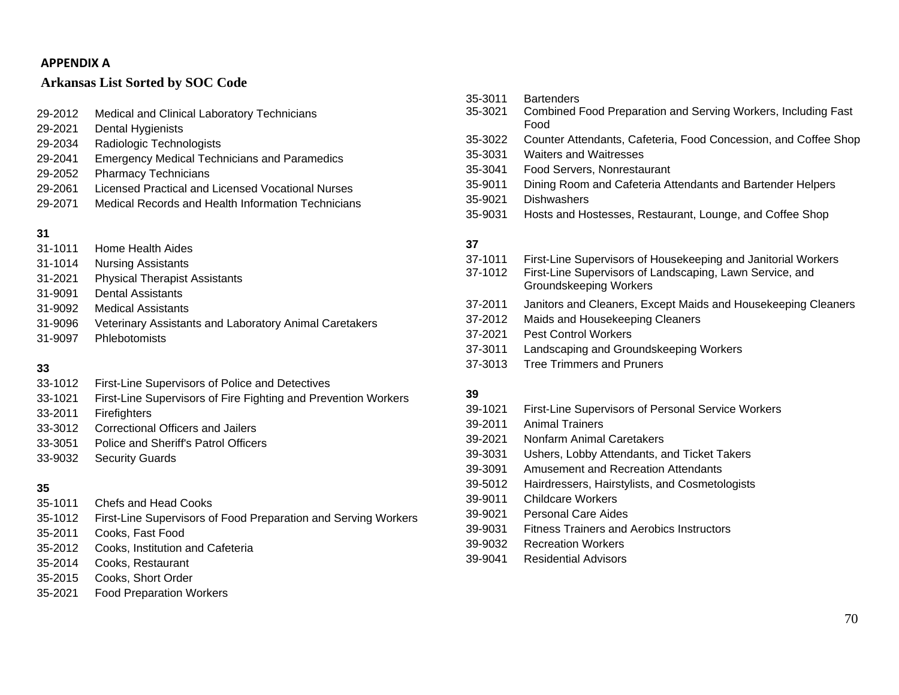**APPENDIX A**

## Arkansas List Sorted by SOC Code

29-2012 Medical and Clinical Laboratory Technicians
29-2021 Dental Hygienists
29-2034 Radiologic Technologists
29-2041 Emergency Medical Technicians and Paramedics
29-2052 Pharmacy Technicians
29-2061 Licensed Practical and Licensed Vocational Nurses
29-2071 Medical Records and Health Information Technicians

**31**

31-1011 Home Health Aides
31-1014 Nursing Assistants
31-2021 Physical Therapist Assistants
31-9091 Dental Assistants
31-9092 Medical Assistants
31-9096 Veterinary Assistants and Laboratory Animal Caretakers
31-9097 Phlebotomists

**33**

33-1012 First-Line Supervisors of Police and Detectives
33-1021 First-Line Supervisors of Fire Fighting and Prevention Workers
33-2011 Firefighters
33-3012 Correctional Officers and Jailers
33-3051 Police and Sheriff's Patrol Officers
33-9032 Security Guards

**35**

35-1011 Chefs and Head Cooks
35-1012 First-Line Supervisors of Food Preparation and Serving Workers
35-2011 Cooks, Fast Food
35-2012 Cooks, Institution and Cafeteria
35-2014 Cooks, Restaurant
35-2015 Cooks, Short Order
35-2021 Food Preparation Workers
35-3011 Bartenders
35-3021 Combined Food Preparation and Serving Workers, Including Fast Food
35-3022 Counter Attendants, Cafeteria, Food Concession, and Coffee Shop
35-3031 Waiters and Waitresses
35-3041 Food Servers, Nonrestaurant
35-9011 Dining Room and Cafeteria Attendants and Bartender Helpers
35-9021 Dishwashers
35-9031 Hosts and Hostesses, Restaurant, Lounge, and Coffee Shop

**37**

37-1011 First-Line Supervisors of Housekeeping and Janitorial Workers
37-1012 First-Line Supervisors of Landscaping, Lawn Service, and Groundskeeping Workers
37-2011 Janitors and Cleaners, Except Maids and Housekeeping Cleaners
37-2012 Maids and Housekeeping Cleaners
37-2021 Pest Control Workers
37-3011 Landscaping and Groundskeeping Workers
37-3013 Tree Trimmers and Pruners

**39**

39-1021 First-Line Supervisors of Personal Service Workers
39-2011 Animal Trainers
39-2021 Nonfarm Animal Caretakers
39-3031 Ushers, Lobby Attendants, and Ticket Takers
39-3091 Amusement and Recreation Attendants
39-5012 Hairdressers, Hairstylists, and Cosmetologists
39-9011 Childcare Workers
39-9021 Personal Care Aides
39-9031 Fitness Trainers and Aerobics Instructors
39-9032 Recreation Workers
39-9041 Residential Advisors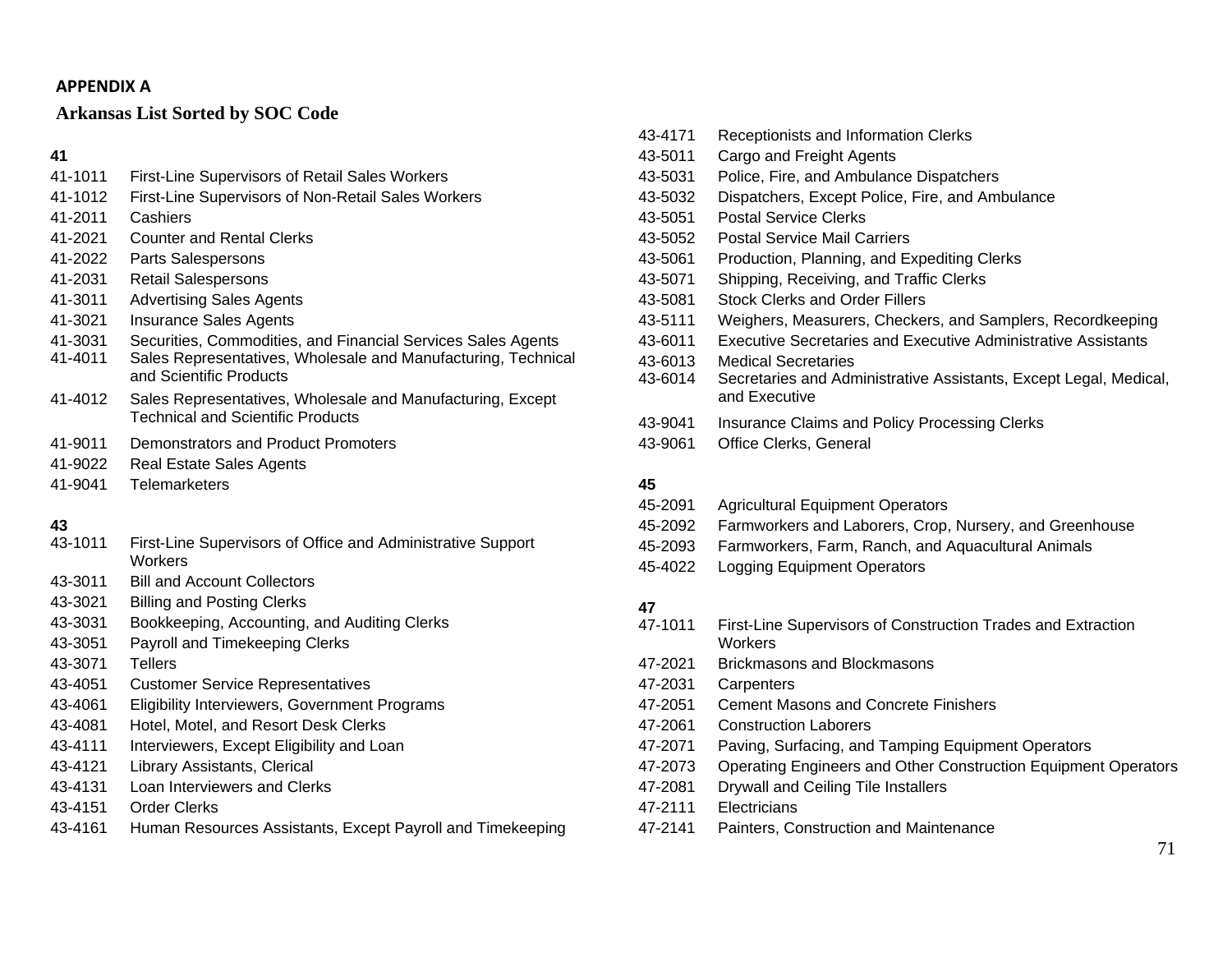**APPENDIX A**

## Arkansas List Sorted by SOC Code

**41**

| | |
|---|---|
| 41-1011 | First-Line Supervisors of Retail Sales Workers |
| 41-1012 | First-Line Supervisors of Non-Retail Sales Workers |
| 41-2011 | Cashiers |
| 41-2021 | Counter and Rental Clerks |
| 41-2022 | Parts Salespersons |
| 41-2031 | Retail Salespersons |
| 41-3011 | Advertising Sales Agents |
| 41-3021 | Insurance Sales Agents |
| 41-3031 | Securities, Commodities, and Financial Services Sales Agents |
| 41-4011 | Sales Representatives, Wholesale and Manufacturing, Technical and Scientific Products |
| 41-4012 | Sales Representatives, Wholesale and Manufacturing, Except Technical and Scientific Products |
| 41-9011 | Demonstrators and Product Promoters |
| 41-9022 | Real Estate Sales Agents |
| 41-9041 | Telemarketers |

**43**

| | |
|---|---|
| 43-1011 | First-Line Supervisors of Office and Administrative Support Workers |
| 43-3011 | Bill and Account Collectors |
| 43-3021 | Billing and Posting Clerks |
| 43-3031 | Bookkeeping, Accounting, and Auditing Clerks |
| 43-3051 | Payroll and Timekeeping Clerks |
| 43-3071 | Tellers |
| 43-4051 | Customer Service Representatives |
| 43-4061 | Eligibility Interviewers, Government Programs |
| 43-4081 | Hotel, Motel, and Resort Desk Clerks |
| 43-4111 | Interviewers, Except Eligibility and Loan |
| 43-4121 | Library Assistants, Clerical |
| 43-4131 | Loan Interviewers and Clerks |
| 43-4151 | Order Clerks |
| 43-4161 | Human Resources Assistants, Except Payroll and Timekeeping |
| 43-4171 | Receptionists and Information Clerks |
| 43-5011 | Cargo and Freight Agents |
| 43-5031 | Police, Fire, and Ambulance Dispatchers |
| 43-5032 | Dispatchers, Except Police, Fire, and Ambulance |
| 43-5051 | Postal Service Clerks |
| 43-5052 | Postal Service Mail Carriers |
| 43-5061 | Production, Planning, and Expediting Clerks |
| 43-5071 | Shipping, Receiving, and Traffic Clerks |
| 43-5081 | Stock Clerks and Order Fillers |
| 43-5111 | Weighers, Measurers, Checkers, and Samplers, Recordkeeping |
| 43-6011 | Executive Secretaries and Executive Administrative Assistants |
| 43-6013 | Medical Secretaries |
| 43-6014 | Secretaries and Administrative Assistants, Except Legal, Medical, and Executive |
| 43-9041 | Insurance Claims and Policy Processing Clerks |
| 43-9061 | Office Clerks, General |

**45**

| | |
|---|---|
| 45-2091 | Agricultural Equipment Operators |
| 45-2092 | Farmworkers and Laborers, Crop, Nursery, and Greenhouse |
| 45-2093 | Farmworkers, Farm, Ranch, and Aquacultural Animals |
| 45-4022 | Logging Equipment Operators |

**47**

| | |
|---|---|
| 47-1011 | First-Line Supervisors of Construction Trades and Extraction Workers |
| 47-2021 | Brickmasons and Blockmasons |
| 47-2031 | Carpenters |
| 47-2051 | Cement Masons and Concrete Finishers |
| 47-2061 | Construction Laborers |
| 47-2071 | Paving, Surfacing, and Tamping Equipment Operators |
| 47-2073 | Operating Engineers and Other Construction Equipment Operators |
| 47-2081 | Drywall and Ceiling Tile Installers |
| 47-2111 | Electricians |
| 47-2141 | Painters, Construction and Maintenance |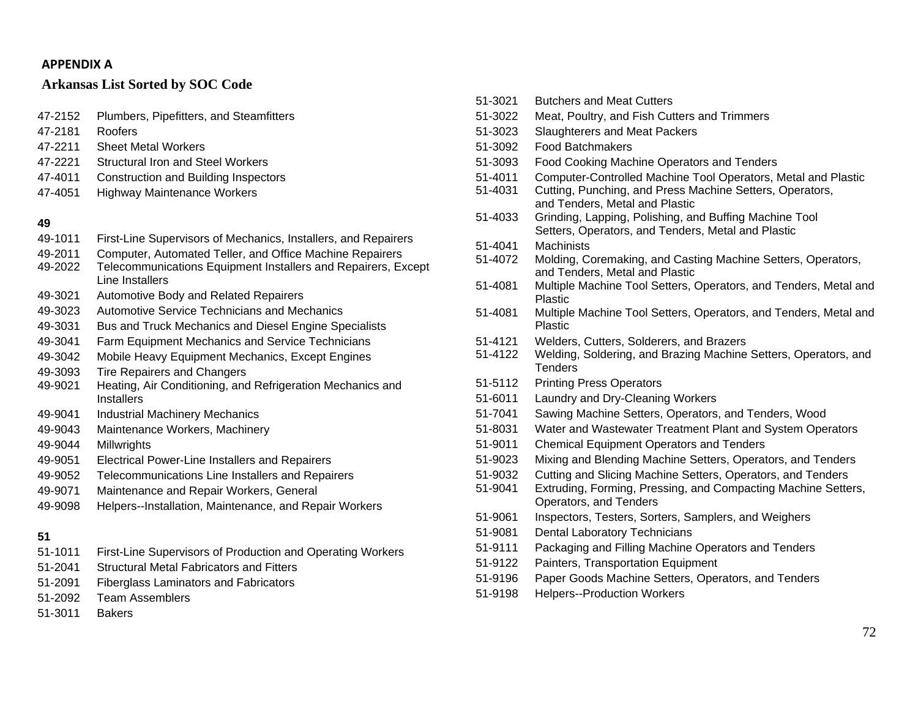**APPENDIX A**

## Arkansas List Sorted by SOC Code

47-2152 Plumbers, Pipefitters, and Steamfitters
47-2181 Roofers
47-2211 Sheet Metal Workers
47-2221 Structural Iron and Steel Workers
47-4011 Construction and Building Inspectors
47-4051 Highway Maintenance Workers

**49**

49-1011 First-Line Supervisors of Mechanics, Installers, and Repairers
49-2011 Computer, Automated Teller, and Office Machine Repairers
49-2022 Telecommunications Equipment Installers and Repairers, Except Line Installers
49-3021 Automotive Body and Related Repairers
49-3023 Automotive Service Technicians and Mechanics
49-3031 Bus and Truck Mechanics and Diesel Engine Specialists
49-3041 Farm Equipment Mechanics and Service Technicians
49-3042 Mobile Heavy Equipment Mechanics, Except Engines
49-3093 Tire Repairers and Changers
49-9021 Heating, Air Conditioning, and Refrigeration Mechanics and Installers
49-9041 Industrial Machinery Mechanics
49-9043 Maintenance Workers, Machinery
49-9044 Millwrights
49-9051 Electrical Power-Line Installers and Repairers
49-9052 Telecommunications Line Installers and Repairers
49-9071 Maintenance and Repair Workers, General
49-9098 Helpers--Installation, Maintenance, and Repair Workers

**51**

51-1011 First-Line Supervisors of Production and Operating Workers
51-2041 Structural Metal Fabricators and Fitters
51-2091 Fiberglass Laminators and Fabricators
51-2092 Team Assemblers
51-3011 Bakers
51-3021 Butchers and Meat Cutters
51-3022 Meat, Poultry, and Fish Cutters and Trimmers
51-3023 Slaughterers and Meat Packers
51-3092 Food Batchmakers
51-3093 Food Cooking Machine Operators and Tenders
51-4011 Computer-Controlled Machine Tool Operators, Metal and Plastic
51-4031 Cutting, Punching, and Press Machine Setters, Operators, and Tenders, Metal and Plastic
51-4033 Grinding, Lapping, Polishing, and Buffing Machine Tool Setters, Operators, and Tenders, Metal and Plastic
51-4041 Machinists
51-4072 Molding, Coremaking, and Casting Machine Setters, Operators, and Tenders, Metal and Plastic
51-4081 Multiple Machine Tool Setters, Operators, and Tenders, Metal and Plastic
51-4081 Multiple Machine Tool Setters, Operators, and Tenders, Metal and Plastic
51-4121 Welders, Cutters, Solderers, and Brazers
51-4122 Welding, Soldering, and Brazing Machine Setters, Operators, and Tenders
51-5112 Printing Press Operators
51-6011 Laundry and Dry-Cleaning Workers
51-7041 Sawing Machine Setters, Operators, and Tenders, Wood
51-8031 Water and Wastewater Treatment Plant and System Operators
51-9011 Chemical Equipment Operators and Tenders
51-9023 Mixing and Blending Machine Setters, Operators, and Tenders
51-9032 Cutting and Slicing Machine Setters, Operators, and Tenders
51-9041 Extruding, Forming, Pressing, and Compacting Machine Setters, Operators, and Tenders
51-9061 Inspectors, Testers, Sorters, Samplers, and Weighers
51-9081 Dental Laboratory Technicians
51-9111 Packaging and Filling Machine Operators and Tenders
51-9122 Painters, Transportation Equipment
51-9196 Paper Goods Machine Setters, Operators, and Tenders
51-9198 Helpers--Production Workers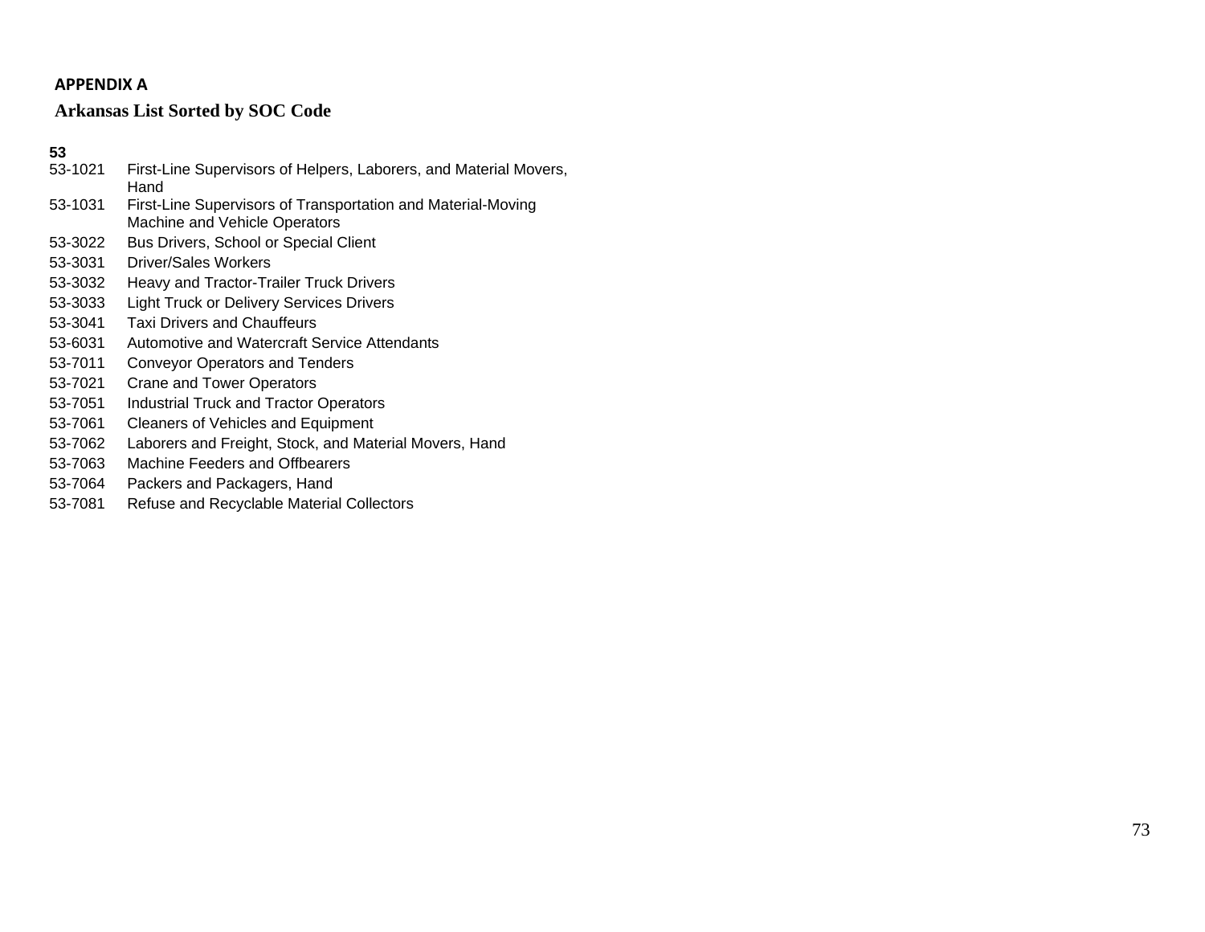**APPENDIX A**

**Arkansas List Sorted by SOC Code**

**53**

53-1021 First-Line Supervisors of Helpers, Laborers, and Material Movers, Hand
53-1031 First-Line Supervisors of Transportation and Material-Moving Machine and Vehicle Operators
53-3022 Bus Drivers, School or Special Client
53-3031 Driver/Sales Workers
53-3032 Heavy and Tractor-Trailer Truck Drivers
53-3033 Light Truck or Delivery Services Drivers
53-3041 Taxi Drivers and Chauffeurs
53-6031 Automotive and Watercraft Service Attendants
53-7011 Conveyor Operators and Tenders
53-7021 Crane and Tower Operators
53-7051 Industrial Truck and Tractor Operators
53-7061 Cleaners of Vehicles and Equipment
53-7062 Laborers and Freight, Stock, and Material Movers, Hand
53-7063 Machine Feeders and Offbearers
53-7064 Packers and Packagers, Hand
53-7081 Refuse and Recyclable Material Collectors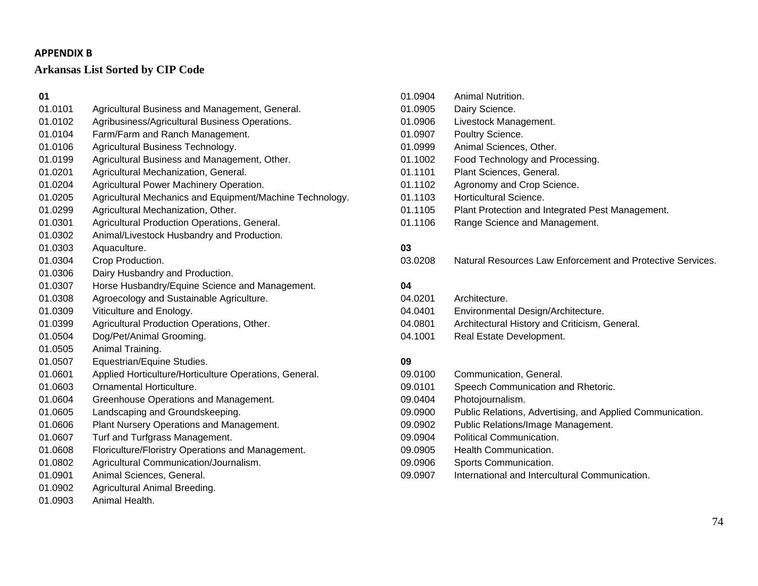## APPENDIX B

### Arkansas List Sorted by CIP Code

**01**

01.0101 Agricultural Business and Management, General.
01.0102 Agribusiness/Agricultural Business Operations.
01.0104 Farm/Farm and Ranch Management.
01.0106 Agricultural Business Technology.
01.0199 Agricultural Business and Management, Other.
01.0201 Agricultural Mechanization, General.
01.0204 Agricultural Power Machinery Operation.
01.0205 Agricultural Mechanics and Equipment/Machine Technology.
01.0299 Agricultural Mechanization, Other.
01.0301 Agricultural Production Operations, General.
01.0302 Animal/Livestock Husbandry and Production.
01.0303 Aquaculture.
01.0304 Crop Production.
01.0306 Dairy Husbandry and Production.
01.0307 Horse Husbandry/Equine Science and Management.
01.0308 Agroecology and Sustainable Agriculture.
01.0309 Viticulture and Enology.
01.0399 Agricultural Production Operations, Other.
01.0504 Dog/Pet/Animal Grooming.
01.0505 Animal Training.
01.0507 Equestrian/Equine Studies.
01.0601 Applied Horticulture/Horticulture Operations, General.
01.0603 Ornamental Horticulture.
01.0604 Greenhouse Operations and Management.
01.0605 Landscaping and Groundskeeping.
01.0606 Plant Nursery Operations and Management.
01.0607 Turf and Turfgrass Management.
01.0608 Floriculture/Floristry Operations and Management.
01.0802 Agricultural Communication/Journalism.
01.0901 Animal Sciences, General.
01.0902 Agricultural Animal Breeding.
01.0903 Animal Health.
01.0904 Animal Nutrition.
01.0905 Dairy Science.
01.0906 Livestock Management.
01.0907 Poultry Science.
01.0999 Animal Sciences, Other.
01.1002 Food Technology and Processing.
01.1101 Plant Sciences, General.
01.1102 Agronomy and Crop Science.
01.1103 Horticultural Science.
01.1105 Plant Protection and Integrated Pest Management.
01.1106 Range Science and Management.

**03**

03.0208 Natural Resources Law Enforcement and Protective Services.

**04**

04.0201 Architecture.
04.0401 Environmental Design/Architecture.
04.0801 Architectural History and Criticism, General.
04.1001 Real Estate Development.

**09**

09.0100 Communication, General.
09.0101 Speech Communication and Rhetoric.
09.0404 Photojournalism.
09.0900 Public Relations, Advertising, and Applied Communication.
09.0902 Public Relations/Image Management.
09.0904 Political Communication.
09.0905 Health Communication.
09.0906 Sports Communication.
09.0907 International and Intercultural Communication.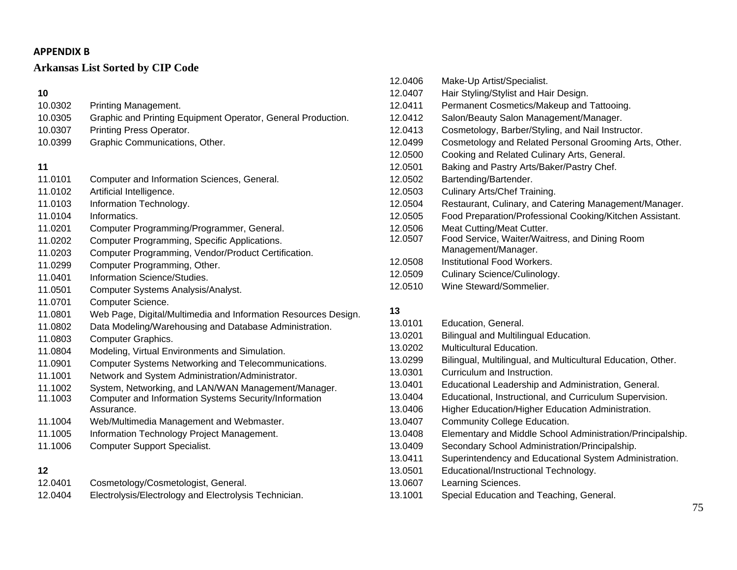**APPENDIX B**

**Arkansas List Sorted by CIP Code**

**10**

10.0302 Printing Management.
10.0305 Graphic and Printing Equipment Operator, General Production.
10.0307 Printing Press Operator.
10.0399 Graphic Communications, Other.

**11**

11.0101 Computer and Information Sciences, General.
11.0102 Artificial Intelligence.
11.0103 Information Technology.
11.0104 Informatics.
11.0201 Computer Programming/Programmer, General.
11.0202 Computer Programming, Specific Applications.
11.0203 Computer Programming, Vendor/Product Certification.
11.0299 Computer Programming, Other.
11.0401 Information Science/Studies.
11.0501 Computer Systems Analysis/Analyst.
11.0701 Computer Science.
11.0801 Web Page, Digital/Multimedia and Information Resources Design.
11.0802 Data Modeling/Warehousing and Database Administration.
11.0803 Computer Graphics.
11.0804 Modeling, Virtual Environments and Simulation.
11.0901 Computer Systems Networking and Telecommunications.
11.1001 Network and System Administration/Administrator.
11.1002 System, Networking, and LAN/WAN Management/Manager.
11.1003 Computer and Information Systems Security/Information Assurance.
11.1004 Web/Multimedia Management and Webmaster.
11.1005 Information Technology Project Management.
11.1006 Computer Support Specialist.

**12**

12.0401 Cosmetology/Cosmetologist, General.
12.0404 Electrolysis/Electrology and Electrolysis Technician.
12.0406 Make-Up Artist/Specialist.
12.0407 Hair Styling/Stylist and Hair Design.
12.0411 Permanent Cosmetics/Makeup and Tattooing.
12.0412 Salon/Beauty Salon Management/Manager.
12.0413 Cosmetology, Barber/Styling, and Nail Instructor.
12.0499 Cosmetology and Related Personal Grooming Arts, Other.
12.0500 Cooking and Related Culinary Arts, General.
12.0501 Baking and Pastry Arts/Baker/Pastry Chef.
12.0502 Bartending/Bartender.
12.0503 Culinary Arts/Chef Training.
12.0504 Restaurant, Culinary, and Catering Management/Manager.
12.0505 Food Preparation/Professional Cooking/Kitchen Assistant.
12.0506 Meat Cutting/Meat Cutter.
12.0507 Food Service, Waiter/Waitress, and Dining Room Management/Manager.
12.0508 Institutional Food Workers.
12.0509 Culinary Science/Culinology.
12.0510 Wine Steward/Sommelier.

**13**

13.0101 Education, General.
13.0201 Bilingual and Multilingual Education.
13.0202 Multicultural Education.
13.0299 Bilingual, Multilingual, and Multicultural Education, Other.
13.0301 Curriculum and Instruction.
13.0401 Educational Leadership and Administration, General.
13.0404 Educational, Instructional, and Curriculum Supervision.
13.0406 Higher Education/Higher Education Administration.
13.0407 Community College Education.
13.0408 Elementary and Middle School Administration/Principalship.
13.0409 Secondary School Administration/Principalship.
13.0411 Superintendency and Educational System Administration.
13.0501 Educational/Instructional Technology.
13.0607 Learning Sciences.
13.1001 Special Education and Teaching, General.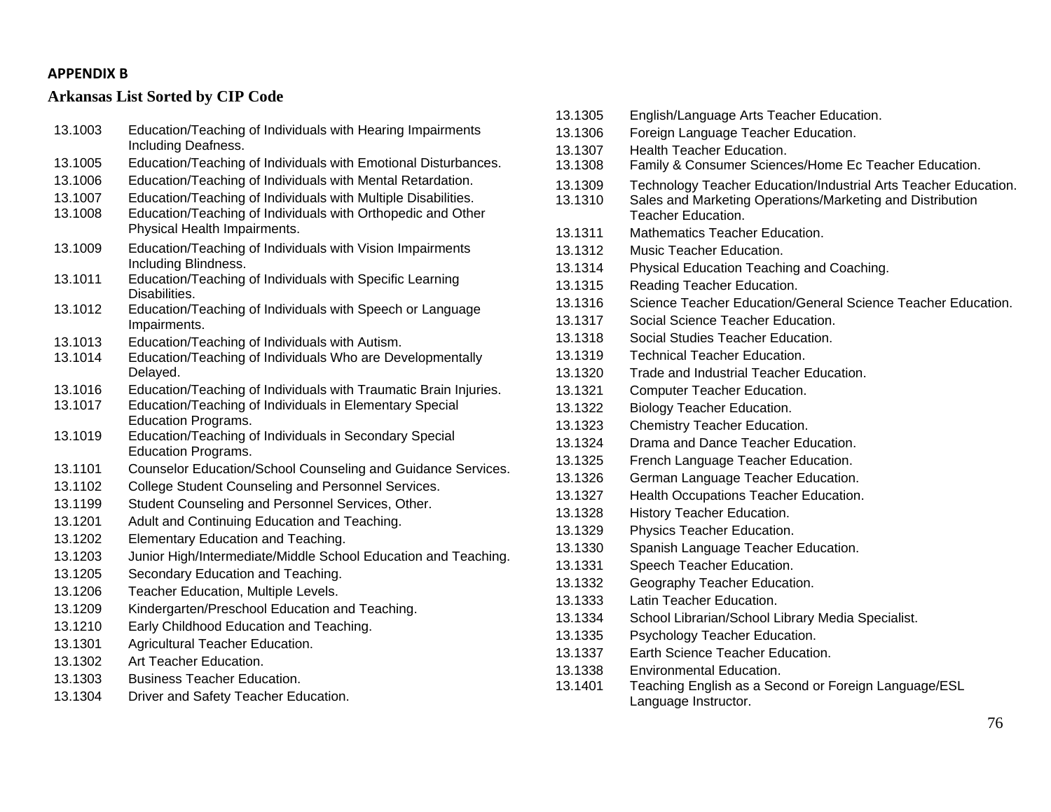**APPENDIX B**

## Arkansas List Sorted by CIP Code

| CIP Code | Title |
|---|---|
| 13.1003 | Education/Teaching of Individuals with Hearing Impairments Including Deafness. |
| 13.1005 | Education/Teaching of Individuals with Emotional Disturbances. |
| 13.1006 | Education/Teaching of Individuals with Mental Retardation. |
| 13.1007 | Education/Teaching of Individuals with Multiple Disabilities. |
| 13.1008 | Education/Teaching of Individuals with Orthopedic and Other Physical Health Impairments. |
| 13.1009 | Education/Teaching of Individuals with Vision Impairments Including Blindness. |
| 13.1011 | Education/Teaching of Individuals with Specific Learning Disabilities. |
| 13.1012 | Education/Teaching of Individuals with Speech or Language Impairments. |
| 13.1013 | Education/Teaching of Individuals with Autism. |
| 13.1014 | Education/Teaching of Individuals Who are Developmentally Delayed. |
| 13.1016 | Education/Teaching of Individuals with Traumatic Brain Injuries. |
| 13.1017 | Education/Teaching of Individuals in Elementary Special Education Programs. |
| 13.1019 | Education/Teaching of Individuals in Secondary Special Education Programs. |
| 13.1101 | Counselor Education/School Counseling and Guidance Services. |
| 13.1102 | College Student Counseling and Personnel Services. |
| 13.1199 | Student Counseling and Personnel Services, Other. |
| 13.1201 | Adult and Continuing Education and Teaching. |
| 13.1202 | Elementary Education and Teaching. |
| 13.1203 | Junior High/Intermediate/Middle School Education and Teaching. |
| 13.1205 | Secondary Education and Teaching. |
| 13.1206 | Teacher Education, Multiple Levels. |
| 13.1209 | Kindergarten/Preschool Education and Teaching. |
| 13.1210 | Early Childhood Education and Teaching. |
| 13.1301 | Agricultural Teacher Education. |
| 13.1302 | Art Teacher Education. |
| 13.1303 | Business Teacher Education. |
| 13.1304 | Driver and Safety Teacher Education. |
| 13.1305 | English/Language Arts Teacher Education. |
| 13.1306 | Foreign Language Teacher Education. |
| 13.1307 | Health Teacher Education. |
| 13.1308 | Family & Consumer Sciences/Home Ec Teacher Education. |
| 13.1309 | Technology Teacher Education/Industrial Arts Teacher Education. |
| 13.1310 | Sales and Marketing Operations/Marketing and Distribution Teacher Education. |
| 13.1311 | Mathematics Teacher Education. |
| 13.1312 | Music Teacher Education. |
| 13.1314 | Physical Education Teaching and Coaching. |
| 13.1315 | Reading Teacher Education. |
| 13.1316 | Science Teacher Education/General Science Teacher Education. |
| 13.1317 | Social Science Teacher Education. |
| 13.1318 | Social Studies Teacher Education. |
| 13.1319 | Technical Teacher Education. |
| 13.1320 | Trade and Industrial Teacher Education. |
| 13.1321 | Computer Teacher Education. |
| 13.1322 | Biology Teacher Education. |
| 13.1323 | Chemistry Teacher Education. |
| 13.1324 | Drama and Dance Teacher Education. |
| 13.1325 | French Language Teacher Education. |
| 13.1326 | German Language Teacher Education. |
| 13.1327 | Health Occupations Teacher Education. |
| 13.1328 | History Teacher Education. |
| 13.1329 | Physics Teacher Education. |
| 13.1330 | Spanish Language Teacher Education. |
| 13.1331 | Speech Teacher Education. |
| 13.1332 | Geography Teacher Education. |
| 13.1333 | Latin Teacher Education. |
| 13.1334 | School Librarian/School Library Media Specialist. |
| 13.1335 | Psychology Teacher Education. |
| 13.1337 | Earth Science Teacher Education. |
| 13.1338 | Environmental Education. |
| 13.1401 | Teaching English as a Second or Foreign Language/ESL Language Instructor. |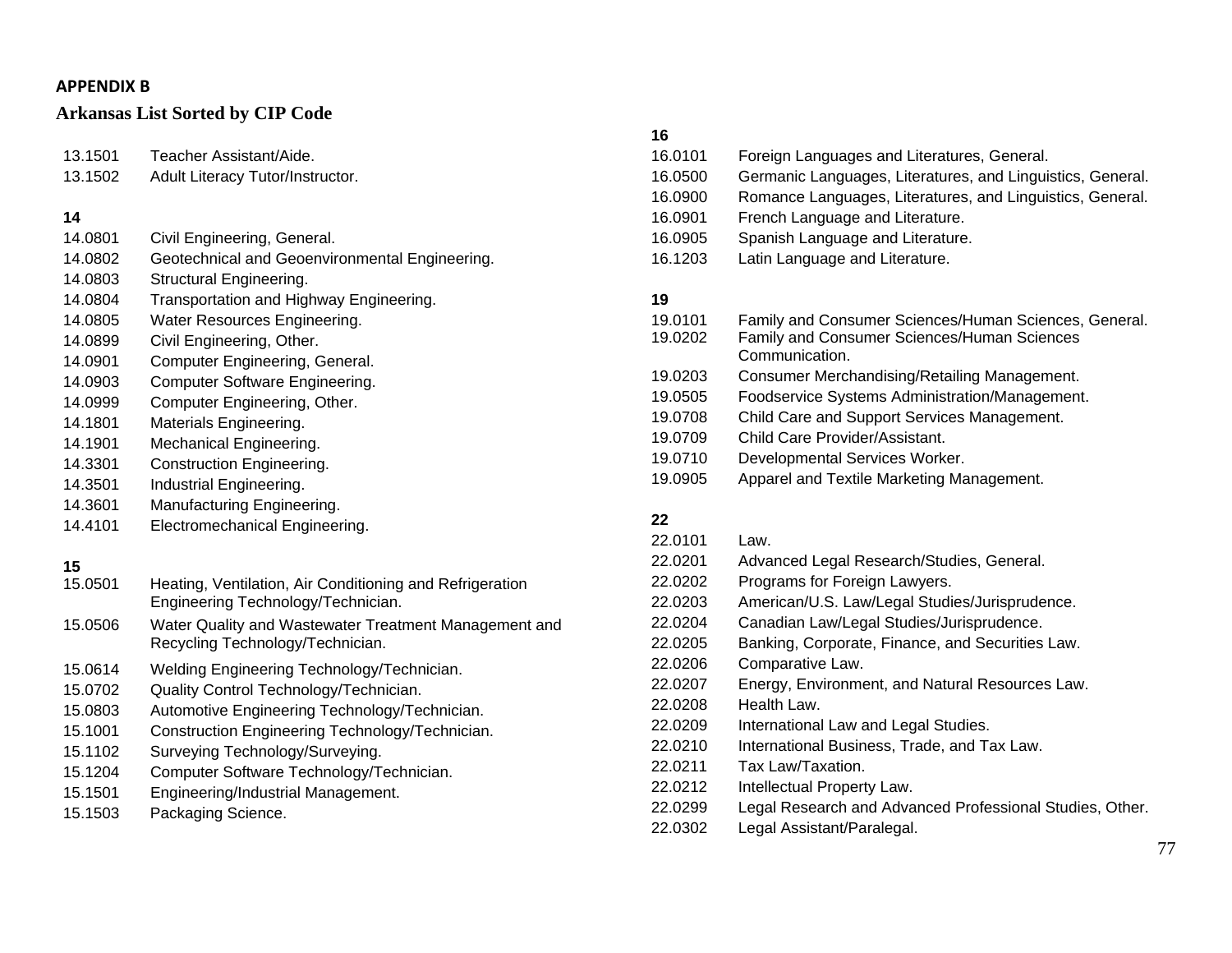## APPENDIX B

### Arkansas List Sorted by CIP Code

13.1501 Teacher Assistant/Aide.
13.1502 Adult Literacy Tutor/Instructor.

**14**

14.0801 Civil Engineering, General.
14.0802 Geotechnical and Geoenvironmental Engineering.
14.0803 Structural Engineering.
14.0804 Transportation and Highway Engineering.
14.0805 Water Resources Engineering.
14.0899 Civil Engineering, Other.
14.0901 Computer Engineering, General.
14.0903 Computer Software Engineering.
14.0999 Computer Engineering, Other.
14.1801 Materials Engineering.
14.1901 Mechanical Engineering.
14.3301 Construction Engineering.
14.3501 Industrial Engineering.
14.3601 Manufacturing Engineering.
14.4101 Electromechanical Engineering.

**15**

15.0501 Heating, Ventilation, Air Conditioning and Refrigeration Engineering Technology/Technician.
15.0506 Water Quality and Wastewater Treatment Management and Recycling Technology/Technician.
15.0614 Welding Engineering Technology/Technician.
15.0702 Quality Control Technology/Technician.
15.0803 Automotive Engineering Technology/Technician.
15.1001 Construction Engineering Technology/Technician.
15.1102 Surveying Technology/Surveying.
15.1204 Computer Software Technology/Technician.
15.1501 Engineering/Industrial Management.
15.1503 Packaging Science.

**16**

16.0101 Foreign Languages and Literatures, General.
16.0500 Germanic Languages, Literatures, and Linguistics, General.
16.0900 Romance Languages, Literatures, and Linguistics, General.
16.0901 French Language and Literature.
16.0905 Spanish Language and Literature.
16.1203 Latin Language and Literature.

**19**

19.0101 Family and Consumer Sciences/Human Sciences, General.
19.0202 Family and Consumer Sciences/Human Sciences Communication.
19.0203 Consumer Merchandising/Retailing Management.
19.0505 Foodservice Systems Administration/Management.
19.0708 Child Care and Support Services Management.
19.0709 Child Care Provider/Assistant.
19.0710 Developmental Services Worker.
19.0905 Apparel and Textile Marketing Management.

**22**

22.0101 Law.
22.0201 Advanced Legal Research/Studies, General.
22.0202 Programs for Foreign Lawyers.
22.0203 American/U.S. Law/Legal Studies/Jurisprudence.
22.0204 Canadian Law/Legal Studies/Jurisprudence.
22.0205 Banking, Corporate, Finance, and Securities Law.
22.0206 Comparative Law.
22.0207 Energy, Environment, and Natural Resources Law.
22.0208 Health Law.
22.0209 International Law and Legal Studies.
22.0210 International Business, Trade, and Tax Law.
22.0211 Tax Law/Taxation.
22.0212 Intellectual Property Law.
22.0299 Legal Research and Advanced Professional Studies, Other.
22.0302 Legal Assistant/Paralegal.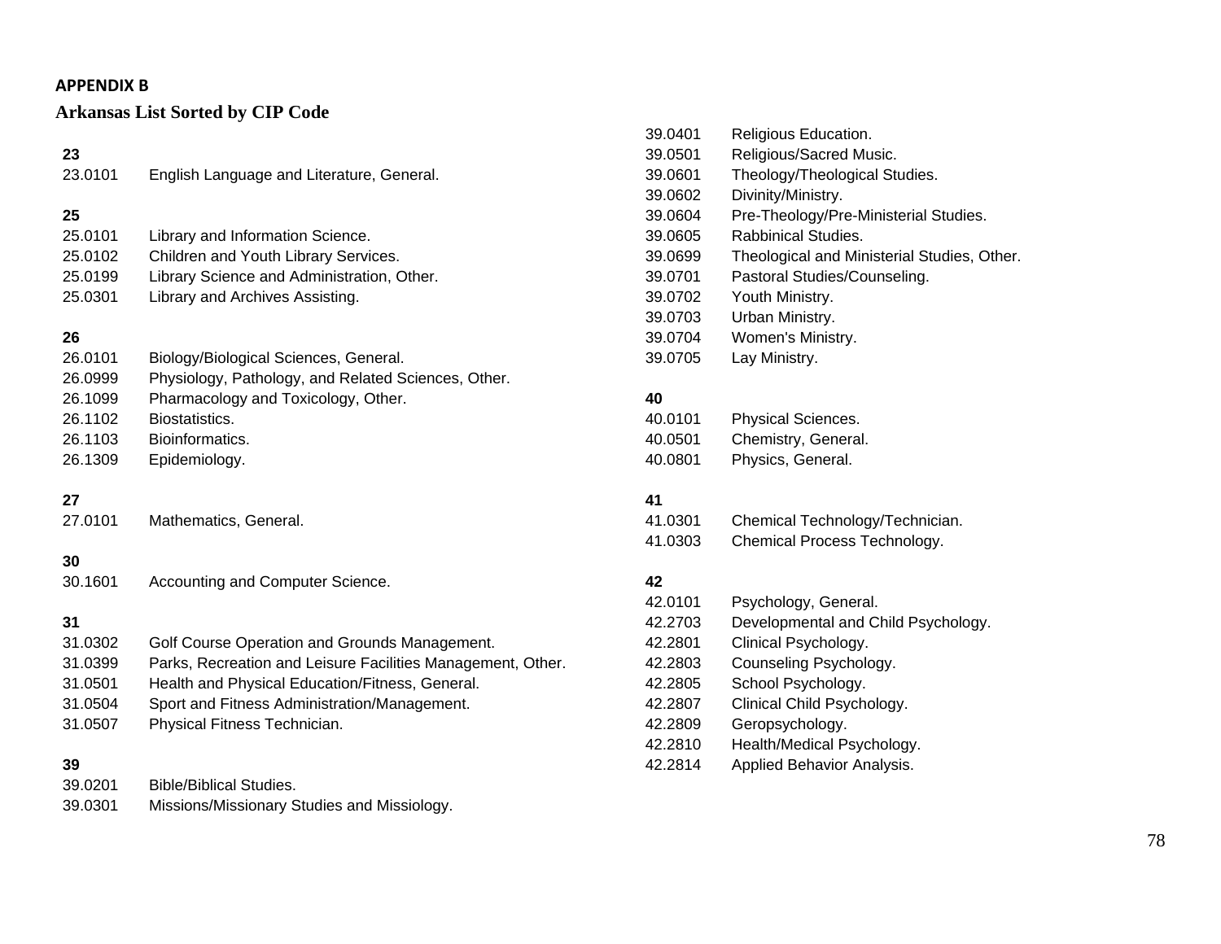## APPENDIX B

### Arkansas List Sorted by CIP Code

**23**

23.0101 English Language and Literature, General.

**25**

25.0101 Library and Information Science.
25.0102 Children and Youth Library Services.
25.0199 Library Science and Administration, Other.
25.0301 Library and Archives Assisting.

**26**

26.0101 Biology/Biological Sciences, General.
26.0999 Physiology, Pathology, and Related Sciences, Other.
26.1099 Pharmacology and Toxicology, Other.
26.1102 Biostatistics.
26.1103 Bioinformatics.
26.1309 Epidemiology.

**27**

27.0101 Mathematics, General.

**30**

30.1601 Accounting and Computer Science.

**31**

31.0302 Golf Course Operation and Grounds Management.
31.0399 Parks, Recreation and Leisure Facilities Management, Other.
31.0501 Health and Physical Education/Fitness, General.
31.0504 Sport and Fitness Administration/Management.
31.0507 Physical Fitness Technician.

**39**

39.0201 Bible/Biblical Studies.
39.0301 Missions/Missionary Studies and Missiology.
39.0401 Religious Education.
39.0501 Religious/Sacred Music.
39.0601 Theology/Theological Studies.
39.0602 Divinity/Ministry.
39.0604 Pre-Theology/Pre-Ministerial Studies.
39.0605 Rabbinical Studies.
39.0699 Theological and Ministerial Studies, Other.
39.0701 Pastoral Studies/Counseling.
39.0702 Youth Ministry.
39.0703 Urban Ministry.
39.0704 Women's Ministry.
39.0705 Lay Ministry.

**40**

40.0101 Physical Sciences.
40.0501 Chemistry, General.
40.0801 Physics, General.

**41**

41.0301 Chemical Technology/Technician.
41.0303 Chemical Process Technology.

**42**

42.0101 Psychology, General.
42.2703 Developmental and Child Psychology.
42.2801 Clinical Psychology.
42.2803 Counseling Psychology.
42.2805 School Psychology.
42.2807 Clinical Child Psychology.
42.2809 Geropsychology.
42.2810 Health/Medical Psychology.
42.2814 Applied Behavior Analysis.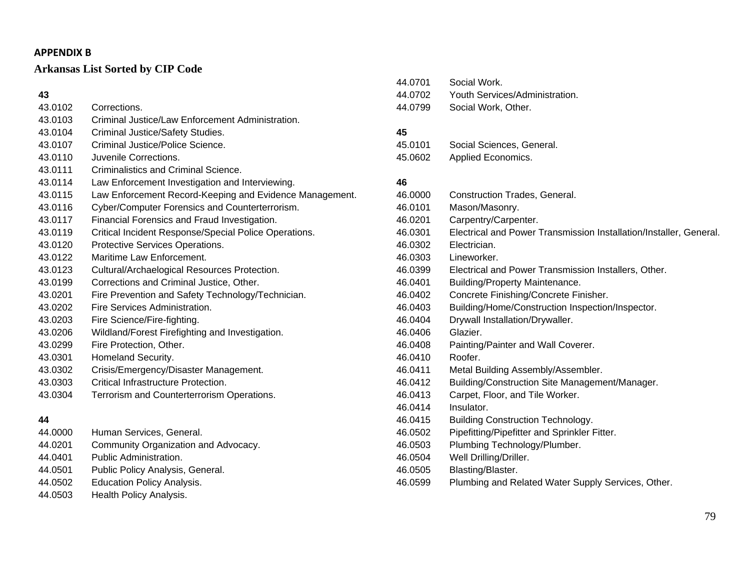**APPENDIX B**

**Arkansas List Sorted by CIP Code**

**43**

43.0102 Corrections.
43.0103 Criminal Justice/Law Enforcement Administration.
43.0104 Criminal Justice/Safety Studies.
43.0107 Criminal Justice/Police Science.
43.0110 Juvenile Corrections.
43.0111 Criminalistics and Criminal Science.
43.0114 Law Enforcement Investigation and Interviewing.
43.0115 Law Enforcement Record-Keeping and Evidence Management.
43.0116 Cyber/Computer Forensics and Counterterrorism.
43.0117 Financial Forensics and Fraud Investigation.
43.0119 Critical Incident Response/Special Police Operations.
43.0120 Protective Services Operations.
43.0122 Maritime Law Enforcement.
43.0123 Cultural/Archaeological Resources Protection.
43.0199 Corrections and Criminal Justice, Other.
43.0201 Fire Prevention and Safety Technology/Technician.
43.0202 Fire Services Administration.
43.0203 Fire Science/Fire-fighting.
43.0206 Wildland/Forest Firefighting and Investigation.
43.0299 Fire Protection, Other.
43.0301 Homeland Security.
43.0302 Crisis/Emergency/Disaster Management.
43.0303 Critical Infrastructure Protection.
43.0304 Terrorism and Counterterrorism Operations.

**44**

44.0000 Human Services, General.
44.0201 Community Organization and Advocacy.
44.0401 Public Administration.
44.0501 Public Policy Analysis, General.
44.0502 Education Policy Analysis.
44.0503 Health Policy Analysis.
44.0701 Social Work.
44.0702 Youth Services/Administration.
44.0799 Social Work, Other.

**45**

45.0101 Social Sciences, General.
45.0602 Applied Economics.

**46**

46.0000 Construction Trades, General.
46.0101 Mason/Masonry.
46.0201 Carpentry/Carpenter.
46.0301 Electrical and Power Transmission Installation/Installer, General.
46.0302 Electrician.
46.0303 Lineworker.
46.0399 Electrical and Power Transmission Installers, Other.
46.0401 Building/Property Maintenance.
46.0402 Concrete Finishing/Concrete Finisher.
46.0403 Building/Home/Construction Inspection/Inspector.
46.0404 Drywall Installation/Drywaller.
46.0406 Glazier.
46.0408 Painting/Painter and Wall Coverer.
46.0410 Roofer.
46.0411 Metal Building Assembly/Assembler.
46.0412 Building/Construction Site Management/Manager.
46.0413 Carpet, Floor, and Tile Worker.
46.0414 Insulator.
46.0415 Building Construction Technology.
46.0502 Pipefitting/Pipefitter and Sprinkler Fitter.
46.0503 Plumbing Technology/Plumber.
46.0504 Well Drilling/Driller.
46.0505 Blasting/Blaster.
46.0599 Plumbing and Related Water Supply Services, Other.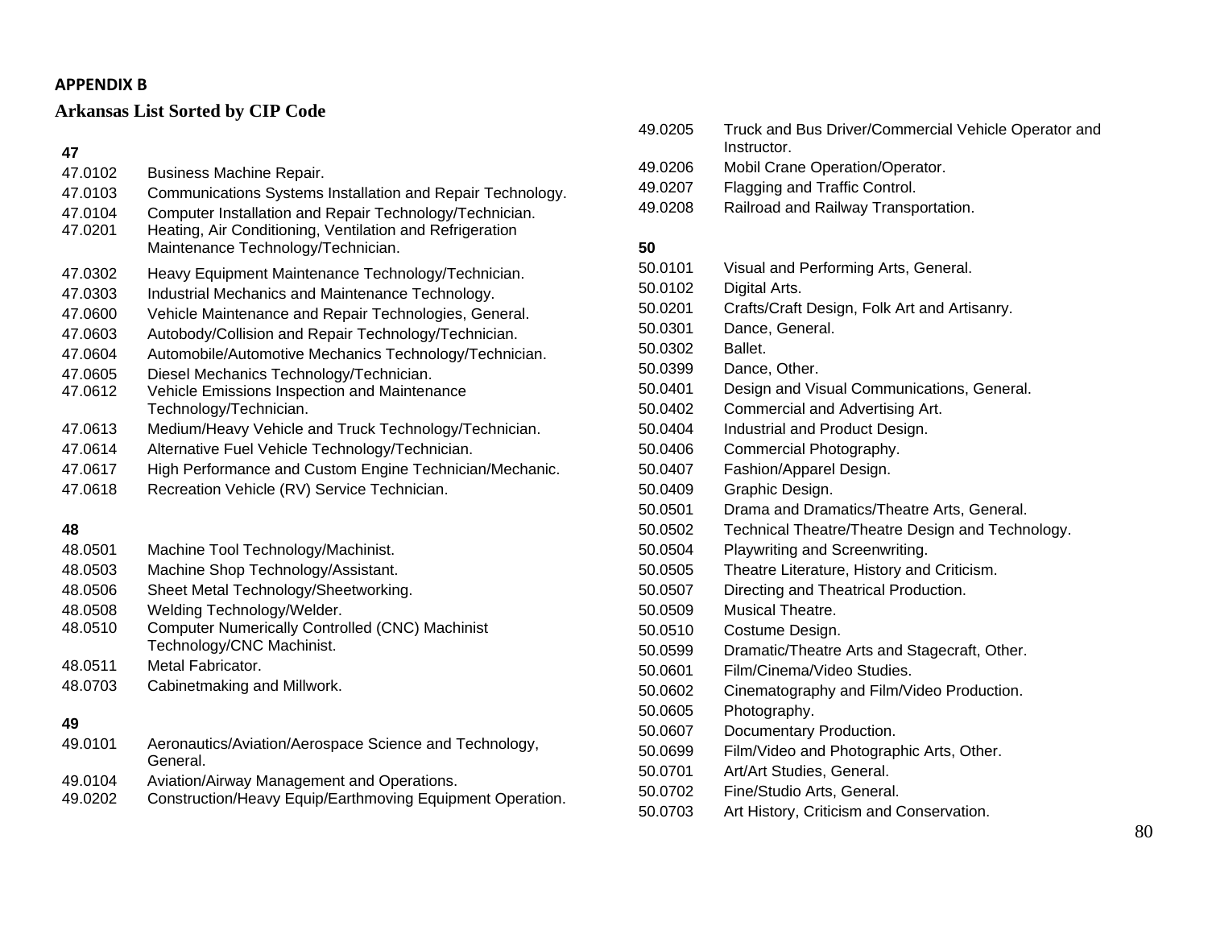## APPENDIX B

### Arkansas List Sorted by CIP Code

**47**

| | |
|---|---|
| 47.0102 | Business Machine Repair. |
| 47.0103 | Communications Systems Installation and Repair Technology. |
| 47.0104 | Computer Installation and Repair Technology/Technician. |
| 47.0201 | Heating, Air Conditioning, Ventilation and Refrigeration Maintenance Technology/Technician. |
| 47.0302 | Heavy Equipment Maintenance Technology/Technician. |
| 47.0303 | Industrial Mechanics and Maintenance Technology. |
| 47.0600 | Vehicle Maintenance and Repair Technologies, General. |
| 47.0603 | Autobody/Collision and Repair Technology/Technician. |
| 47.0604 | Automobile/Automotive Mechanics Technology/Technician. |
| 47.0605 | Diesel Mechanics Technology/Technician. |
| 47.0612 | Vehicle Emissions Inspection and Maintenance Technology/Technician. |
| 47.0613 | Medium/Heavy Vehicle and Truck Technology/Technician. |
| 47.0614 | Alternative Fuel Vehicle Technology/Technician. |
| 47.0617 | High Performance and Custom Engine Technician/Mechanic. |
| 47.0618 | Recreation Vehicle (RV) Service Technician. |

**48**

| | |
|---|---|
| 48.0501 | Machine Tool Technology/Machinist. |
| 48.0503 | Machine Shop Technology/Assistant. |
| 48.0506 | Sheet Metal Technology/Sheetworking. |
| 48.0508 | Welding Technology/Welder. |
| 48.0510 | Computer Numerically Controlled (CNC) Machinist Technology/CNC Machinist. |
| 48.0511 | Metal Fabricator. |
| 48.0703 | Cabinetmaking and Millwork. |

**49**

| | |
|---|---|
| 49.0101 | Aeronautics/Aviation/Aerospace Science and Technology, General. |
| 49.0104 | Aviation/Airway Management and Operations. |
| 49.0202 | Construction/Heavy Equip/Earthmoving Equipment Operation. |
| 49.0205 | Truck and Bus Driver/Commercial Vehicle Operator and Instructor. |
| 49.0206 | Mobil Crane Operation/Operator. |
| 49.0207 | Flagging and Traffic Control. |
| 49.0208 | Railroad and Railway Transportation. |

**50**

| | |
|---|---|
| 50.0101 | Visual and Performing Arts, General. |
| 50.0102 | Digital Arts. |
| 50.0201 | Crafts/Craft Design, Folk Art and Artisanry. |
| 50.0301 | Dance, General. |
| 50.0302 | Ballet. |
| 50.0399 | Dance, Other. |
| 50.0401 | Design and Visual Communications, General. |
| 50.0402 | Commercial and Advertising Art. |
| 50.0404 | Industrial and Product Design. |
| 50.0406 | Commercial Photography. |
| 50.0407 | Fashion/Apparel Design. |
| 50.0409 | Graphic Design. |
| 50.0501 | Drama and Dramatics/Theatre Arts, General. |
| 50.0502 | Technical Theatre/Theatre Design and Technology. |
| 50.0504 | Playwriting and Screenwriting. |
| 50.0505 | Theatre Literature, History and Criticism. |
| 50.0507 | Directing and Theatrical Production. |
| 50.0509 | Musical Theatre. |
| 50.0510 | Costume Design. |
| 50.0599 | Dramatic/Theatre Arts and Stagecraft, Other. |
| 50.0601 | Film/Cinema/Video Studies. |
| 50.0602 | Cinematography and Film/Video Production. |
| 50.0605 | Photography. |
| 50.0607 | Documentary Production. |
| 50.0699 | Film/Video and Photographic Arts, Other. |
| 50.0701 | Art/Art Studies, General. |
| 50.0702 | Fine/Studio Arts, General. |
| 50.0703 | Art History, Criticism and Conservation. |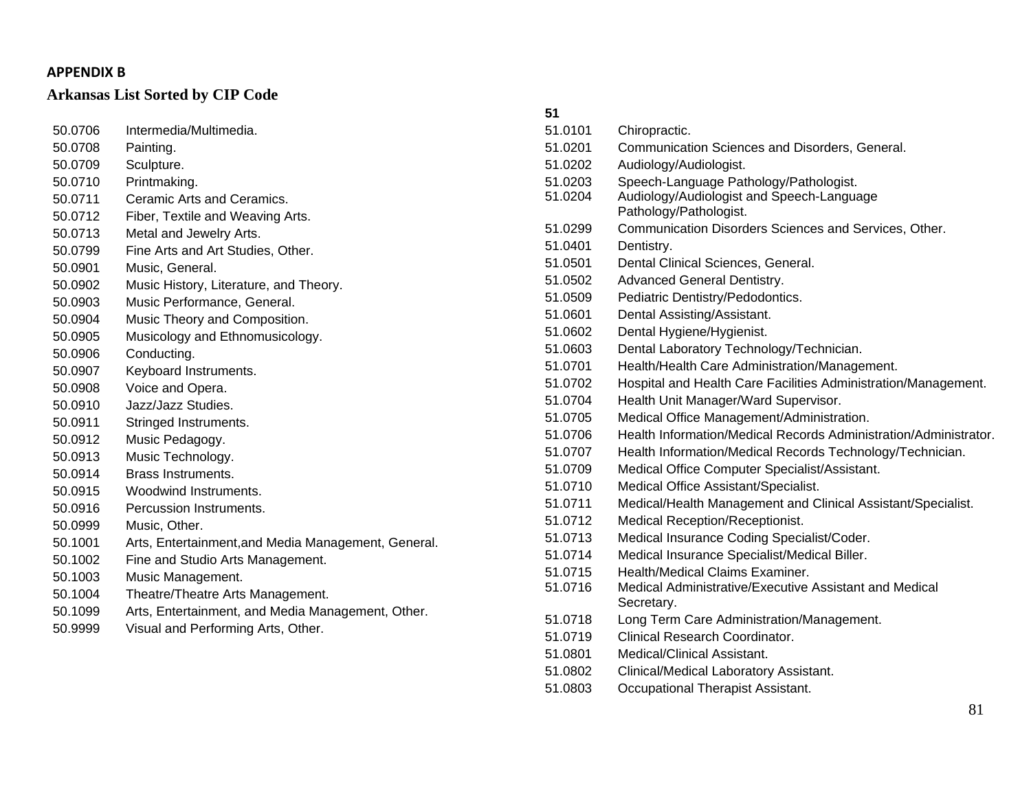**APPENDIX B**

## Arkansas List Sorted by CIP Code

50.0706 Intermedia/Multimedia.
50.0708 Painting.
50.0709 Sculpture.
50.0710 Printmaking.
50.0711 Ceramic Arts and Ceramics.
50.0712 Fiber, Textile and Weaving Arts.
50.0713 Metal and Jewelry Arts.
50.0799 Fine Arts and Art Studies, Other.
50.0901 Music, General.
50.0902 Music History, Literature, and Theory.
50.0903 Music Performance, General.
50.0904 Music Theory and Composition.
50.0905 Musicology and Ethnomusicology.
50.0906 Conducting.
50.0907 Keyboard Instruments.
50.0908 Voice and Opera.
50.0910 Jazz/Jazz Studies.
50.0911 Stringed Instruments.
50.0912 Music Pedagogy.
50.0913 Music Technology.
50.0914 Brass Instruments.
50.0915 Woodwind Instruments.
50.0916 Percussion Instruments.
50.0999 Music, Other.
50.1001 Arts, Entertainment,and Media Management, General.
50.1002 Fine and Studio Arts Management.
50.1003 Music Management.
50.1004 Theatre/Theatre Arts Management.
50.1099 Arts, Entertainment, and Media Management, Other.
50.9999 Visual and Performing Arts, Other.

**51**

51.0101 Chiropractic.
51.0201 Communication Sciences and Disorders, General.
51.0202 Audiology/Audiologist.
51.0203 Speech-Language Pathology/Pathologist.
51.0204 Audiology/Audiologist and Speech-Language Pathology/Pathologist.
51.0299 Communication Disorders Sciences and Services, Other.
51.0401 Dentistry.
51.0501 Dental Clinical Sciences, General.
51.0502 Advanced General Dentistry.
51.0509 Pediatric Dentistry/Pedodontics.
51.0601 Dental Assisting/Assistant.
51.0602 Dental Hygiene/Hygienist.
51.0603 Dental Laboratory Technology/Technician.
51.0701 Health/Health Care Administration/Management.
51.0702 Hospital and Health Care Facilities Administration/Management.
51.0704 Health Unit Manager/Ward Supervisor.
51.0705 Medical Office Management/Administration.
51.0706 Health Information/Medical Records Administration/Administrator.
51.0707 Health Information/Medical Records Technology/Technician.
51.0709 Medical Office Computer Specialist/Assistant.
51.0710 Medical Office Assistant/Specialist.
51.0711 Medical/Health Management and Clinical Assistant/Specialist.
51.0712 Medical Reception/Receptionist.
51.0713 Medical Insurance Coding Specialist/Coder.
51.0714 Medical Insurance Specialist/Medical Biller.
51.0715 Health/Medical Claims Examiner.
51.0716 Medical Administrative/Executive Assistant and Medical Secretary.
51.0718 Long Term Care Administration/Management.
51.0719 Clinical Research Coordinator.
51.0801 Medical/Clinical Assistant.
51.0802 Clinical/Medical Laboratory Assistant.
51.0803 Occupational Therapist Assistant.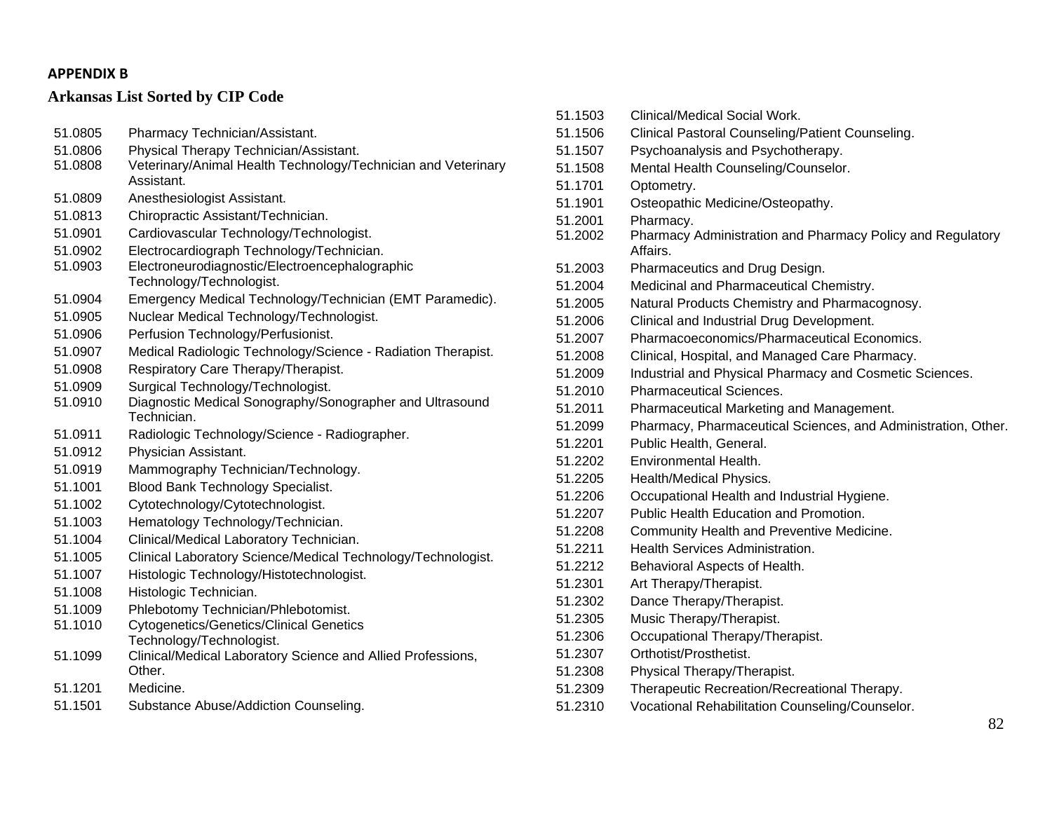**APPENDIX B**

## Arkansas List Sorted by CIP Code

| CIP Code | Program |
|---|---|
| 51.0805 | Pharmacy Technician/Assistant. |
| 51.0806 | Physical Therapy Technician/Assistant. |
| 51.0808 | Veterinary/Animal Health Technology/Technician and Veterinary Assistant. |
| 51.0809 | Anesthesiologist Assistant. |
| 51.0813 | Chiropractic Assistant/Technician. |
| 51.0901 | Cardiovascular Technology/Technologist. |
| 51.0902 | Electrocardiograph Technology/Technician. |
| 51.0903 | Electroneurodiagnostic/Electroencephalographic Technology/Technologist. |
| 51.0904 | Emergency Medical Technology/Technician (EMT Paramedic). |
| 51.0905 | Nuclear Medical Technology/Technologist. |
| 51.0906 | Perfusion Technology/Perfusionist. |
| 51.0907 | Medical Radiologic Technology/Science - Radiation Therapist. |
| 51.0908 | Respiratory Care Therapy/Therapist. |
| 51.0909 | Surgical Technology/Technologist. |
| 51.0910 | Diagnostic Medical Sonography/Sonographer and Ultrasound Technician. |
| 51.0911 | Radiologic Technology/Science - Radiographer. |
| 51.0912 | Physician Assistant. |
| 51.0919 | Mammography Technician/Technology. |
| 51.1001 | Blood Bank Technology Specialist. |
| 51.1002 | Cytotechnology/Cytotechnologist. |
| 51.1003 | Hematology Technology/Technician. |
| 51.1004 | Clinical/Medical Laboratory Technician. |
| 51.1005 | Clinical Laboratory Science/Medical Technology/Technologist. |
| 51.1007 | Histologic Technology/Histotechnologist. |
| 51.1008 | Histologic Technician. |
| 51.1009 | Phlebotomy Technician/Phlebotomist. |
| 51.1010 | Cytogenetics/Genetics/Clinical Genetics Technology/Technologist. |
| 51.1099 | Clinical/Medical Laboratory Science and Allied Professions, Other. |
| 51.1201 | Medicine. |
| 51.1501 | Substance Abuse/Addiction Counseling. |
| 51.1503 | Clinical/Medical Social Work. |
| 51.1506 | Clinical Pastoral Counseling/Patient Counseling. |
| 51.1507 | Psychoanalysis and Psychotherapy. |
| 51.1508 | Mental Health Counseling/Counselor. |
| 51.1701 | Optometry. |
| 51.1901 | Osteopathic Medicine/Osteopathy. |
| 51.2001 | Pharmacy. |
| 51.2002 | Pharmacy Administration and Pharmacy Policy and Regulatory Affairs. |
| 51.2003 | Pharmaceutics and Drug Design. |
| 51.2004 | Medicinal and Pharmaceutical Chemistry. |
| 51.2005 | Natural Products Chemistry and Pharmacognosy. |
| 51.2006 | Clinical and Industrial Drug Development. |
| 51.2007 | Pharmacoeconomics/Pharmaceutical Economics. |
| 51.2008 | Clinical, Hospital, and Managed Care Pharmacy. |
| 51.2009 | Industrial and Physical Pharmacy and Cosmetic Sciences. |
| 51.2010 | Pharmaceutical Sciences. |
| 51.2011 | Pharmaceutical Marketing and Management. |
| 51.2099 | Pharmacy, Pharmaceutical Sciences, and Administration, Other. |
| 51.2201 | Public Health, General. |
| 51.2202 | Environmental Health. |
| 51.2205 | Health/Medical Physics. |
| 51.2206 | Occupational Health and Industrial Hygiene. |
| 51.2207 | Public Health Education and Promotion. |
| 51.2208 | Community Health and Preventive Medicine. |
| 51.2211 | Health Services Administration. |
| 51.2212 | Behavioral Aspects of Health. |
| 51.2301 | Art Therapy/Therapist. |
| 51.2302 | Dance Therapy/Therapist. |
| 51.2305 | Music Therapy/Therapist. |
| 51.2306 | Occupational Therapy/Therapist. |
| 51.2307 | Orthotist/Prosthetist. |
| 51.2308 | Physical Therapy/Therapist. |
| 51.2309 | Therapeutic Recreation/Recreational Therapy. |
| 51.2310 | Vocational Rehabilitation Counseling/Counselor. |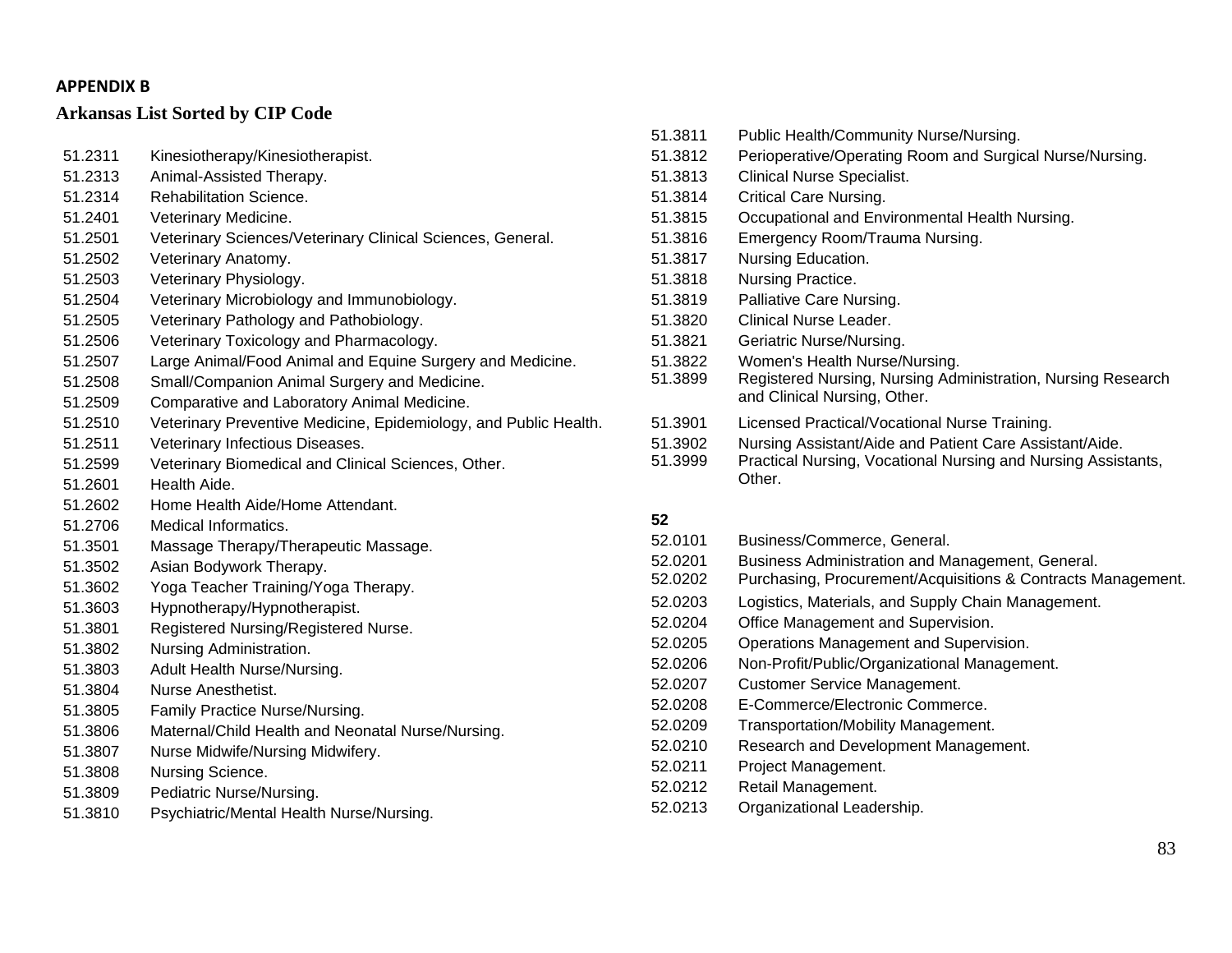**APPENDIX B**

## Arkansas List Sorted by CIP Code

51.2311 Kinesiotherapy/Kinesiotherapist.
51.2313 Animal-Assisted Therapy.
51.2314 Rehabilitation Science.
51.2401 Veterinary Medicine.
51.2501 Veterinary Sciences/Veterinary Clinical Sciences, General.
51.2502 Veterinary Anatomy.
51.2503 Veterinary Physiology.
51.2504 Veterinary Microbiology and Immunobiology.
51.2505 Veterinary Pathology and Pathobiology.
51.2506 Veterinary Toxicology and Pharmacology.
51.2507 Large Animal/Food Animal and Equine Surgery and Medicine.
51.2508 Small/Companion Animal Surgery and Medicine.
51.2509 Comparative and Laboratory Animal Medicine.
51.2510 Veterinary Preventive Medicine, Epidemiology, and Public Health.
51.2511 Veterinary Infectious Diseases.
51.2599 Veterinary Biomedical and Clinical Sciences, Other.
51.2601 Health Aide.
51.2602 Home Health Aide/Home Attendant.
51.2706 Medical Informatics.
51.3501 Massage Therapy/Therapeutic Massage.
51.3502 Asian Bodywork Therapy.
51.3602 Yoga Teacher Training/Yoga Therapy.
51.3603 Hypnotherapy/Hypnotherapist.
51.3801 Registered Nursing/Registered Nurse.
51.3802 Nursing Administration.
51.3803 Adult Health Nurse/Nursing.
51.3804 Nurse Anesthetist.
51.3805 Family Practice Nurse/Nursing.
51.3806 Maternal/Child Health and Neonatal Nurse/Nursing.
51.3807 Nurse Midwife/Nursing Midwifery.
51.3808 Nursing Science.
51.3809 Pediatric Nurse/Nursing.
51.3810 Psychiatric/Mental Health Nurse/Nursing.
51.3811 Public Health/Community Nurse/Nursing.
51.3812 Perioperative/Operating Room and Surgical Nurse/Nursing.
51.3813 Clinical Nurse Specialist.
51.3814 Critical Care Nursing.
51.3815 Occupational and Environmental Health Nursing.
51.3816 Emergency Room/Trauma Nursing.
51.3817 Nursing Education.
51.3818 Nursing Practice.
51.3819 Palliative Care Nursing.
51.3820 Clinical Nurse Leader.
51.3821 Geriatric Nurse/Nursing.
51.3822 Women's Health Nurse/Nursing.
51.3899 Registered Nursing, Nursing Administration, Nursing Research and Clinical Nursing, Other.
51.3901 Licensed Practical/Vocational Nurse Training.
51.3902 Nursing Assistant/Aide and Patient Care Assistant/Aide.
51.3999 Practical Nursing, Vocational Nursing and Nursing Assistants, Other.

**52**

52.0101 Business/Commerce, General.
52.0201 Business Administration and Management, General.
52.0202 Purchasing, Procurement/Acquisitions & Contracts Management.
52.0203 Logistics, Materials, and Supply Chain Management.
52.0204 Office Management and Supervision.
52.0205 Operations Management and Supervision.
52.0206 Non-Profit/Public/Organizational Management.
52.0207 Customer Service Management.
52.0208 E-Commerce/Electronic Commerce.
52.0209 Transportation/Mobility Management.
52.0210 Research and Development Management.
52.0211 Project Management.
52.0212 Retail Management.
52.0213 Organizational Leadership.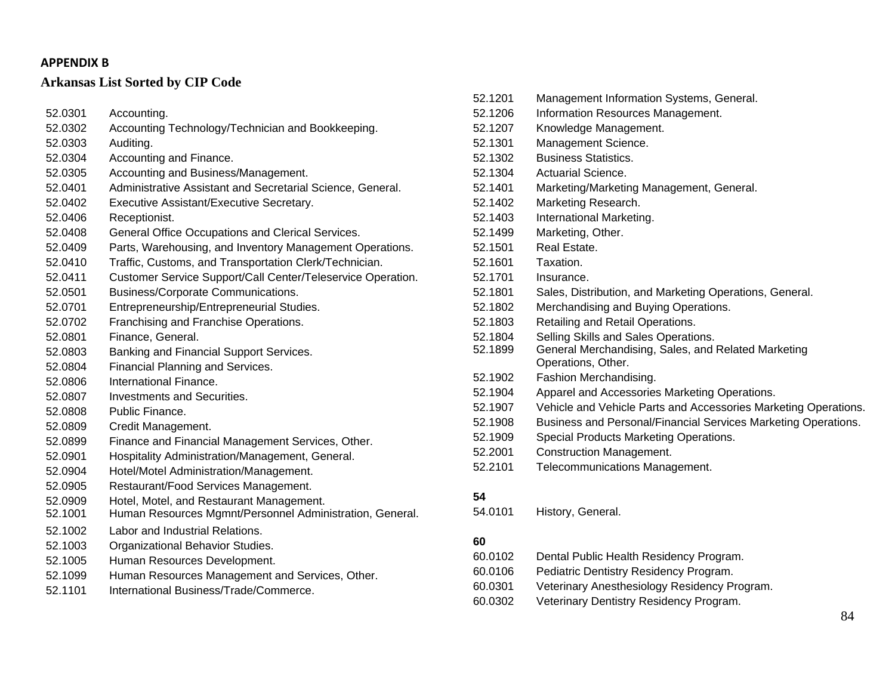**APPENDIX B**

## Arkansas List Sorted by CIP Code

| | |
|---|---|
| 52.0301 | Accounting. |
| 52.0302 | Accounting Technology/Technician and Bookkeeping. |
| 52.0303 | Auditing. |
| 52.0304 | Accounting and Finance. |
| 52.0305 | Accounting and Business/Management. |
| 52.0401 | Administrative Assistant and Secretarial Science, General. |
| 52.0402 | Executive Assistant/Executive Secretary. |
| 52.0406 | Receptionist. |
| 52.0408 | General Office Occupations and Clerical Services. |
| 52.0409 | Parts, Warehousing, and Inventory Management Operations. |
| 52.0410 | Traffic, Customs, and Transportation Clerk/Technician. |
| 52.0411 | Customer Service Support/Call Center/Teleservice Operation. |
| 52.0501 | Business/Corporate Communications. |
| 52.0701 | Entrepreneurship/Entrepreneurial Studies. |
| 52.0702 | Franchising and Franchise Operations. |
| 52.0801 | Finance, General. |
| 52.0803 | Banking and Financial Support Services. |
| 52.0804 | Financial Planning and Services. |
| 52.0806 | International Finance. |
| 52.0807 | Investments and Securities. |
| 52.0808 | Public Finance. |
| 52.0809 | Credit Management. |
| 52.0899 | Finance and Financial Management Services, Other. |
| 52.0901 | Hospitality Administration/Management, General. |
| 52.0904 | Hotel/Motel Administration/Management. |
| 52.0905 | Restaurant/Food Services Management. |
| 52.0909 | Hotel, Motel, and Restaurant Management. |
| 52.1001 | Human Resources Mgmnt/Personnel Administration, General. |
| 52.1002 | Labor and Industrial Relations. |
| 52.1003 | Organizational Behavior Studies. |
| 52.1005 | Human Resources Development. |
| 52.1099 | Human Resources Management and Services, Other. |
| 52.1101 | International Business/Trade/Commerce. |
| 52.1201 | Management Information Systems, General. |
| 52.1206 | Information Resources Management. |
| 52.1207 | Knowledge Management. |
| 52.1301 | Management Science. |
| 52.1302 | Business Statistics. |
| 52.1304 | Actuarial Science. |
| 52.1401 | Marketing/Marketing Management, General. |
| 52.1402 | Marketing Research. |
| 52.1403 | International Marketing. |
| 52.1499 | Marketing, Other. |
| 52.1501 | Real Estate. |
| 52.1601 | Taxation. |
| 52.1701 | Insurance. |
| 52.1801 | Sales, Distribution, and Marketing Operations, General. |
| 52.1802 | Merchandising and Buying Operations. |
| 52.1803 | Retailing and Retail Operations. |
| 52.1804 | Selling Skills and Sales Operations. |
| 52.1899 | General Merchandising, Sales, and Related Marketing Operations, Other. |
| 52.1902 | Fashion Merchandising. |
| 52.1904 | Apparel and Accessories Marketing Operations. |
| 52.1907 | Vehicle and Vehicle Parts and Accessories Marketing Operations. |
| 52.1908 | Business and Personal/Financial Services Marketing Operations. |
| 52.1909 | Special Products Marketing Operations. |
| 52.2001 | Construction Management. |
| 52.2101 | Telecommunications Management. |

**54**

| | |
|---|---|
| 54.0101 | History, General. |

**60**

| | |
|---|---|
| 60.0102 | Dental Public Health Residency Program. |
| 60.0106 | Pediatric Dentistry Residency Program. |
| 60.0301 | Veterinary Anesthesiology Residency Program. |
| 60.0302 | Veterinary Dentistry Residency Program. |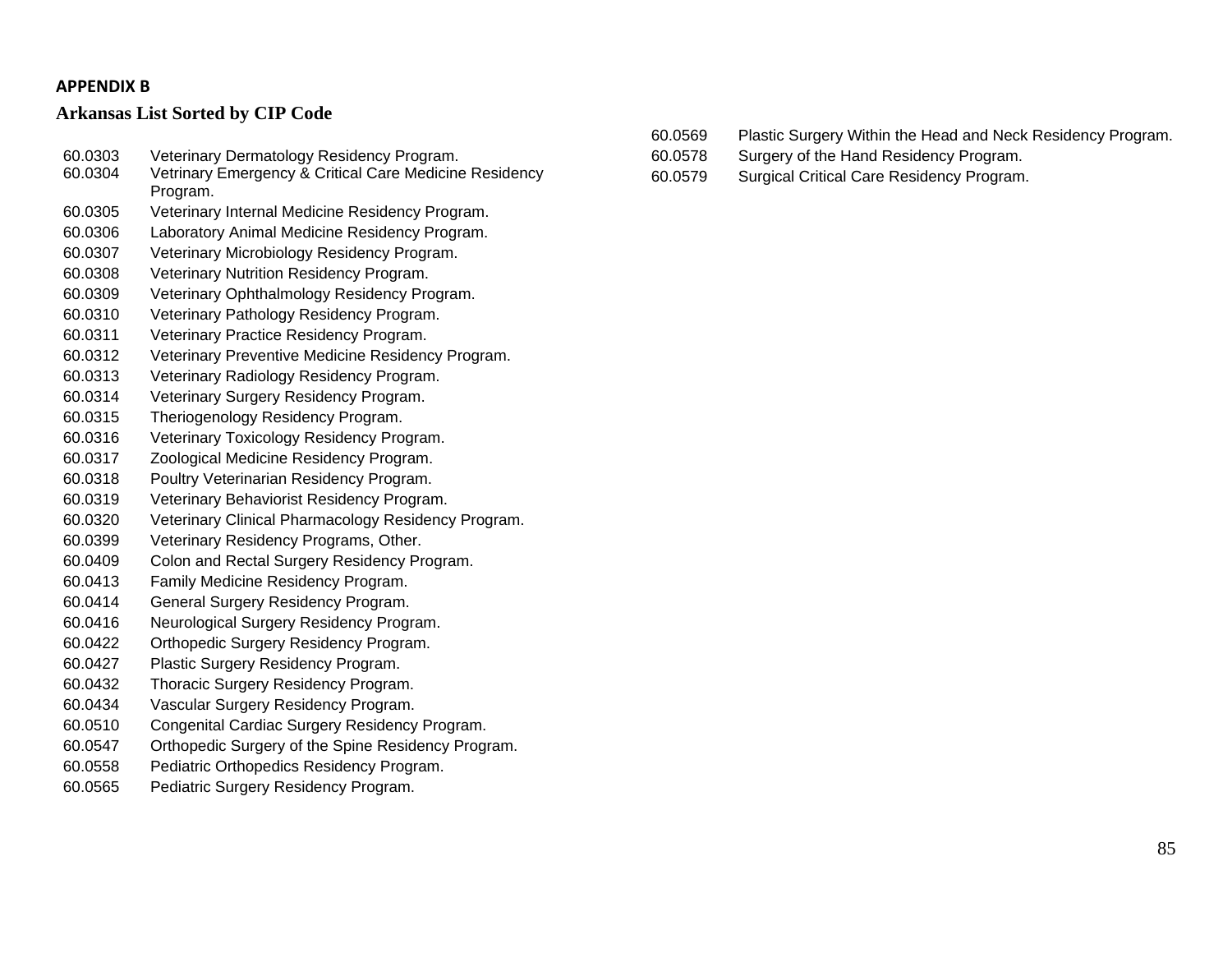**APPENDIX B**

## Arkansas List Sorted by CIP Code

| | |
|---|---|
| 60.0303 | Veterinary Dermatology Residency Program. |
| 60.0304 | Vetrinary Emergency & Critical Care Medicine Residency Program. |
| 60.0305 | Veterinary Internal Medicine Residency Program. |
| 60.0306 | Laboratory Animal Medicine Residency Program. |
| 60.0307 | Veterinary Microbiology Residency Program. |
| 60.0308 | Veterinary Nutrition Residency Program. |
| 60.0309 | Veterinary Ophthalmology Residency Program. |
| 60.0310 | Veterinary Pathology Residency Program. |
| 60.0311 | Veterinary Practice Residency Program. |
| 60.0312 | Veterinary Preventive Medicine Residency Program. |
| 60.0313 | Veterinary Radiology Residency Program. |
| 60.0314 | Veterinary Surgery Residency Program. |
| 60.0315 | Theriogenology Residency Program. |
| 60.0316 | Veterinary Toxicology Residency Program. |
| 60.0317 | Zoological Medicine Residency Program. |
| 60.0318 | Poultry Veterinarian Residency Program. |
| 60.0319 | Veterinary Behaviorist Residency Program. |
| 60.0320 | Veterinary Clinical Pharmacology Residency Program. |
| 60.0399 | Veterinary Residency Programs, Other. |
| 60.0409 | Colon and Rectal Surgery Residency Program. |
| 60.0413 | Family Medicine Residency Program. |
| 60.0414 | General Surgery Residency Program. |
| 60.0416 | Neurological Surgery Residency Program. |
| 60.0422 | Orthopedic Surgery Residency Program. |
| 60.0427 | Plastic Surgery Residency Program. |
| 60.0432 | Thoracic Surgery Residency Program. |
| 60.0434 | Vascular Surgery Residency Program. |
| 60.0510 | Congenital Cardiac Surgery Residency Program. |
| 60.0547 | Orthopedic Surgery of the Spine Residency Program. |
| 60.0558 | Pediatric Orthopedics Residency Program. |
| 60.0565 | Pediatric Surgery Residency Program. |
| 60.0569 | Plastic Surgery Within the Head and Neck Residency Program. |
| 60.0578 | Surgery of the Hand Residency Program. |
| 60.0579 | Surgical Critical Care Residency Program. |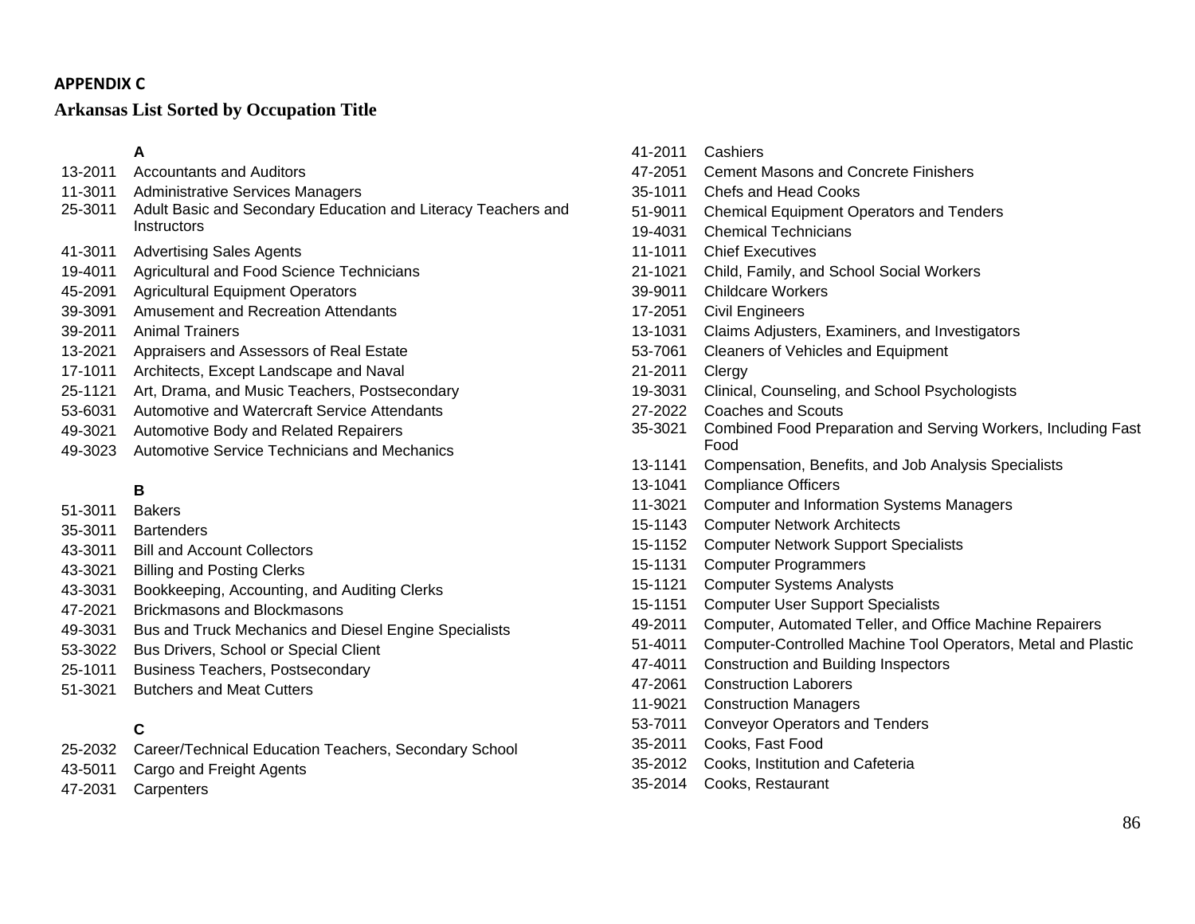**APPENDIX C**

## Arkansas List Sorted by Occupation Title

### A

13-2011 Accountants and Auditors
11-3011 Administrative Services Managers
25-3011 Adult Basic and Secondary Education and Literacy Teachers and Instructors
41-3011 Advertising Sales Agents
19-4011 Agricultural and Food Science Technicians
45-2091 Agricultural Equipment Operators
39-3091 Amusement and Recreation Attendants
39-2011 Animal Trainers
13-2021 Appraisers and Assessors of Real Estate
17-1011 Architects, Except Landscape and Naval
25-1121 Art, Drama, and Music Teachers, Postsecondary
53-6031 Automotive and Watercraft Service Attendants
49-3021 Automotive Body and Related Repairers
49-3023 Automotive Service Technicians and Mechanics

### B

51-3011 Bakers
35-3011 Bartenders
43-3011 Bill and Account Collectors
43-3021 Billing and Posting Clerks
43-3031 Bookkeeping, Accounting, and Auditing Clerks
47-2021 Brickmasons and Blockmasons
49-3031 Bus and Truck Mechanics and Diesel Engine Specialists
53-3022 Bus Drivers, School or Special Client
25-1011 Business Teachers, Postsecondary
51-3021 Butchers and Meat Cutters

### C

25-2032 Career/Technical Education Teachers, Secondary School
43-5011 Cargo and Freight Agents
47-2031 Carpenters
41-2011 Cashiers
47-2051 Cement Masons and Concrete Finishers
35-1011 Chefs and Head Cooks
51-9011 Chemical Equipment Operators and Tenders
19-4031 Chemical Technicians
11-1011 Chief Executives
21-1021 Child, Family, and School Social Workers
39-9011 Childcare Workers
17-2051 Civil Engineers
13-1031 Claims Adjusters, Examiners, and Investigators
53-7061 Cleaners of Vehicles and Equipment
21-2011 Clergy
19-3031 Clinical, Counseling, and School Psychologists
27-2022 Coaches and Scouts
35-3021 Combined Food Preparation and Serving Workers, Including Fast Food
13-1141 Compensation, Benefits, and Job Analysis Specialists
13-1041 Compliance Officers
11-3021 Computer and Information Systems Managers
15-1143 Computer Network Architects
15-1152 Computer Network Support Specialists
15-1131 Computer Programmers
15-1121 Computer Systems Analysts
15-1151 Computer User Support Specialists
49-2011 Computer, Automated Teller, and Office Machine Repairers
51-4011 Computer-Controlled Machine Tool Operators, Metal and Plastic
47-4011 Construction and Building Inspectors
47-2061 Construction Laborers
11-9021 Construction Managers
53-7011 Conveyor Operators and Tenders
35-2011 Cooks, Fast Food
35-2012 Cooks, Institution and Cafeteria
35-2014 Cooks, Restaurant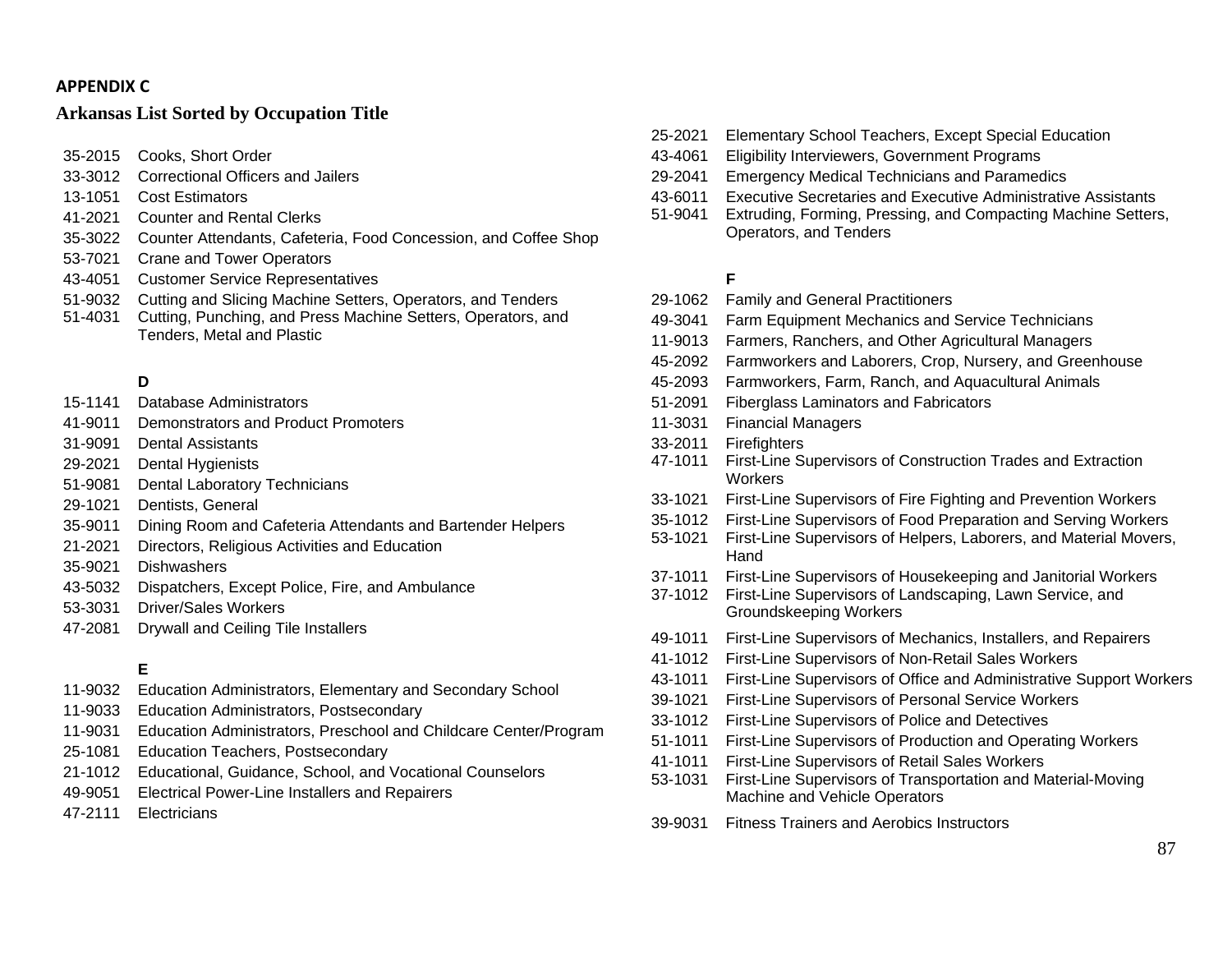**APPENDIX C**

## Arkansas List Sorted by Occupation Title

- 35-2015 Cooks, Short Order
- 33-3012 Correctional Officers and Jailers
- 13-1051 Cost Estimators
- 41-2021 Counter and Rental Clerks
- 35-3022 Counter Attendants, Cafeteria, Food Concession, and Coffee Shop
- 53-7021 Crane and Tower Operators
- 43-4051 Customer Service Representatives
- 51-9032 Cutting and Slicing Machine Setters, Operators, and Tenders
- 51-4031 Cutting, Punching, and Press Machine Setters, Operators, and Tenders, Metal and Plastic

### D

- 15-1141 Database Administrators
- 41-9011 Demonstrators and Product Promoters
- 31-9091 Dental Assistants
- 29-2021 Dental Hygienists
- 51-9081 Dental Laboratory Technicians
- 29-1021 Dentists, General
- 35-9011 Dining Room and Cafeteria Attendants and Bartender Helpers
- 21-2021 Directors, Religious Activities and Education
- 35-9021 Dishwashers
- 43-5032 Dispatchers, Except Police, Fire, and Ambulance
- 53-3031 Driver/Sales Workers
- 47-2081 Drywall and Ceiling Tile Installers

### E

- 11-9032 Education Administrators, Elementary and Secondary School
- 11-9033 Education Administrators, Postsecondary
- 11-9031 Education Administrators, Preschool and Childcare Center/Program
- 25-1081 Education Teachers, Postsecondary
- 21-1012 Educational, Guidance, School, and Vocational Counselors
- 49-9051 Electrical Power-Line Installers and Repairers
- 47-2111 Electricians
- 25-2021 Elementary School Teachers, Except Special Education
- 43-4061 Eligibility Interviewers, Government Programs
- 29-2041 Emergency Medical Technicians and Paramedics
- 43-6011 Executive Secretaries and Executive Administrative Assistants
- 51-9041 Extruding, Forming, Pressing, and Compacting Machine Setters, Operators, and Tenders

### F

- 29-1062 Family and General Practitioners
- 49-3041 Farm Equipment Mechanics and Service Technicians
- 11-9013 Farmers, Ranchers, and Other Agricultural Managers
- 45-2092 Farmworkers and Laborers, Crop, Nursery, and Greenhouse
- 45-2093 Farmworkers, Farm, Ranch, and Aquacultural Animals
- 51-2091 Fiberglass Laminators and Fabricators
- 11-3031 Financial Managers
- 33-2011 Firefighters
- 47-1011 First-Line Supervisors of Construction Trades and Extraction Workers
- 33-1021 First-Line Supervisors of Fire Fighting and Prevention Workers
- 35-1012 First-Line Supervisors of Food Preparation and Serving Workers
- 53-1021 First-Line Supervisors of Helpers, Laborers, and Material Movers, Hand
- 37-1011 First-Line Supervisors of Housekeeping and Janitorial Workers
- 37-1012 First-Line Supervisors of Landscaping, Lawn Service, and Groundskeeping Workers
- 49-1011 First-Line Supervisors of Mechanics, Installers, and Repairers
- 41-1012 First-Line Supervisors of Non-Retail Sales Workers
- 43-1011 First-Line Supervisors of Office and Administrative Support Workers
- 39-1021 First-Line Supervisors of Personal Service Workers
- 33-1012 First-Line Supervisors of Police and Detectives
- 51-1011 First-Line Supervisors of Production and Operating Workers
- 41-1011 First-Line Supervisors of Retail Sales Workers
- 53-1031 First-Line Supervisors of Transportation and Material-Moving Machine and Vehicle Operators
- 39-9031 Fitness Trainers and Aerobics Instructors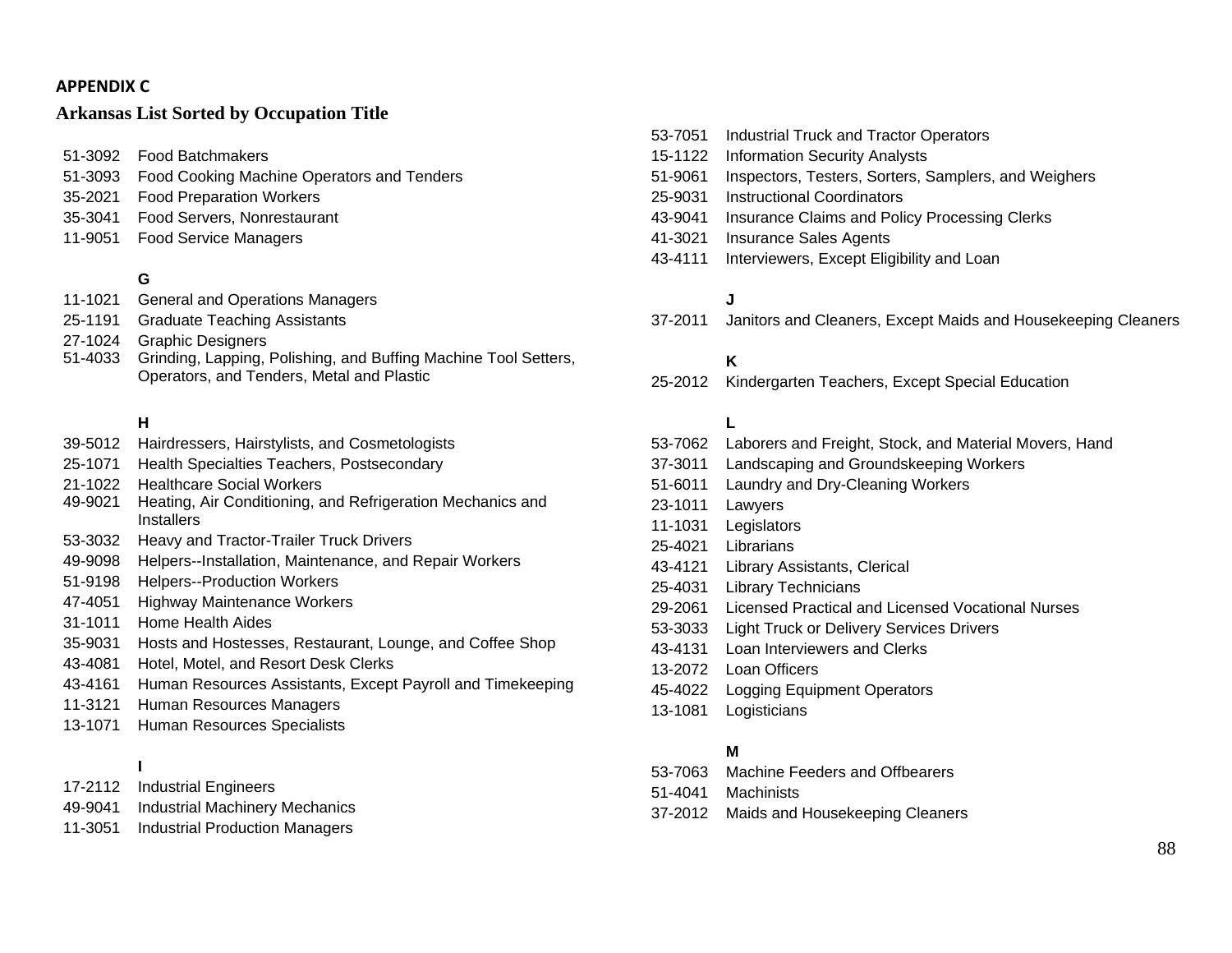**APPENDIX C**

**Arkansas List Sorted by Occupation Title**

51-3092 Food Batchmakers
51-3093 Food Cooking Machine Operators and Tenders
35-2021 Food Preparation Workers
35-3041 Food Servers, Nonrestaurant
11-9051 Food Service Managers

**G**

11-1021 General and Operations Managers
25-1191 Graduate Teaching Assistants
27-1024 Graphic Designers
51-4033 Grinding, Lapping, Polishing, and Buffing Machine Tool Setters, Operators, and Tenders, Metal and Plastic

**H**

39-5012 Hairdressers, Hairstylists, and Cosmetologists
25-1071 Health Specialties Teachers, Postsecondary
21-1022 Healthcare Social Workers
49-9021 Heating, Air Conditioning, and Refrigeration Mechanics and Installers
53-3032 Heavy and Tractor-Trailer Truck Drivers
49-9098 Helpers--Installation, Maintenance, and Repair Workers
51-9198 Helpers--Production Workers
47-4051 Highway Maintenance Workers
31-1011 Home Health Aides
35-9031 Hosts and Hostesses, Restaurant, Lounge, and Coffee Shop
43-4081 Hotel, Motel, and Resort Desk Clerks
43-4161 Human Resources Assistants, Except Payroll and Timekeeping
11-3121 Human Resources Managers
13-1071 Human Resources Specialists

**I**

17-2112 Industrial Engineers
49-9041 Industrial Machinery Mechanics
11-3051 Industrial Production Managers
53-7051 Industrial Truck and Tractor Operators
15-1122 Information Security Analysts
51-9061 Inspectors, Testers, Sorters, Samplers, and Weighers
25-9031 Instructional Coordinators
43-9041 Insurance Claims and Policy Processing Clerks
41-3021 Insurance Sales Agents
43-4111 Interviewers, Except Eligibility and Loan

**J**

37-2011 Janitors and Cleaners, Except Maids and Housekeeping Cleaners

**K**

25-2012 Kindergarten Teachers, Except Special Education

**L**

53-7062 Laborers and Freight, Stock, and Material Movers, Hand
37-3011 Landscaping and Groundskeeping Workers
51-6011 Laundry and Dry-Cleaning Workers
23-1011 Lawyers
11-1031 Legislators
25-4021 Librarians
43-4121 Library Assistants, Clerical
25-4031 Library Technicians
29-2061 Licensed Practical and Licensed Vocational Nurses
53-3033 Light Truck or Delivery Services Drivers
43-4131 Loan Interviewers and Clerks
13-2072 Loan Officers
45-4022 Logging Equipment Operators
13-1081 Logisticians

**M**

53-7063 Machine Feeders and Offbearers
51-4041 Machinists
37-2012 Maids and Housekeeping Cleaners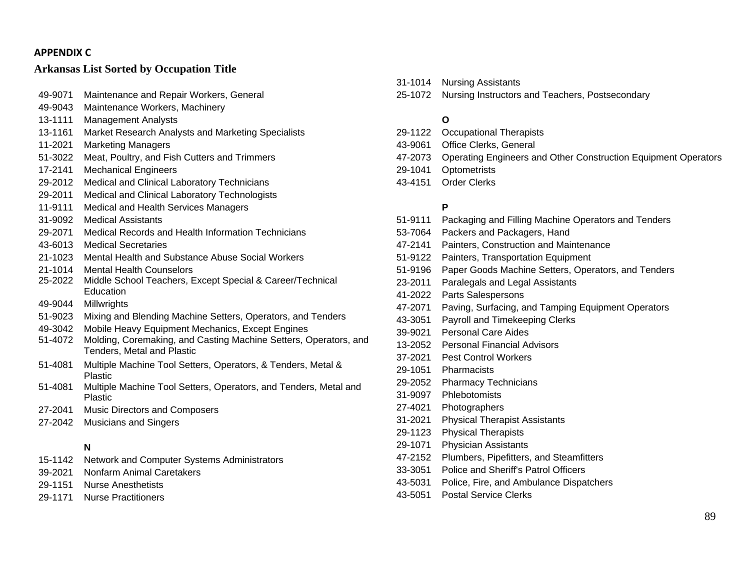**APPENDIX C**

## Arkansas List Sorted by Occupation Title

| Code | Occupation Title |
|---|---|
| 49-9071 | Maintenance and Repair Workers, General |
| 49-9043 | Maintenance Workers, Machinery |
| 13-1111 | Management Analysts |
| 13-1161 | Market Research Analysts and Marketing Specialists |
| 11-2021 | Marketing Managers |
| 51-3022 | Meat, Poultry, and Fish Cutters and Trimmers |
| 17-2141 | Mechanical Engineers |
| 29-2012 | Medical and Clinical Laboratory Technicians |
| 29-2011 | Medical and Clinical Laboratory Technologists |
| 11-9111 | Medical and Health Services Managers |
| 31-9092 | Medical Assistants |
| 29-2071 | Medical Records and Health Information Technicians |
| 43-6013 | Medical Secretaries |
| 21-1023 | Mental Health and Substance Abuse Social Workers |
| 21-1014 | Mental Health Counselors |
| 25-2022 | Middle School Teachers, Except Special & Career/Technical Education |
| 49-9044 | Millwrights |
| 51-9023 | Mixing and Blending Machine Setters, Operators, and Tenders |
| 49-3042 | Mobile Heavy Equipment Mechanics, Except Engines |
| 51-4072 | Molding, Coremaking, and Casting Machine Setters, Operators, and Tenders, Metal and Plastic |
| 51-4081 | Multiple Machine Tool Setters, Operators, & Tenders, Metal & Plastic |
| 51-4081 | Multiple Machine Tool Setters, Operators, and Tenders, Metal and Plastic |
| 27-2041 | Music Directors and Composers |
| 27-2042 | Musicians and Singers |
| | **N** |
| 15-1142 | Network and Computer Systems Administrators |
| 39-2021 | Nonfarm Animal Caretakers |
| 29-1151 | Nurse Anesthetists |
| 29-1171 | Nurse Practitioners |
| 31-1014 | Nursing Assistants |
| 25-1072 | Nursing Instructors and Teachers, Postsecondary |
| | **O** |
| 29-1122 | Occupational Therapists |
| 43-9061 | Office Clerks, General |
| 47-2073 | Operating Engineers and Other Construction Equipment Operators |
| 29-1041 | Optometrists |
| 43-4151 | Order Clerks |
| | **P** |
| 51-9111 | Packaging and Filling Machine Operators and Tenders |
| 53-7064 | Packers and Packagers, Hand |
| 47-2141 | Painters, Construction and Maintenance |
| 51-9122 | Painters, Transportation Equipment |
| 51-9196 | Paper Goods Machine Setters, Operators, and Tenders |
| 23-2011 | Paralegals and Legal Assistants |
| 41-2022 | Parts Salespersons |
| 47-2071 | Paving, Surfacing, and Tamping Equipment Operators |
| 43-3051 | Payroll and Timekeeping Clerks |
| 39-9021 | Personal Care Aides |
| 13-2052 | Personal Financial Advisors |
| 37-2021 | Pest Control Workers |
| 29-1051 | Pharmacists |
| 29-2052 | Pharmacy Technicians |
| 31-9097 | Phlebotomists |
| 27-4021 | Photographers |
| 31-2021 | Physical Therapist Assistants |
| 29-1123 | Physical Therapists |
| 29-1071 | Physician Assistants |
| 47-2152 | Plumbers, Pipefitters, and Steamfitters |
| 33-3051 | Police and Sheriff's Patrol Officers |
| 43-5031 | Police, Fire, and Ambulance Dispatchers |
| 43-5051 | Postal Service Clerks |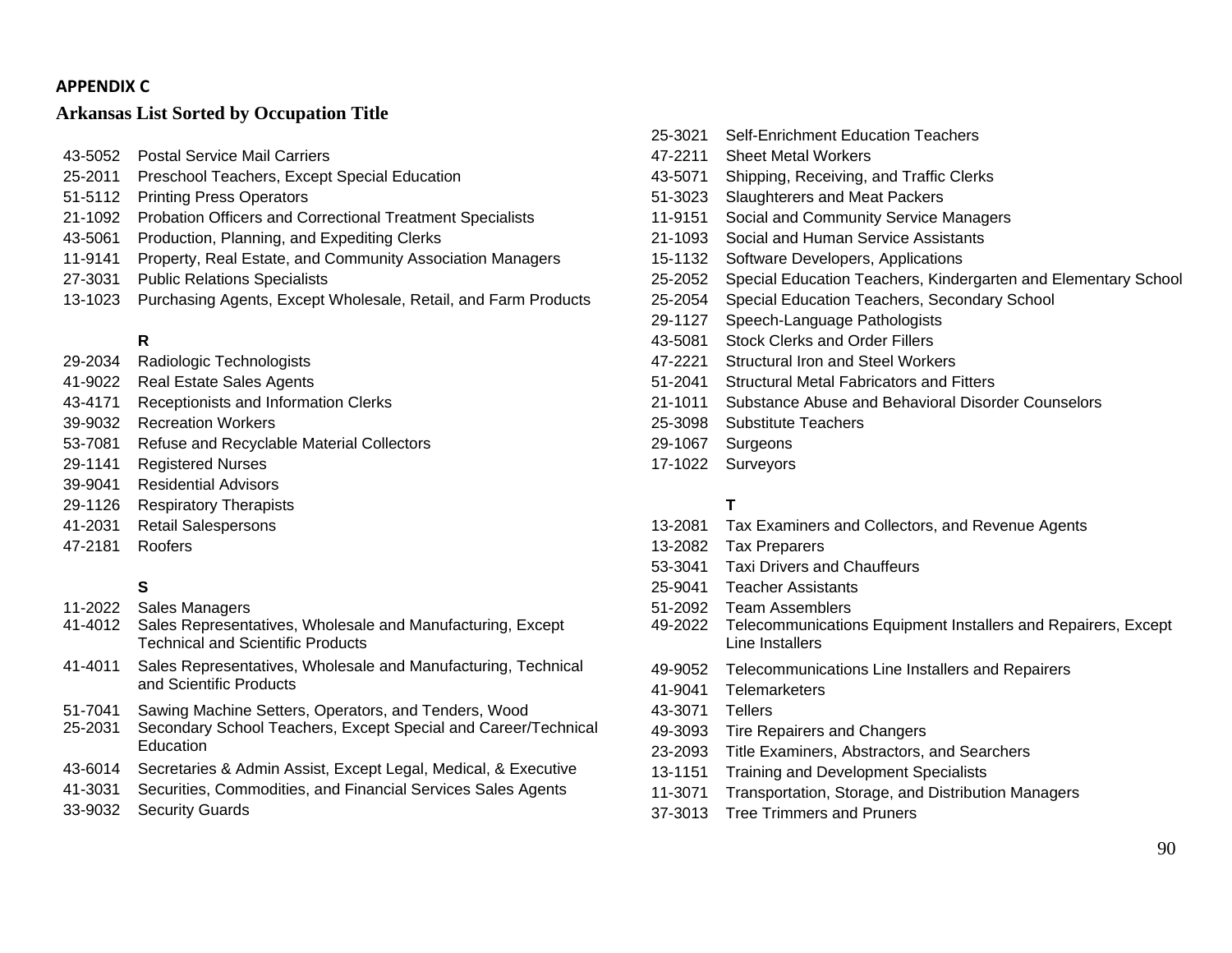**APPENDIX C**

**Arkansas List Sorted by Occupation Title**

43-5052 Postal Service Mail Carriers
25-2011 Preschool Teachers, Except Special Education
51-5112 Printing Press Operators
21-1092 Probation Officers and Correctional Treatment Specialists
43-5061 Production, Planning, and Expediting Clerks
11-9141 Property, Real Estate, and Community Association Managers
27-3031 Public Relations Specialists
13-1023 Purchasing Agents, Except Wholesale, Retail, and Farm Products

**R**

29-2034 Radiologic Technologists
41-9022 Real Estate Sales Agents
43-4171 Receptionists and Information Clerks
39-9032 Recreation Workers
53-7081 Refuse and Recyclable Material Collectors
29-1141 Registered Nurses
39-9041 Residential Advisors
29-1126 Respiratory Therapists
41-2031 Retail Salespersons
47-2181 Roofers

**S**

11-2022 Sales Managers
41-4012 Sales Representatives, Wholesale and Manufacturing, Except Technical and Scientific Products
41-4011 Sales Representatives, Wholesale and Manufacturing, Technical and Scientific Products
51-7041 Sawing Machine Setters, Operators, and Tenders, Wood
25-2031 Secondary School Teachers, Except Special and Career/Technical Education
43-6014 Secretaries & Admin Assist, Except Legal, Medical, & Executive
41-3031 Securities, Commodities, and Financial Services Sales Agents
33-9032 Security Guards
25-3021 Self-Enrichment Education Teachers
47-2211 Sheet Metal Workers
43-5071 Shipping, Receiving, and Traffic Clerks
51-3023 Slaughterers and Meat Packers
11-9151 Social and Community Service Managers
21-1093 Social and Human Service Assistants
15-1132 Software Developers, Applications
25-2052 Special Education Teachers, Kindergarten and Elementary School
25-2054 Special Education Teachers, Secondary School
29-1127 Speech-Language Pathologists
43-5081 Stock Clerks and Order Fillers
47-2221 Structural Iron and Steel Workers
51-2041 Structural Metal Fabricators and Fitters
21-1011 Substance Abuse and Behavioral Disorder Counselors
25-3098 Substitute Teachers
29-1067 Surgeons
17-1022 Surveyors

**T**

13-2081 Tax Examiners and Collectors, and Revenue Agents
13-2082 Tax Preparers
53-3041 Taxi Drivers and Chauffeurs
25-9041 Teacher Assistants
51-2092 Team Assemblers
49-2022 Telecommunications Equipment Installers and Repairers, Except Line Installers
49-9052 Telecommunications Line Installers and Repairers
41-9041 Telemarketers
43-3071 Tellers
49-3093 Tire Repairers and Changers
23-2093 Title Examiners, Abstractors, and Searchers
13-1151 Training and Development Specialists
11-3071 Transportation, Storage, and Distribution Managers
37-3013 Tree Trimmers and Pruners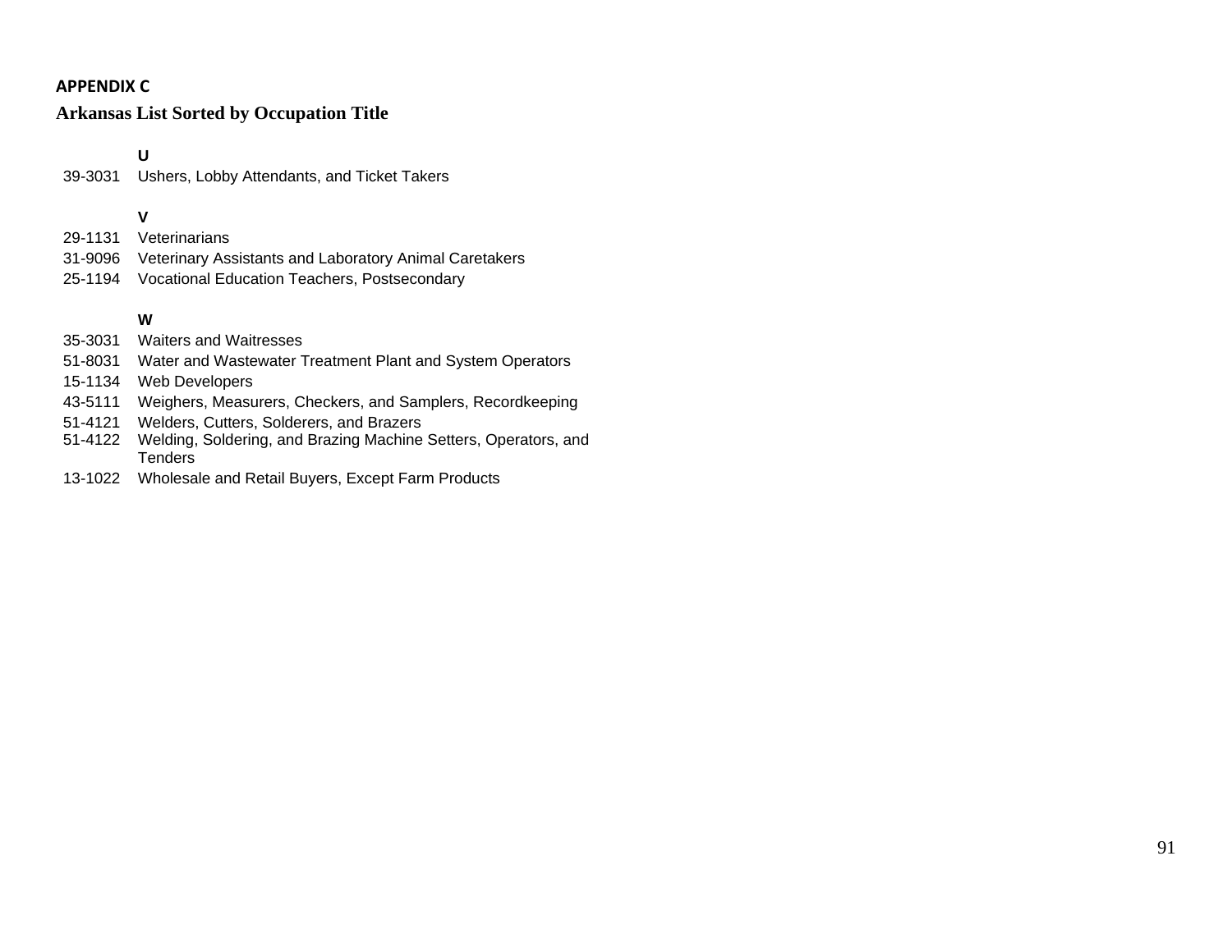**APPENDIX C**

**Arkansas List Sorted by Occupation Title**

| | |
|---|---|
| | **U** |
| 39-3031 | Ushers, Lobby Attendants, and Ticket Takers |
| | **V** |
| 29-1131 | Veterinarians |
| 31-9096 | Veterinary Assistants and Laboratory Animal Caretakers |
| 25-1194 | Vocational Education Teachers, Postsecondary |
| | **W** |
| 35-3031 | Waiters and Waitresses |
| 51-8031 | Water and Wastewater Treatment Plant and System Operators |
| 15-1134 | Web Developers |
| 43-5111 | Weighers, Measurers, Checkers, and Samplers, Recordkeeping |
| 51-4121 | Welders, Cutters, Solderers, and Brazers |
| 51-4122 | Welding, Soldering, and Brazing Machine Setters, Operators, and Tenders |
| 13-1022 | Wholesale and Retail Buyers, Except Farm Products |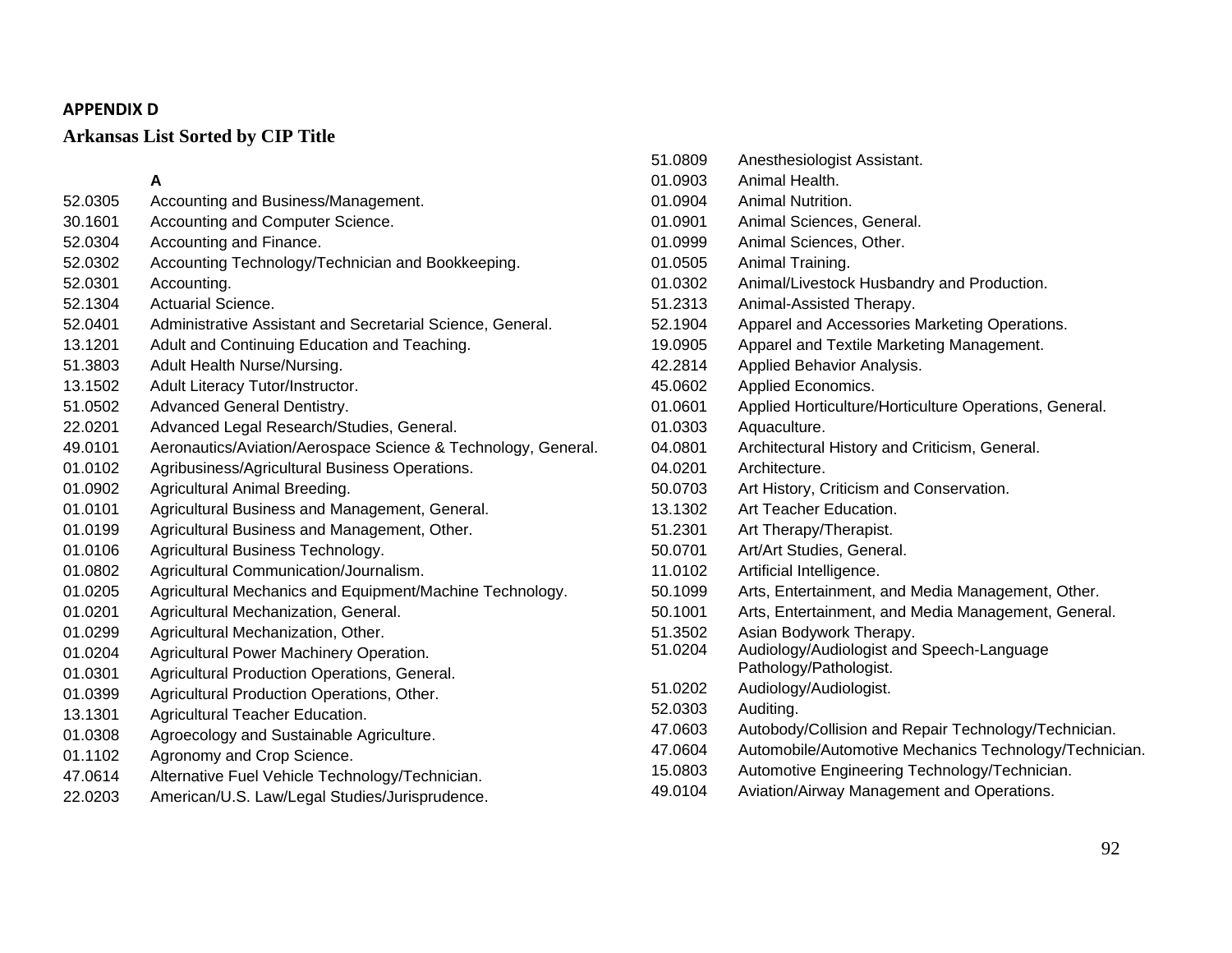**APPENDIX D**

## Arkansas List Sorted by CIP Title

### A

| CIP Code | CIP Title |
|---|---|
| 52.0305 | Accounting and Business/Management. |
| 30.1601 | Accounting and Computer Science. |
| 52.0304 | Accounting and Finance. |
| 52.0302 | Accounting Technology/Technician and Bookkeeping. |
| 52.0301 | Accounting. |
| 52.1304 | Actuarial Science. |
| 52.0401 | Administrative Assistant and Secretarial Science, General. |
| 13.1201 | Adult and Continuing Education and Teaching. |
| 51.3803 | Adult Health Nurse/Nursing. |
| 13.1502 | Adult Literacy Tutor/Instructor. |
| 51.0502 | Advanced General Dentistry. |
| 22.0201 | Advanced Legal Research/Studies, General. |
| 49.0101 | Aeronautics/Aviation/Aerospace Science & Technology, General. |
| 01.0102 | Agribusiness/Agricultural Business Operations. |
| 01.0902 | Agricultural Animal Breeding. |
| 01.0101 | Agricultural Business and Management, General. |
| 01.0199 | Agricultural Business and Management, Other. |
| 01.0106 | Agricultural Business Technology. |
| 01.0802 | Agricultural Communication/Journalism. |
| 01.0205 | Agricultural Mechanics and Equipment/Machine Technology. |
| 01.0201 | Agricultural Mechanization, General. |
| 01.0299 | Agricultural Mechanization, Other. |
| 01.0204 | Agricultural Power Machinery Operation. |
| 01.0301 | Agricultural Production Operations, General. |
| 01.0399 | Agricultural Production Operations, Other. |
| 13.1301 | Agricultural Teacher Education. |
| 01.0308 | Agroecology and Sustainable Agriculture. |
| 01.1102 | Agronomy and Crop Science. |
| 47.0614 | Alternative Fuel Vehicle Technology/Technician. |
| 22.0203 | American/U.S. Law/Legal Studies/Jurisprudence. |
| 51.0809 | Anesthesiologist Assistant. |
| 01.0903 | Animal Health. |
| 01.0904 | Animal Nutrition. |
| 01.0901 | Animal Sciences, General. |
| 01.0999 | Animal Sciences, Other. |
| 01.0505 | Animal Training. |
| 01.0302 | Animal/Livestock Husbandry and Production. |
| 51.2313 | Animal-Assisted Therapy. |
| 52.1904 | Apparel and Accessories Marketing Operations. |
| 19.0905 | Apparel and Textile Marketing Management. |
| 42.2814 | Applied Behavior Analysis. |
| 45.0602 | Applied Economics. |
| 01.0601 | Applied Horticulture/Horticulture Operations, General. |
| 01.0303 | Aquaculture. |
| 04.0801 | Architectural History and Criticism, General. |
| 04.0201 | Architecture. |
| 50.0703 | Art History, Criticism and Conservation. |
| 13.1302 | Art Teacher Education. |
| 51.2301 | Art Therapy/Therapist. |
| 50.0701 | Art/Art Studies, General. |
| 11.0102 | Artificial Intelligence. |
| 50.1099 | Arts, Entertainment, and Media Management, Other. |
| 50.1001 | Arts, Entertainment, and Media Management, General. |
| 51.3502 | Asian Bodywork Therapy. |
| 51.0204 | Audiology/Audiologist and Speech-Language Pathology/Pathologist. |
| 51.0202 | Audiology/Audiologist. |
| 52.0303 | Auditing. |
| 47.0603 | Autobody/Collision and Repair Technology/Technician. |
| 47.0604 | Automobile/Automotive Mechanics Technology/Technician. |
| 15.0803 | Automotive Engineering Technology/Technician. |
| 49.0104 | Aviation/Airway Management and Operations. |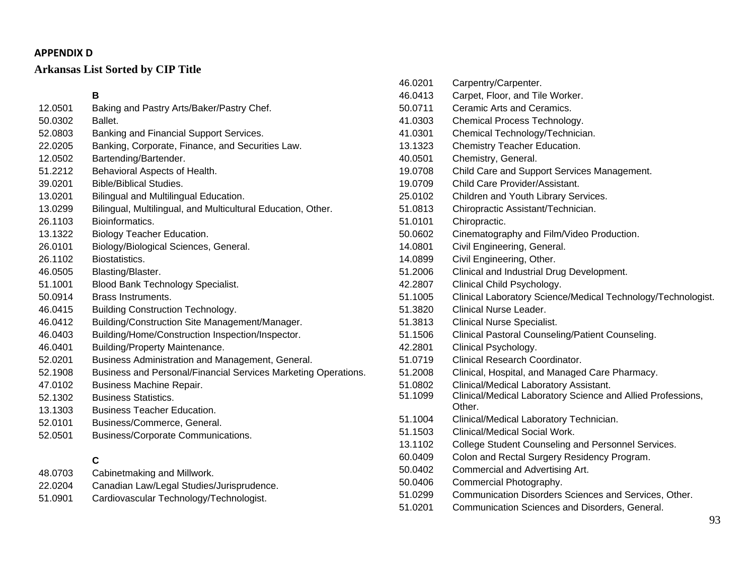**APPENDIX D**

## Arkansas List Sorted by CIP Title

### B

| | |
|---|---|
| 12.0501 | Baking and Pastry Arts/Baker/Pastry Chef. |
| 50.0302 | Ballet. |
| 52.0803 | Banking and Financial Support Services. |
| 22.0205 | Banking, Corporate, Finance, and Securities Law. |
| 12.0502 | Bartending/Bartender. |
| 51.2212 | Behavioral Aspects of Health. |
| 39.0201 | Bible/Biblical Studies. |
| 13.0201 | Bilingual and Multilingual Education. |
| 13.0299 | Bilingual, Multilingual, and Multicultural Education, Other. |
| 26.1103 | Bioinformatics. |
| 13.1322 | Biology Teacher Education. |
| 26.0101 | Biology/Biological Sciences, General. |
| 26.1102 | Biostatistics. |
| 46.0505 | Blasting/Blaster. |
| 51.1001 | Blood Bank Technology Specialist. |
| 50.0914 | Brass Instruments. |
| 46.0415 | Building Construction Technology. |
| 46.0412 | Building/Construction Site Management/Manager. |
| 46.0403 | Building/Home/Construction Inspection/Inspector. |
| 46.0401 | Building/Property Maintenance. |
| 52.0201 | Business Administration and Management, General. |
| 52.1908 | Business and Personal/Financial Services Marketing Operations. |
| 47.0102 | Business Machine Repair. |
| 52.1302 | Business Statistics. |
| 13.1303 | Business Teacher Education. |
| 52.0101 | Business/Commerce, General. |
| 52.0501 | Business/Corporate Communications. |

### C

| | |
|---|---|
| 48.0703 | Cabinetmaking and Millwork. |
| 22.0204 | Canadian Law/Legal Studies/Jurisprudence. |
| 51.0901 | Cardiovascular Technology/Technologist. |
| 46.0201 | Carpentry/Carpenter. |
| 46.0413 | Carpet, Floor, and Tile Worker. |
| 50.0711 | Ceramic Arts and Ceramics. |
| 41.0303 | Chemical Process Technology. |
| 41.0301 | Chemical Technology/Technician. |
| 13.1323 | Chemistry Teacher Education. |
| 40.0501 | Chemistry, General. |
| 19.0708 | Child Care and Support Services Management. |
| 19.0709 | Child Care Provider/Assistant. |
| 25.0102 | Children and Youth Library Services. |
| 51.0813 | Chiropractic Assistant/Technician. |
| 51.0101 | Chiropractic. |
| 50.0602 | Cinematography and Film/Video Production. |
| 14.0801 | Civil Engineering, General. |
| 14.0899 | Civil Engineering, Other. |
| 51.2006 | Clinical and Industrial Drug Development. |
| 42.2807 | Clinical Child Psychology. |
| 51.1005 | Clinical Laboratory Science/Medical Technology/Technologist. |
| 51.3820 | Clinical Nurse Leader. |
| 51.3813 | Clinical Nurse Specialist. |
| 51.1506 | Clinical Pastoral Counseling/Patient Counseling. |
| 42.2801 | Clinical Psychology. |
| 51.0719 | Clinical Research Coordinator. |
| 51.2008 | Clinical, Hospital, and Managed Care Pharmacy. |
| 51.0802 | Clinical/Medical Laboratory Assistant. |
| 51.1099 | Clinical/Medical Laboratory Science and Allied Professions, Other. |
| 51.1004 | Clinical/Medical Laboratory Technician. |
| 51.1503 | Clinical/Medical Social Work. |
| 13.1102 | College Student Counseling and Personnel Services. |
| 60.0409 | Colon and Rectal Surgery Residency Program. |
| 50.0402 | Commercial and Advertising Art. |
| 50.0406 | Commercial Photography. |
| 51.0299 | Communication Disorders Sciences and Services, Other. |
| 51.0201 | Communication Sciences and Disorders, General. |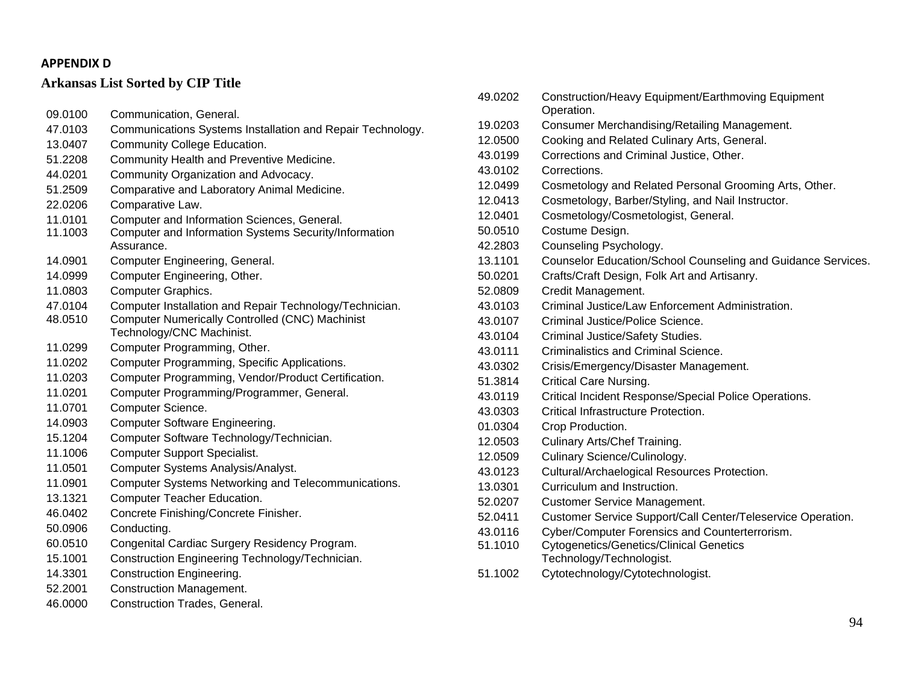**APPENDIX D**

## Arkansas List Sorted by CIP Title

| CIP | Title |
|---|---|
| 09.0100 | Communication, General. |
| 47.0103 | Communications Systems Installation and Repair Technology. |
| 13.0407 | Community College Education. |
| 51.2208 | Community Health and Preventive Medicine. |
| 44.0201 | Community Organization and Advocacy. |
| 51.2509 | Comparative and Laboratory Animal Medicine. |
| 22.0206 | Comparative Law. |
| 11.0101 | Computer and Information Sciences, General. |
| 11.1003 | Computer and Information Systems Security/Information Assurance. |
| 14.0901 | Computer Engineering, General. |
| 14.0999 | Computer Engineering, Other. |
| 11.0803 | Computer Graphics. |
| 47.0104 | Computer Installation and Repair Technology/Technician. |
| 48.0510 | Computer Numerically Controlled (CNC) Machinist Technology/CNC Machinist. |
| 11.0299 | Computer Programming, Other. |
| 11.0202 | Computer Programming, Specific Applications. |
| 11.0203 | Computer Programming, Vendor/Product Certification. |
| 11.0201 | Computer Programming/Programmer, General. |
| 11.0701 | Computer Science. |
| 14.0903 | Computer Software Engineering. |
| 15.1204 | Computer Software Technology/Technician. |
| 11.1006 | Computer Support Specialist. |
| 11.0501 | Computer Systems Analysis/Analyst. |
| 11.0901 | Computer Systems Networking and Telecommunications. |
| 13.1321 | Computer Teacher Education. |
| 46.0402 | Concrete Finishing/Concrete Finisher. |
| 50.0906 | Conducting. |
| 60.0510 | Congenital Cardiac Surgery Residency Program. |
| 15.1001 | Construction Engineering Technology/Technician. |
| 14.3301 | Construction Engineering. |
| 52.2001 | Construction Management. |
| 46.0000 | Construction Trades, General. |
| 49.0202 | Construction/Heavy Equipment/Earthmoving Equipment Operation. |
| 19.0203 | Consumer Merchandising/Retailing Management. |
| 12.0500 | Cooking and Related Culinary Arts, General. |
| 43.0199 | Corrections and Criminal Justice, Other. |
| 43.0102 | Corrections. |
| 12.0499 | Cosmetology and Related Personal Grooming Arts, Other. |
| 12.0413 | Cosmetology, Barber/Styling, and Nail Instructor. |
| 12.0401 | Cosmetology/Cosmetologist, General. |
| 50.0510 | Costume Design. |
| 42.2803 | Counseling Psychology. |
| 13.1101 | Counselor Education/School Counseling and Guidance Services. |
| 50.0201 | Crafts/Craft Design, Folk Art and Artisanry. |
| 52.0809 | Credit Management. |
| 43.0103 | Criminal Justice/Law Enforcement Administration. |
| 43.0107 | Criminal Justice/Police Science. |
| 43.0104 | Criminal Justice/Safety Studies. |
| 43.0111 | Criminalistics and Criminal Science. |
| 43.0302 | Crisis/Emergency/Disaster Management. |
| 51.3814 | Critical Care Nursing. |
| 43.0119 | Critical Incident Response/Special Police Operations. |
| 43.0303 | Critical Infrastructure Protection. |
| 01.0304 | Crop Production. |
| 12.0503 | Culinary Arts/Chef Training. |
| 12.0509 | Culinary Science/Culinology. |
| 43.0123 | Cultural/Archaelogical Resources Protection. |
| 13.0301 | Curriculum and Instruction. |
| 52.0207 | Customer Service Management. |
| 52.0411 | Customer Service Support/Call Center/Teleservice Operation. |
| 43.0116 | Cyber/Computer Forensics and Counterterrorism. |
| 51.1010 | Cytogenetics/Genetics/Clinical Genetics Technology/Technologist. |
| 51.1002 | Cytotechnology/Cytotechnologist. |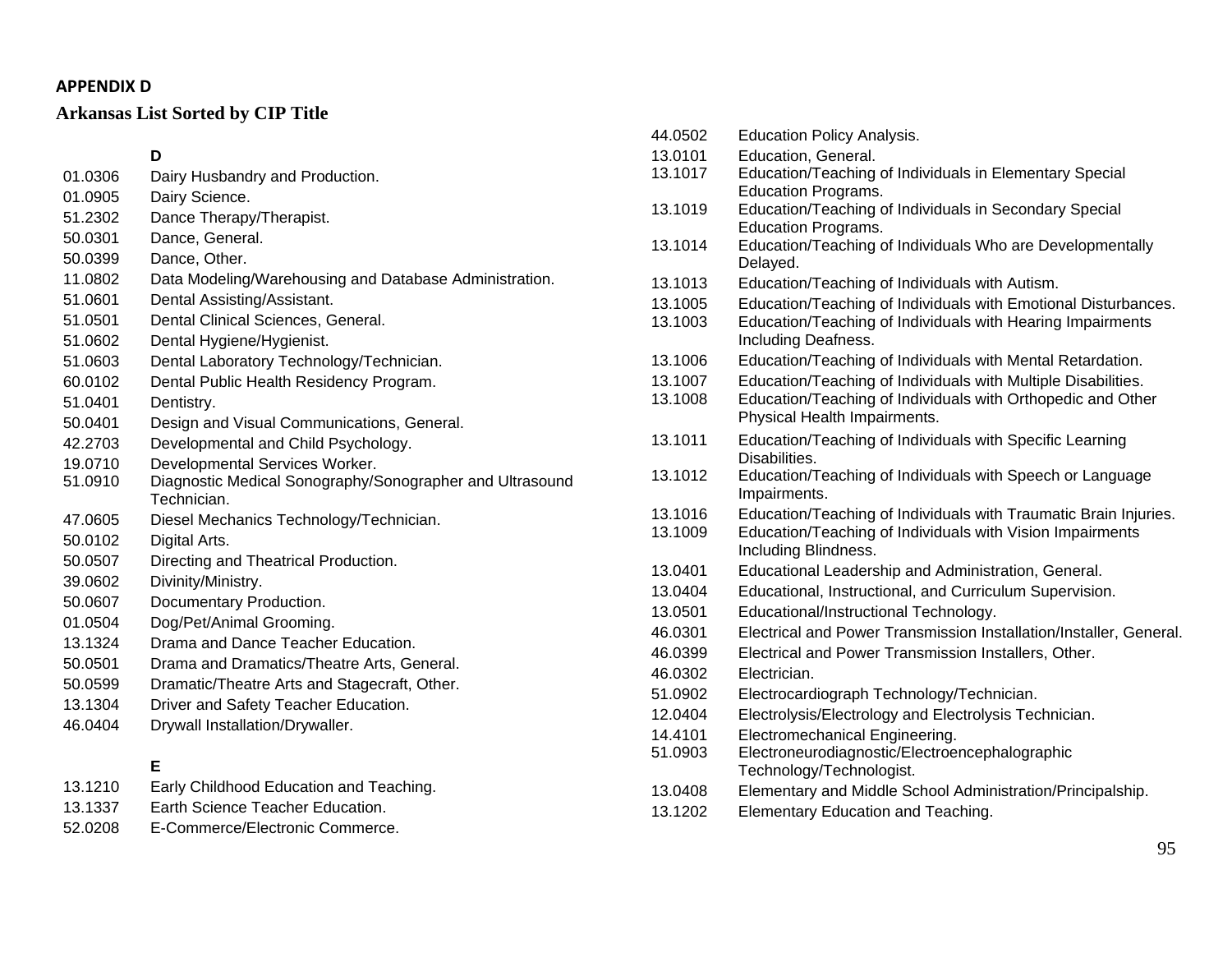**APPENDIX D**

## Arkansas List Sorted by CIP Title

**D**

01.0306 Dairy Husbandry and Production.
01.0905 Dairy Science.
51.2302 Dance Therapy/Therapist.
50.0301 Dance, General.
50.0399 Dance, Other.
11.0802 Data Modeling/Warehousing and Database Administration.
51.0601 Dental Assisting/Assistant.
51.0501 Dental Clinical Sciences, General.
51.0602 Dental Hygiene/Hygienist.
51.0603 Dental Laboratory Technology/Technician.
60.0102 Dental Public Health Residency Program.
51.0401 Dentistry.
50.0401 Design and Visual Communications, General.
42.2703 Developmental and Child Psychology.
19.0710 Developmental Services Worker.
51.0910 Diagnostic Medical Sonography/Sonographer and Ultrasound Technician.
47.0605 Diesel Mechanics Technology/Technician.
50.0102 Digital Arts.
50.0507 Directing and Theatrical Production.
39.0602 Divinity/Ministry.
50.0607 Documentary Production.
01.0504 Dog/Pet/Animal Grooming.
13.1324 Drama and Dance Teacher Education.
50.0501 Drama and Dramatics/Theatre Arts, General.
50.0599 Dramatic/Theatre Arts and Stagecraft, Other.
13.1304 Driver and Safety Teacher Education.
46.0404 Drywall Installation/Drywaller.

**E**

13.1210 Early Childhood Education and Teaching.
13.1337 Earth Science Teacher Education.
52.0208 E-Commerce/Electronic Commerce.
44.0502 Education Policy Analysis.
13.0101 Education, General.
13.1017 Education/Teaching of Individuals in Elementary Special Education Programs.
13.1019 Education/Teaching of Individuals in Secondary Special Education Programs.
13.1014 Education/Teaching of Individuals Who are Developmentally Delayed.
13.1013 Education/Teaching of Individuals with Autism.
13.1005 Education/Teaching of Individuals with Emotional Disturbances.
13.1003 Education/Teaching of Individuals with Hearing Impairments Including Deafness.
13.1006 Education/Teaching of Individuals with Mental Retardation.
13.1007 Education/Teaching of Individuals with Multiple Disabilities.
13.1008 Education/Teaching of Individuals with Orthopedic and Other Physical Health Impairments.
13.1011 Education/Teaching of Individuals with Specific Learning Disabilities.
13.1012 Education/Teaching of Individuals with Speech or Language Impairments.
13.1016 Education/Teaching of Individuals with Traumatic Brain Injuries.
13.1009 Education/Teaching of Individuals with Vision Impairments Including Blindness.
13.0401 Educational Leadership and Administration, General.
13.0404 Educational, Instructional, and Curriculum Supervision.
13.0501 Educational/Instructional Technology.
46.0301 Electrical and Power Transmission Installation/Installer, General.
46.0399 Electrical and Power Transmission Installers, Other.
46.0302 Electrician.
51.0902 Electrocardiograph Technology/Technician.
12.0404 Electrolysis/Electrology and Electrolysis Technician.
14.4101 Electromechanical Engineering.
51.0903 Electroneurodiagnostic/Electroencephalographic Technology/Technologist.
13.0408 Elementary and Middle School Administration/Principalship.
13.1202 Elementary Education and Teaching.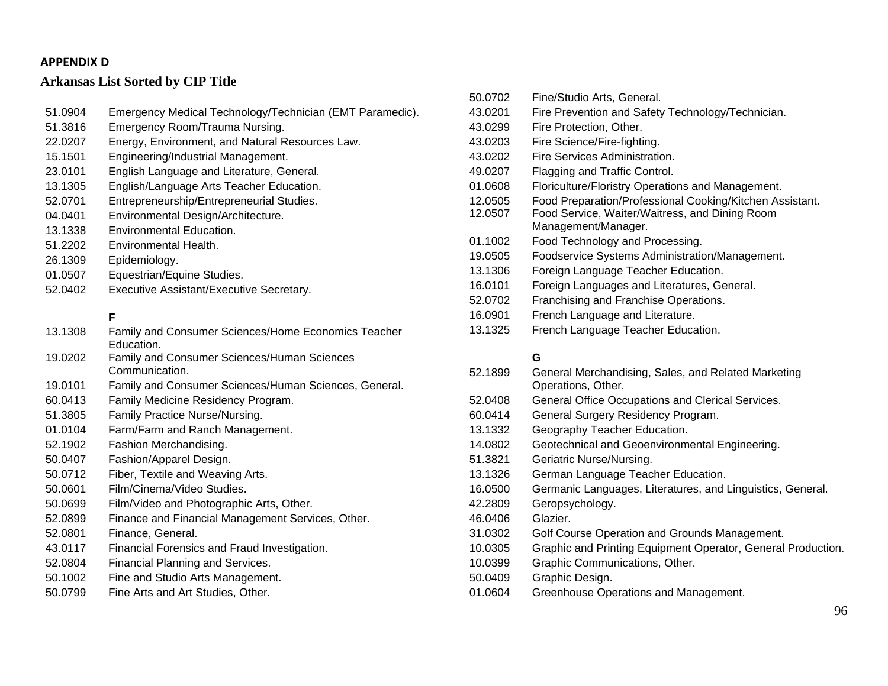**APPENDIX D**

## Arkansas List Sorted by CIP Title

| | |
|---|---|
| 51.0904 | Emergency Medical Technology/Technician (EMT Paramedic). |
| 51.3816 | Emergency Room/Trauma Nursing. |
| 22.0207 | Energy, Environment, and Natural Resources Law. |
| 15.1501 | Engineering/Industrial Management. |
| 23.0101 | English Language and Literature, General. |
| 13.1305 | English/Language Arts Teacher Education. |
| 52.0701 | Entrepreneurship/Entrepreneurial Studies. |
| 04.0401 | Environmental Design/Architecture. |
| 13.1338 | Environmental Education. |
| 51.2202 | Environmental Health. |
| 26.1309 | Epidemiology. |
| 01.0507 | Equestrian/Equine Studies. |
| 52.0402 | Executive Assistant/Executive Secretary. |
| | **F** |
| 13.1308 | Family and Consumer Sciences/Home Economics Teacher Education. |
| 19.0202 | Family and Consumer Sciences/Human Sciences Communication. |
| 19.0101 | Family and Consumer Sciences/Human Sciences, General. |
| 60.0413 | Family Medicine Residency Program. |
| 51.3805 | Family Practice Nurse/Nursing. |
| 01.0104 | Farm/Farm and Ranch Management. |
| 52.1902 | Fashion Merchandising. |
| 50.0407 | Fashion/Apparel Design. |
| 50.0712 | Fiber, Textile and Weaving Arts. |
| 50.0601 | Film/Cinema/Video Studies. |
| 50.0699 | Film/Video and Photographic Arts, Other. |
| 52.0899 | Finance and Financial Management Services, Other. |
| 52.0801 | Finance, General. |
| 43.0117 | Financial Forensics and Fraud Investigation. |
| 52.0804 | Financial Planning and Services. |
| 50.1002 | Fine and Studio Arts Management. |
| 50.0799 | Fine Arts and Art Studies, Other. |
| 50.0702 | Fine/Studio Arts, General. |
| 43.0201 | Fire Prevention and Safety Technology/Technician. |
| 43.0299 | Fire Protection, Other. |
| 43.0203 | Fire Science/Fire-fighting. |
| 43.0202 | Fire Services Administration. |
| 49.0207 | Flagging and Traffic Control. |
| 01.0608 | Floriculture/Floristry Operations and Management. |
| 12.0505 | Food Preparation/Professional Cooking/Kitchen Assistant. |
| 12.0507 | Food Service, Waiter/Waitress, and Dining Room Management/Manager. |
| 01.1002 | Food Technology and Processing. |
| 19.0505 | Foodservice Systems Administration/Management. |
| 13.1306 | Foreign Language Teacher Education. |
| 16.0101 | Foreign Languages and Literatures, General. |
| 52.0702 | Franchising and Franchise Operations. |
| 16.0901 | French Language and Literature. |
| 13.1325 | French Language Teacher Education. |
| | **G** |
| 52.1899 | General Merchandising, Sales, and Related Marketing Operations, Other. |
| 52.0408 | General Office Occupations and Clerical Services. |
| 60.0414 | General Surgery Residency Program. |
| 13.1332 | Geography Teacher Education. |
| 14.0802 | Geotechnical and Geoenvironmental Engineering. |
| 51.3821 | Geriatric Nurse/Nursing. |
| 13.1326 | German Language Teacher Education. |
| 16.0500 | Germanic Languages, Literatures, and Linguistics, General. |
| 42.2809 | Geropsychology. |
| 46.0406 | Glazier. |
| 31.0302 | Golf Course Operation and Grounds Management. |
| 10.0305 | Graphic and Printing Equipment Operator, General Production. |
| 10.0399 | Graphic Communications, Other. |
| 50.0409 | Graphic Design. |
| 01.0604 | Greenhouse Operations and Management. |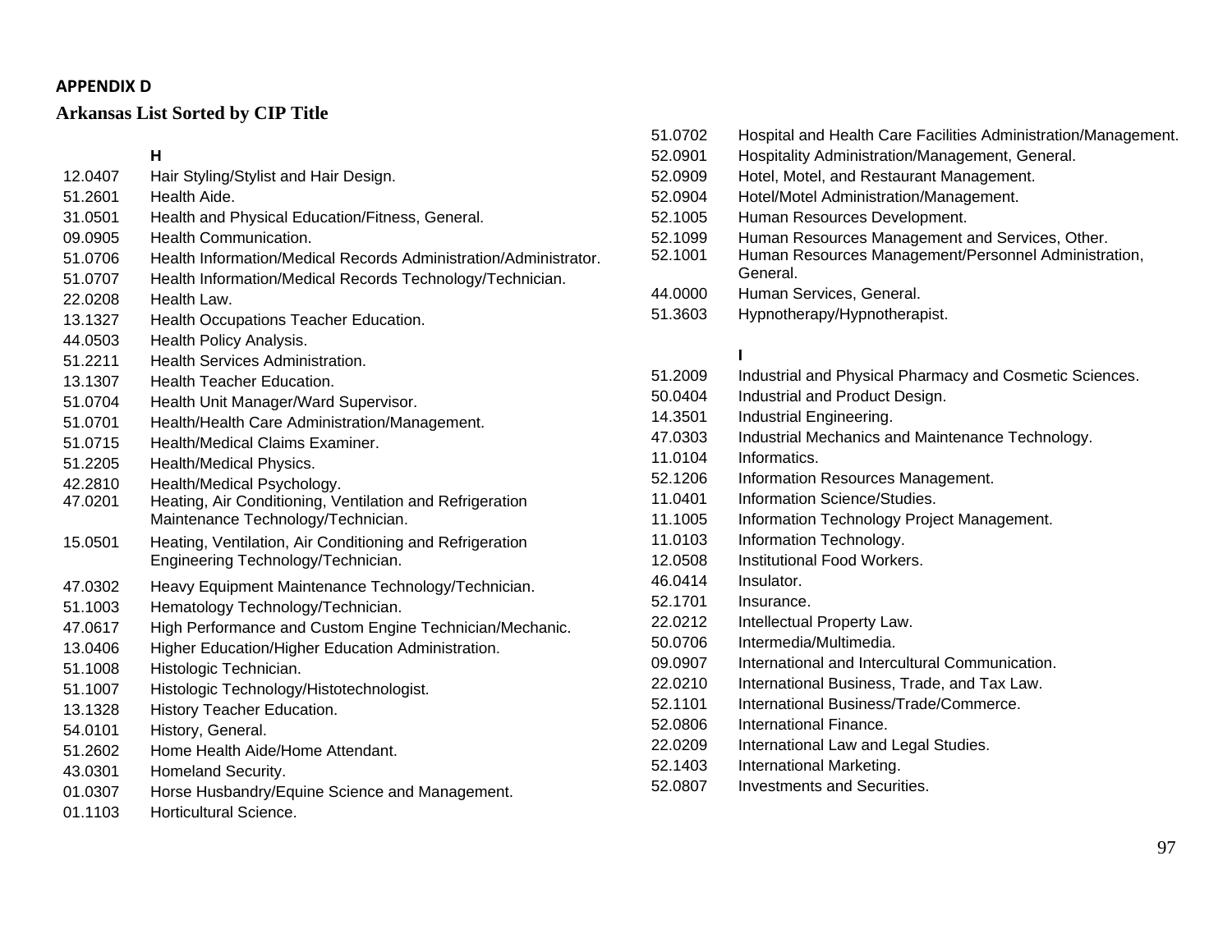**APPENDIX D**

## Arkansas List Sorted by CIP Title

### H

| CIP | Title |
|---|---|
| 12.0407 | Hair Styling/Stylist and Hair Design. |
| 51.2601 | Health Aide. |
| 31.0501 | Health and Physical Education/Fitness, General. |
| 09.0905 | Health Communication. |
| 51.0706 | Health Information/Medical Records Administration/Administrator. |
| 51.0707 | Health Information/Medical Records Technology/Technician. |
| 22.0208 | Health Law. |
| 13.1327 | Health Occupations Teacher Education. |
| 44.0503 | Health Policy Analysis. |
| 51.2211 | Health Services Administration. |
| 13.1307 | Health Teacher Education. |
| 51.0704 | Health Unit Manager/Ward Supervisor. |
| 51.0701 | Health/Health Care Administration/Management. |
| 51.0715 | Health/Medical Claims Examiner. |
| 51.2205 | Health/Medical Physics. |
| 42.2810 | Health/Medical Psychology. |
| 47.0201 | Heating, Air Conditioning, Ventilation and Refrigeration Maintenance Technology/Technician. |
| 15.0501 | Heating, Ventilation, Air Conditioning and Refrigeration Engineering Technology/Technician. |
| 47.0302 | Heavy Equipment Maintenance Technology/Technician. |
| 51.1003 | Hematology Technology/Technician. |
| 47.0617 | High Performance and Custom Engine Technician/Mechanic. |
| 13.0406 | Higher Education/Higher Education Administration. |
| 51.1008 | Histologic Technician. |
| 51.1007 | Histologic Technology/Histotechnologist. |
| 13.1328 | History Teacher Education. |
| 54.0101 | History, General. |
| 51.2602 | Home Health Aide/Home Attendant. |
| 43.0301 | Homeland Security. |
| 01.0307 | Horse Husbandry/Equine Science and Management. |
| 01.1103 | Horticultural Science. |
| 51.0702 | Hospital and Health Care Facilities Administration/Management. |
| 52.0901 | Hospitality Administration/Management, General. |
| 52.0909 | Hotel, Motel, and Restaurant Management. |
| 52.0904 | Hotel/Motel Administration/Management. |
| 52.1005 | Human Resources Development. |
| 52.1099 | Human Resources Management and Services, Other. |
| 52.1001 | Human Resources Management/Personnel Administration, General. |
| 44.0000 | Human Services, General. |
| 51.3603 | Hypnotherapy/Hypnotherapist. |

### I

| CIP | Title |
|---|---|
| 51.2009 | Industrial and Physical Pharmacy and Cosmetic Sciences. |
| 50.0404 | Industrial and Product Design. |
| 14.3501 | Industrial Engineering. |
| 47.0303 | Industrial Mechanics and Maintenance Technology. |
| 11.0104 | Informatics. |
| 52.1206 | Information Resources Management. |
| 11.0401 | Information Science/Studies. |
| 11.1005 | Information Technology Project Management. |
| 11.0103 | Information Technology. |
| 12.0508 | Institutional Food Workers. |
| 46.0414 | Insulator. |
| 52.1701 | Insurance. |
| 22.0212 | Intellectual Property Law. |
| 50.0706 | Intermedia/Multimedia. |
| 09.0907 | International and Intercultural Communication. |
| 22.0210 | International Business, Trade, and Tax Law. |
| 52.1101 | International Business/Trade/Commerce. |
| 52.0806 | International Finance. |
| 22.0209 | International Law and Legal Studies. |
| 52.1403 | International Marketing. |
| 52.0807 | Investments and Securities. |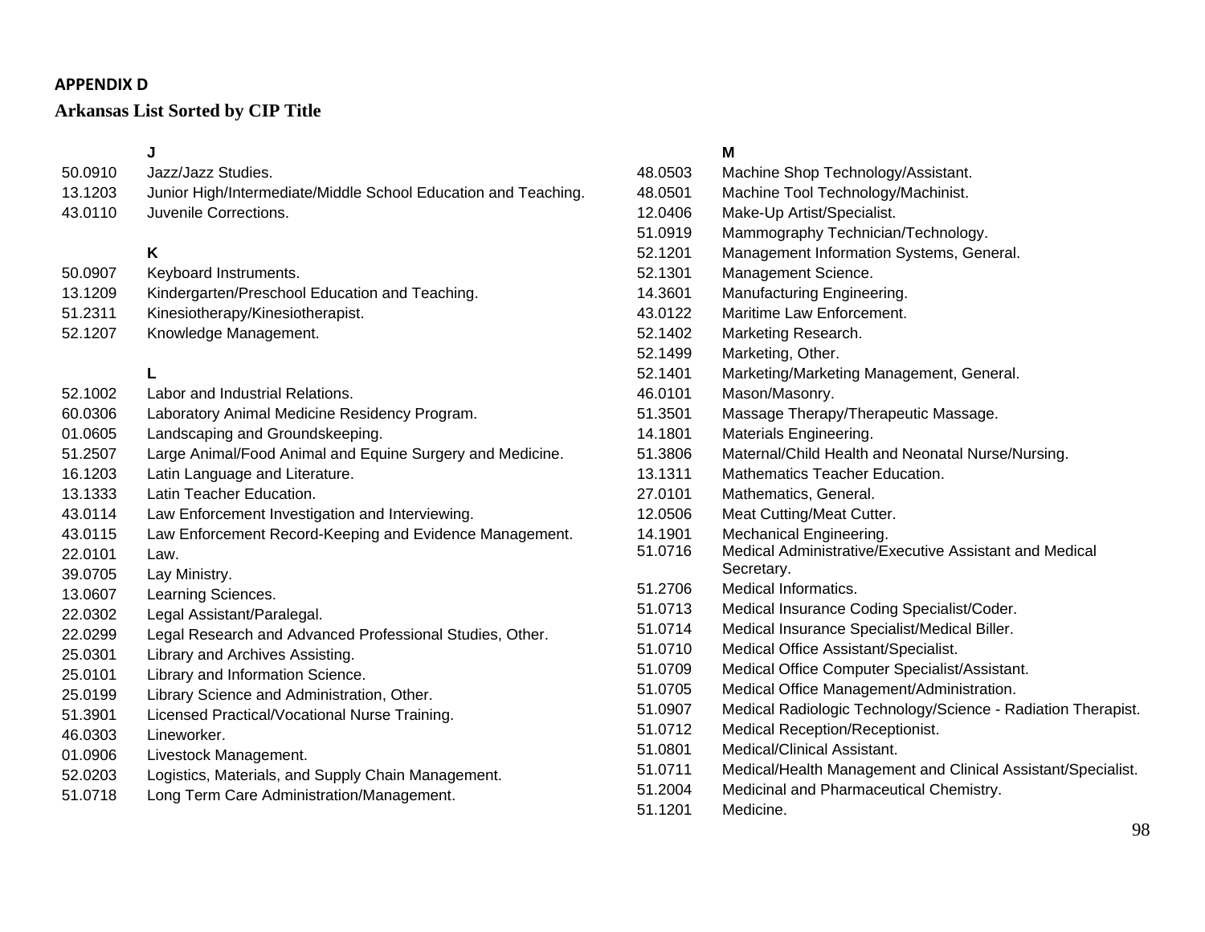**APPENDIX D**

**Arkansas List Sorted by CIP Title**

**J**

| | |
|---|---|
| 50.0910 | Jazz/Jazz Studies. |
| 13.1203 | Junior High/Intermediate/Middle School Education and Teaching. |
| 43.0110 | Juvenile Corrections. |

**K**

| | |
|---|---|
| 50.0907 | Keyboard Instruments. |
| 13.1209 | Kindergarten/Preschool Education and Teaching. |
| 51.2311 | Kinesiotherapy/Kinesiotherapist. |
| 52.1207 | Knowledge Management. |

**L**

| | |
|---|---|
| 52.1002 | Labor and Industrial Relations. |
| 60.0306 | Laboratory Animal Medicine Residency Program. |
| 01.0605 | Landscaping and Groundskeeping. |
| 51.2507 | Large Animal/Food Animal and Equine Surgery and Medicine. |
| 16.1203 | Latin Language and Literature. |
| 13.1333 | Latin Teacher Education. |
| 43.0114 | Law Enforcement Investigation and Interviewing. |
| 43.0115 | Law Enforcement Record-Keeping and Evidence Management. |
| 22.0101 | Law. |
| 39.0705 | Lay Ministry. |
| 13.0607 | Learning Sciences. |
| 22.0302 | Legal Assistant/Paralegal. |
| 22.0299 | Legal Research and Advanced Professional Studies, Other. |
| 25.0301 | Library and Archives Assisting. |
| 25.0101 | Library and Information Science. |
| 25.0199 | Library Science and Administration, Other. |
| 51.3901 | Licensed Practical/Vocational Nurse Training. |
| 46.0303 | Lineworker. |
| 01.0906 | Livestock Management. |
| 52.0203 | Logistics, Materials, and Supply Chain Management. |
| 51.0718 | Long Term Care Administration/Management. |

**M**

| | |
|---|---|
| 48.0503 | Machine Shop Technology/Assistant. |
| 48.0501 | Machine Tool Technology/Machinist. |
| 12.0406 | Make-Up Artist/Specialist. |
| 51.0919 | Mammography Technician/Technology. |
| 52.1201 | Management Information Systems, General. |
| 52.1301 | Management Science. |
| 14.3601 | Manufacturing Engineering. |
| 43.0122 | Maritime Law Enforcement. |
| 52.1402 | Marketing Research. |
| 52.1499 | Marketing, Other. |
| 52.1401 | Marketing/Marketing Management, General. |
| 46.0101 | Mason/Masonry. |
| 51.3501 | Massage Therapy/Therapeutic Massage. |
| 14.1801 | Materials Engineering. |
| 51.3806 | Maternal/Child Health and Neonatal Nurse/Nursing. |
| 13.1311 | Mathematics Teacher Education. |
| 27.0101 | Mathematics, General. |
| 12.0506 | Meat Cutting/Meat Cutter. |
| 14.1901 | Mechanical Engineering. |
| 51.0716 | Medical Administrative/Executive Assistant and Medical Secretary. |
| 51.2706 | Medical Informatics. |
| 51.0713 | Medical Insurance Coding Specialist/Coder. |
| 51.0714 | Medical Insurance Specialist/Medical Biller. |
| 51.0710 | Medical Office Assistant/Specialist. |
| 51.0709 | Medical Office Computer Specialist/Assistant. |
| 51.0705 | Medical Office Management/Administration. |
| 51.0907 | Medical Radiologic Technology/Science - Radiation Therapist. |
| 51.0712 | Medical Reception/Receptionist. |
| 51.0801 | Medical/Clinical Assistant. |
| 51.0711 | Medical/Health Management and Clinical Assistant/Specialist. |
| 51.2004 | Medicinal and Pharmaceutical Chemistry. |
| 51.1201 | Medicine. |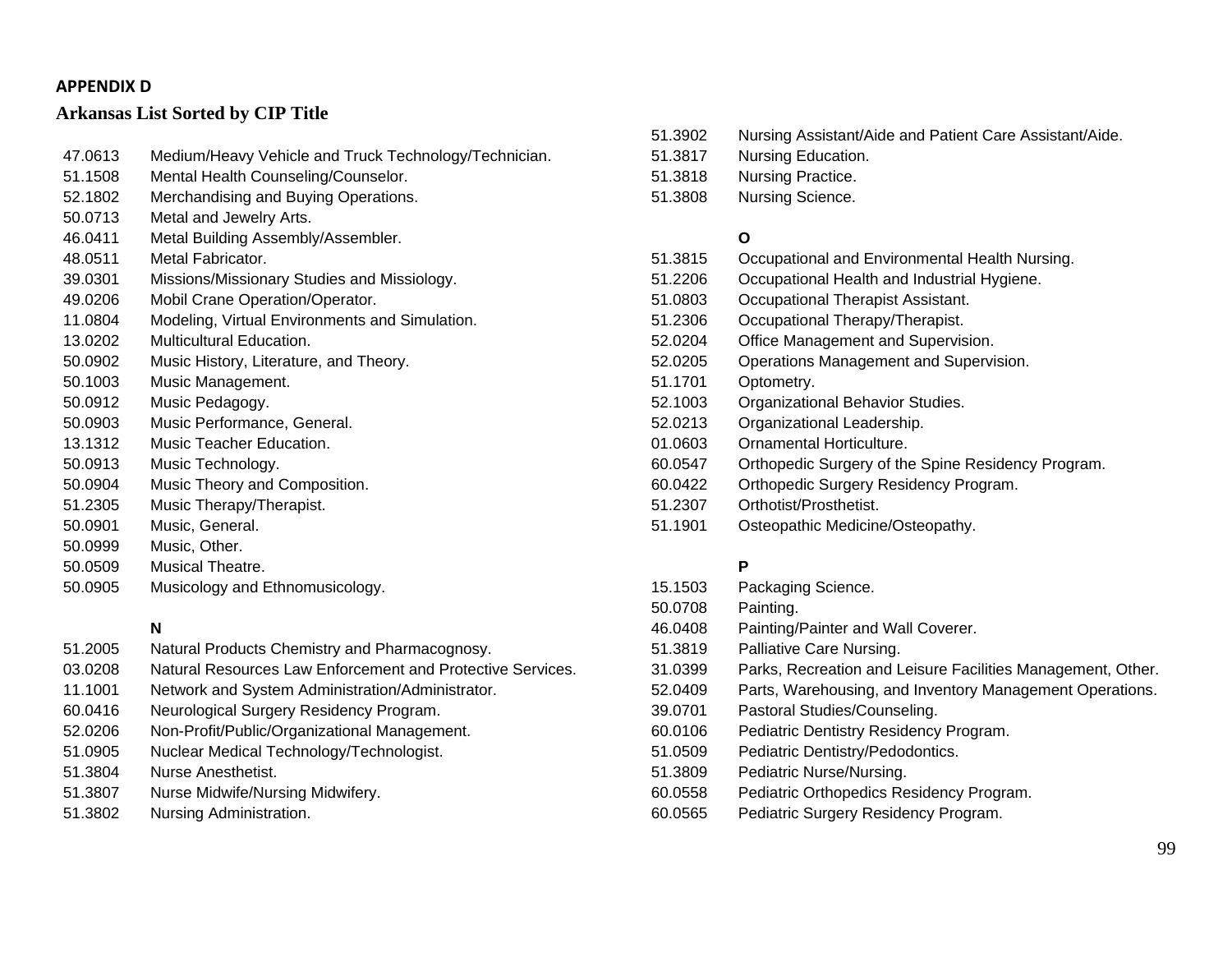**APPENDIX D**

## Arkansas List Sorted by CIP Title

| CIP | Title |
|---|---|
| 47.0613 | Medium/Heavy Vehicle and Truck Technology/Technician. |
| 51.1508 | Mental Health Counseling/Counselor. |
| 52.1802 | Merchandising and Buying Operations. |
| 50.0713 | Metal and Jewelry Arts. |
| 46.0411 | Metal Building Assembly/Assembler. |
| 48.0511 | Metal Fabricator. |
| 39.0301 | Missions/Missionary Studies and Missiology. |
| 49.0206 | Mobil Crane Operation/Operator. |
| 11.0804 | Modeling, Virtual Environments and Simulation. |
| 13.0202 | Multicultural Education. |
| 50.0902 | Music History, Literature, and Theory. |
| 50.1003 | Music Management. |
| 50.0912 | Music Pedagogy. |
| 50.0903 | Music Performance, General. |
| 13.1312 | Music Teacher Education. |
| 50.0913 | Music Technology. |
| 50.0904 | Music Theory and Composition. |
| 51.2305 | Music Therapy/Therapist. |
| 50.0901 | Music, General. |
| 50.0999 | Music, Other. |
| 50.0509 | Musical Theatre. |
| 50.0905 | Musicology and Ethnomusicology. |
| | **N** |
| 51.2005 | Natural Products Chemistry and Pharmacognosy. |
| 03.0208 | Natural Resources Law Enforcement and Protective Services. |
| 11.1001 | Network and System Administration/Administrator. |
| 60.0416 | Neurological Surgery Residency Program. |
| 52.0206 | Non-Profit/Public/Organizational Management. |
| 51.0905 | Nuclear Medical Technology/Technologist. |
| 51.3804 | Nurse Anesthetist. |
| 51.3807 | Nurse Midwife/Nursing Midwifery. |
| 51.3802 | Nursing Administration. |
| 51.3902 | Nursing Assistant/Aide and Patient Care Assistant/Aide. |
| 51.3817 | Nursing Education. |
| 51.3818 | Nursing Practice. |
| 51.3808 | Nursing Science. |
| | **O** |
| 51.3815 | Occupational and Environmental Health Nursing. |
| 51.2206 | Occupational Health and Industrial Hygiene. |
| 51.0803 | Occupational Therapist Assistant. |
| 51.2306 | Occupational Therapy/Therapist. |
| 52.0204 | Office Management and Supervision. |
| 52.0205 | Operations Management and Supervision. |
| 51.1701 | Optometry. |
| 52.1003 | Organizational Behavior Studies. |
| 52.0213 | Organizational Leadership. |
| 01.0603 | Ornamental Horticulture. |
| 60.0547 | Orthopedic Surgery of the Spine Residency Program. |
| 60.0422 | Orthopedic Surgery Residency Program. |
| 51.2307 | Orthotist/Prosthetist. |
| 51.1901 | Osteopathic Medicine/Osteopathy. |
| | **P** |
| 15.1503 | Packaging Science. |
| 50.0708 | Painting. |
| 46.0408 | Painting/Painter and Wall Coverer. |
| 51.3819 | Palliative Care Nursing. |
| 31.0399 | Parks, Recreation and Leisure Facilities Management, Other. |
| 52.0409 | Parts, Warehousing, and Inventory Management Operations. |
| 39.0701 | Pastoral Studies/Counseling. |
| 60.0106 | Pediatric Dentistry Residency Program. |
| 51.0509 | Pediatric Dentistry/Pedodontics. |
| 51.3809 | Pediatric Nurse/Nursing. |
| 60.0558 | Pediatric Orthopedics Residency Program. |
| 60.0565 | Pediatric Surgery Residency Program. |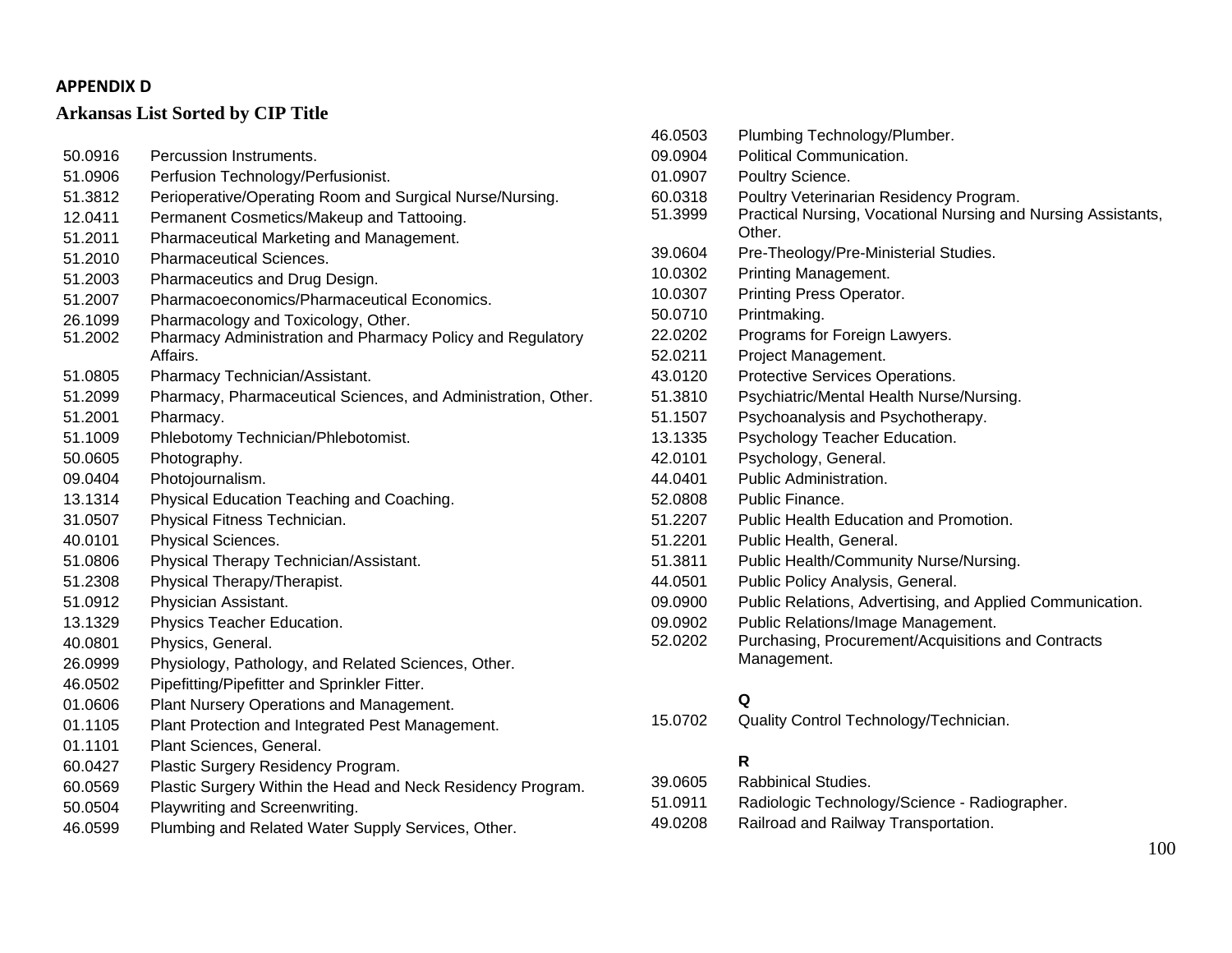**APPENDIX D**

**Arkansas List Sorted by CIP Title**

| Code | Title |
|---|---|
| 50.0916 | Percussion Instruments. |
| 51.0906 | Perfusion Technology/Perfusionist. |
| 51.3812 | Perioperative/Operating Room and Surgical Nurse/Nursing. |
| 12.0411 | Permanent Cosmetics/Makeup and Tattooing. |
| 51.2011 | Pharmaceutical Marketing and Management. |
| 51.2010 | Pharmaceutical Sciences. |
| 51.2003 | Pharmaceutics and Drug Design. |
| 51.2007 | Pharmacoeconomics/Pharmaceutical Economics. |
| 26.1099 | Pharmacology and Toxicology, Other. |
| 51.2002 | Pharmacy Administration and Pharmacy Policy and Regulatory Affairs. |
| 51.0805 | Pharmacy Technician/Assistant. |
| 51.2099 | Pharmacy, Pharmaceutical Sciences, and Administration, Other. |
| 51.2001 | Pharmacy. |
| 51.1009 | Phlebotomy Technician/Phlebotomist. |
| 50.0605 | Photography. |
| 09.0404 | Photojournalism. |
| 13.1314 | Physical Education Teaching and Coaching. |
| 31.0507 | Physical Fitness Technician. |
| 40.0101 | Physical Sciences. |
| 51.0806 | Physical Therapy Technician/Assistant. |
| 51.2308 | Physical Therapy/Therapist. |
| 51.0912 | Physician Assistant. |
| 13.1329 | Physics Teacher Education. |
| 40.0801 | Physics, General. |
| 26.0999 | Physiology, Pathology, and Related Sciences, Other. |
| 46.0502 | Pipefitting/Pipefitter and Sprinkler Fitter. |
| 01.0606 | Plant Nursery Operations and Management. |
| 01.1105 | Plant Protection and Integrated Pest Management. |
| 01.1101 | Plant Sciences, General. |
| 60.0427 | Plastic Surgery Residency Program. |
| 60.0569 | Plastic Surgery Within the Head and Neck Residency Program. |
| 50.0504 | Playwriting and Screenwriting. |
| 46.0599 | Plumbing and Related Water Supply Services, Other. |
| 46.0503 | Plumbing Technology/Plumber. |
| 09.0904 | Political Communication. |
| 01.0907 | Poultry Science. |
| 60.0318 | Poultry Veterinarian Residency Program. |
| 51.3999 | Practical Nursing, Vocational Nursing and Nursing Assistants, Other. |
| 39.0604 | Pre-Theology/Pre-Ministerial Studies. |
| 10.0302 | Printing Management. |
| 10.0307 | Printing Press Operator. |
| 50.0710 | Printmaking. |
| 22.0202 | Programs for Foreign Lawyers. |
| 52.0211 | Project Management. |
| 43.0120 | Protective Services Operations. |
| 51.3810 | Psychiatric/Mental Health Nurse/Nursing. |
| 51.1507 | Psychoanalysis and Psychotherapy. |
| 13.1335 | Psychology Teacher Education. |
| 42.0101 | Psychology, General. |
| 44.0401 | Public Administration. |
| 52.0808 | Public Finance. |
| 51.2207 | Public Health Education and Promotion. |
| 51.2201 | Public Health, General. |
| 51.3811 | Public Health/Community Nurse/Nursing. |
| 44.0501 | Public Policy Analysis, General. |
| 09.0900 | Public Relations, Advertising, and Applied Communication. |
| 09.0902 | Public Relations/Image Management. |
| 52.0202 | Purchasing, Procurement/Acquisitions and Contracts Management. |
| | **Q** |
| 15.0702 | Quality Control Technology/Technician. |
| | **R** |
| 39.0605 | Rabbinical Studies. |
| 51.0911 | Radiologic Technology/Science - Radiographer. |
| 49.0208 | Railroad and Railway Transportation. |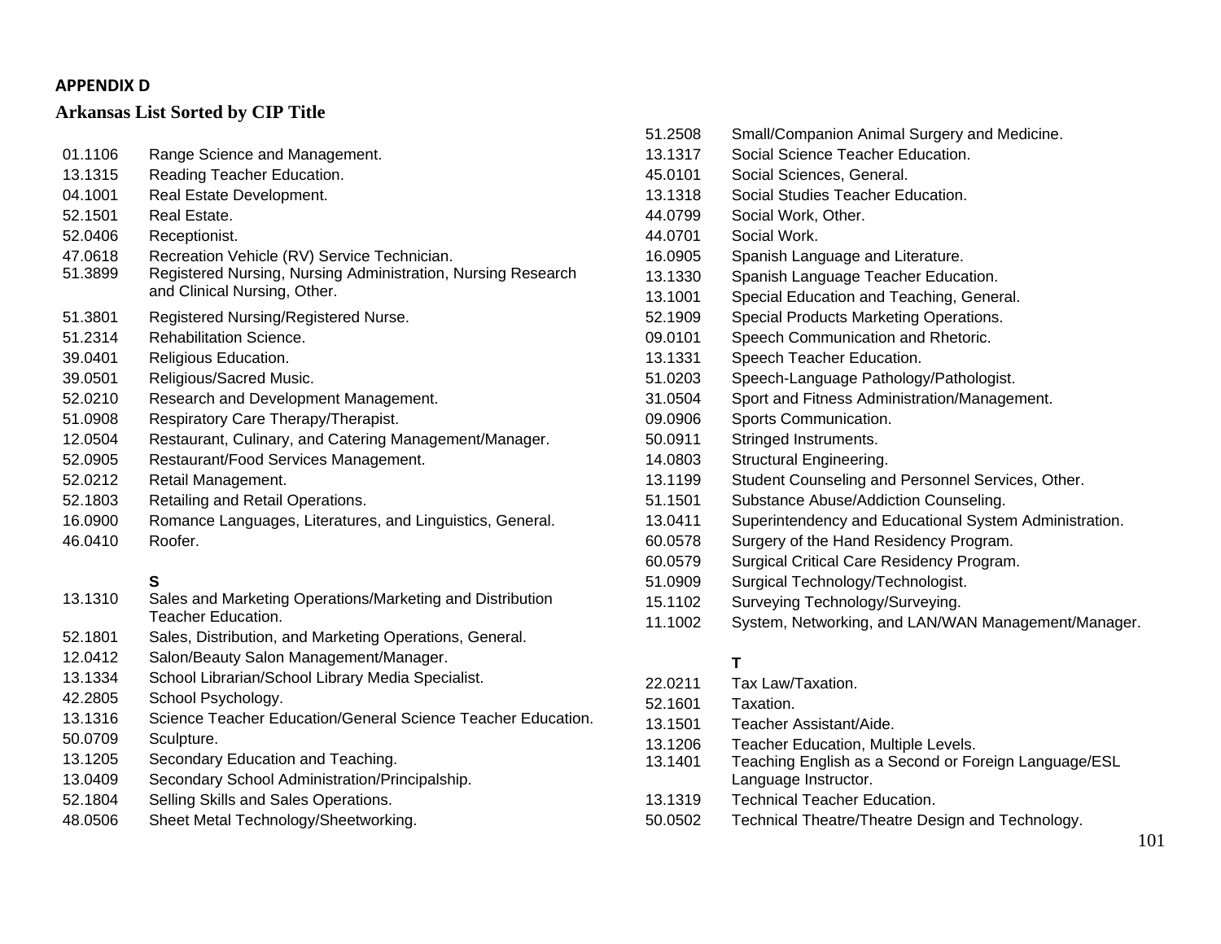**APPENDIX D**

## Arkansas List Sorted by CIP Title

| | |
|---|---|
| 01.1106 | Range Science and Management. |
| 13.1315 | Reading Teacher Education. |
| 04.1001 | Real Estate Development. |
| 52.1501 | Real Estate. |
| 52.0406 | Receptionist. |
| 47.0618 | Recreation Vehicle (RV) Service Technician. |
| 51.3899 | Registered Nursing, Nursing Administration, Nursing Research and Clinical Nursing, Other. |
| 51.3801 | Registered Nursing/Registered Nurse. |
| 51.2314 | Rehabilitation Science. |
| 39.0401 | Religious Education. |
| 39.0501 | Religious/Sacred Music. |
| 52.0210 | Research and Development Management. |
| 51.0908 | Respiratory Care Therapy/Therapist. |
| 12.0504 | Restaurant, Culinary, and Catering Management/Manager. |
| 52.0905 | Restaurant/Food Services Management. |
| 52.0212 | Retail Management. |
| 52.1803 | Retailing and Retail Operations. |
| 16.0900 | Romance Languages, Literatures, and Linguistics, General. |
| 46.0410 | Roofer. |

**S**

| | |
|---|---|
| 13.1310 | Sales and Marketing Operations/Marketing and Distribution Teacher Education. |
| 52.1801 | Sales, Distribution, and Marketing Operations, General. |
| 12.0412 | Salon/Beauty Salon Management/Manager. |
| 13.1334 | School Librarian/School Library Media Specialist. |
| 42.2805 | School Psychology. |
| 13.1316 | Science Teacher Education/General Science Teacher Education. |
| 50.0709 | Sculpture. |
| 13.1205 | Secondary Education and Teaching. |
| 13.0409 | Secondary School Administration/Principalship. |
| 52.1804 | Selling Skills and Sales Operations. |
| 48.0506 | Sheet Metal Technology/Sheetworking. |
| 51.2508 | Small/Companion Animal Surgery and Medicine. |
| 13.1317 | Social Science Teacher Education. |
| 45.0101 | Social Sciences, General. |
| 13.1318 | Social Studies Teacher Education. |
| 44.0799 | Social Work, Other. |
| 44.0701 | Social Work. |
| 16.0905 | Spanish Language and Literature. |
| 13.1330 | Spanish Language Teacher Education. |
| 13.1001 | Special Education and Teaching, General. |
| 52.1909 | Special Products Marketing Operations. |
| 09.0101 | Speech Communication and Rhetoric. |
| 13.1331 | Speech Teacher Education. |
| 51.0203 | Speech-Language Pathology/Pathologist. |
| 31.0504 | Sport and Fitness Administration/Management. |
| 09.0906 | Sports Communication. |
| 50.0911 | Stringed Instruments. |
| 14.0803 | Structural Engineering. |
| 13.1199 | Student Counseling and Personnel Services, Other. |
| 51.1501 | Substance Abuse/Addiction Counseling. |
| 13.0411 | Superintendency and Educational System Administration. |
| 60.0578 | Surgery of the Hand Residency Program. |
| 60.0579 | Surgical Critical Care Residency Program. |
| 51.0909 | Surgical Technology/Technologist. |
| 15.1102 | Surveying Technology/Surveying. |
| 11.1002 | System, Networking, and LAN/WAN Management/Manager. |

**T**

| | |
|---|---|
| 22.0211 | Tax Law/Taxation. |
| 52.1601 | Taxation. |
| 13.1501 | Teacher Assistant/Aide. |
| 13.1206 | Teacher Education, Multiple Levels. |
| 13.1401 | Teaching English as a Second or Foreign Language/ESL Language Instructor. |
| 13.1319 | Technical Teacher Education. |
| 50.0502 | Technical Theatre/Theatre Design and Technology. |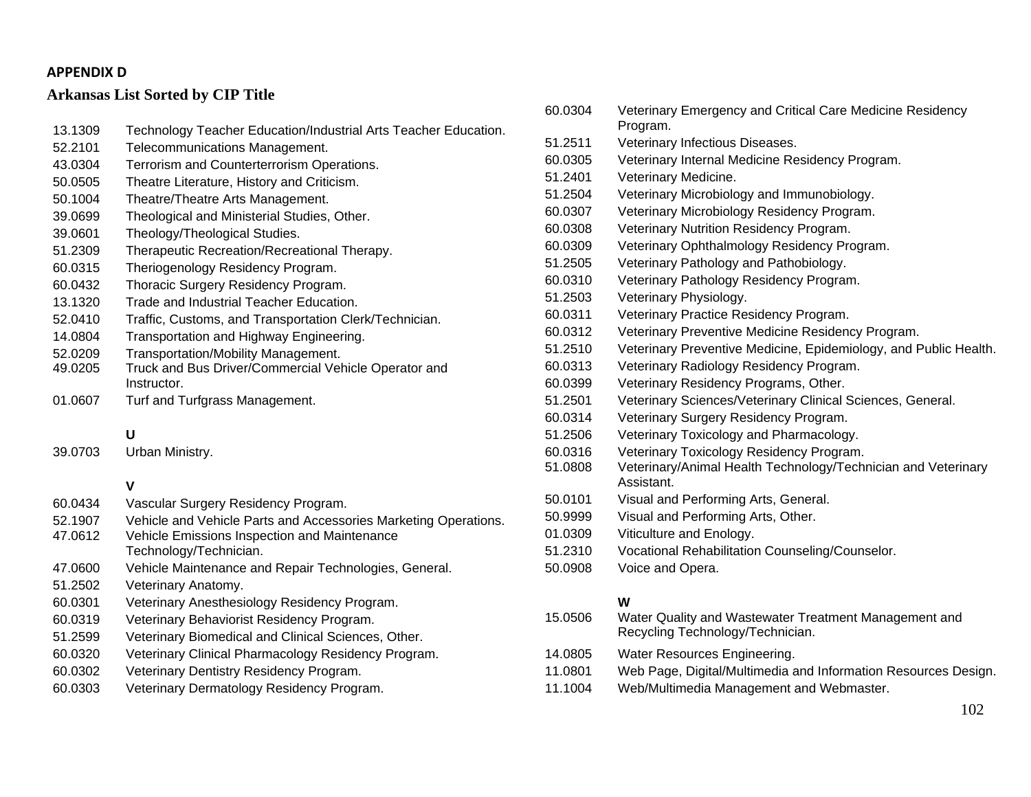**APPENDIX D**

## Arkansas List Sorted by CIP Title

13.1309 Technology Teacher Education/Industrial Arts Teacher Education.
52.2101 Telecommunications Management.
43.0304 Terrorism and Counterterrorism Operations.
50.0505 Theatre Literature, History and Criticism.
50.1004 Theatre/Theatre Arts Management.
39.0699 Theological and Ministerial Studies, Other.
39.0601 Theology/Theological Studies.
51.2309 Therapeutic Recreation/Recreational Therapy.
60.0315 Theriogenology Residency Program.
60.0432 Thoracic Surgery Residency Program.
13.1320 Trade and Industrial Teacher Education.
52.0410 Traffic, Customs, and Transportation Clerk/Technician.
14.0804 Transportation and Highway Engineering.
52.0209 Transportation/Mobility Management.
49.0205 Truck and Bus Driver/Commercial Vehicle Operator and Instructor.
01.0607 Turf and Turfgrass Management.

**U**

39.0703 Urban Ministry.

**V**

60.0434 Vascular Surgery Residency Program.
52.1907 Vehicle and Vehicle Parts and Accessories Marketing Operations.
47.0612 Vehicle Emissions Inspection and Maintenance Technology/Technician.
47.0600 Vehicle Maintenance and Repair Technologies, General.
51.2502 Veterinary Anatomy.
60.0301 Veterinary Anesthesiology Residency Program.
60.0319 Veterinary Behaviorist Residency Program.
51.2599 Veterinary Biomedical and Clinical Sciences, Other.
60.0320 Veterinary Clinical Pharmacology Residency Program.
60.0302 Veterinary Dentistry Residency Program.
60.0303 Veterinary Dermatology Residency Program.
60.0304 Veterinary Emergency and Critical Care Medicine Residency Program.
51.2511 Veterinary Infectious Diseases.
60.0305 Veterinary Internal Medicine Residency Program.
51.2401 Veterinary Medicine.
51.2504 Veterinary Microbiology and Immunobiology.
60.0307 Veterinary Microbiology Residency Program.
60.0308 Veterinary Nutrition Residency Program.
60.0309 Veterinary Ophthalmology Residency Program.
51.2505 Veterinary Pathology and Pathobiology.
60.0310 Veterinary Pathology Residency Program.
51.2503 Veterinary Physiology.
60.0311 Veterinary Practice Residency Program.
60.0312 Veterinary Preventive Medicine Residency Program.
51.2510 Veterinary Preventive Medicine, Epidemiology, and Public Health.
60.0313 Veterinary Radiology Residency Program.
60.0399 Veterinary Residency Programs, Other.
51.2501 Veterinary Sciences/Veterinary Clinical Sciences, General.
60.0314 Veterinary Surgery Residency Program.
51.2506 Veterinary Toxicology and Pharmacology.
60.0316 Veterinary Toxicology Residency Program.
51.0808 Veterinary/Animal Health Technology/Technician and Veterinary Assistant.
50.0101 Visual and Performing Arts, General.
50.9999 Visual and Performing Arts, Other.
01.0309 Viticulture and Enology.
51.2310 Vocational Rehabilitation Counseling/Counselor.
50.0908 Voice and Opera.

**W**

15.0506 Water Quality and Wastewater Treatment Management and Recycling Technology/Technician.
14.0805 Water Resources Engineering.
11.0801 Web Page, Digital/Multimedia and Information Resources Design.
11.1004 Web/Multimedia Management and Webmaster.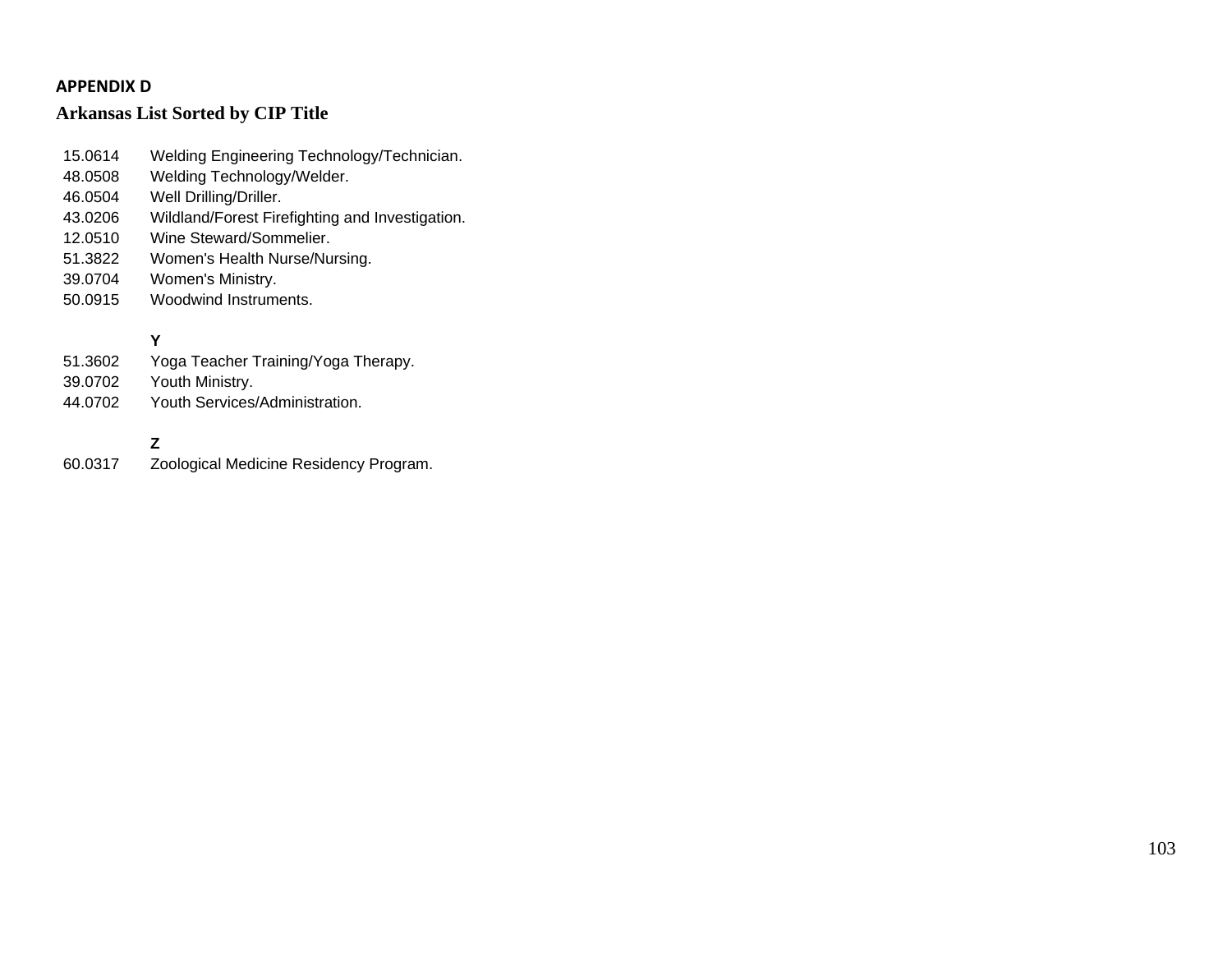**APPENDIX D**

**Arkansas List Sorted by CIP Title**

| | |
|---|---|
| 15.0614 | Welding Engineering Technology/Technician. |
| 48.0508 | Welding Technology/Welder. |
| 46.0504 | Well Drilling/Driller. |
| 43.0206 | Wildland/Forest Firefighting and Investigation. |
| 12.0510 | Wine Steward/Sommelier. |
| 51.3822 | Women's Health Nurse/Nursing. |
| 39.0704 | Women's Ministry. |
| 50.0915 | Woodwind Instruments. |
| | **Y** |
| 51.3602 | Yoga Teacher Training/Yoga Therapy. |
| 39.0702 | Youth Ministry. |
| 44.0702 | Youth Services/Administration. |
| | **Z** |
| 60.0317 | Zoological Medicine Residency Program. |